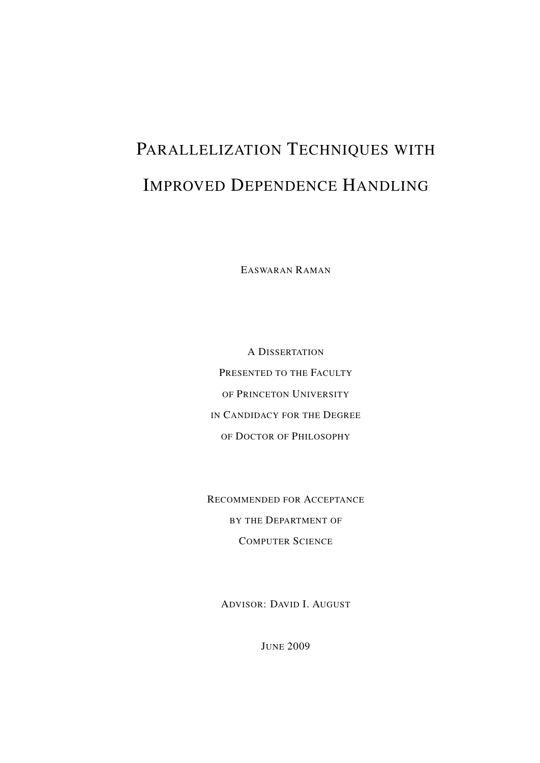# Parallelization Techniques with Improved Dependence Handling

Easwaran Raman

A Dissertation
Presented to the Faculty
of Princeton University
in Candidacy for the Degree
of Doctor of Philosophy

Recommended for Acceptance
by the Department of
Computer Science

Advisor: David I. August

June 2009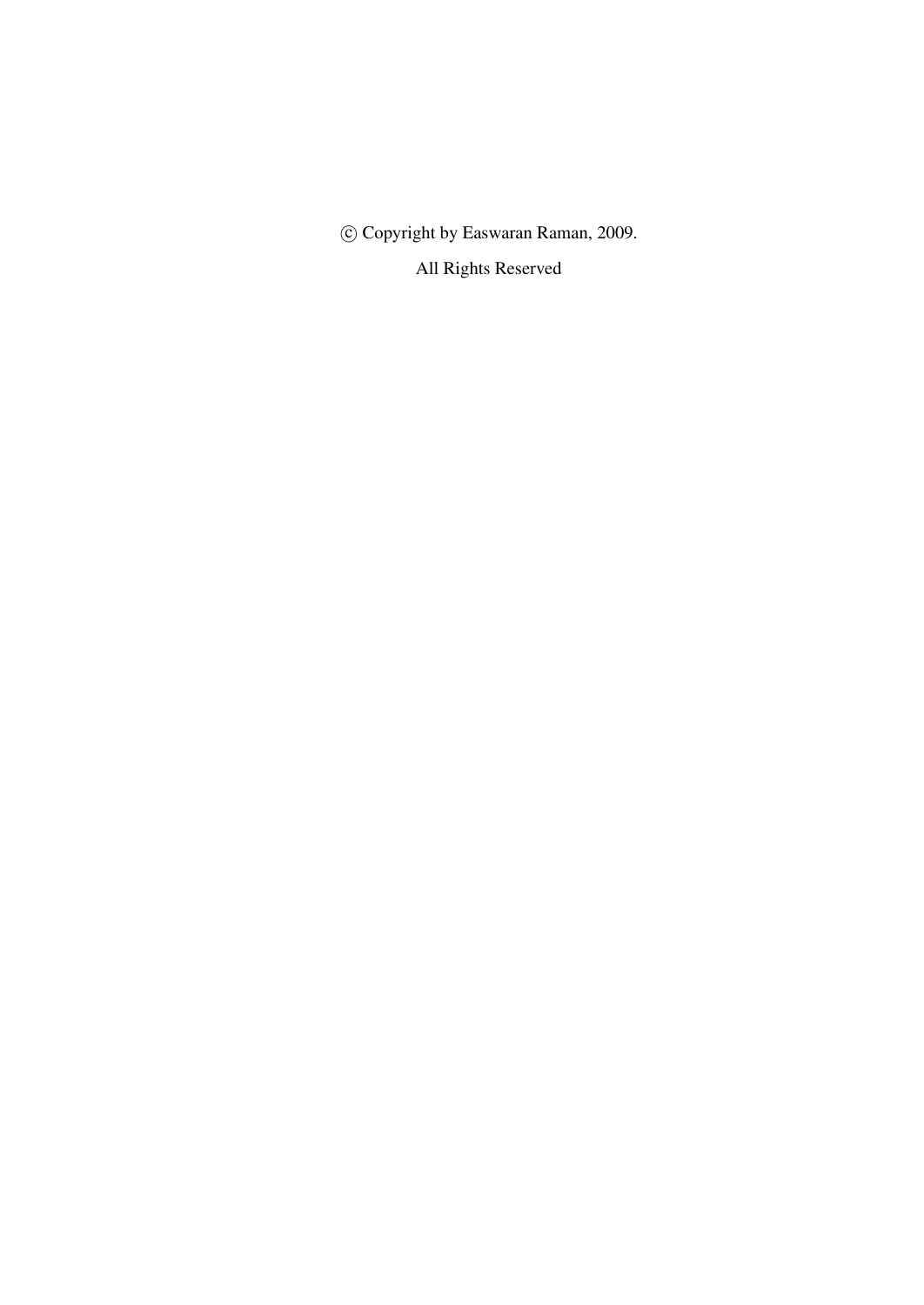© Copyright by Easwaran Raman, 2009.

All Rights Reserved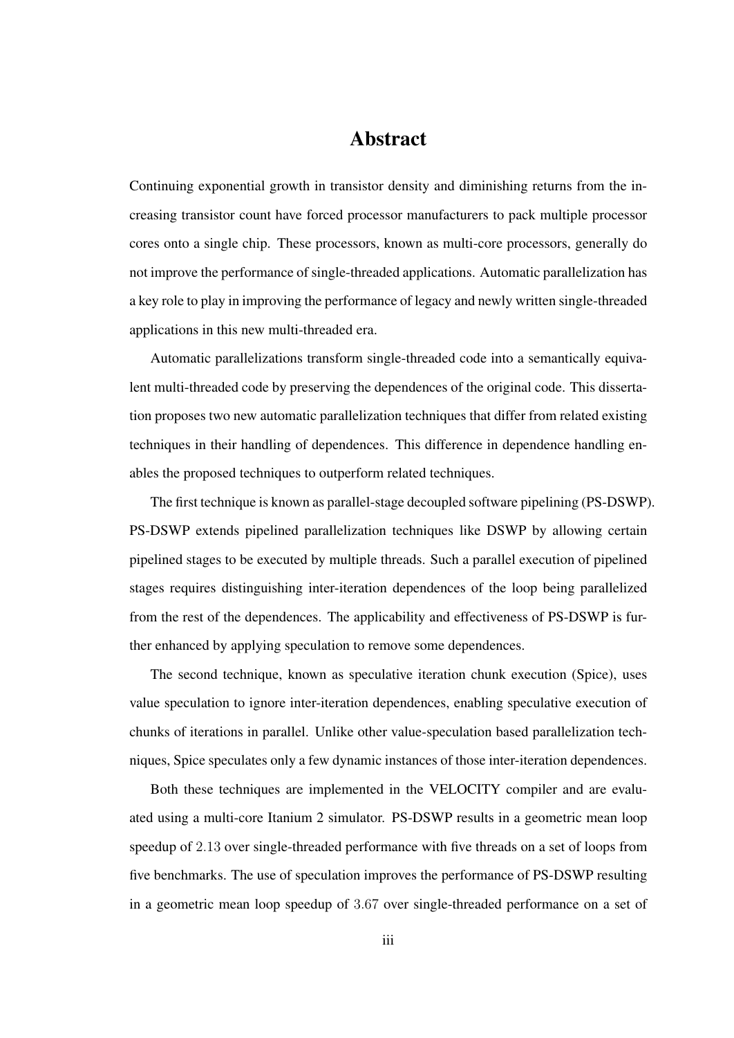# Abstract

Continuing exponential growth in transistor density and diminishing returns from the increasing transistor count have forced processor manufacturers to pack multiple processor cores onto a single chip. These processors, known as multi-core processors, generally do not improve the performance of single-threaded applications. Automatic parallelization has a key role to play in improving the performance of legacy and newly written single-threaded applications in this new multi-threaded era.

Automatic parallelizations transform single-threaded code into a semantically equivalent multi-threaded code by preserving the dependences of the original code. This dissertation proposes two new automatic parallelization techniques that differ from related existing techniques in their handling of dependences. This difference in dependence handling enables the proposed techniques to outperform related techniques.

The first technique is known as parallel-stage decoupled software pipelining (PS-DSWP). PS-DSWP extends pipelined parallelization techniques like DSWP by allowing certain pipelined stages to be executed by multiple threads. Such a parallel execution of pipelined stages requires distinguishing inter-iteration dependences of the loop being parallelized from the rest of the dependences. The applicability and effectiveness of PS-DSWP is further enhanced by applying speculation to remove some dependences.

The second technique, known as speculative iteration chunk execution (Spice), uses value speculation to ignore inter-iteration dependences, enabling speculative execution of chunks of iterations in parallel. Unlike other value-speculation based parallelization techniques, Spice speculates only a few dynamic instances of those inter-iteration dependences.

Both these techniques are implemented in the VELOCITY compiler and are evaluated using a multi-core Itanium 2 simulator. PS-DSWP results in a geometric mean loop speedup of $2.13$ over single-threaded performance with five threads on a set of loops from five benchmarks. The use of speculation improves the performance of PS-DSWP resulting in a geometric mean loop speedup of $3.67$ over single-threaded performance on a set of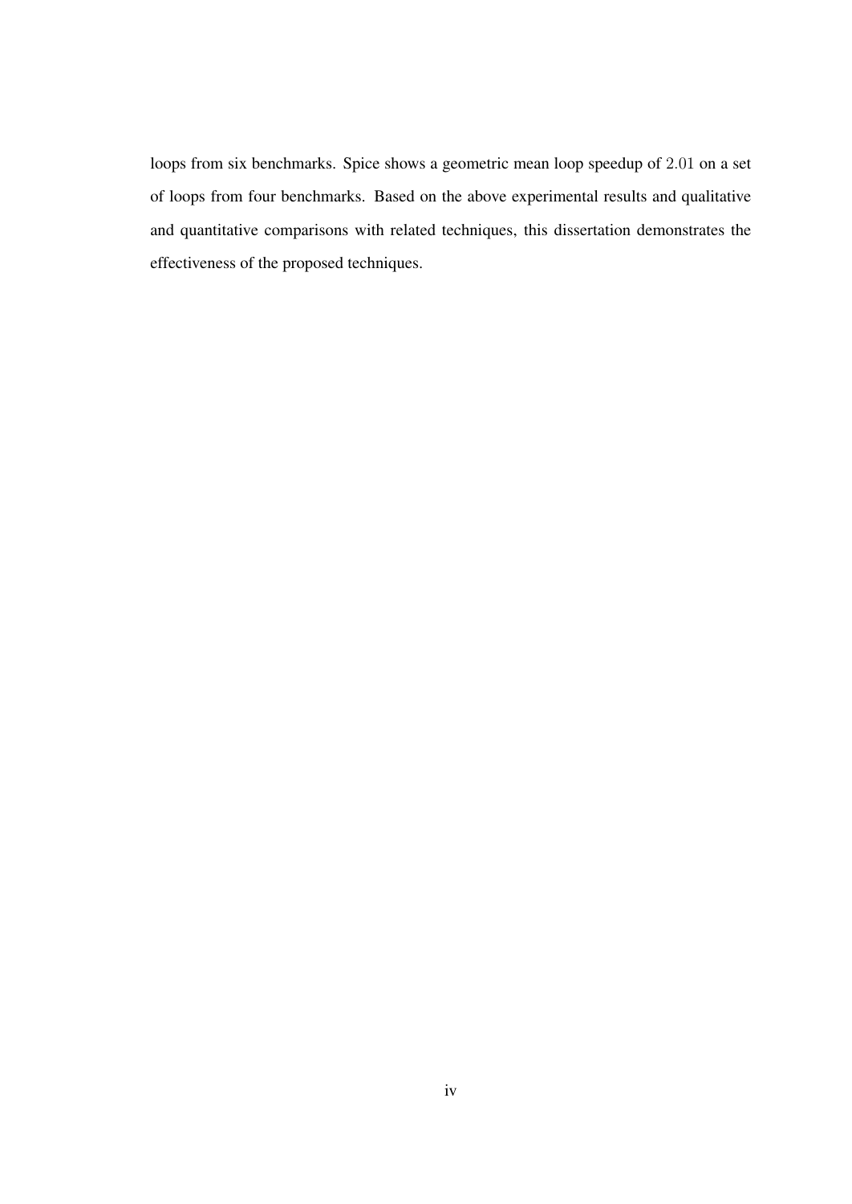loops from six benchmarks. Spice shows a geometric mean loop speedup of $2.01$ on a set of loops from four benchmarks. Based on the above experimental results and qualitative and quantitative comparisons with related techniques, this dissertation demonstrates the effectiveness of the proposed techniques.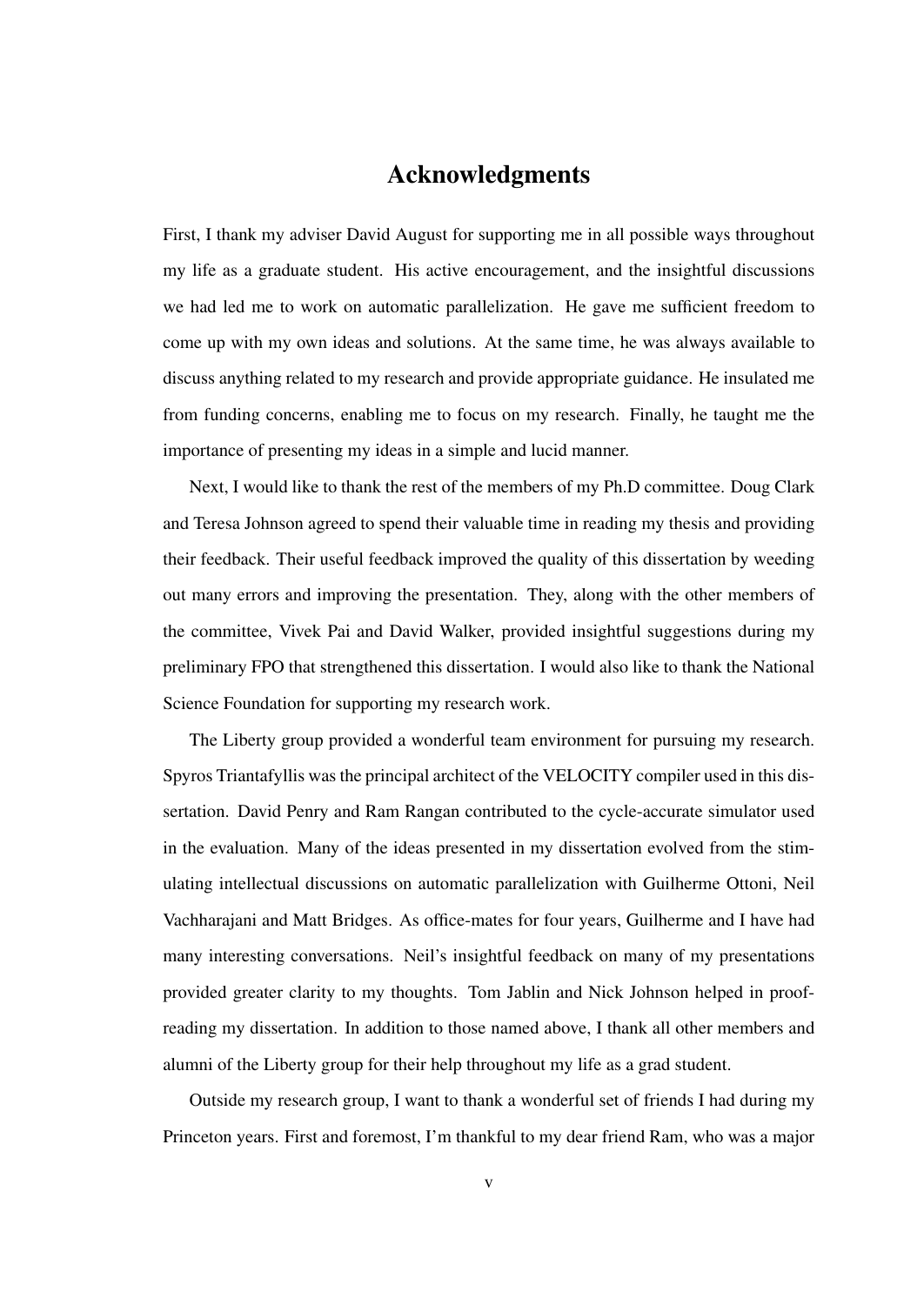# Acknowledgments

First, I thank my adviser David August for supporting me in all possible ways throughout my life as a graduate student. His active encouragement, and the insightful discussions we had led me to work on automatic parallelization. He gave me sufficient freedom to come up with my own ideas and solutions. At the same time, he was always available to discuss anything related to my research and provide appropriate guidance. He insulated me from funding concerns, enabling me to focus on my research. Finally, he taught me the importance of presenting my ideas in a simple and lucid manner.

Next, I would like to thank the rest of the members of my Ph.D committee. Doug Clark and Teresa Johnson agreed to spend their valuable time in reading my thesis and providing their feedback. Their useful feedback improved the quality of this dissertation by weeding out many errors and improving the presentation. They, along with the other members of the committee, Vivek Pai and David Walker, provided insightful suggestions during my preliminary FPO that strengthened this dissertation. I would also like to thank the National Science Foundation for supporting my research work.

The Liberty group provided a wonderful team environment for pursuing my research. Spyros Triantafyllis was the principal architect of the VELOCITY compiler used in this dissertation. David Penry and Ram Rangan contributed to the cycle-accurate simulator used in the evaluation. Many of the ideas presented in my dissertation evolved from the stimulating intellectual discussions on automatic parallelization with Guilherme Ottoni, Neil Vachharajani and Matt Bridges. As office-mates for four years, Guilherme and I have had many interesting conversations. Neil's insightful feedback on many of my presentations provided greater clarity to my thoughts. Tom Jablin and Nick Johnson helped in proof-reading my dissertation. In addition to those named above, I thank all other members and alumni of the Liberty group for their help throughout my life as a grad student.

Outside my research group, I want to thank a wonderful set of friends I had during my Princeton years. First and foremost, I'm thankful to my dear friend Ram, who was a major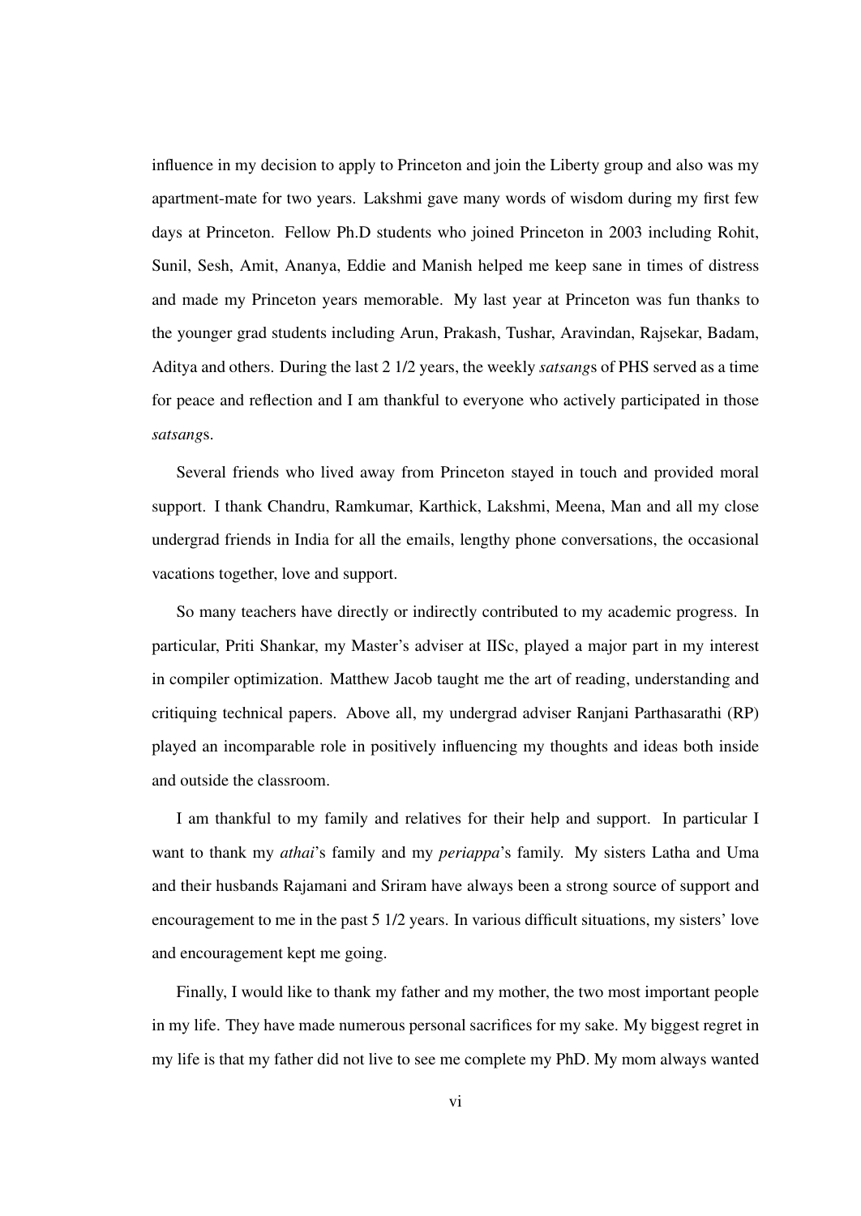influence in my decision to apply to Princeton and join the Liberty group and also was my apartment-mate for two years. Lakshmi gave many words of wisdom during my first few days at Princeton. Fellow Ph.D students who joined Princeton in 2003 including Rohit, Sunil, Sesh, Amit, Ananya, Eddie and Manish helped me keep sane in times of distress and made my Princeton years memorable. My last year at Princeton was fun thanks to the younger grad students including Arun, Prakash, Tushar, Aravindan, Rajsekar, Badam, Aditya and others. During the last 2 1/2 years, the weekly *satsang*s of PHS served as a time for peace and reflection and I am thankful to everyone who actively participated in those *satsang*s.

Several friends who lived away from Princeton stayed in touch and provided moral support. I thank Chandru, Ramkumar, Karthick, Lakshmi, Meena, Man and all my close undergrad friends in India for all the emails, lengthy phone conversations, the occasional vacations together, love and support.

So many teachers have directly or indirectly contributed to my academic progress. In particular, Priti Shankar, my Master's adviser at IISc, played a major part in my interest in compiler optimization. Matthew Jacob taught me the art of reading, understanding and critiquing technical papers. Above all, my undergrad adviser Ranjani Parthasarathi (RP) played an incomparable role in positively influencing my thoughts and ideas both inside and outside the classroom.

I am thankful to my family and relatives for their help and support. In particular I want to thank my *athai*'s family and my *periappa*'s family. My sisters Latha and Uma and their husbands Rajamani and Sriram have always been a strong source of support and encouragement to me in the past 5 1/2 years. In various difficult situations, my sisters' love and encouragement kept me going.

Finally, I would like to thank my father and my mother, the two most important people in my life. They have made numerous personal sacrifices for my sake. My biggest regret in my life is that my father did not live to see me complete my PhD. My mom always wanted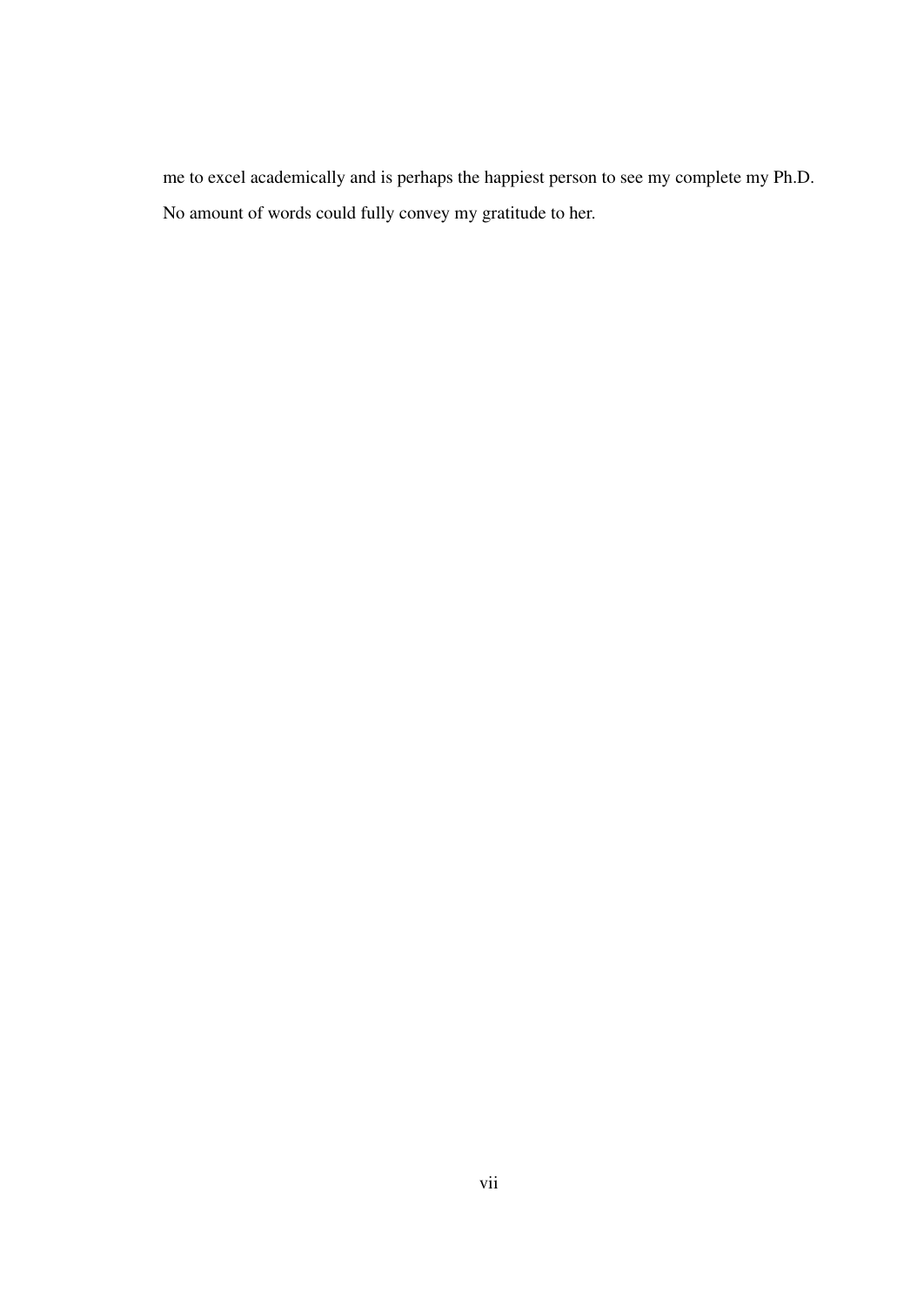me to excel academically and is perhaps the happiest person to see my complete my Ph.D. No amount of words could fully convey my gratitude to her.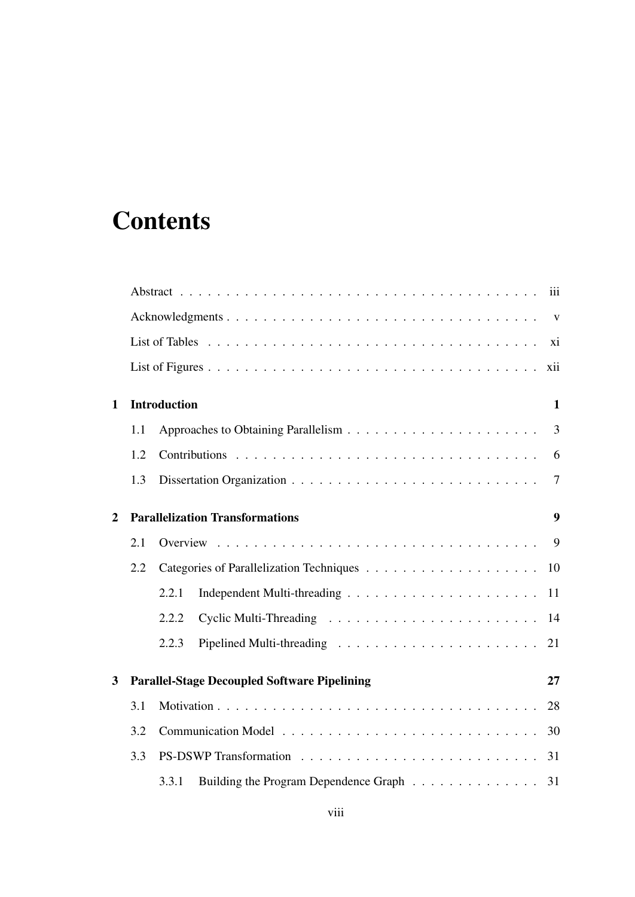# Contents

Abstract . . . . . . . . . . . . . . . . . . . . . . . . . . . . . . . . . . . . . . iii

Acknowledgments . . . . . . . . . . . . . . . . . . . . . . . . . . . . . . . . . v

List of Tables . . . . . . . . . . . . . . . . . . . . . . . . . . . . . . . . . . . xi

List of Figures . . . . . . . . . . . . . . . . . . . . . . . . . . . . . . . . . . xii

**1 Introduction** **1**

1.1 Approaches to Obtaining Parallelism . . . . . . . . . . . . . . . . . . . . 3

1.2 Contributions . . . . . . . . . . . . . . . . . . . . . . . . . . . . . . . . 6

1.3 Dissertation Organization . . . . . . . . . . . . . . . . . . . . . . . . . . 7

**2 Parallelization Transformations** **9**

2.1 Overview . . . . . . . . . . . . . . . . . . . . . . . . . . . . . . . . . . 9

2.2 Categories of Parallelization Techniques . . . . . . . . . . . . . . . . . . 10

2.2.1 Independent Multi-threading . . . . . . . . . . . . . . . . . . . . 11

2.2.2 Cyclic Multi-Threading . . . . . . . . . . . . . . . . . . . . . . . 14

2.2.3 Pipelined Multi-threading . . . . . . . . . . . . . . . . . . . . . . 21

**3 Parallel-Stage Decoupled Software Pipelining** **27**

3.1 Motivation . . . . . . . . . . . . . . . . . . . . . . . . . . . . . . . . . 28

3.2 Communication Model . . . . . . . . . . . . . . . . . . . . . . . . . . . 30

3.3 PS-DSWP Transformation . . . . . . . . . . . . . . . . . . . . . . . . . 31

3.3.1 Building the Program Dependence Graph . . . . . . . . . . . . . . 31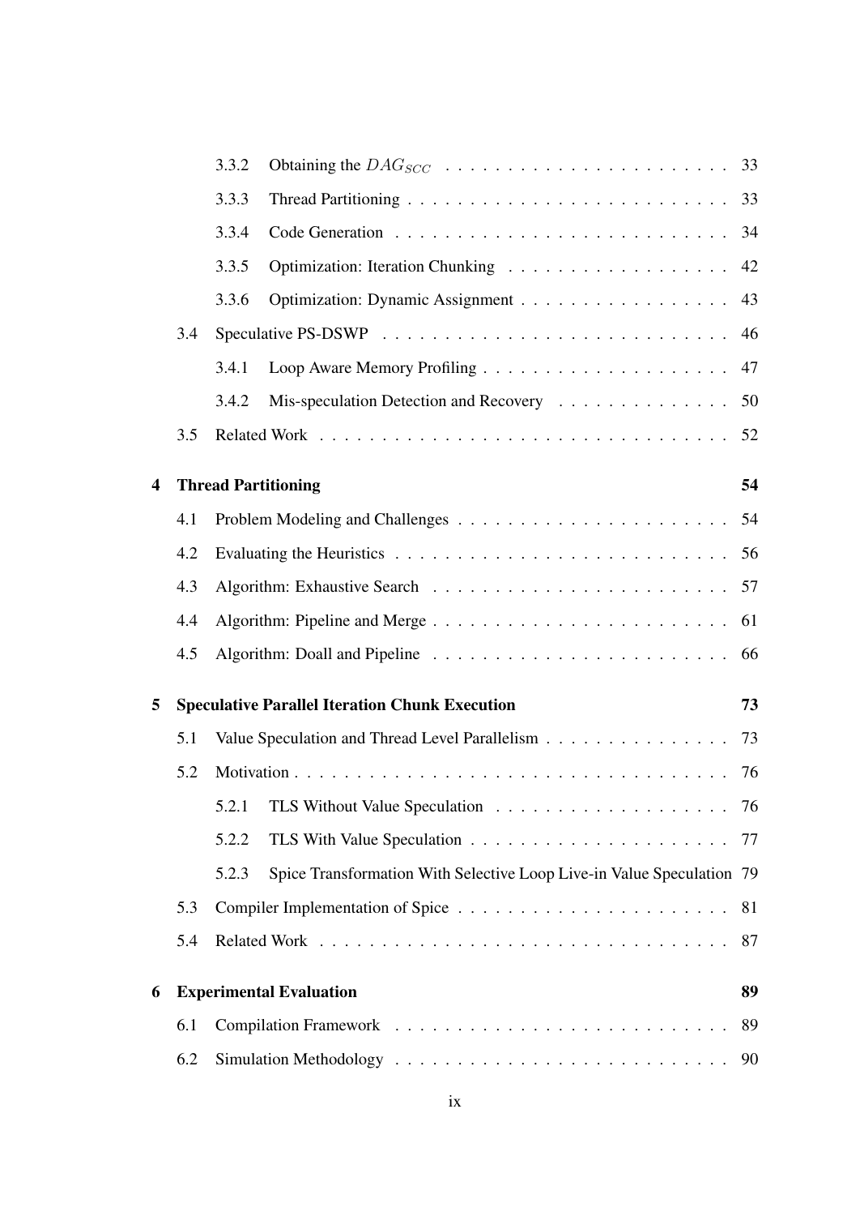3.3.2 Obtaining the $DAG_{SCC}$ . . . . . . . . . . . . . . . . . . . . . . 33

3.3.3 Thread Partitioning . . . . . . . . . . . . . . . . . . . . . . . . . . 33

3.3.4 Code Generation . . . . . . . . . . . . . . . . . . . . . . . . . . 34

3.3.5 Optimization: Iteration Chunking . . . . . . . . . . . . . . . . . . 42

3.3.6 Optimization: Dynamic Assignment . . . . . . . . . . . . . . . . . 43

3.4 Speculative PS-DSWP . . . . . . . . . . . . . . . . . . . . . . . . . . . . 46

3.4.1 Loop Aware Memory Profiling . . . . . . . . . . . . . . . . . . . . 47

3.4.2 Mis-speculation Detection and Recovery . . . . . . . . . . . . . . 50

3.5 Related Work . . . . . . . . . . . . . . . . . . . . . . . . . . . . . . . . 52

**4 Thread Partitioning 54**

4.1 Problem Modeling and Challenges . . . . . . . . . . . . . . . . . . . . . 54

4.2 Evaluating the Heuristics . . . . . . . . . . . . . . . . . . . . . . . . . . 56

4.3 Algorithm: Exhaustive Search . . . . . . . . . . . . . . . . . . . . . . . 57

4.4 Algorithm: Pipeline and Merge . . . . . . . . . . . . . . . . . . . . . . . 61

4.5 Algorithm: Doall and Pipeline . . . . . . . . . . . . . . . . . . . . . . . 66

**5 Speculative Parallel Iteration Chunk Execution 73**

5.1 Value Speculation and Thread Level Parallelism . . . . . . . . . . . . . . . 73

5.2 Motivation . . . . . . . . . . . . . . . . . . . . . . . . . . . . . . . . . . 76

5.2.1 TLS Without Value Speculation . . . . . . . . . . . . . . . . . . . 76

5.2.2 TLS With Value Speculation . . . . . . . . . . . . . . . . . . . . . 77

5.2.3 Spice Transformation With Selective Loop Live-in Value Speculation 79

5.3 Compiler Implementation of Spice . . . . . . . . . . . . . . . . . . . . . 81

5.4 Related Work . . . . . . . . . . . . . . . . . . . . . . . . . . . . . . . . 87

**6 Experimental Evaluation 89**

6.1 Compilation Framework . . . . . . . . . . . . . . . . . . . . . . . . . . 89

6.2 Simulation Methodology . . . . . . . . . . . . . . . . . . . . . . . . . . 90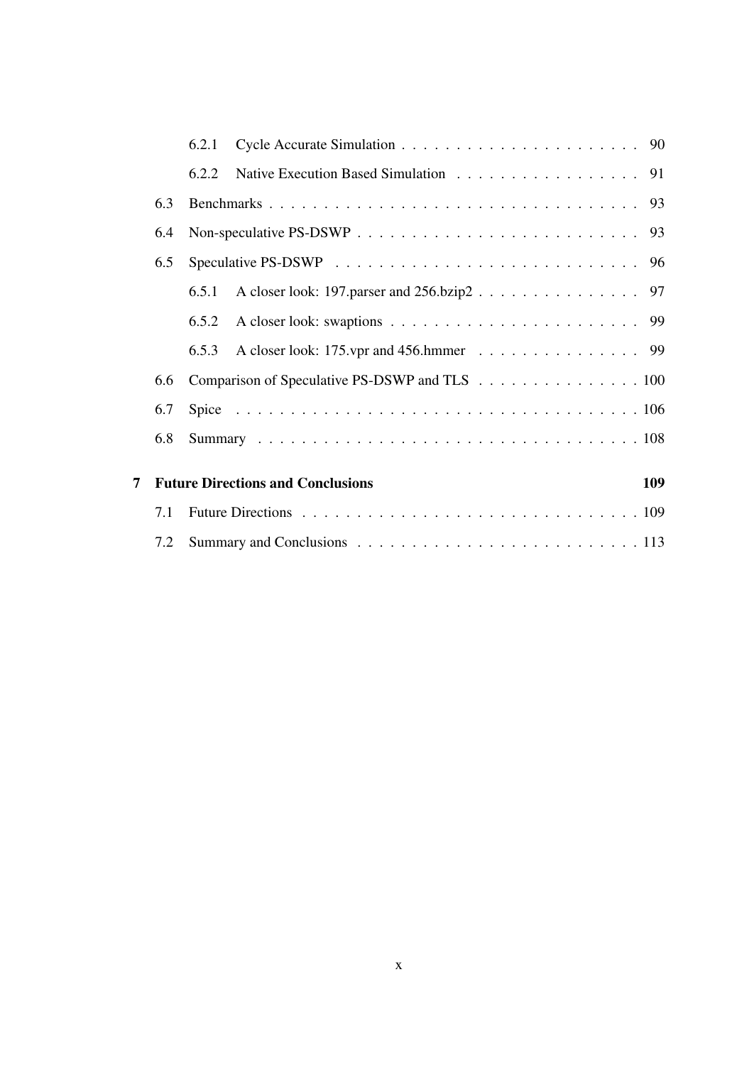6.2.1 Cycle Accurate Simulation . . . . . . . . . . . . . . . . . . . . . . 90

6.2.2 Native Execution Based Simulation . . . . . . . . . . . . . . . . . 91

6.3 Benchmarks . . . . . . . . . . . . . . . . . . . . . . . . . . . . . . . . . . 93

6.4 Non-speculative PS-DSWP . . . . . . . . . . . . . . . . . . . . . . . . . . 93

6.5 Speculative PS-DSWP . . . . . . . . . . . . . . . . . . . . . . . . . . . . 96

6.5.1 A closer look: 197.parser and 256.bzip2 . . . . . . . . . . . . . . . 97

6.5.2 A closer look: swaptions . . . . . . . . . . . . . . . . . . . . . . . 99

6.5.3 A closer look: 175.vpr and 456.hmmer . . . . . . . . . . . . . . . 99

6.6 Comparison of Speculative PS-DSWP and TLS . . . . . . . . . . . . . . . 100

6.7 Spice . . . . . . . . . . . . . . . . . . . . . . . . . . . . . . . . . . . . . 106

6.8 Summary . . . . . . . . . . . . . . . . . . . . . . . . . . . . . . . . . . . 108

**7 Future Directions and Conclusions** **109**

7.1 Future Directions . . . . . . . . . . . . . . . . . . . . . . . . . . . . . . . 109

7.2 Summary and Conclusions . . . . . . . . . . . . . . . . . . . . . . . . . . 113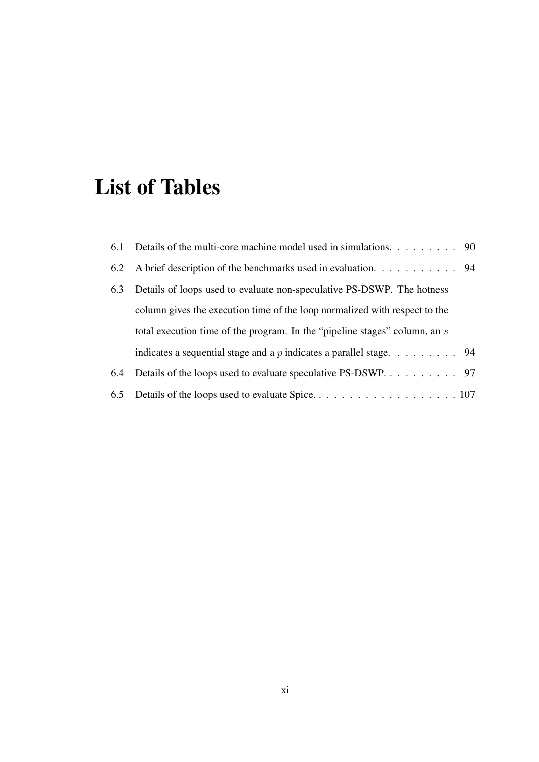# List of Tables

6.1 Details of the multi-core machine model used in simulations. . . . . . . . . 90

6.2 A brief description of the benchmarks used in evaluation. . . . . . . . . . . 94

6.3 Details of loops used to evaluate non-speculative PS-DSWP. The hotness column gives the execution time of the loop normalized with respect to the total execution time of the program. In the "pipeline stages" column, an $s$ indicates a sequential stage and a $p$ indicates a parallel stage. . . . . . . . . 94

6.4 Details of the loops used to evaluate speculative PS-DSWP. . . . . . . . . . 97

6.5 Details of the loops used to evaluate Spice. . . . . . . . . . . . . . . . . . . 107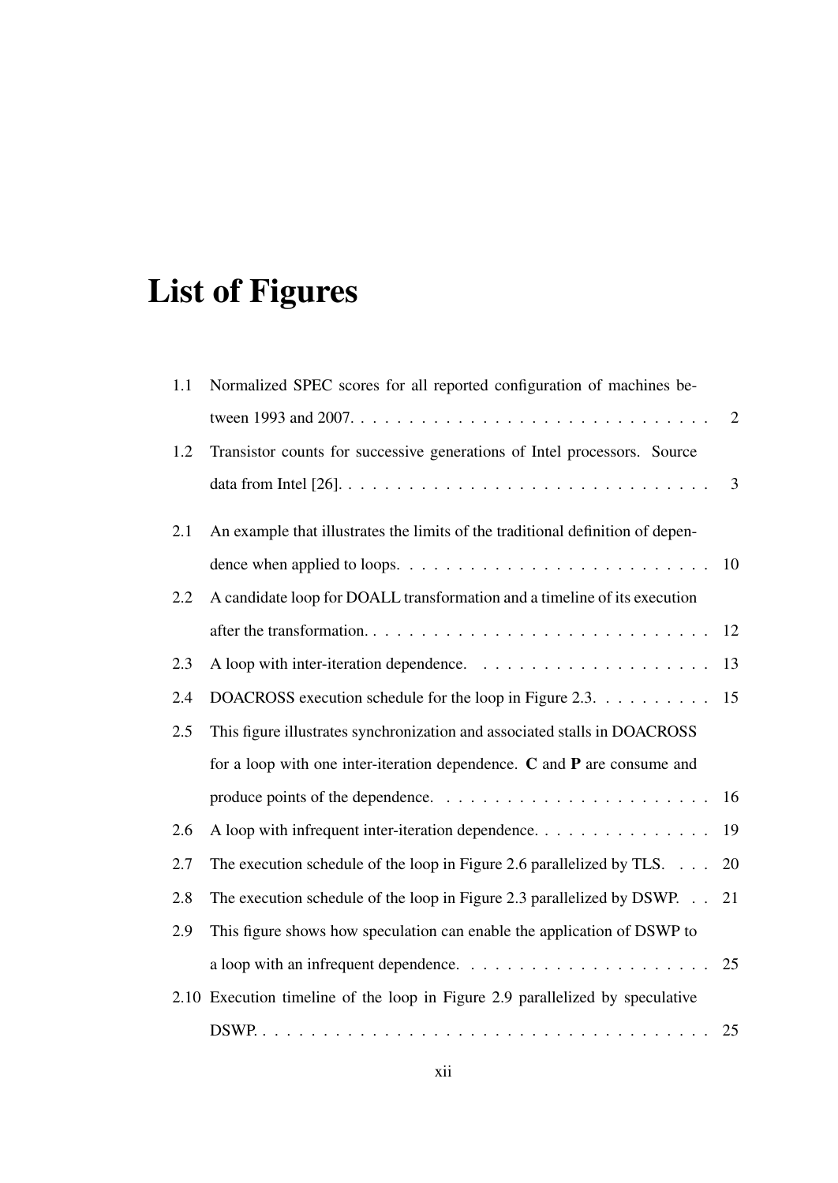# List of Figures

1.1 Normalized SPEC scores for all reported configuration of machines between 1993 and 2007. . . . . . . . . . . . . . . . . . . . . . . . . . . . . . 2

1.2 Transistor counts for successive generations of Intel processors. Source data from Intel [26]. . . . . . . . . . . . . . . . . . . . . . . . . . . . . . 3

2.1 An example that illustrates the limits of the traditional definition of dependence when applied to loops. . . . . . . . . . . . . . . . . . . . . . . . . 10

2.2 A candidate loop for DOALL transformation and a timeline of its execution after the transformation. . . . . . . . . . . . . . . . . . . . . . . . . . . 12

2.3 A loop with inter-iteration dependence. . . . . . . . . . . . . . . . . . . 13

2.4 DOACROSS execution schedule for the loop in Figure 2.3. . . . . . . . . . 15

2.5 This figure illustrates synchronization and associated stalls in DOACROSS for a loop with one inter-iteration dependence. **C** and **P** are consume and produce points of the dependence. . . . . . . . . . . . . . . . . . . . . . 16

2.6 A loop with infrequent inter-iteration dependence. . . . . . . . . . . . . . . 19

2.7 The execution schedule of the loop in Figure 2.6 parallelized by TLS. . . . 20

2.8 The execution schedule of the loop in Figure 2.3 parallelized by DSWP. . . 21

2.9 This figure shows how speculation can enable the application of DSWP to a loop with an infrequent dependence. . . . . . . . . . . . . . . . . . . . . 25

2.10 Execution timeline of the loop in Figure 2.9 parallelized by speculative DSWP. . . . . . . . . . . . . . . . . . . . . . . . . . . . . . . . . . . . . . 25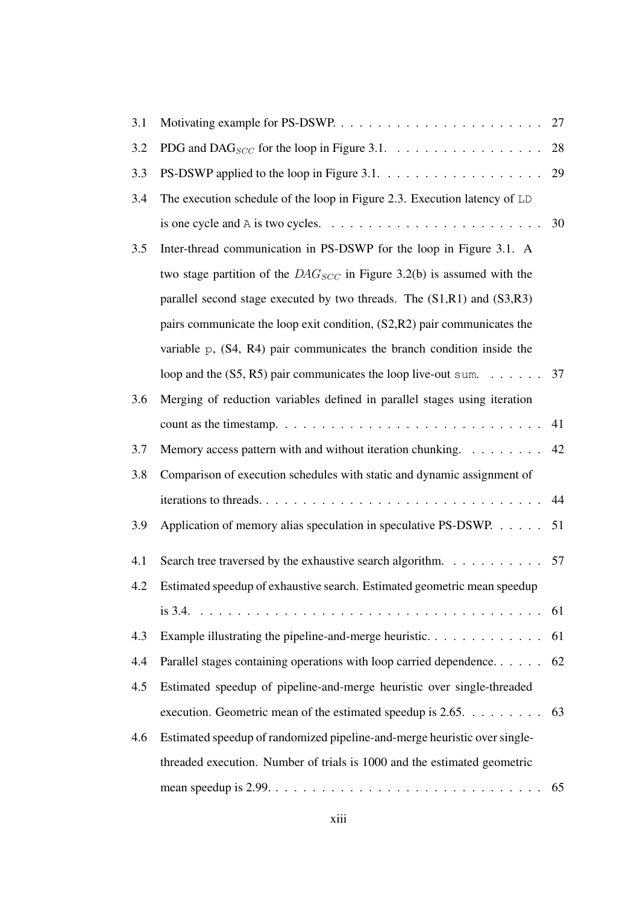| | | |
|---|---|---|
| 3.1 | Motivating example for PS-DSWP. | 27 |
| 3.2 | PDG and DAG$_{SCC}$ for the loop in Figure 3.1. | 28 |
| 3.3 | PS-DSWP applied to the loop in Figure 3.1. | 29 |
| 3.4 | The execution schedule of the loop in Figure 2.3. Execution latency of `LD` is one cycle and `A` is two cycles. | 30 |
| 3.5 | Inter-thread communication in PS-DSWP for the loop in Figure 3.1. A two stage partition of the $DAG_{SCC}$ in Figure 3.2(b) is assumed with the parallel second stage executed by two threads. The (S1,R1) and (S3,R3) pairs communicate the loop exit condition, (S2,R2) pair communicates the variable `p`, (S4, R4) pair communicates the branch condition inside the loop and the (S5, R5) pair communicates the loop live-out `sum`. | 37 |
| 3.6 | Merging of reduction variables defined in parallel stages using iteration count as the timestamp. | 41 |
| 3.7 | Memory access pattern with and without iteration chunking. | 42 |
| 3.8 | Comparison of execution schedules with static and dynamic assignment of iterations to threads. | 44 |
| 3.9 | Application of memory alias speculation in speculative PS-DSWP. | 51 |
| 4.1 | Search tree traversed by the exhaustive search algorithm. | 57 |
| 4.2 | Estimated speedup of exhaustive search. Estimated geometric mean speedup is 3.4. | 61 |
| 4.3 | Example illustrating the pipeline-and-merge heuristic. | 61 |
| 4.4 | Parallel stages containing operations with loop carried dependence. | 62 |
| 4.5 | Estimated speedup of pipeline-and-merge heuristic over single-threaded execution. Geometric mean of the estimated speedup is 2.65. | 63 |
| 4.6 | Estimated speedup of randomized pipeline-and-merge heuristic over single-threaded execution. Number of trials is 1000 and the estimated geometric mean speedup is 2.99. | 65 |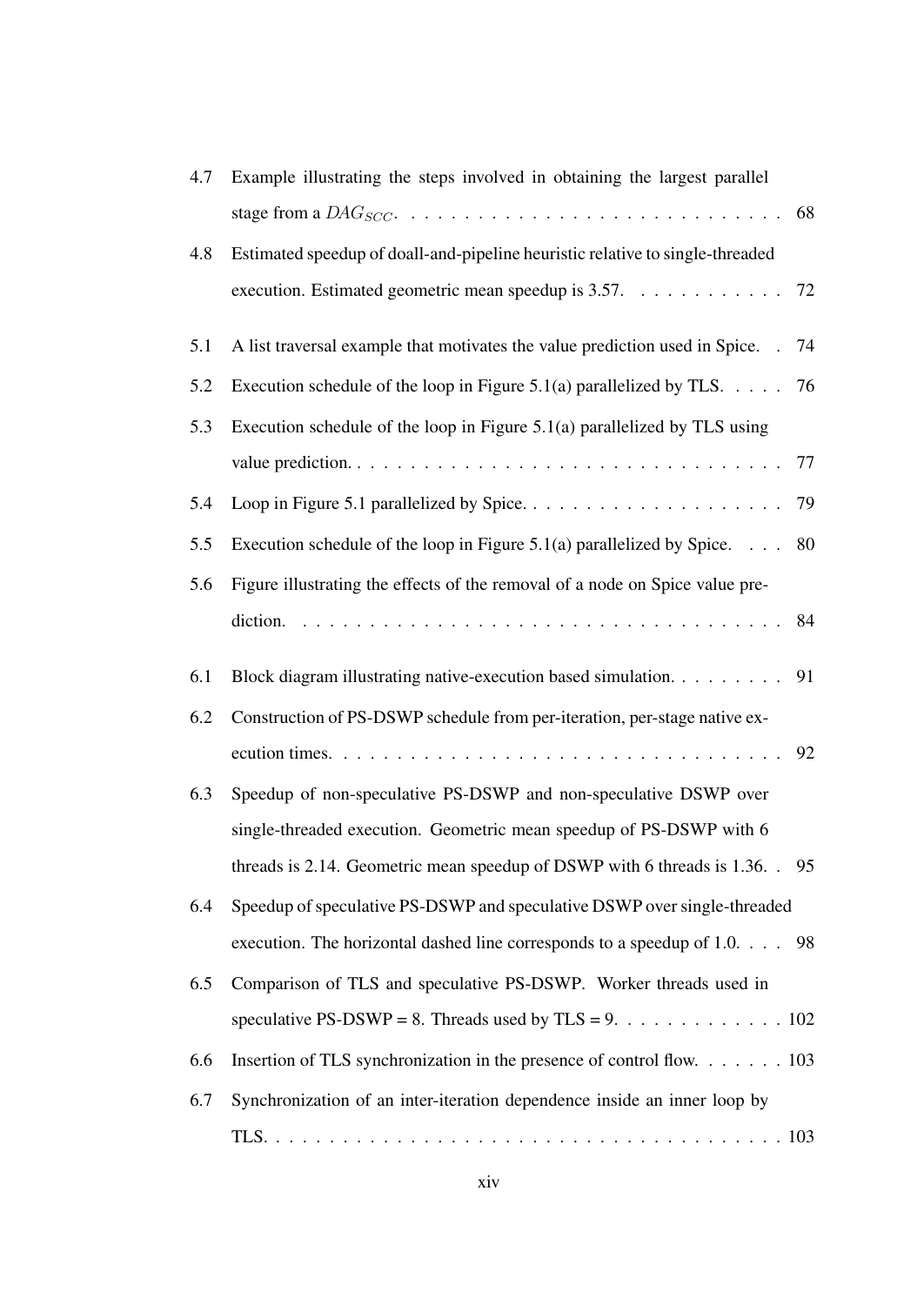4.7 Example illustrating the steps involved in obtaining the largest parallel stage from a $DAG_{SCC}$. . . . . . . . . . . . . . . . . . . . . . . . . . . . 68

4.8 Estimated speedup of doall-and-pipeline heuristic relative to single-threaded execution. Estimated geometric mean speedup is 3.57. . . . . . . . . . . . 72

5.1 A list traversal example that motivates the value prediction used in Spice. . 74

5.2 Execution schedule of the loop in Figure 5.1(a) parallelized by TLS. . . . . 76

5.3 Execution schedule of the loop in Figure 5.1(a) parallelized by TLS using value prediction. . . . . . . . . . . . . . . . . . . . . . . . . . . . . . . . . 77

5.4 Loop in Figure 5.1 parallelized by Spice. . . . . . . . . . . . . . . . . . . . 79

5.5 Execution schedule of the loop in Figure 5.1(a) parallelized by Spice. . . . 80

5.6 Figure illustrating the effects of the removal of a node on Spice value prediction. . . . . . . . . . . . . . . . . . . . . . . . . . . . . . . . . . . . . 84

6.1 Block diagram illustrating native-execution based simulation. . . . . . . . . 91

6.2 Construction of PS-DSWP schedule from per-iteration, per-stage native execution times. . . . . . . . . . . . . . . . . . . . . . . . . . . . . . . . . . 92

6.3 Speedup of non-speculative PS-DSWP and non-speculative DSWP over single-threaded execution. Geometric mean speedup of PS-DSWP with 6 threads is 2.14. Geometric mean speedup of DSWP with 6 threads is 1.36. . 95

6.4 Speedup of speculative PS-DSWP and speculative DSWP over single-threaded execution. The horizontal dashed line corresponds to a speedup of 1.0. . . . 98

6.5 Comparison of TLS and speculative PS-DSWP. Worker threads used in speculative PS-DSWP = 8. Threads used by TLS = 9. . . . . . . . . . . . . 102

6.6 Insertion of TLS synchronization in the presence of control flow. . . . . . . 103

6.7 Synchronization of an inter-iteration dependence inside an inner loop by TLS. . . . . . . . . . . . . . . . . . . . . . . . . . . . . . . . . . . . . . . 103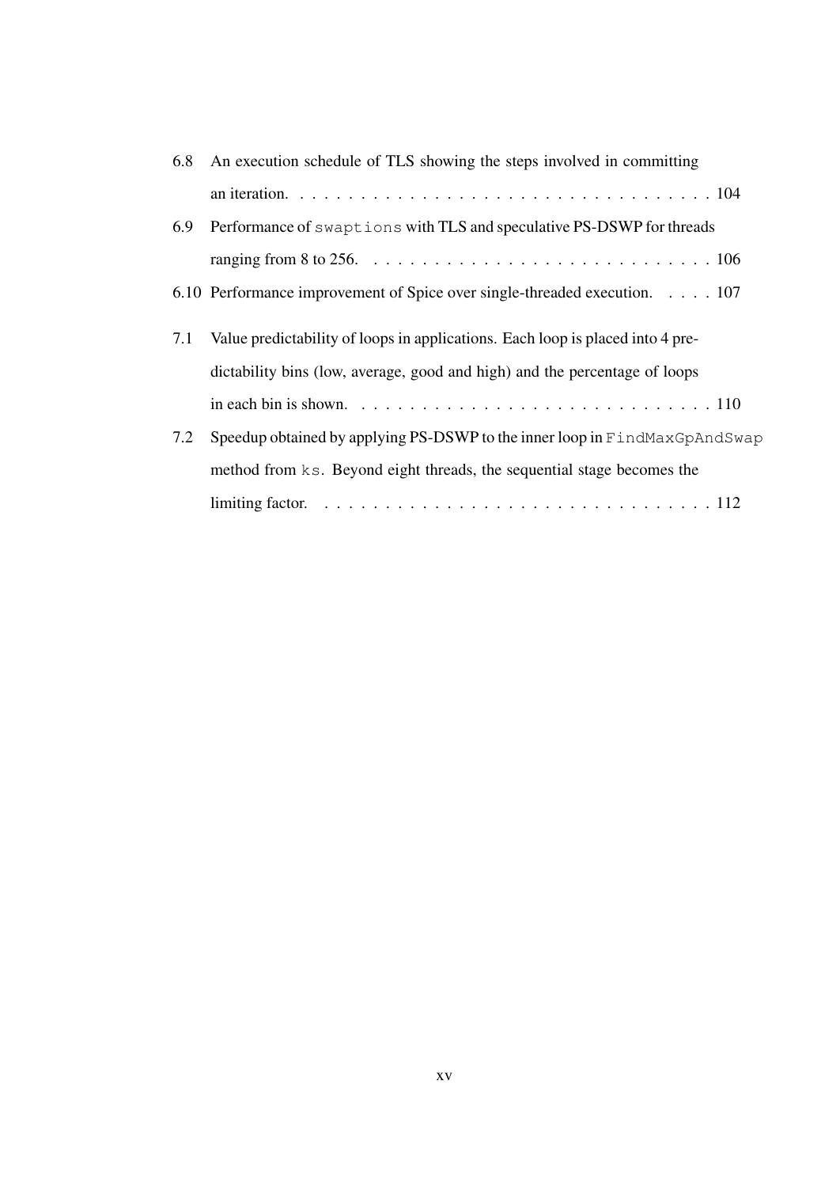6.8 An execution schedule of TLS showing the steps involved in committing an iteration. . . . . . . . . . . . . . . . . . . . . . . . . . . . . . . . . . . . 104

6.9 Performance of `swaptions` with TLS and speculative PS-DSWP for threads ranging from 8 to 256. . . . . . . . . . . . . . . . . . . . . . . . . . . . . 106

6.10 Performance improvement of Spice over single-threaded execution. . . . . 107

7.1 Value predictability of loops in applications. Each loop is placed into 4 predictability bins (low, average, good and high) and the percentage of loops in each bin is shown. . . . . . . . . . . . . . . . . . . . . . . . . . . . . . 110

7.2 Speedup obtained by applying PS-DSWP to the inner loop in `FindMaxGpAndSwap` method from `ks`. Beyond eight threads, the sequential stage becomes the limiting factor. . . . . . . . . . . . . . . . . . . . . . . . . . . . . . . . . 112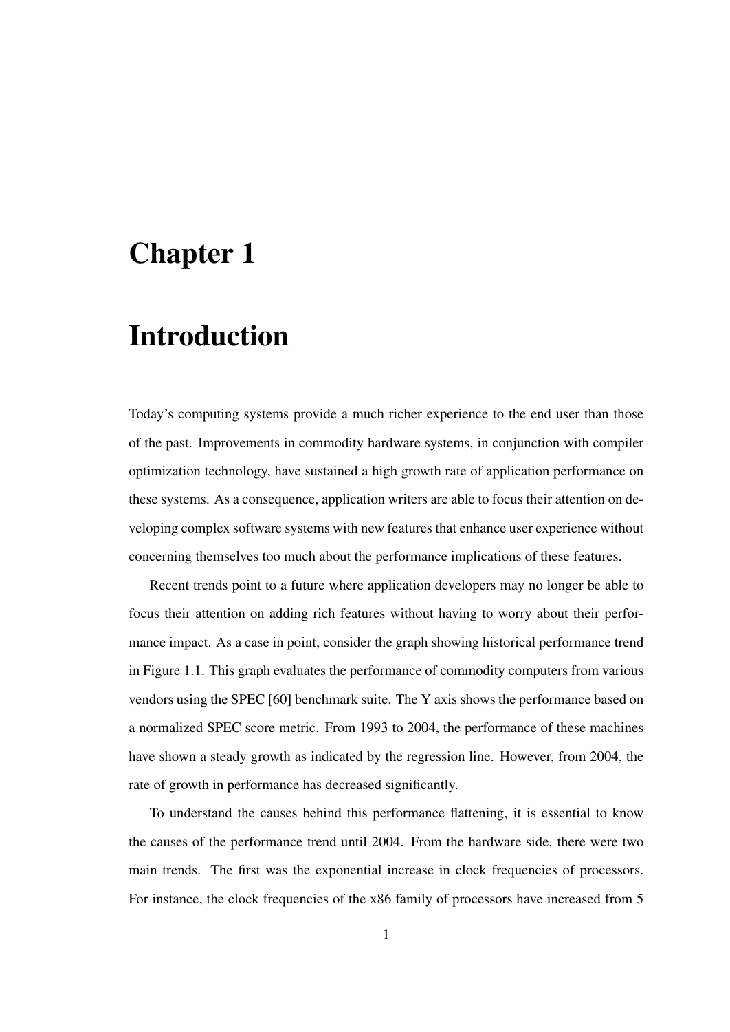# Chapter 1

# Introduction

Today's computing systems provide a much richer experience to the end user than those of the past. Improvements in commodity hardware systems, in conjunction with compiler optimization technology, have sustained a high growth rate of application performance on these systems. As a consequence, application writers are able to focus their attention on developing complex software systems with new features that enhance user experience without concerning themselves too much about the performance implications of these features.

Recent trends point to a future where application developers may no longer be able to focus their attention on adding rich features without having to worry about their performance impact. As a case in point, consider the graph showing historical performance trend in Figure 1.1. This graph evaluates the performance of commodity computers from various vendors using the SPEC [60] benchmark suite. The Y axis shows the performance based on a normalized SPEC score metric. From 1993 to 2004, the performance of these machines have shown a steady growth as indicated by the regression line. However, from 2004, the rate of growth in performance has decreased significantly.

To understand the causes behind this performance flattening, it is essential to know the causes of the performance trend until 2004. From the hardware side, there were two main trends. The first was the exponential increase in clock frequencies of processors. For instance, the clock frequencies of the x86 family of processors have increased from 5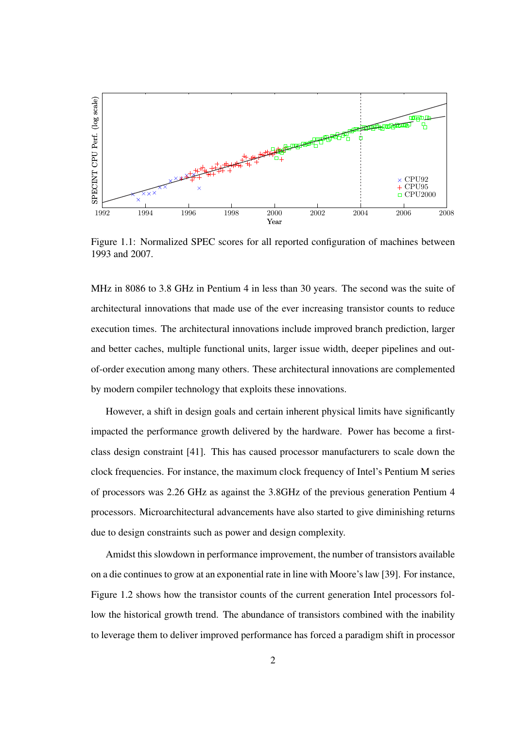Figure 1.1: Normalized SPEC scores for all reported configuration of machines between 1993 and 2007.

MHz in 8086 to 3.8 GHz in Pentium 4 in less than 30 years. The second was the suite of architectural innovations that made use of the ever increasing transistor counts to reduce execution times. The architectural innovations include improved branch prediction, larger and better caches, multiple functional units, larger issue width, deeper pipelines and out-of-order execution among many others. These architectural innovations are complemented by modern compiler technology that exploits these innovations.

However, a shift in design goals and certain inherent physical limits have significantly impacted the performance growth delivered by the hardware. Power has become a first-class design constraint [41]. This has caused processor manufacturers to scale down the clock frequencies. For instance, the maximum clock frequency of Intel's Pentium M series of processors was 2.26 GHz as against the 3.8GHz of the previous generation Pentium 4 processors. Microarchitectural advancements have also started to give diminishing returns due to design constraints such as power and design complexity.

Amidst this slowdown in performance improvement, the number of transistors available on a die continues to grow at an exponential rate in line with Moore's law [39]. For instance, Figure 1.2 shows how the transistor counts of the current generation Intel processors follow the historical growth trend. The abundance of transistors combined with the inability to leverage them to deliver improved performance has forced a paradigm shift in processor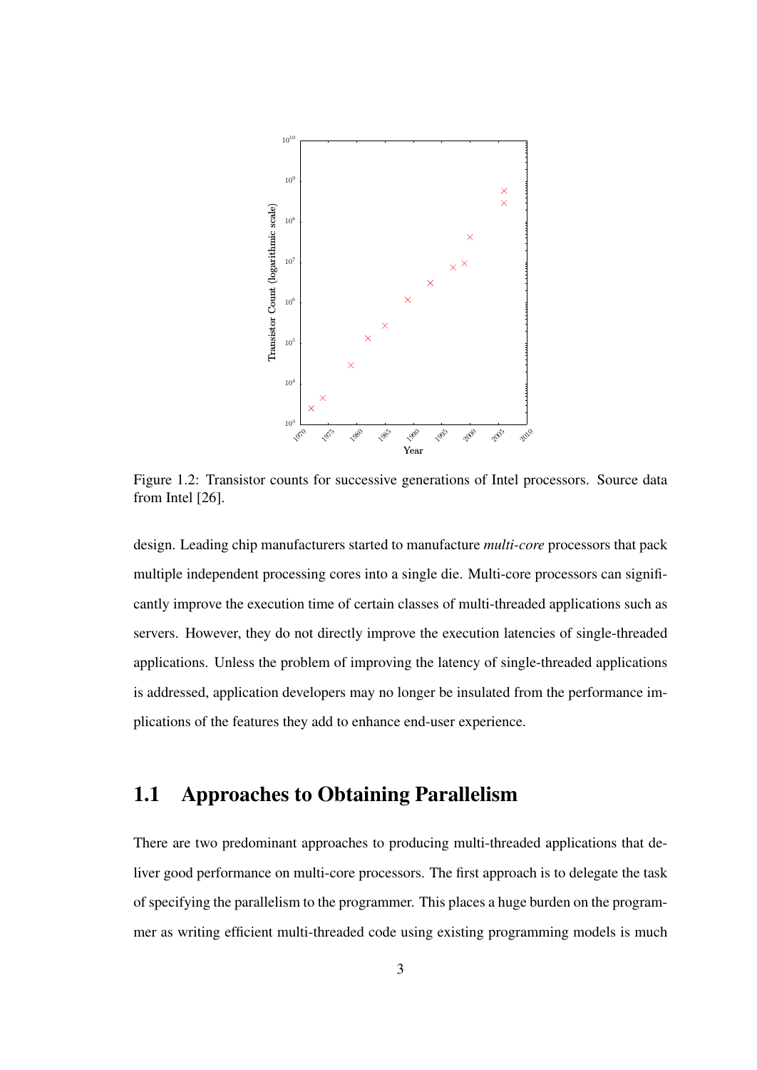Figure 1.2: Transistor counts for successive generations of Intel processors. Source data from Intel [26].

design. Leading chip manufacturers started to manufacture *multi-core* processors that pack multiple independent processing cores into a single die. Multi-core processors can significantly improve the execution time of certain classes of multi-threaded applications such as servers. However, they do not directly improve the execution latencies of single-threaded applications. Unless the problem of improving the latency of single-threaded applications is addressed, application developers may no longer be insulated from the performance implications of the features they add to enhance end-user experience.

## 1.1 Approaches to Obtaining Parallelism

There are two predominant approaches to producing multi-threaded applications that deliver good performance on multi-core processors. The first approach is to delegate the task of specifying the parallelism to the programmer. This places a huge burden on the programmer as writing efficient multi-threaded code using existing programming models is much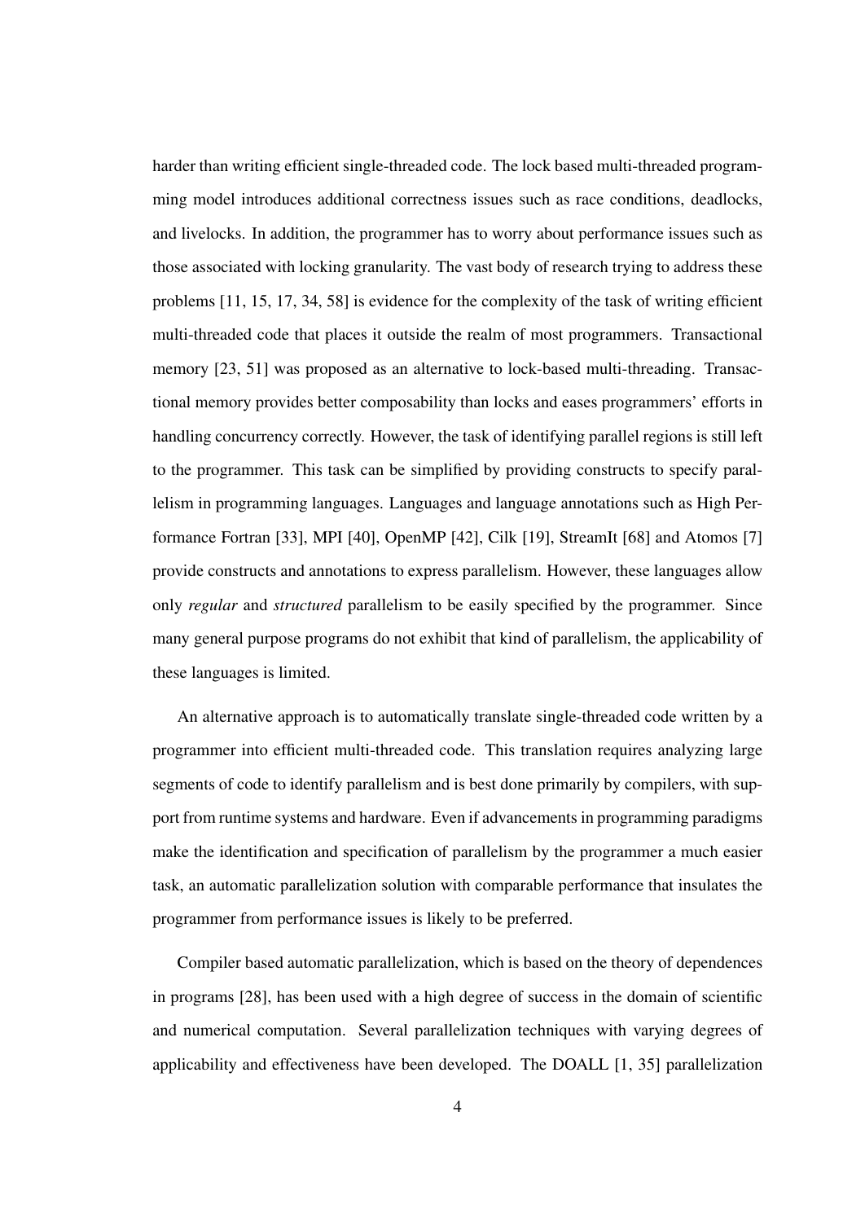harder than writing efficient single-threaded code. The lock based multi-threaded programming model introduces additional correctness issues such as race conditions, deadlocks, and livelocks. In addition, the programmer has to worry about performance issues such as those associated with locking granularity. The vast body of research trying to address these problems [11, 15, 17, 34, 58] is evidence for the complexity of the task of writing efficient multi-threaded code that places it outside the realm of most programmers. Transactional memory [23, 51] was proposed as an alternative to lock-based multi-threading. Transactional memory provides better composability than locks and eases programmers' efforts in handling concurrency correctly. However, the task of identifying parallel regions is still left to the programmer. This task can be simplified by providing constructs to specify parallelism in programming languages. Languages and language annotations such as High Performance Fortran [33], MPI [40], OpenMP [42], Cilk [19], StreamIt [68] and Atomos [7] provide constructs and annotations to express parallelism. However, these languages allow only *regular* and *structured* parallelism to be easily specified by the programmer. Since many general purpose programs do not exhibit that kind of parallelism, the applicability of these languages is limited.

An alternative approach is to automatically translate single-threaded code written by a programmer into efficient multi-threaded code. This translation requires analyzing large segments of code to identify parallelism and is best done primarily by compilers, with support from runtime systems and hardware. Even if advancements in programming paradigms make the identification and specification of parallelism by the programmer a much easier task, an automatic parallelization solution with comparable performance that insulates the programmer from performance issues is likely to be preferred.

Compiler based automatic parallelization, which is based on the theory of dependences in programs [28], has been used with a high degree of success in the domain of scientific and numerical computation. Several parallelization techniques with varying degrees of applicability and effectiveness have been developed. The DOALL [1, 35] parallelization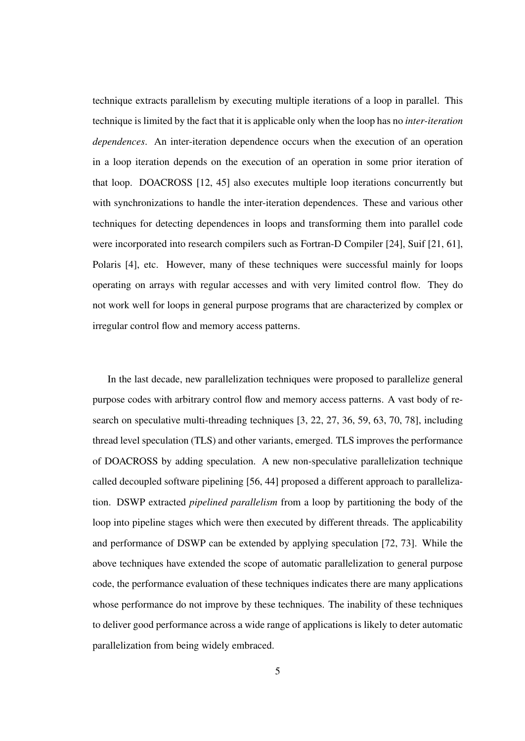technique extracts parallelism by executing multiple iterations of a loop in parallel. This technique is limited by the fact that it is applicable only when the loop has no *inter-iteration dependences*. An inter-iteration dependence occurs when the execution of an operation in a loop iteration depends on the execution of an operation in some prior iteration of that loop. DOACROSS [12, 45] also executes multiple loop iterations concurrently but with synchronizations to handle the inter-iteration dependences. These and various other techniques for detecting dependences in loops and transforming them into parallel code were incorporated into research compilers such as Fortran-D Compiler [24], Suif [21, 61], Polaris [4], etc. However, many of these techniques were successful mainly for loops operating on arrays with regular accesses and with very limited control flow. They do not work well for loops in general purpose programs that are characterized by complex or irregular control flow and memory access patterns.

In the last decade, new parallelization techniques were proposed to parallelize general purpose codes with arbitrary control flow and memory access patterns. A vast body of research on speculative multi-threading techniques [3, 22, 27, 36, 59, 63, 70, 78], including thread level speculation (TLS) and other variants, emerged. TLS improves the performance of DOACROSS by adding speculation. A new non-speculative parallelization technique called decoupled software pipelining [56, 44] proposed a different approach to parallelization. DSWP extracted *pipelined parallelism* from a loop by partitioning the body of the loop into pipeline stages which were then executed by different threads. The applicability and performance of DSWP can be extended by applying speculation [72, 73]. While the above techniques have extended the scope of automatic parallelization to general purpose code, the performance evaluation of these techniques indicates there are many applications whose performance do not improve by these techniques. The inability of these techniques to deliver good performance across a wide range of applications is likely to deter automatic parallelization from being widely embraced.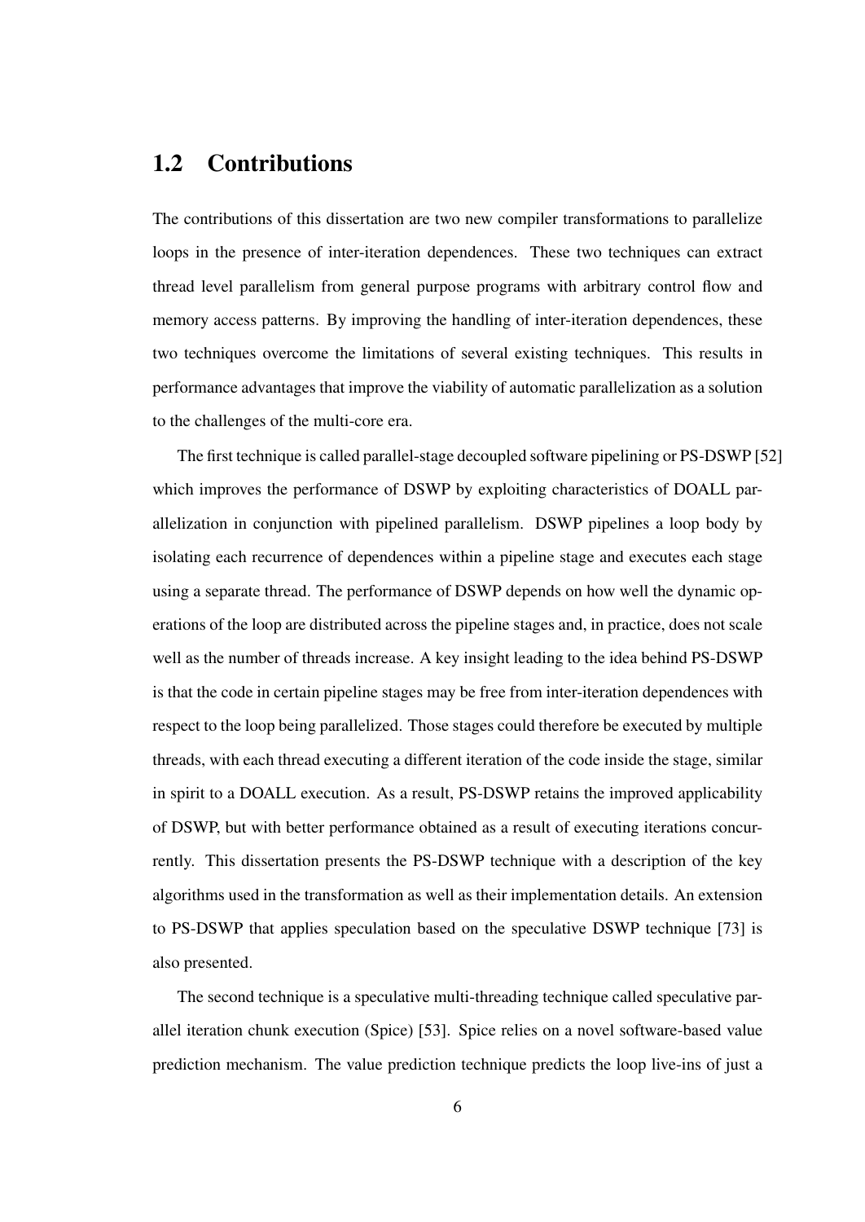## 1.2 Contributions

The contributions of this dissertation are two new compiler transformations to parallelize loops in the presence of inter-iteration dependences. These two techniques can extract thread level parallelism from general purpose programs with arbitrary control flow and memory access patterns. By improving the handling of inter-iteration dependences, these two techniques overcome the limitations of several existing techniques. This results in performance advantages that improve the viability of automatic parallelization as a solution to the challenges of the multi-core era.

The first technique is called parallel-stage decoupled software pipelining or PS-DSWP [52] which improves the performance of DSWP by exploiting characteristics of DOALL parallelization in conjunction with pipelined parallelism. DSWP pipelines a loop body by isolating each recurrence of dependences within a pipeline stage and executes each stage using a separate thread. The performance of DSWP depends on how well the dynamic operations of the loop are distributed across the pipeline stages and, in practice, does not scale well as the number of threads increase. A key insight leading to the idea behind PS-DSWP is that the code in certain pipeline stages may be free from inter-iteration dependences with respect to the loop being parallelized. Those stages could therefore be executed by multiple threads, with each thread executing a different iteration of the code inside the stage, similar in spirit to a DOALL execution. As a result, PS-DSWP retains the improved applicability of DSWP, but with better performance obtained as a result of executing iterations concurrently. This dissertation presents the PS-DSWP technique with a description of the key algorithms used in the transformation as well as their implementation details. An extension to PS-DSWP that applies speculation based on the speculative DSWP technique [73] is also presented.

The second technique is a speculative multi-threading technique called speculative parallel iteration chunk execution (Spice) [53]. Spice relies on a novel software-based value prediction mechanism. The value prediction technique predicts the loop live-ins of just a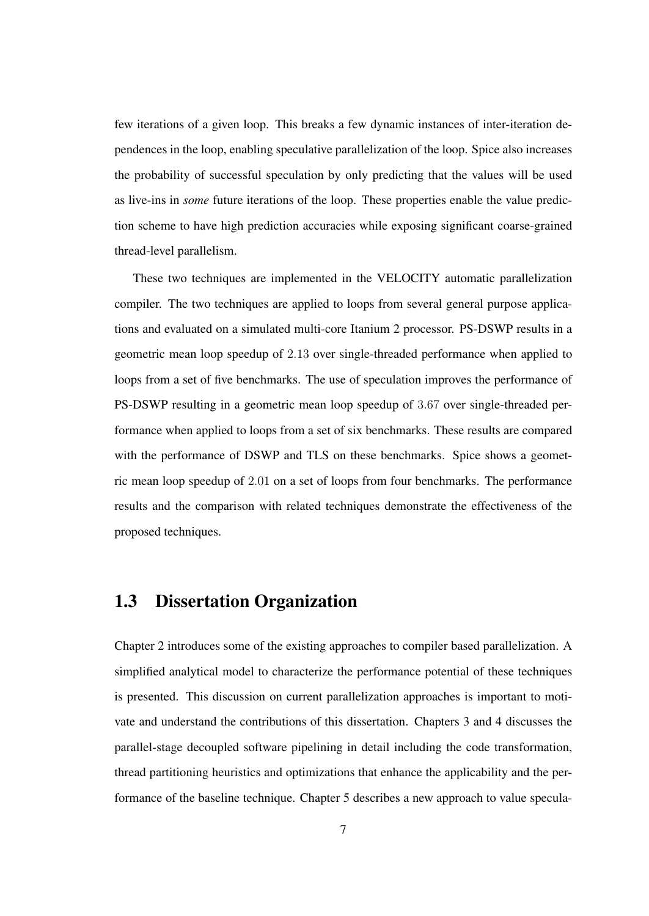few iterations of a given loop. This breaks a few dynamic instances of inter-iteration dependences in the loop, enabling speculative parallelization of the loop. Spice also increases the probability of successful speculation by only predicting that the values will be used as live-ins in *some* future iterations of the loop. These properties enable the value prediction scheme to have high prediction accuracies while exposing significant coarse-grained thread-level parallelism.

These two techniques are implemented in the VELOCITY automatic parallelization compiler. The two techniques are applied to loops from several general purpose applications and evaluated on a simulated multi-core Itanium 2 processor. PS-DSWP results in a geometric mean loop speedup of $2.13$ over single-threaded performance when applied to loops from a set of five benchmarks. The use of speculation improves the performance of PS-DSWP resulting in a geometric mean loop speedup of $3.67$ over single-threaded performance when applied to loops from a set of six benchmarks. These results are compared with the performance of DSWP and TLS on these benchmarks. Spice shows a geometric mean loop speedup of $2.01$ on a set of loops from four benchmarks. The performance results and the comparison with related techniques demonstrate the effectiveness of the proposed techniques.

## 1.3 Dissertation Organization

Chapter 2 introduces some of the existing approaches to compiler based parallelization. A simplified analytical model to characterize the performance potential of these techniques is presented. This discussion on current parallelization approaches is important to motivate and understand the contributions of this dissertation. Chapters 3 and 4 discusses the parallel-stage decoupled software pipelining in detail including the code transformation, thread partitioning heuristics and optimizations that enhance the applicability and the performance of the baseline technique. Chapter 5 describes a new approach to value specula-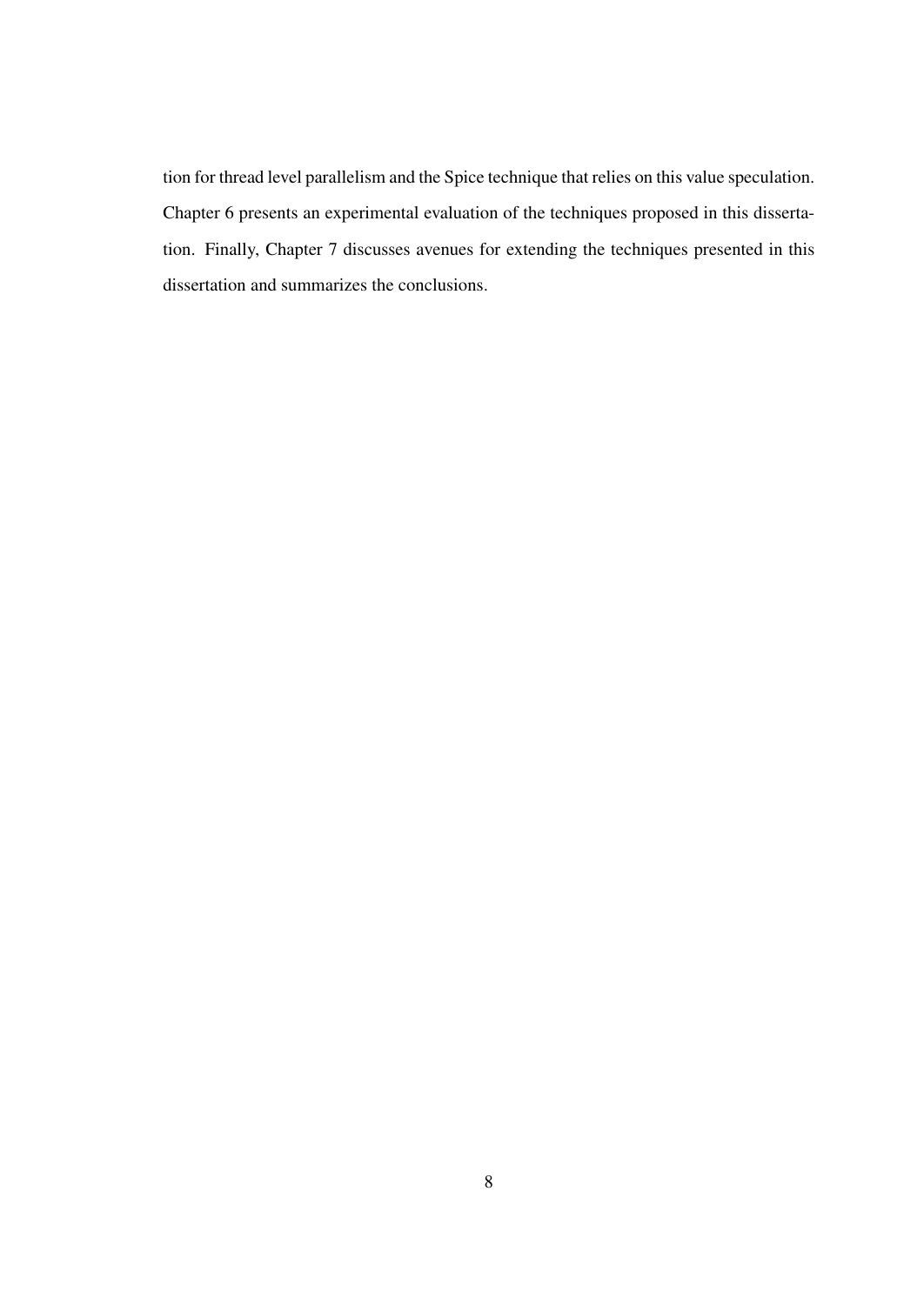tion for thread level parallelism and the Spice technique that relies on this value speculation. Chapter 6 presents an experimental evaluation of the techniques proposed in this dissertation. Finally, Chapter 7 discusses avenues for extending the techniques presented in this dissertation and summarizes the conclusions.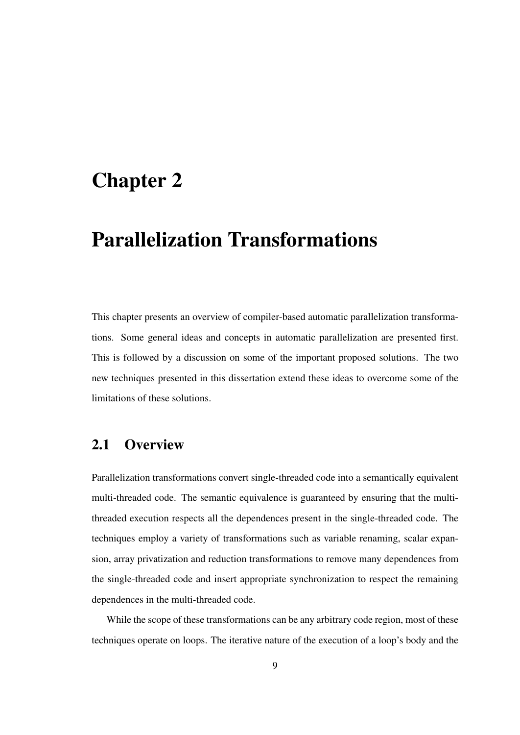# Chapter 2

# Parallelization Transformations

This chapter presents an overview of compiler-based automatic parallelization transformations. Some general ideas and concepts in automatic parallelization are presented first. This is followed by a discussion on some of the important proposed solutions. The two new techniques presented in this dissertation extend these ideas to overcome some of the limitations of these solutions.

## 2.1 Overview

Parallelization transformations convert single-threaded code into a semantically equivalent multi-threaded code. The semantic equivalence is guaranteed by ensuring that the multi-threaded execution respects all the dependences present in the single-threaded code. The techniques employ a variety of transformations such as variable renaming, scalar expansion, array privatization and reduction transformations to remove many dependences from the single-threaded code and insert appropriate synchronization to respect the remaining dependences in the multi-threaded code.

While the scope of these transformations can be any arbitrary code region, most of these techniques operate on loops. The iterative nature of the execution of a loop's body and the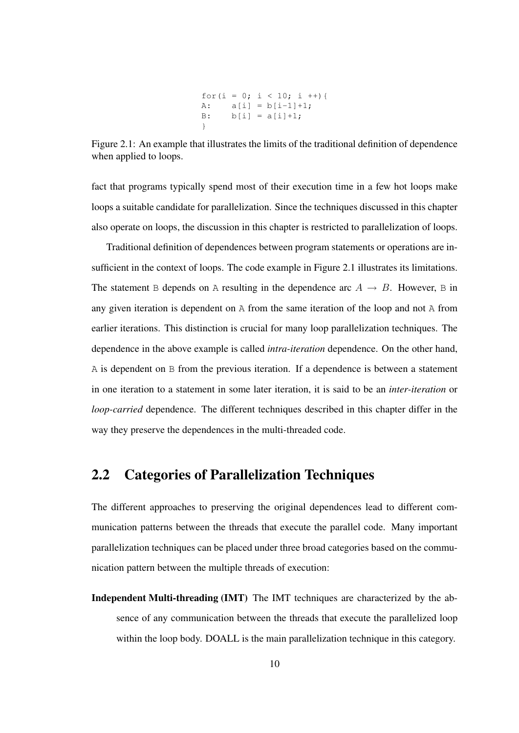```
for(i = 0; i < 10; i ++){
A:    a[i] = b[i-1]+1;
B:    b[i] = a[i]+1;
}
```

Figure 2.1: An example that illustrates the limits of the traditional definition of dependence when applied to loops.

fact that programs typically spend most of their execution time in a few hot loops make loops a suitable candidate for parallelization. Since the techniques discussed in this chapter also operate on loops, the discussion in this chapter is restricted to parallelization of loops.

Traditional definition of dependences between program statements or operations are insufficient in the context of loops. The code example in Figure 2.1 illustrates its limitations. The statement `B` depends on `A` resulting in the dependence arc $A \rightarrow B$. However, `B` in any given iteration is dependent on `A` from the same iteration of the loop and not `A` from earlier iterations. This distinction is crucial for many loop parallelization techniques. The dependence in the above example is called *intra-iteration* dependence. On the other hand, `A` is dependent on `B` from the previous iteration. If a dependence is between a statement in one iteration to a statement in some later iteration, it is said to be an *inter-iteration* or *loop-carried* dependence. The different techniques described in this chapter differ in the way they preserve the dependences in the multi-threaded code.

## 2.2 Categories of Parallelization Techniques

The different approaches to preserving the original dependences lead to different communication patterns between the threads that execute the parallel code. Many important parallelization techniques can be placed under three broad categories based on the communication pattern between the multiple threads of execution:

**Independent Multi-threading (IMT)** The IMT techniques are characterized by the absence of any communication between the threads that execute the parallelized loop within the loop body. DOALL is the main parallelization technique in this category.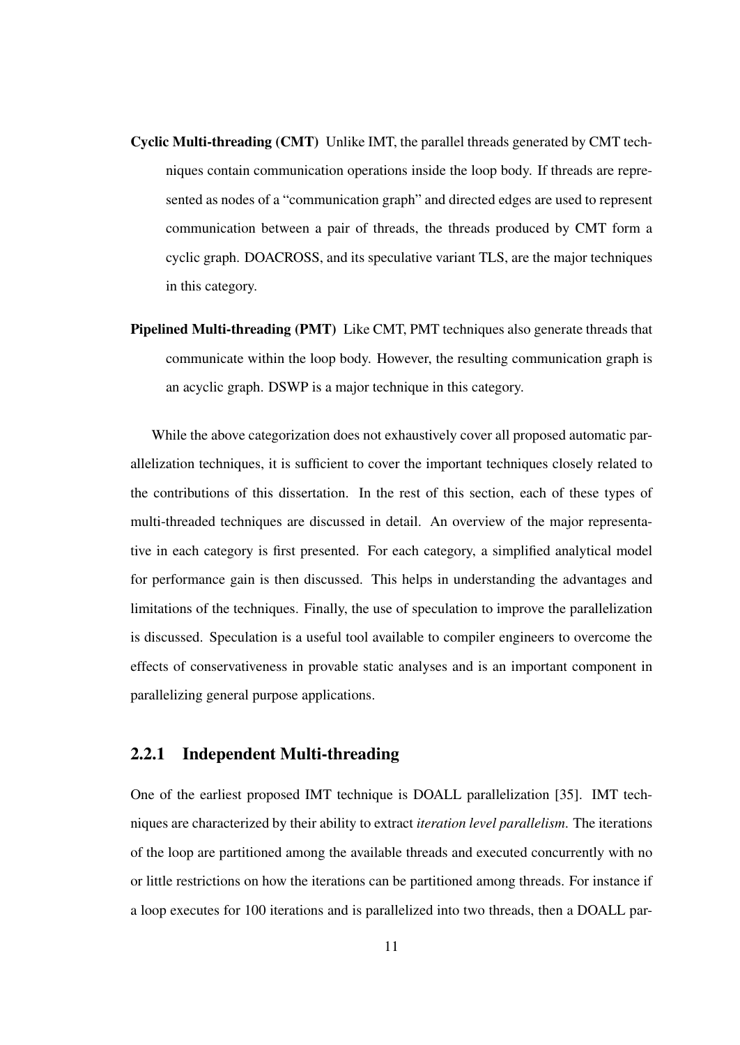**Cyclic Multi-threading (CMT)** Unlike IMT, the parallel threads generated by CMT techniques contain communication operations inside the loop body. If threads are represented as nodes of a "communication graph" and directed edges are used to represent communication between a pair of threads, the threads produced by CMT form a cyclic graph. DOACROSS, and its speculative variant TLS, are the major techniques in this category.

**Pipelined Multi-threading (PMT)** Like CMT, PMT techniques also generate threads that communicate within the loop body. However, the resulting communication graph is an acyclic graph. DSWP is a major technique in this category.

While the above categorization does not exhaustively cover all proposed automatic parallelization techniques, it is sufficient to cover the important techniques closely related to the contributions of this dissertation. In the rest of this section, each of these types of multi-threaded techniques are discussed in detail. An overview of the major representative in each category is first presented. For each category, a simplified analytical model for performance gain is then discussed. This helps in understanding the advantages and limitations of the techniques. Finally, the use of speculation to improve the parallelization is discussed. Speculation is a useful tool available to compiler engineers to overcome the effects of conservativeness in provable static analyses and is an important component in parallelizing general purpose applications.

### 2.2.1 Independent Multi-threading

One of the earliest proposed IMT technique is DOALL parallelization [35]. IMT techniques are characterized by their ability to extract *iteration level parallelism*. The iterations of the loop are partitioned among the available threads and executed concurrently with no or little restrictions on how the iterations can be partitioned among threads. For instance if a loop executes for 100 iterations and is parallelized into two threads, then a DOALL par-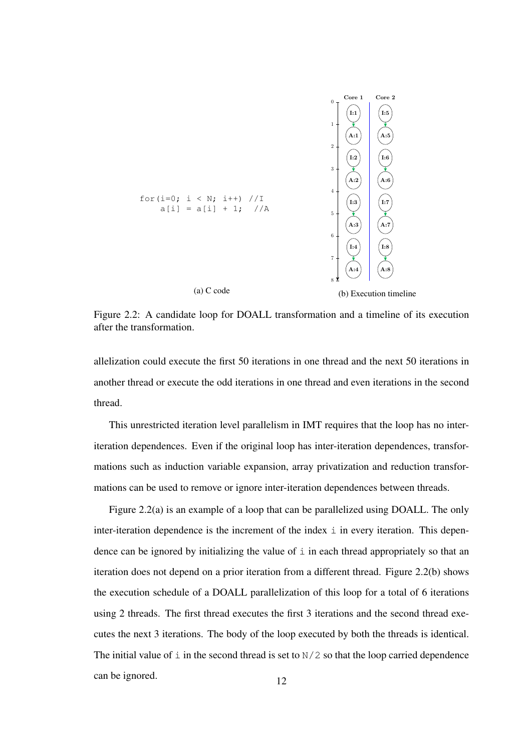```
for(i=0; i < N; i++) //I
    a[i] = a[i] + 1;  //A
```

(a) C code

(b) Execution timeline

Figure 2.2: A candidate loop for DOALL transformation and a timeline of its execution after the transformation.

allelization could execute the first 50 iterations in one thread and the next 50 iterations in another thread or execute the odd iterations in one thread and even iterations in the second thread.

This unrestricted iteration level parallelism in IMT requires that the loop has no inter-iteration dependences. Even if the original loop has inter-iteration dependences, transformations such as induction variable expansion, array privatization and reduction transformations can be used to remove or ignore inter-iteration dependences between threads.

Figure 2.2(a) is an example of a loop that can be parallelized using DOALL. The only inter-iteration dependence is the increment of the index `i` in every iteration. This dependence can be ignored by initializing the value of `i` in each thread appropriately so that an iteration does not depend on a prior iteration from a different thread. Figure 2.2(b) shows the execution schedule of a DOALL parallelization of this loop for a total of 6 iterations using 2 threads. The first thread executes the first 3 iterations and the second thread executes the next 3 iterations. The body of the loop executed by both the threads is identical. The initial value of `i` in the second thread is set to `N/2` so that the loop carried dependence can be ignored.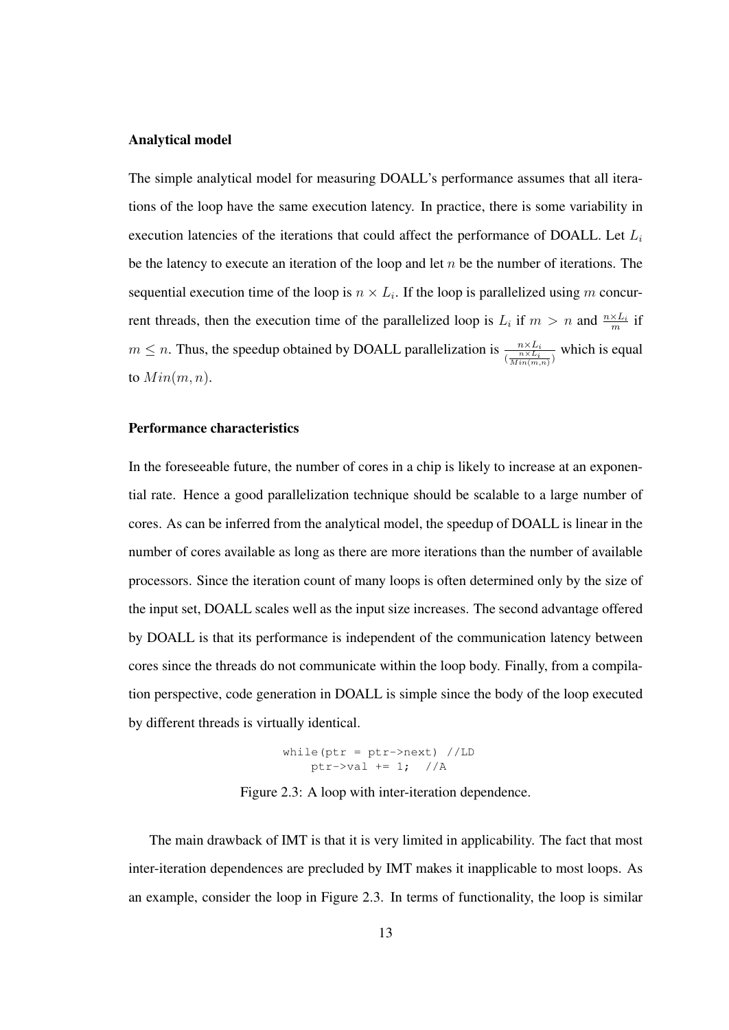### Analytical model

The simple analytical model for measuring DOALL's performance assumes that all iterations of the loop have the same execution latency. In practice, there is some variability in execution latencies of the iterations that could affect the performance of DOALL. Let $L_i$ be the latency to execute an iteration of the loop and let $n$ be the number of iterations. The sequential execution time of the loop is $n \times L_i$. If the loop is parallelized using $m$ concurrent threads, then the execution time of the parallelized loop is $L_i$ if $m > n$ and $\frac{n \times L_i}{m}$ if $m \leq n$. Thus, the speedup obtained by DOALL parallelization is $\frac{n \times L_i}{(\frac{n \times L_i}{Min(m,n)})}$ which is equal to $Min(m, n)$.

### Performance characteristics

In the foreseeable future, the number of cores in a chip is likely to increase at an exponential rate. Hence a good parallelization technique should be scalable to a large number of cores. As can be inferred from the analytical model, the speedup of DOALL is linear in the number of cores available as long as there are more iterations than the number of available processors. Since the iteration count of many loops is often determined only by the size of the input set, DOALL scales well as the input size increases. The second advantage offered by DOALL is that its performance is independent of the communication latency between cores since the threads do not communicate within the loop body. Finally, from a compilation perspective, code generation in DOALL is simple since the body of the loop executed by different threads is virtually identical.

```
while(ptr = ptr->next) //LD
    ptr->val += 1;  //A
```

Figure 2.3: A loop with inter-iteration dependence.

The main drawback of IMT is that it is very limited in applicability. The fact that most inter-iteration dependences are precluded by IMT makes it inapplicable to most loops. As an example, consider the loop in Figure 2.3. In terms of functionality, the loop is similar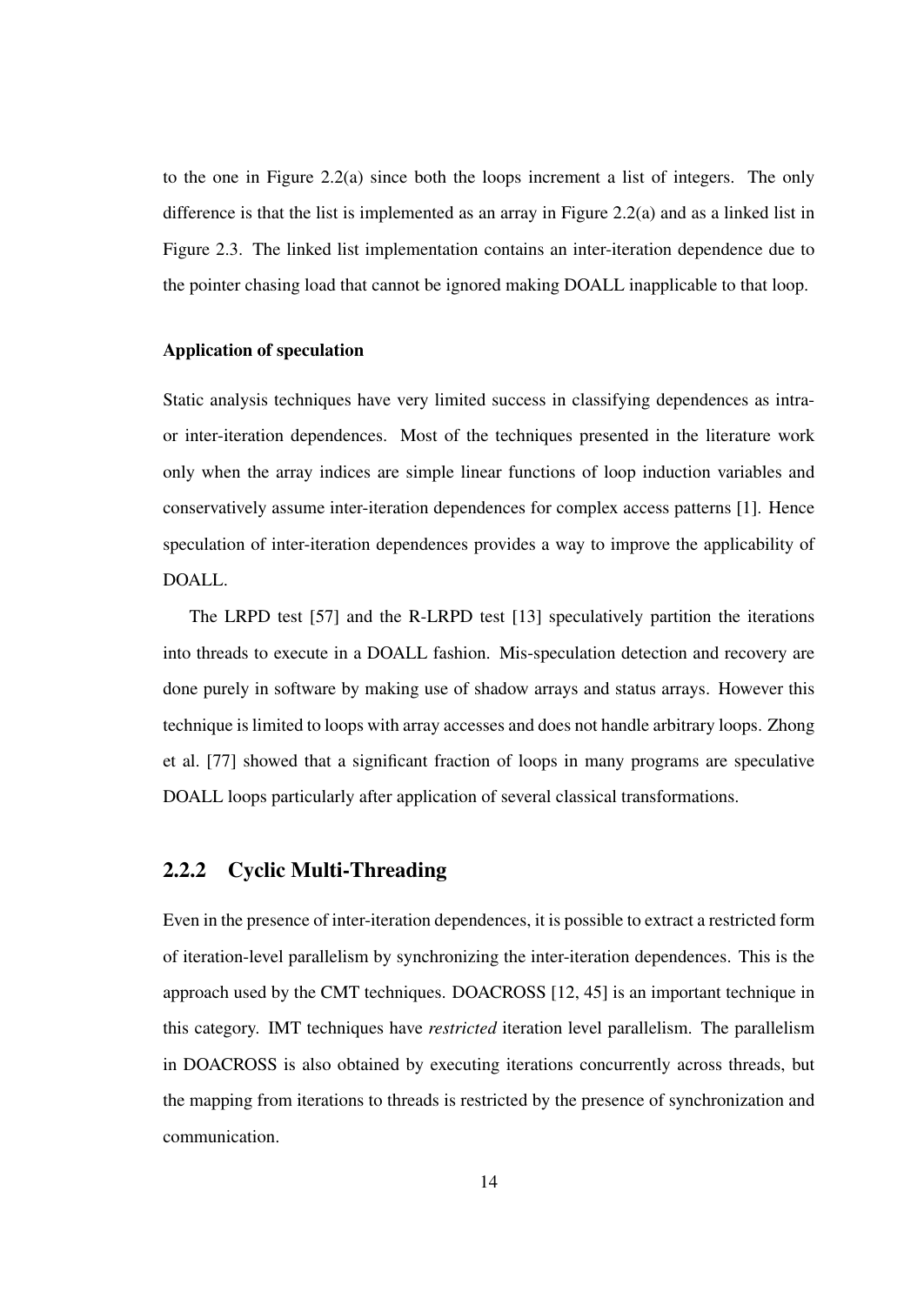to the one in Figure 2.2(a) since both the loops increment a list of integers. The only difference is that the list is implemented as an array in Figure 2.2(a) and as a linked list in Figure 2.3. The linked list implementation contains an inter-iteration dependence due to the pointer chasing load that cannot be ignored making DOALL inapplicable to that loop.

#### Application of speculation

Static analysis techniques have very limited success in classifying dependences as intra- or inter-iteration dependences. Most of the techniques presented in the literature work only when the array indices are simple linear functions of loop induction variables and conservatively assume inter-iteration dependences for complex access patterns [1]. Hence speculation of inter-iteration dependences provides a way to improve the applicability of DOALL.

The LRPD test [57] and the R-LRPD test [13] speculatively partition the iterations into threads to execute in a DOALL fashion. Mis-speculation detection and recovery are done purely in software by making use of shadow arrays and status arrays. However this technique is limited to loops with array accesses and does not handle arbitrary loops. Zhong et al. [77] showed that a significant fraction of loops in many programs are speculative DOALL loops particularly after application of several classical transformations.

### 2.2.2 Cyclic Multi-Threading

Even in the presence of inter-iteration dependences, it is possible to extract a restricted form of iteration-level parallelism by synchronizing the inter-iteration dependences. This is the approach used by the CMT techniques. DOACROSS [12, 45] is an important technique in this category. IMT techniques have *restricted* iteration level parallelism. The parallelism in DOACROSS is also obtained by executing iterations concurrently across threads, but the mapping from iterations to threads is restricted by the presence of synchronization and communication.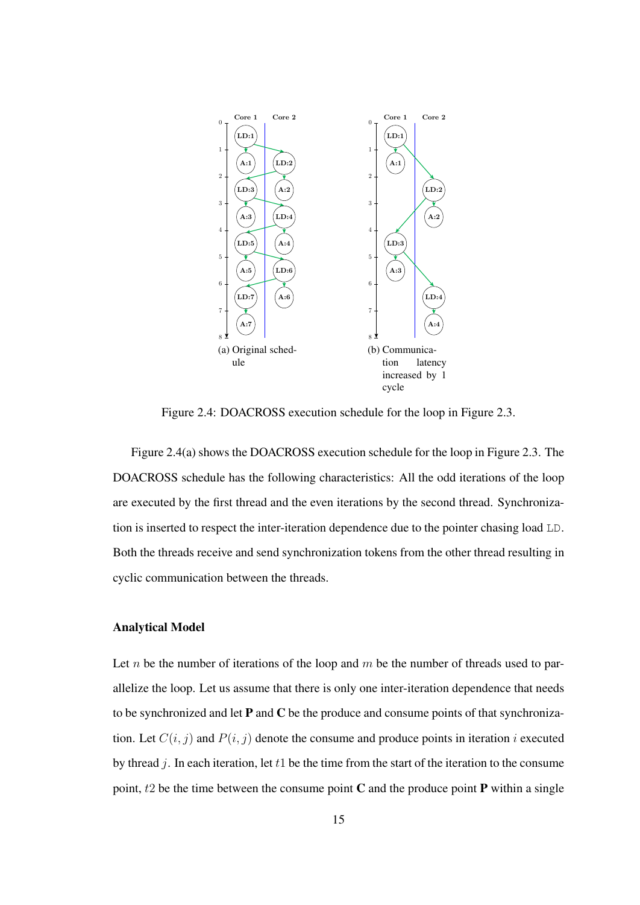(a) Original schedule

(b) Communication latency increased by 1 cycle

Figure 2.4: DOACROSS execution schedule for the loop in Figure 2.3.

Figure 2.4(a) shows the DOACROSS execution schedule for the loop in Figure 2.3. The DOACROSS schedule has the following characteristics: All the odd iterations of the loop are executed by the first thread and the even iterations by the second thread. Synchronization is inserted to respect the inter-iteration dependence due to the pointer chasing load `LD`. Both the threads receive and send synchronization tokens from the other thread resulting in cyclic communication between the threads.

#### Analytical Model

Let $n$ be the number of iterations of the loop and $m$ be the number of threads used to parallelize the loop. Let us assume that there is only one inter-iteration dependence that needs to be synchronized and let **P** and **C** be the produce and consume points of that synchronization. Let $C(i, j)$ and $P(i, j)$ denote the consume and produce points in iteration $i$ executed by thread $j$. In each iteration, let $t1$ be the time from the start of the iteration to the consume point, $t2$ be the time between the consume point **C** and the produce point **P** within a single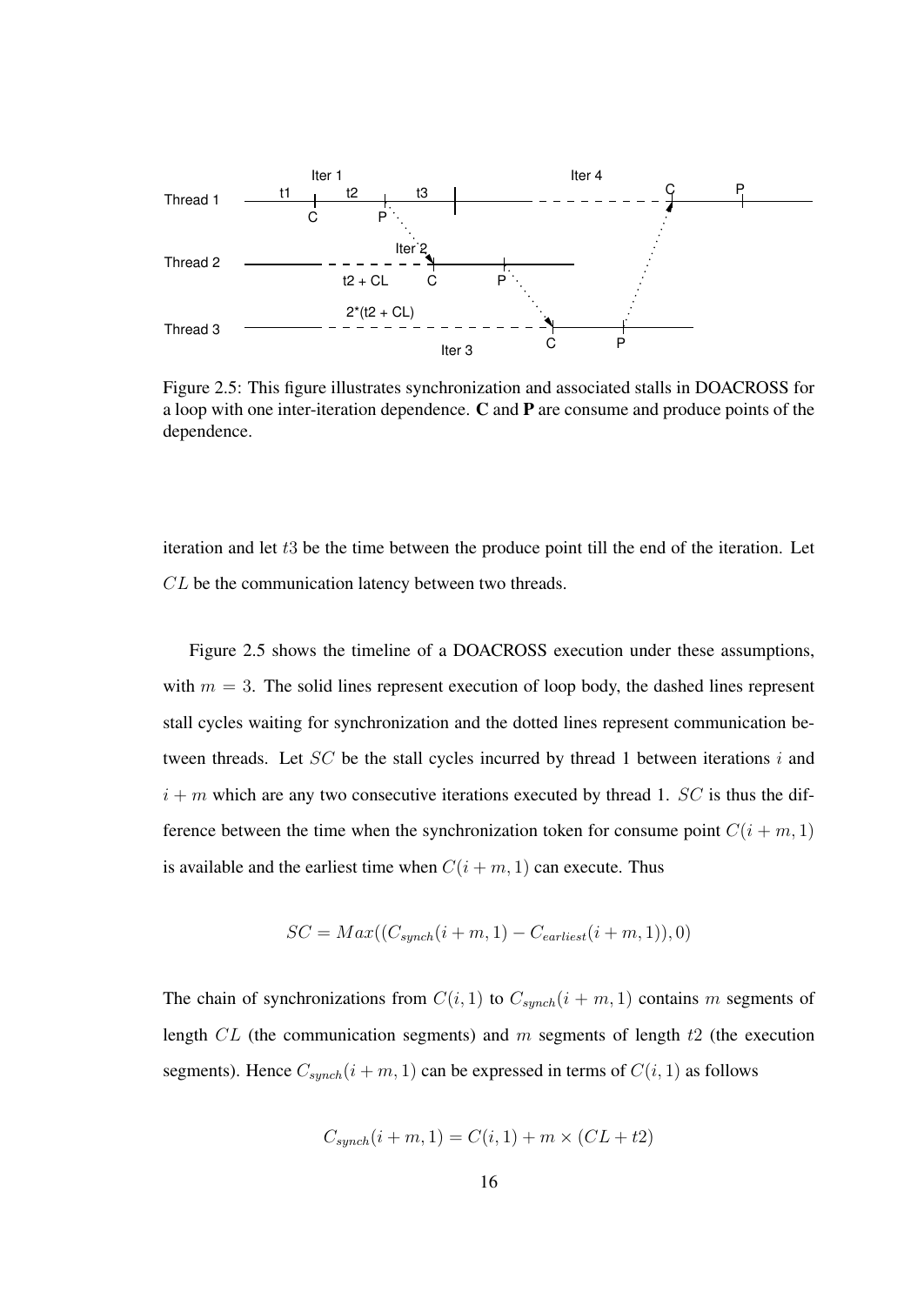Figure 2.5: This figure illustrates synchronization and associated stalls in DOACROSS for a loop with one inter-iteration dependence. **C** and **P** are consume and produce points of the dependence.

iteration and let $t3$ be the time between the produce point till the end of the iteration. Let $CL$ be the communication latency between two threads.

Figure 2.5 shows the timeline of a DOACROSS execution under these assumptions, with $m = 3$. The solid lines represent execution of loop body, the dashed lines represent stall cycles waiting for synchronization and the dotted lines represent communication between threads. Let $SC$ be the stall cycles incurred by thread 1 between iterations $i$ and $i + m$ which are any two consecutive iterations executed by thread 1. $SC$ is thus the difference between the time when the synchronization token for consume point $C(i + m, 1)$ is available and the earliest time when $C(i + m, 1)$ can execute. Thus

$$SC = Max((C_{synch}(i + m, 1) - C_{earliest}(i + m, 1)), 0)$$

The chain of synchronizations from $C(i, 1)$ to $C_{synch}(i + m, 1)$ contains $m$ segments of length $CL$ (the communication segments) and $m$ segments of length $t2$ (the execution segments). Hence $C_{synch}(i + m, 1)$ can be expressed in terms of $C(i, 1)$ as follows

$$C_{synch}(i + m, 1) = C(i, 1) + m \times (CL + t2)$$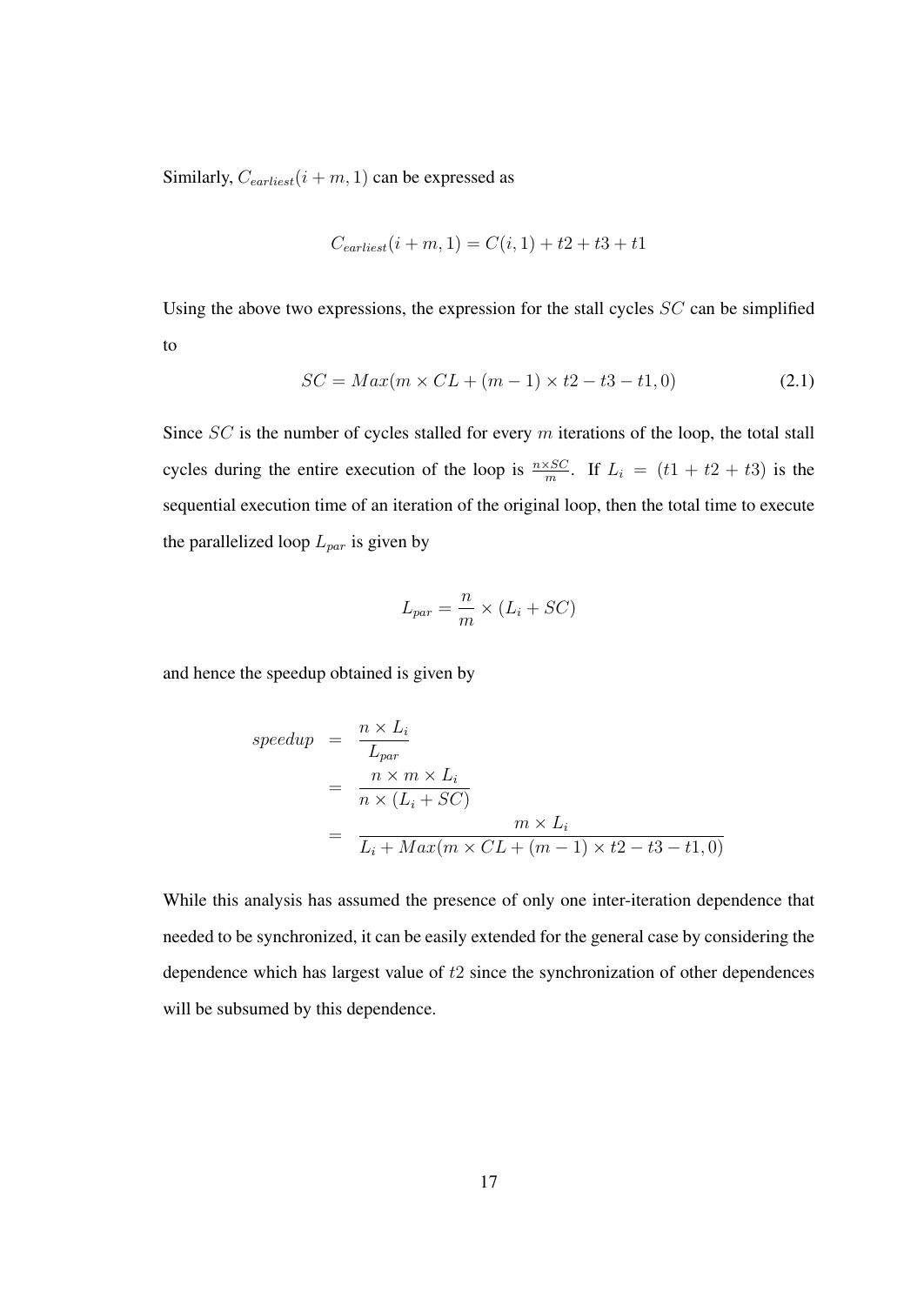Similarly, $C_{earliest}(i + m, 1)$ can be expressed as

$$C_{earliest}(i + m, 1) = C(i, 1) + t2 + t3 + t1$$

Using the above two expressions, the expression for the stall cycles $SC$ can be simplified to

$$SC = Max(m \times CL + (m - 1) \times t2 - t3 - t1, 0) \tag{2.1}$$

Since $SC$ is the number of cycles stalled for every $m$ iterations of the loop, the total stall cycles during the entire execution of the loop is $\frac{n \times SC}{m}$. If $L_i = (t1 + t2 + t3)$ is the sequential execution time of an iteration of the original loop, then the total time to execute the parallelized loop $L_{par}$ is given by

$$L_{par} = \frac{n}{m} \times (L_i + SC)$$

and hence the speedup obtained is given by

$$\begin{aligned}
speedup &= \frac{n \times L_i}{L_{par}} \\
&= \frac{n \times m \times L_i}{n \times (L_i + SC)} \\
&= \frac{m \times L_i}{L_i + Max(m \times CL + (m - 1) \times t2 - t3 - t1, 0)}
\end{aligned}$$

While this analysis has assumed the presence of only one inter-iteration dependence that needed to be synchronized, it can be easily extended for the general case by considering the dependence which has largest value of $t2$ since the synchronization of other dependences will be subsumed by this dependence.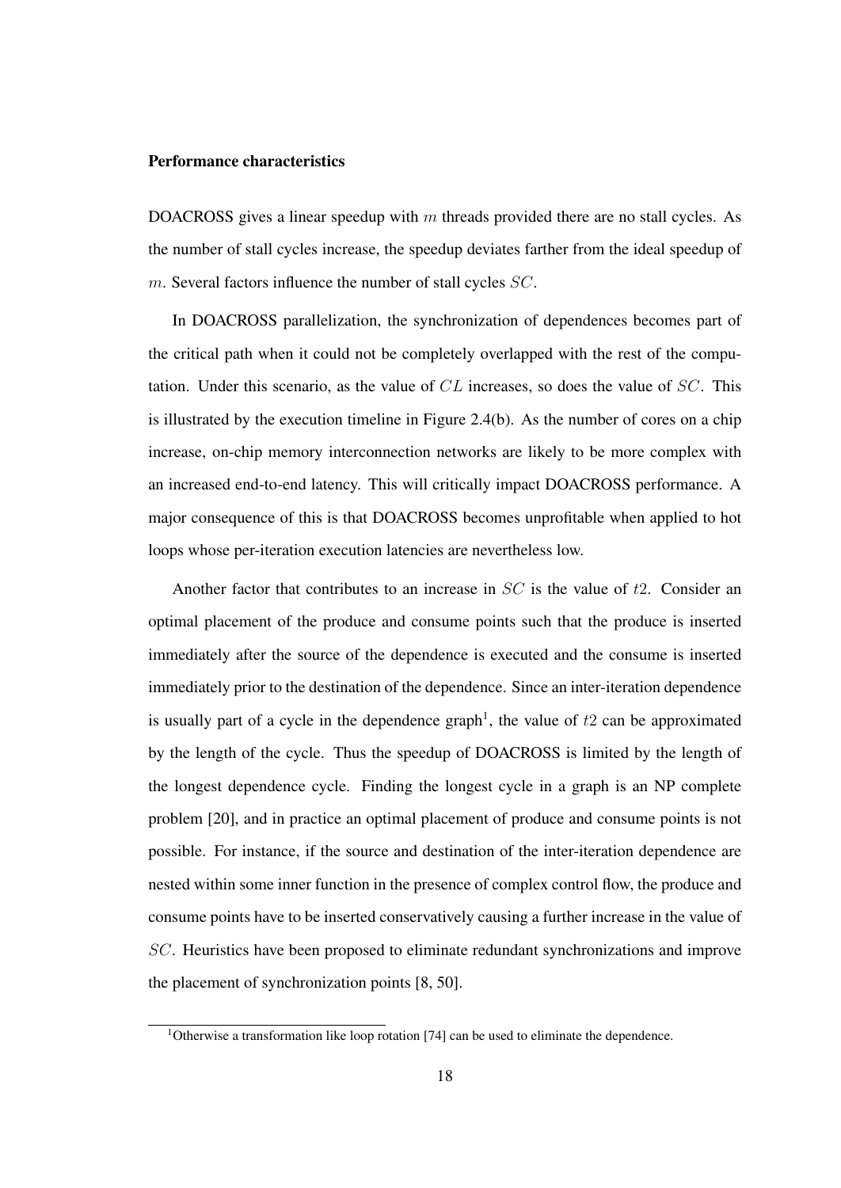**Performance characteristics**

DOACROSS gives a linear speedup with $m$ threads provided there are no stall cycles. As the number of stall cycles increase, the speedup deviates farther from the ideal speedup of $m$. Several factors influence the number of stall cycles $SC$.

In DOACROSS parallelization, the synchronization of dependences becomes part of the critical path when it could not be completely overlapped with the rest of the computation. Under this scenario, as the value of $CL$ increases, so does the value of $SC$. This is illustrated by the execution timeline in Figure 2.4(b). As the number of cores on a chip increase, on-chip memory interconnection networks are likely to be more complex with an increased end-to-end latency. This will critically impact DOACROSS performance. A major consequence of this is that DOACROSS becomes unprofitable when applied to hot loops whose per-iteration execution latencies are nevertheless low.

Another factor that contributes to an increase in $SC$ is the value of $t2$. Consider an optimal placement of the produce and consume points such that the produce is inserted immediately after the source of the dependence is executed and the consume is inserted immediately prior to the destination of the dependence. Since an inter-iteration dependence is usually part of a cycle in the dependence graph[1], the value of $t2$ can be approximated by the length of the cycle. Thus the speedup of DOACROSS is limited by the length of the longest dependence cycle. Finding the longest cycle in a graph is an NP complete problem [20], and in practice an optimal placement of produce and consume points is not possible. For instance, if the source and destination of the inter-iteration dependence are nested within some inner function in the presence of complex control flow, the produce and consume points have to be inserted conservatively causing a further increase in the value of $SC$. Heuristics have been proposed to eliminate redundant synchronizations and improve the placement of synchronization points [8, 50].

[1] Otherwise a transformation like loop rotation [74] can be used to eliminate the dependence.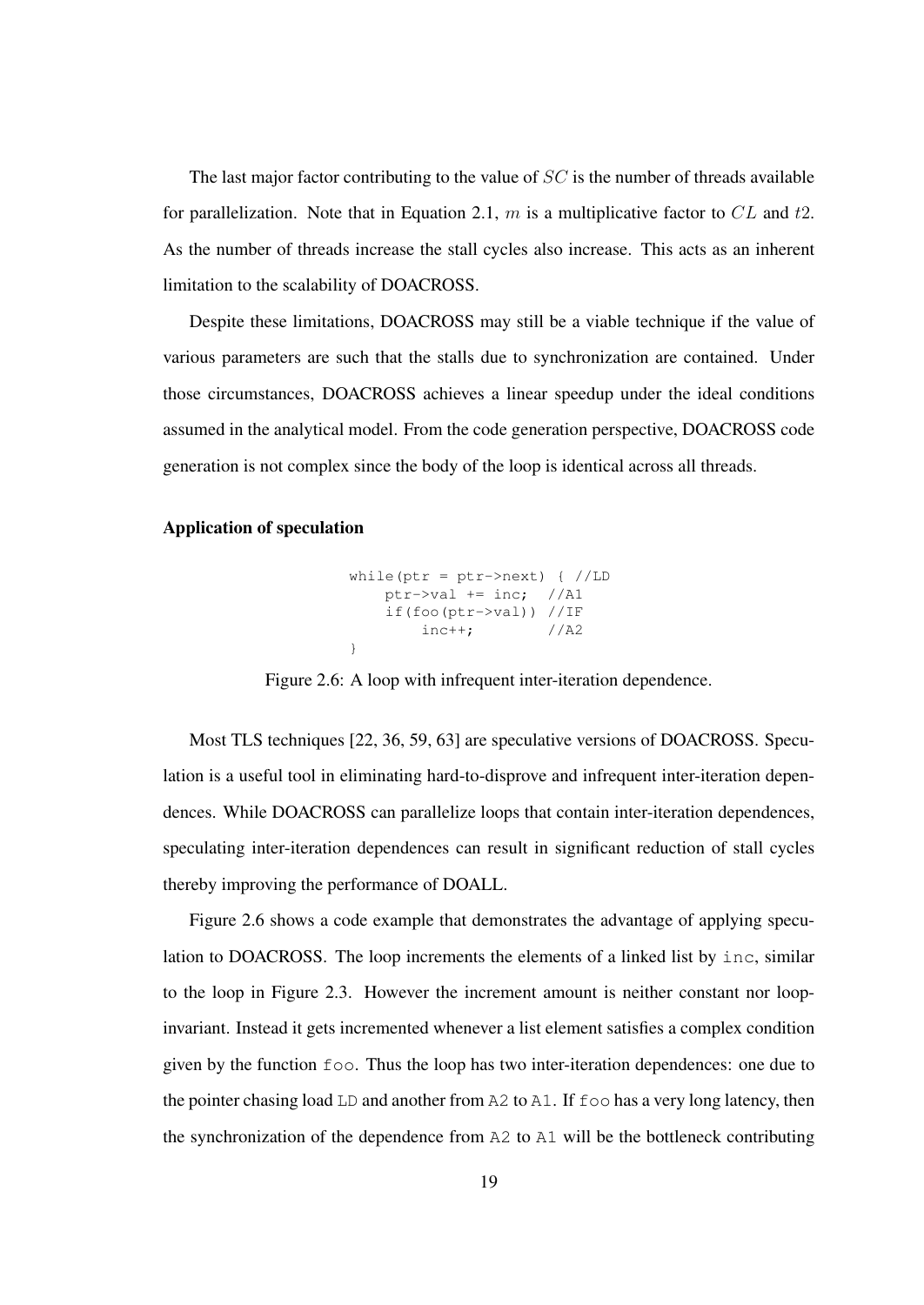The last major factor contributing to the value of $SC$ is the number of threads available for parallelization. Note that in Equation 2.1, $m$ is a multiplicative factor to $CL$ and $t2$. As the number of threads increase the stall cycles also increase. This acts as an inherent limitation to the scalability of DOACROSS.

Despite these limitations, DOACROSS may still be a viable technique if the value of various parameters are such that the stalls due to synchronization are contained. Under those circumstances, DOACROSS achieves a linear speedup under the ideal conditions assumed in the analytical model. From the code generation perspective, DOACROSS code generation is not complex since the body of the loop is identical across all threads.

#### Application of speculation

```
while(ptr = ptr->next) { //LD
    ptr->val += inc;  //A1
    if(foo(ptr->val)) //IF
        inc++;        //A2
}
```

Figure 2.6: A loop with infrequent inter-iteration dependence.

Most TLS techniques [22, 36, 59, 63] are speculative versions of DOACROSS. Speculation is a useful tool in eliminating hard-to-disprove and infrequent inter-iteration dependences. While DOACROSS can parallelize loops that contain inter-iteration dependences, speculating inter-iteration dependences can result in significant reduction of stall cycles thereby improving the performance of DOALL.

Figure 2.6 shows a code example that demonstrates the advantage of applying speculation to DOACROSS. The loop increments the elements of a linked list by `inc`, similar to the loop in Figure 2.3. However the increment amount is neither constant nor loop-invariant. Instead it gets incremented whenever a list element satisfies a complex condition given by the function `foo`. Thus the loop has two inter-iteration dependences: one due to the pointer chasing load `LD` and another from `A2` to `A1`. If `foo` has a very long latency, then the synchronization of the dependence from `A2` to `A1` will be the bottleneck contributing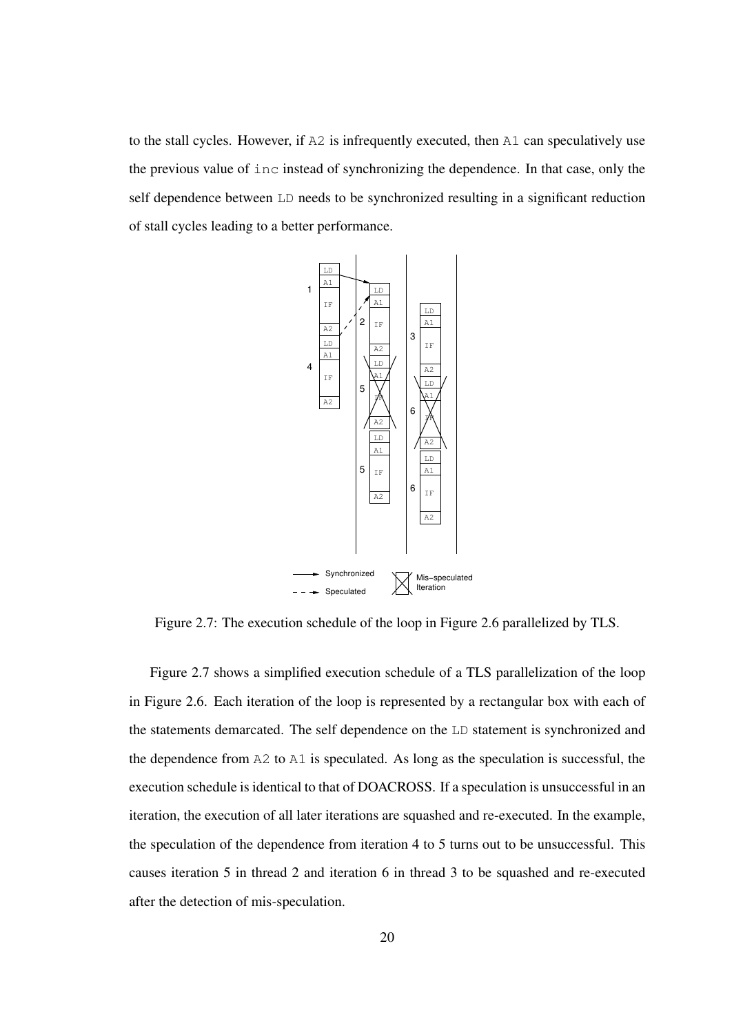to the stall cycles. However, if A2 is infrequently executed, then A1 can speculatively use the previous value of inc instead of synchronizing the dependence. In that case, only the self dependence between LD needs to be synchronized resulting in a significant reduction of stall cycles leading to a better performance.

Figure 2.7: The execution schedule of the loop in Figure 2.6 parallelized by TLS.

Figure 2.7 shows a simplified execution schedule of a TLS parallelization of the loop in Figure 2.6. Each iteration of the loop is represented by a rectangular box with each of the statements demarcated. The self dependence on the LD statement is synchronized and the dependence from A2 to A1 is speculated. As long as the speculation is successful, the execution schedule is identical to that of DOACROSS. If a speculation is unsuccessful in an iteration, the execution of all later iterations are squashed and re-executed. In the example, the speculation of the dependence from iteration 4 to 5 turns out to be unsuccessful. This causes iteration 5 in thread 2 and iteration 6 in thread 3 to be squashed and re-executed after the detection of mis-speculation.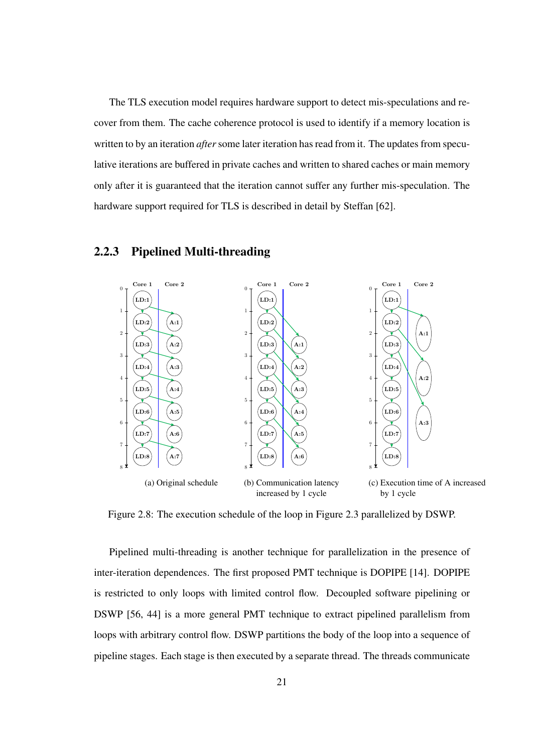The TLS execution model requires hardware support to detect mis-speculations and recover from them. The cache coherence protocol is used to identify if a memory location is written to by an iteration *after* some later iteration has read from it. The updates from speculative iterations are buffered in private caches and written to shared caches or main memory only after it is guaranteed that the iteration cannot suffer any further mis-speculation. The hardware support required for TLS is described in detail by Steffan [62].

### 2.2.3 Pipelined Multi-threading

(a) Original schedule

(b) Communication latency increased by 1 cycle

(c) Execution time of A increased by 1 cycle

Figure 2.8: The execution schedule of the loop in Figure 2.3 parallelized by DSWP.

Pipelined multi-threading is another technique for parallelization in the presence of inter-iteration dependences. The first proposed PMT technique is DOPIPE [14]. DOPIPE is restricted to only loops with limited control flow. Decoupled software pipelining or DSWP [56, 44] is a more general PMT technique to extract pipelined parallelism from loops with arbitrary control flow. DSWP partitions the body of the loop into a sequence of pipeline stages. Each stage is then executed by a separate thread. The threads communicate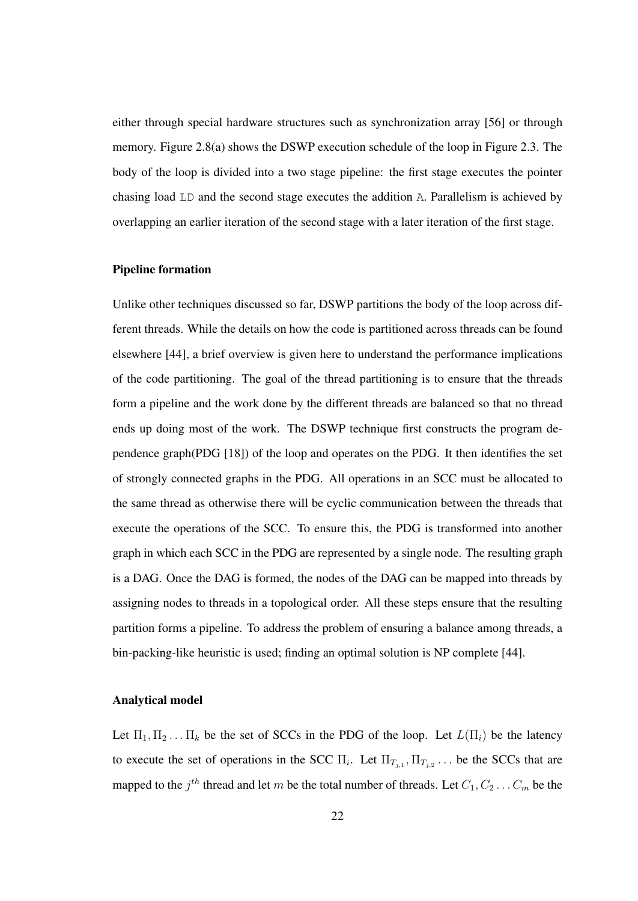either through special hardware structures such as synchronization array [56] or through memory. Figure 2.8(a) shows the DSWP execution schedule of the loop in Figure 2.3. The body of the loop is divided into a two stage pipeline: the first stage executes the pointer chasing load `LD` and the second stage executes the addition `A`. Parallelism is achieved by overlapping an earlier iteration of the second stage with a later iteration of the first stage.

### Pipeline formation

Unlike other techniques discussed so far, DSWP partitions the body of the loop across different threads. While the details on how the code is partitioned across threads can be found elsewhere [44], a brief overview is given here to understand the performance implications of the code partitioning. The goal of the thread partitioning is to ensure that the threads form a pipeline and the work done by the different threads are balanced so that no thread ends up doing most of the work. The DSWP technique first constructs the program dependence graph(PDG [18]) of the loop and operates on the PDG. It then identifies the set of strongly connected graphs in the PDG. All operations in an SCC must be allocated to the same thread as otherwise there will be cyclic communication between the threads that execute the operations of the SCC. To ensure this, the PDG is transformed into another graph in which each SCC in the PDG are represented by a single node. The resulting graph is a DAG. Once the DAG is formed, the nodes of the DAG can be mapped into threads by assigning nodes to threads in a topological order. All these steps ensure that the resulting partition forms a pipeline. To address the problem of ensuring a balance among threads, a bin-packing-like heuristic is used; finding an optimal solution is NP complete [44].

### Analytical model

Let $\Pi_1, \Pi_2 \ldots \Pi_k$ be the set of SCCs in the PDG of the loop. Let $L(\Pi_i)$ be the latency to execute the set of operations in the SCC $\Pi_i$. Let $\Pi_{T_{j,1}}, \Pi_{T_{j,2}} \ldots$ be the SCCs that are mapped to the $j^{th}$ thread and let $m$ be the total number of threads. Let $C_1, C_2 \ldots C_m$ be the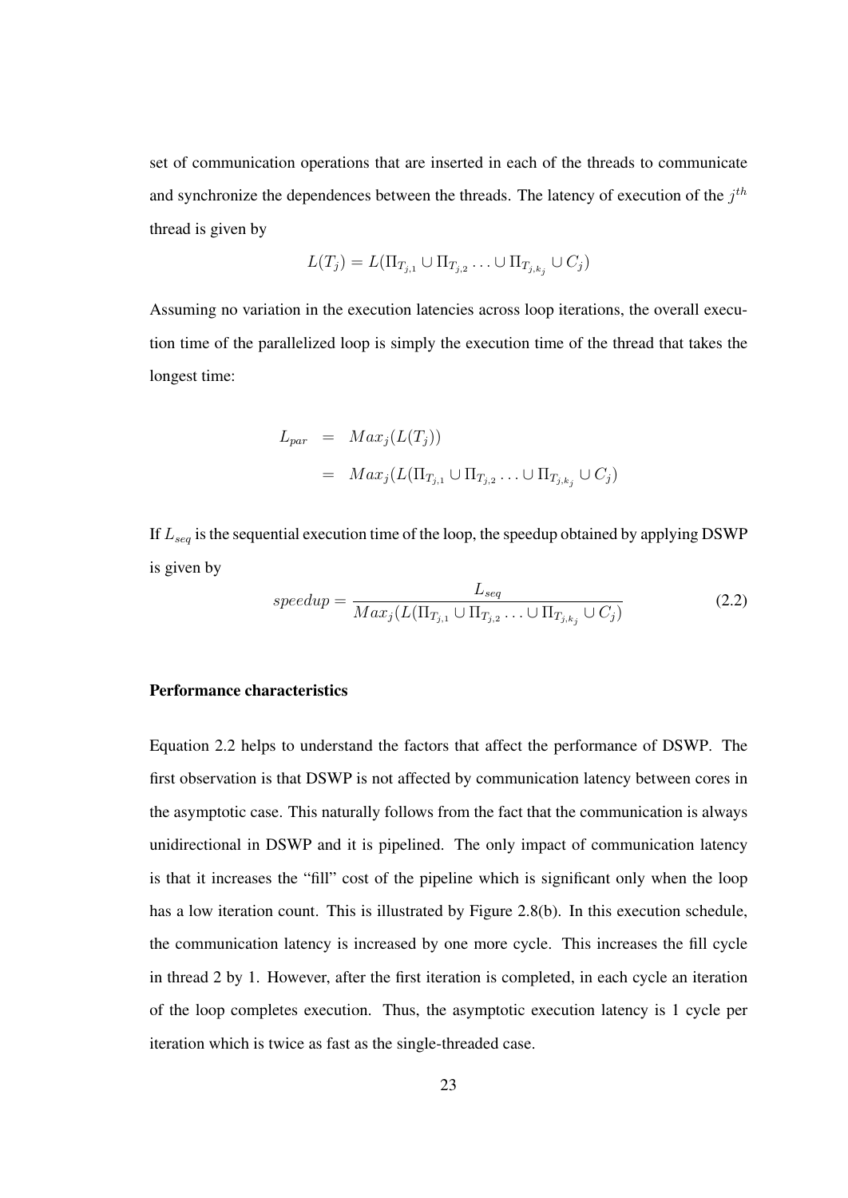set of communication operations that are inserted in each of the threads to communicate and synchronize the dependences between the threads. The latency of execution of the $j^{th}$ thread is given by

$$L(T_j) = L(\Pi_{T_{j,1}} \cup \Pi_{T_{j,2}} \ldots \cup \Pi_{T_{j,k_j}} \cup C_j)$$

Assuming no variation in the execution latencies across loop iterations, the overall execution time of the parallelized loop is simply the execution time of the thread that takes the longest time:

$$\begin{aligned} L_{par} &= Max_j(L(T_j)) \\ &= Max_j(L(\Pi_{T_{j,1}} \cup \Pi_{T_{j,2}} \ldots \cup \Pi_{T_{j,k_j}} \cup C_j) \end{aligned}$$

If $L_{seq}$ is the sequential execution time of the loop, the speedup obtained by applying DSWP is given by

$$speedup = \frac{L_{seq}}{Max_j(L(\Pi_{T_{j,1}} \cup \Pi_{T_{j,2}} \ldots \cup \Pi_{T_{j,k_j}} \cup C_j)} \tag{2.2}$$

**Performance characteristics**

Equation 2.2 helps to understand the factors that affect the performance of DSWP. The first observation is that DSWP is not affected by communication latency between cores in the asymptotic case. This naturally follows from the fact that the communication is always unidirectional in DSWP and it is pipelined. The only impact of communication latency is that it increases the "fill" cost of the pipeline which is significant only when the loop has a low iteration count. This is illustrated by Figure 2.8(b). In this execution schedule, the communication latency is increased by one more cycle. This increases the fill cycle in thread 2 by 1. However, after the first iteration is completed, in each cycle an iteration of the loop completes execution. Thus, the asymptotic execution latency is 1 cycle per iteration which is twice as fast as the single-threaded case.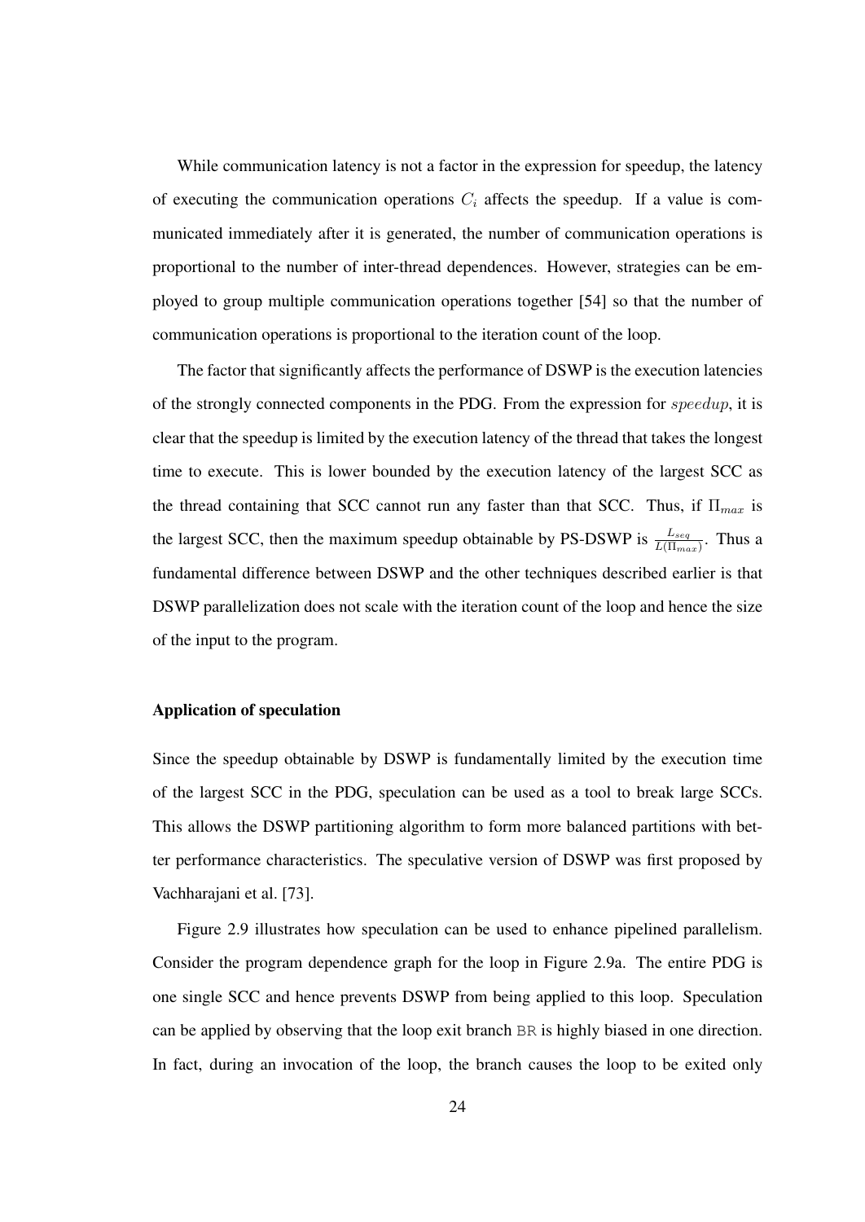While communication latency is not a factor in the expression for speedup, the latency of executing the communication operations $C_i$ affects the speedup. If a value is communicated immediately after it is generated, the number of communication operations is proportional to the number of inter-thread dependences. However, strategies can be employed to group multiple communication operations together [54] so that the number of communication operations is proportional to the iteration count of the loop.

The factor that significantly affects the performance of DSWP is the execution latencies of the strongly connected components in the PDG. From the expression for $speedup$, it is clear that the speedup is limited by the execution latency of the thread that takes the longest time to execute. This is lower bounded by the execution latency of the largest SCC as the thread containing that SCC cannot run any faster than that SCC. Thus, if $\Pi_{max}$ is the largest SCC, then the maximum speedup obtainable by PS-DSWP is $\frac{L_{seq}}{L(\Pi_{max})}$. Thus a fundamental difference between DSWP and the other techniques described earlier is that DSWP parallelization does not scale with the iteration count of the loop and hence the size of the input to the program.

#### Application of speculation

Since the speedup obtainable by DSWP is fundamentally limited by the execution time of the largest SCC in the PDG, speculation can be used as a tool to break large SCCs. This allows the DSWP partitioning algorithm to form more balanced partitions with better performance characteristics. The speculative version of DSWP was first proposed by Vachharajani et al. [73].

Figure 2.9 illustrates how speculation can be used to enhance pipelined parallelism. Consider the program dependence graph for the loop in Figure 2.9a. The entire PDG is one single SCC and hence prevents DSWP from being applied to this loop. Speculation can be applied by observing that the loop exit branch `BR` is highly biased in one direction. In fact, during an invocation of the loop, the branch causes the loop to be exited only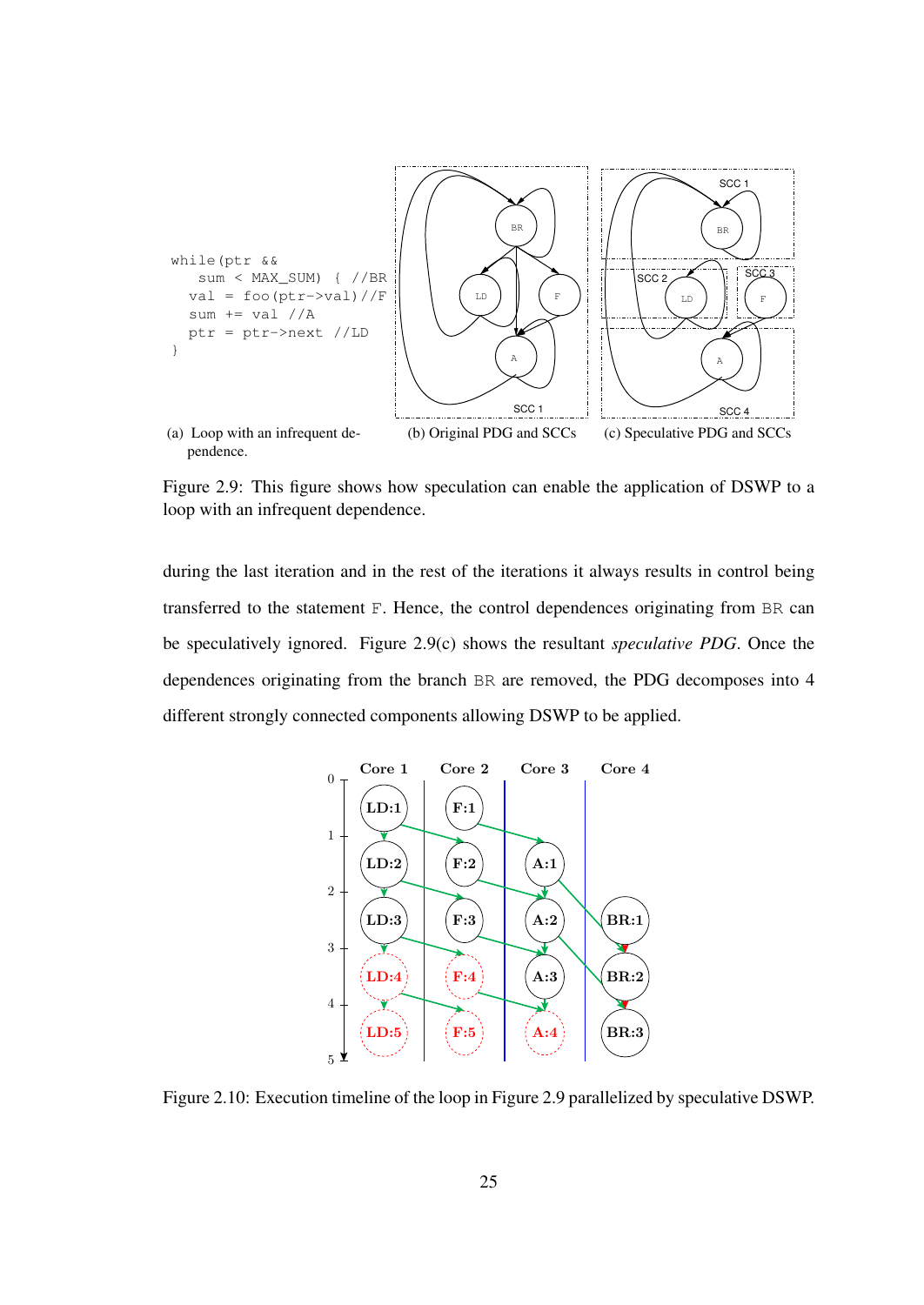```
while(ptr &&
    sum < MAX_SUM) { //BR
  val = foo(ptr->val)//F
  sum += val //A
  ptr = ptr->next //LD
}
```

(a) Loop with an infrequent dependence.

(b) Original PDG and SCCs

(c) Speculative PDG and SCCs

Figure 2.9: This figure shows how speculation can enable the application of DSWP to a loop with an infrequent dependence.

during the last iteration and in the rest of the iterations it always results in control being transferred to the statement F. Hence, the control dependences originating from BR can be speculatively ignored. Figure 2.9(c) shows the resultant *speculative PDG*. Once the dependences originating from the branch BR are removed, the PDG decomposes into 4 different strongly connected components allowing DSWP to be applied.

Figure 2.10: Execution timeline of the loop in Figure 2.9 parallelized by speculative DSWP.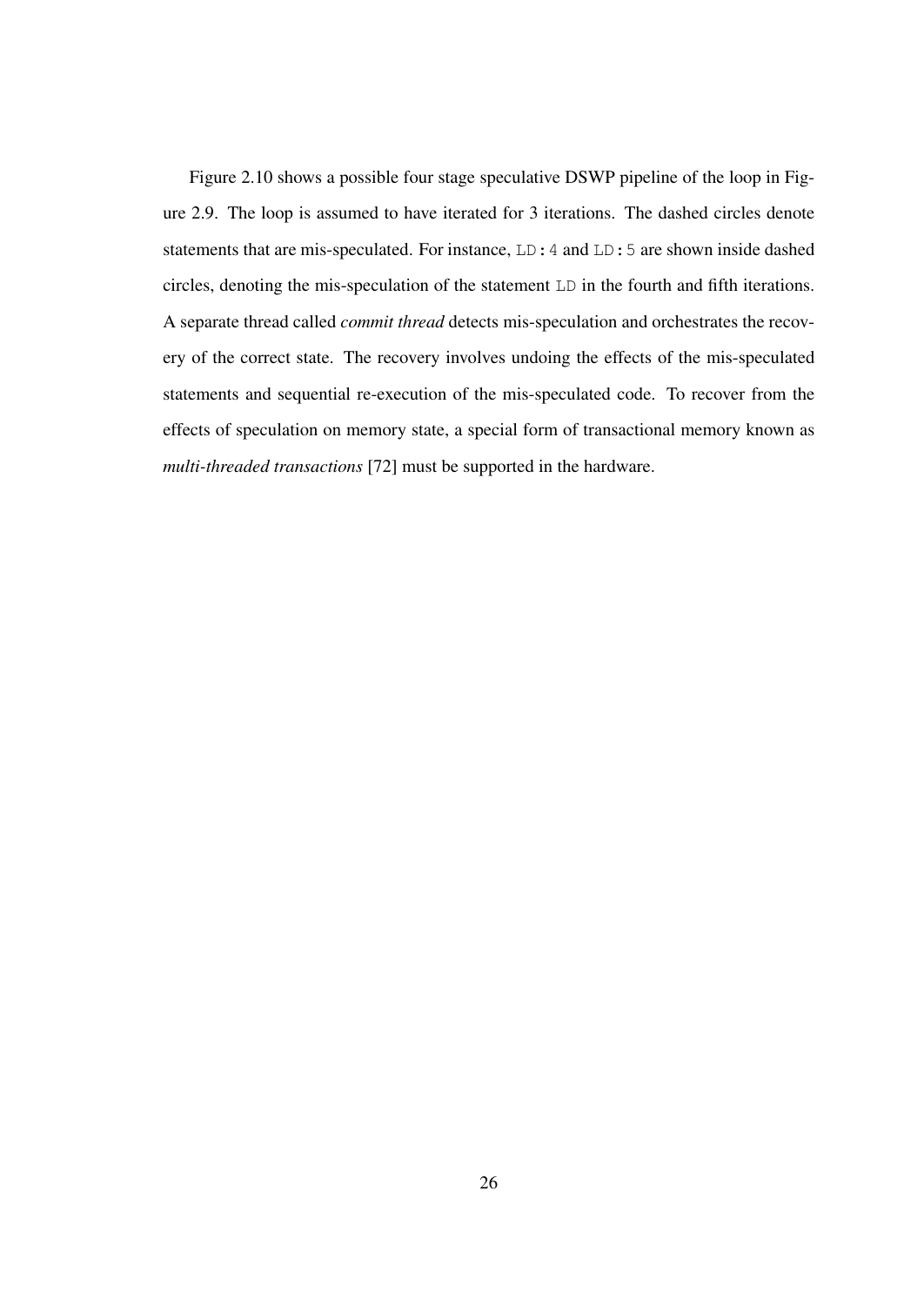Figure 2.10 shows a possible four stage speculative DSWP pipeline of the loop in Figure 2.9. The loop is assumed to have iterated for 3 iterations. The dashed circles denote statements that are mis-speculated. For instance, `LD:4` and `LD:5` are shown inside dashed circles, denoting the mis-speculation of the statement `LD` in the fourth and fifth iterations. A separate thread called *commit thread* detects mis-speculation and orchestrates the recovery of the correct state. The recovery involves undoing the effects of the mis-speculated statements and sequential re-execution of the mis-speculated code. To recover from the effects of speculation on memory state, a special form of transactional memory known as *multi-threaded transactions* [72] must be supported in the hardware.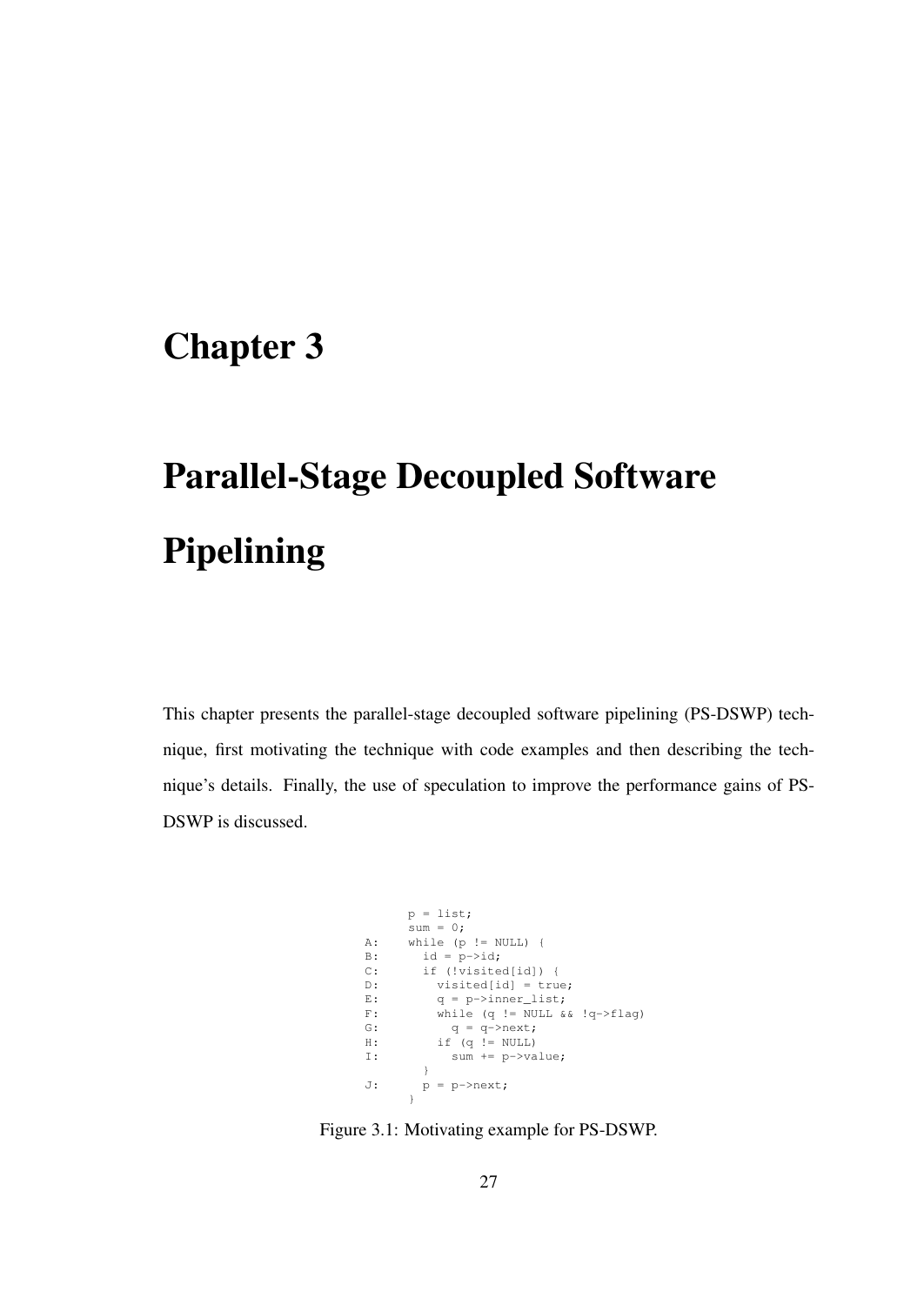# Chapter 3

# Parallel-Stage Decoupled Software Pipelining

This chapter presents the parallel-stage decoupled software pipelining (PS-DSWP) technique, first motivating the technique with code examples and then describing the technique's details. Finally, the use of speculation to improve the performance gains of PS-DSWP is discussed.

```
      p = list;
      sum = 0;
A:    while (p != NULL) {
B:      id = p->id;
C:      if (!visited[id]) {
D:        visited[id] = true;
E:        q = p->inner_list;
F:        while (q != NULL && !q->flag)
G:          q = q->next;
H:        if (q != NULL)
I:          sum += p->value;
        }
J:      p = p->next;
      }
```

Figure 3.1: Motivating example for PS-DSWP.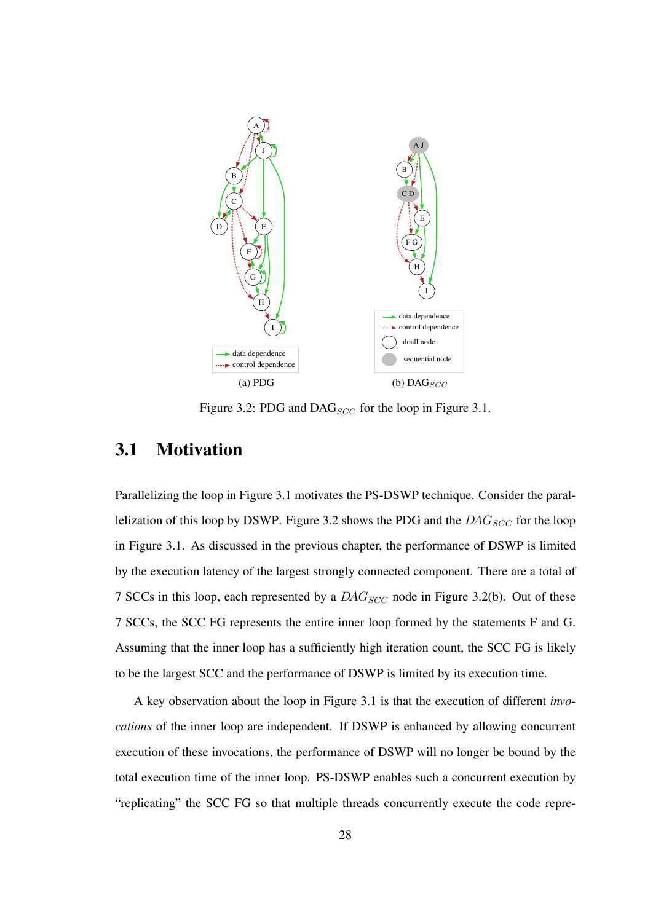(a) PDG

(b) $DAG_{SCC}$

Figure 3.2: PDG and $DAG_{SCC}$ for the loop in Figure 3.1.

## 3.1 Motivation

Parallelizing the loop in Figure 3.1 motivates the PS-DSWP technique. Consider the parallelization of this loop by DSWP. Figure 3.2 shows the PDG and the $DAG_{SCC}$ for the loop in Figure 3.1. As discussed in the previous chapter, the performance of DSWP is limited by the execution latency of the largest strongly connected component. There are a total of 7 SCCs in this loop, each represented by a $DAG_{SCC}$ node in Figure 3.2(b). Out of these 7 SCCs, the SCC FG represents the entire inner loop formed by the statements F and G. Assuming that the inner loop has a sufficiently high iteration count, the SCC FG is likely to be the largest SCC and the performance of DSWP is limited by its execution time.

A key observation about the loop in Figure 3.1 is that the execution of different *invocations* of the inner loop are independent. If DSWP is enhanced by allowing concurrent execution of these invocations, the performance of DSWP will no longer be bound by the total execution time of the inner loop. PS-DSWP enables such a concurrent execution by "replicating" the SCC FG so that multiple threads concurrently execute the code repre-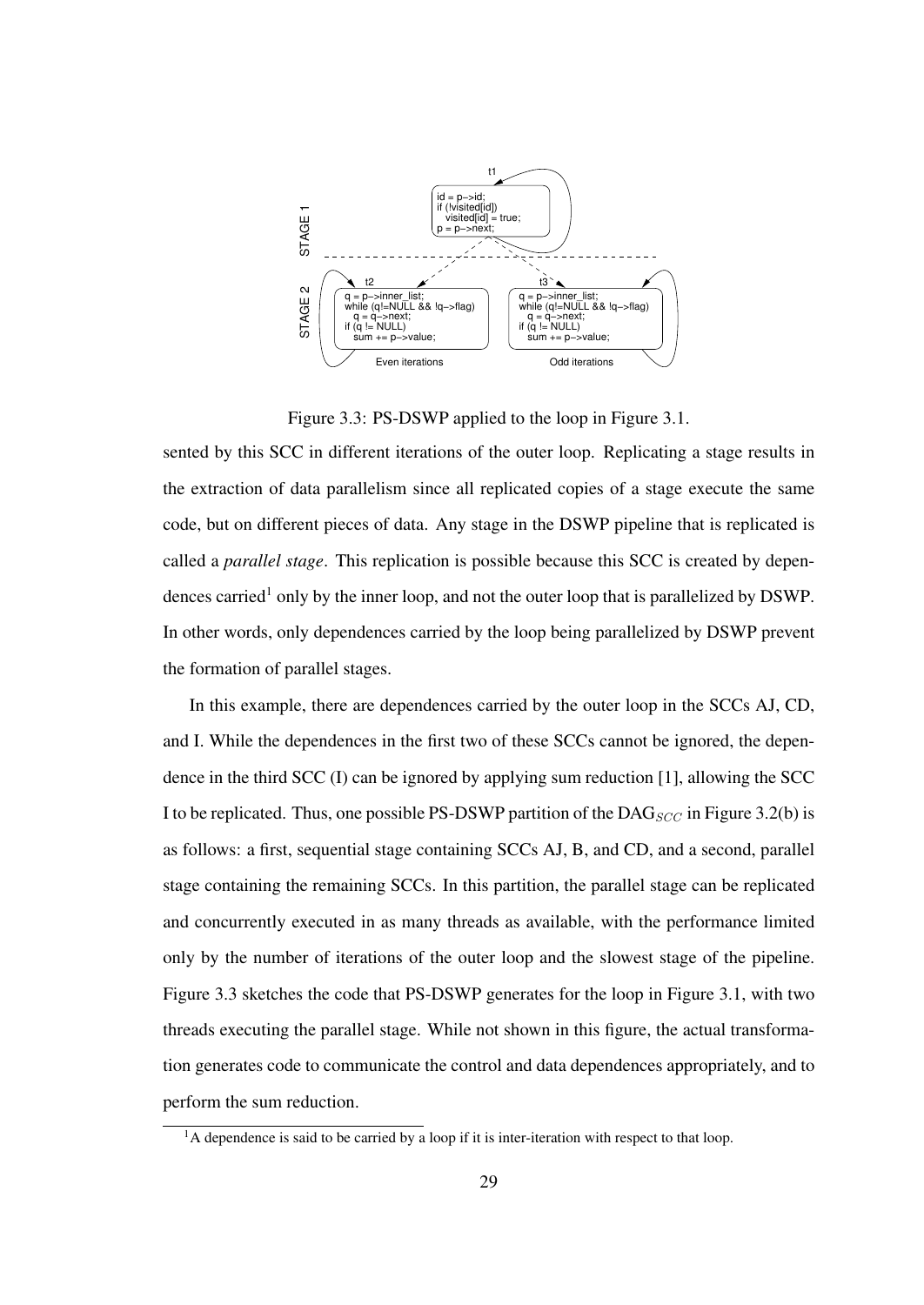STAGE 1

t1

```
id = p->id;
if (!visited[id])
  visited[id] = true;
p = p->next;
```

STAGE 2

t2

```
q = p->inner_list;
while (q!=NULL && !q->flag)
  q = q->next;
if (q != NULL)
  sum += p->value;
```

Even iterations

t3

```
q = p->inner_list;
while (q!=NULL && !q->flag)
  q = q->next;
if (q != NULL)
  sum += p->value;
```

Odd iterations

Figure 3.3: PS-DSWP applied to the loop in Figure 3.1.

sented by this SCC in different iterations of the outer loop. Replicating a stage results in the extraction of data parallelism since all replicated copies of a stage execute the same code, but on different pieces of data. Any stage in the DSWP pipeline that is replicated is called a *parallel stage*. This replication is possible because this SCC is created by dependences carried[1] only by the inner loop, and not the outer loop that is parallelized by DSWP. In other words, only dependences carried by the loop being parallelized by DSWP prevent the formation of parallel stages.

In this example, there are dependences carried by the outer loop in the SCCs AJ, CD, and I. While the dependences in the first two of these SCCs cannot be ignored, the dependence in the third SCC (I) can be ignored by applying sum reduction [1], allowing the SCC I to be replicated. Thus, one possible PS-DSWP partition of the $\text{DAG}_{SCC}$ in Figure 3.2(b) is as follows: a first, sequential stage containing SCCs AJ, B, and CD, and a second, parallel stage containing the remaining SCCs. In this partition, the parallel stage can be replicated and concurrently executed in as many threads as available, with the performance limited only by the number of iterations of the outer loop and the slowest stage of the pipeline. Figure 3.3 sketches the code that PS-DSWP generates for the loop in Figure 3.1, with two threads executing the parallel stage. While not shown in this figure, the actual transformation generates code to communicate the control and data dependences appropriately, and to perform the sum reduction.

[1] A dependence is said to be carried by a loop if it is inter-iteration with respect to that loop.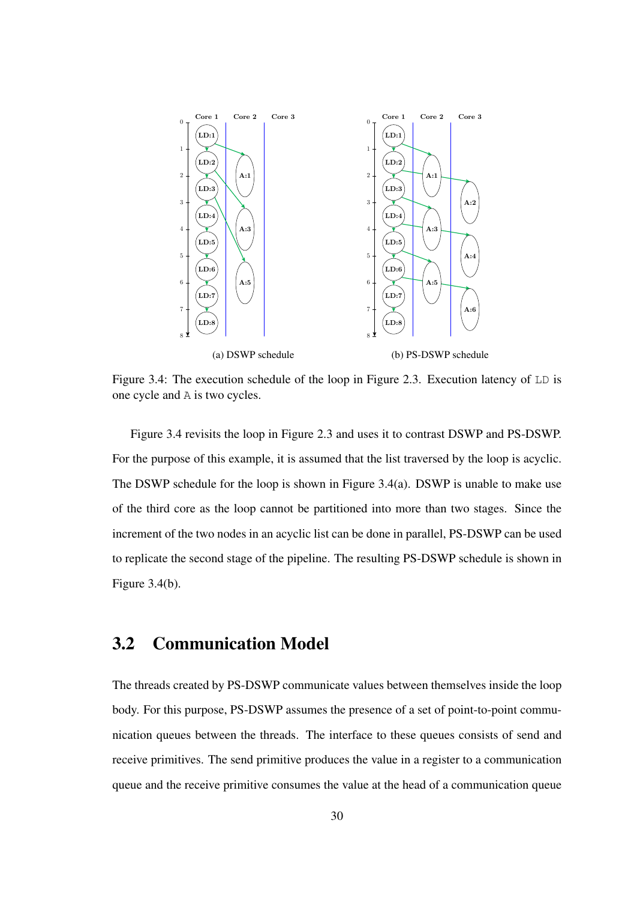(a) DSWP schedule

(b) PS-DSWP schedule

Figure 3.4: The execution schedule of the loop in Figure 2.3. Execution latency of `LD` is one cycle and `A` is two cycles.

Figure 3.4 revisits the loop in Figure 2.3 and uses it to contrast DSWP and PS-DSWP. For the purpose of this example, it is assumed that the list traversed by the loop is acyclic. The DSWP schedule for the loop is shown in Figure 3.4(a). DSWP is unable to make use of the third core as the loop cannot be partitioned into more than two stages. Since the increment of the two nodes in an acyclic list can be done in parallel, PS-DSWP can be used to replicate the second stage of the pipeline. The resulting PS-DSWP schedule is shown in Figure 3.4(b).

## 3.2 Communication Model

The threads created by PS-DSWP communicate values between themselves inside the loop body. For this purpose, PS-DSWP assumes the presence of a set of point-to-point communication queues between the threads. The interface to these queues consists of send and receive primitives. The send primitive produces the value in a register to a communication queue and the receive primitive consumes the value at the head of a communication queue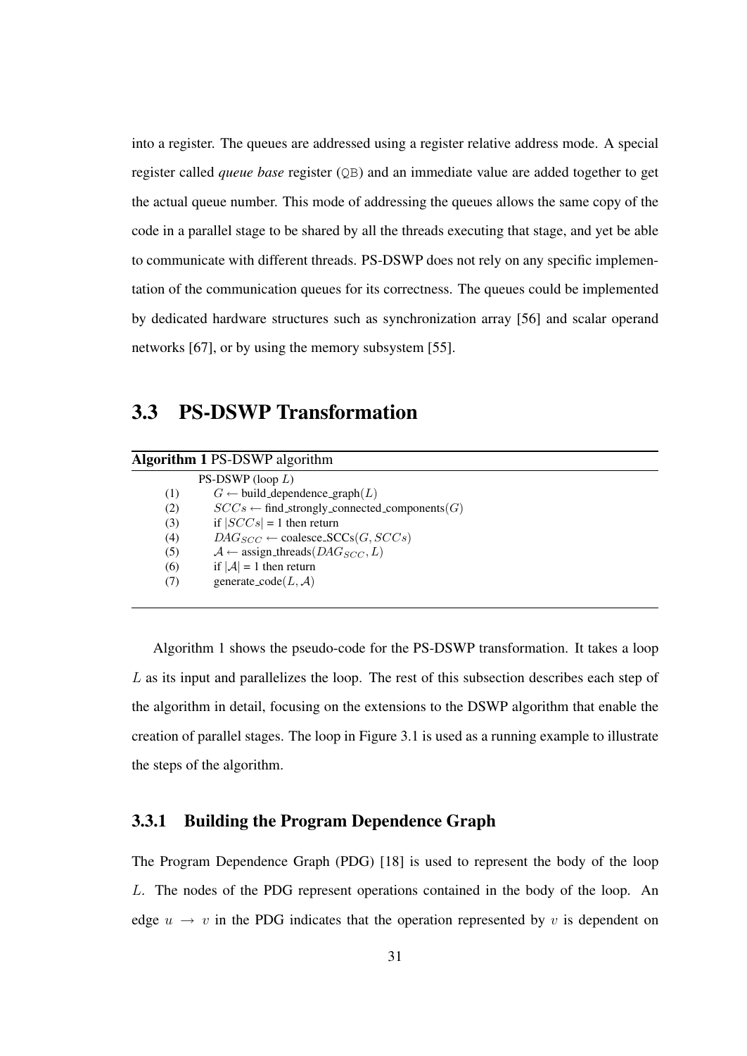into a register. The queues are addressed using a register relative address mode. A special register called *queue base* register (`QB`) and an immediate value are added together to get the actual queue number. This mode of addressing the queues allows the same copy of the code in a parallel stage to be shared by all the threads executing that stage, and yet be able to communicate with different threads. PS-DSWP does not rely on any specific implementation of the communication queues for its correctness. The queues could be implemented by dedicated hardware structures such as synchronization array [56] and scalar operand networks [67], or by using the memory subsystem [55].

## 3.3 PS-DSWP Transformation

**Algorithm 1** PS-DSWP algorithm

```
      PS-DSWP (loop L)
(1)     G ← build_dependence_graph(L)
(2)     SCCs ← find_strongly_connected_components(G)
(3)     if |SCCs| = 1 then return
(4)     DAG_SCC ← coalesce_SCCs(G, SCCs)
(5)     A ← assign_threads(DAG_SCC, L)
(6)     if |A| = 1 then return
(7)     generate_code(L, A)
```

Algorithm 1 shows the pseudo-code for the PS-DSWP transformation. It takes a loop $L$ as its input and parallelizes the loop. The rest of this subsection describes each step of the algorithm in detail, focusing on the extensions to the DSWP algorithm that enable the creation of parallel stages. The loop in Figure 3.1 is used as a running example to illustrate the steps of the algorithm.

### 3.3.1 Building the Program Dependence Graph

The Program Dependence Graph (PDG) [18] is used to represent the body of the loop $L$. The nodes of the PDG represent operations contained in the body of the loop. An edge $u \rightarrow v$ in the PDG indicates that the operation represented by $v$ is dependent on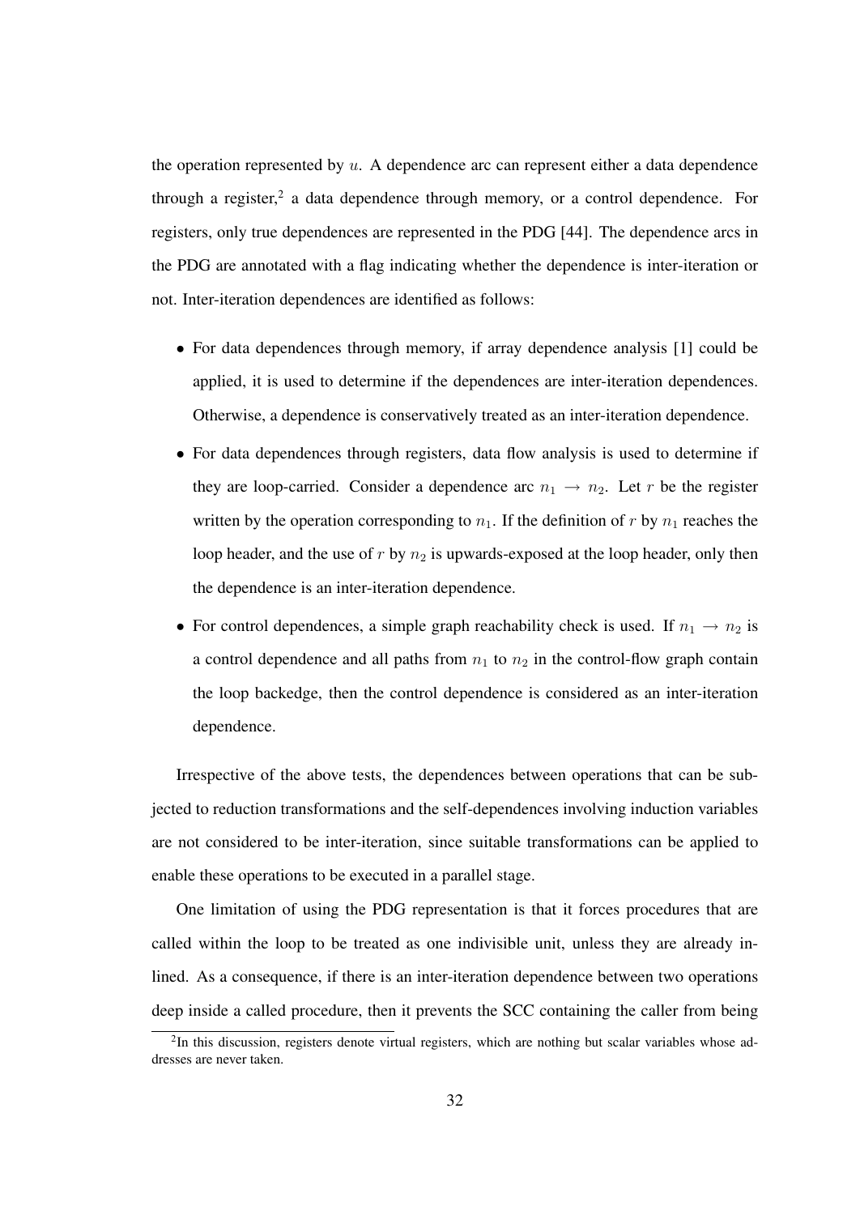the operation represented by $u$. A dependence arc can represent either a data dependence through a register,[2] a data dependence through memory, or a control dependence. For registers, only true dependences are represented in the PDG [44]. The dependence arcs in the PDG are annotated with a flag indicating whether the dependence is inter-iteration or not. Inter-iteration dependences are identified as follows:

- For data dependences through memory, if array dependence analysis [1] could be applied, it is used to determine if the dependences are inter-iteration dependences. Otherwise, a dependence is conservatively treated as an inter-iteration dependence.
- For data dependences through registers, data flow analysis is used to determine if they are loop-carried. Consider a dependence arc $n_1 \rightarrow n_2$. Let $r$ be the register written by the operation corresponding to $n_1$. If the definition of $r$ by $n_1$ reaches the loop header, and the use of $r$ by $n_2$ is upwards-exposed at the loop header, only then the dependence is an inter-iteration dependence.
- For control dependences, a simple graph reachability check is used. If $n_1 \rightarrow n_2$ is a control dependence and all paths from $n_1$ to $n_2$ in the control-flow graph contain the loop backedge, then the control dependence is considered as an inter-iteration dependence.

Irrespective of the above tests, the dependences between operations that can be subjected to reduction transformations and the self-dependences involving induction variables are not considered to be inter-iteration, since suitable transformations can be applied to enable these operations to be executed in a parallel stage.

One limitation of using the PDG representation is that it forces procedures that are called within the loop to be treated as one indivisible unit, unless they are already inlined. As a consequence, if there is an inter-iteration dependence between two operations deep inside a called procedure, then it prevents the SCC containing the caller from being

[2] In this discussion, registers denote virtual registers, which are nothing but scalar variables whose addresses are never taken.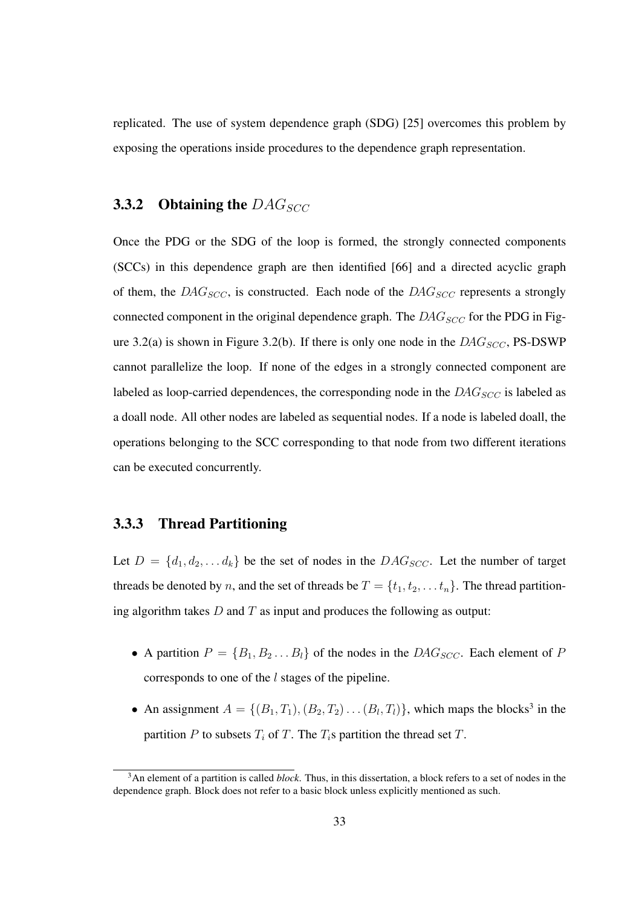replicated. The use of system dependence graph (SDG) [25] overcomes this problem by exposing the operations inside procedures to the dependence graph representation.

### 3.3.2 Obtaining the $DAG_{SCC}$

Once the PDG or the SDG of the loop is formed, the strongly connected components (SCCs) in this dependence graph are then identified [66] and a directed acyclic graph of them, the $DAG_{SCC}$, is constructed. Each node of the $DAG_{SCC}$ represents a strongly connected component in the original dependence graph. The $DAG_{SCC}$ for the PDG in Figure 3.2(a) is shown in Figure 3.2(b). If there is only one node in the $DAG_{SCC}$, PS-DSWP cannot parallelize the loop. If none of the edges in a strongly connected component are labeled as loop-carried dependences, the corresponding node in the $DAG_{SCC}$ is labeled as a doall node. All other nodes are labeled as sequential nodes. If a node is labeled doall, the operations belonging to the SCC corresponding to that node from two different iterations can be executed concurrently.

### 3.3.3 Thread Partitioning

Let $D = \{d_1, d_2, \ldots d_k\}$ be the set of nodes in the $DAG_{SCC}$. Let the number of target threads be denoted by $n$, and the set of threads be $T = \{t_1, t_2, \ldots t_n\}$. The thread partitioning algorithm takes $D$ and $T$ as input and produces the following as output:

- A partition $P = \{B_1, B_2 \ldots B_l\}$ of the nodes in the $DAG_{SCC}$. Each element of $P$ corresponds to one of the $l$ stages of the pipeline.
- An assignment $A = \{(B_1, T_1), (B_2, T_2) \ldots (B_l, T_l)\}$, which maps the blocks[3] in the partition $P$ to subsets $T_i$ of $T$. The $T_i$s partition the thread set $T$.

[3] An element of a partition is called *block*. Thus, in this dissertation, a block refers to a set of nodes in the dependence graph. Block does not refer to a basic block unless explicitly mentioned as such.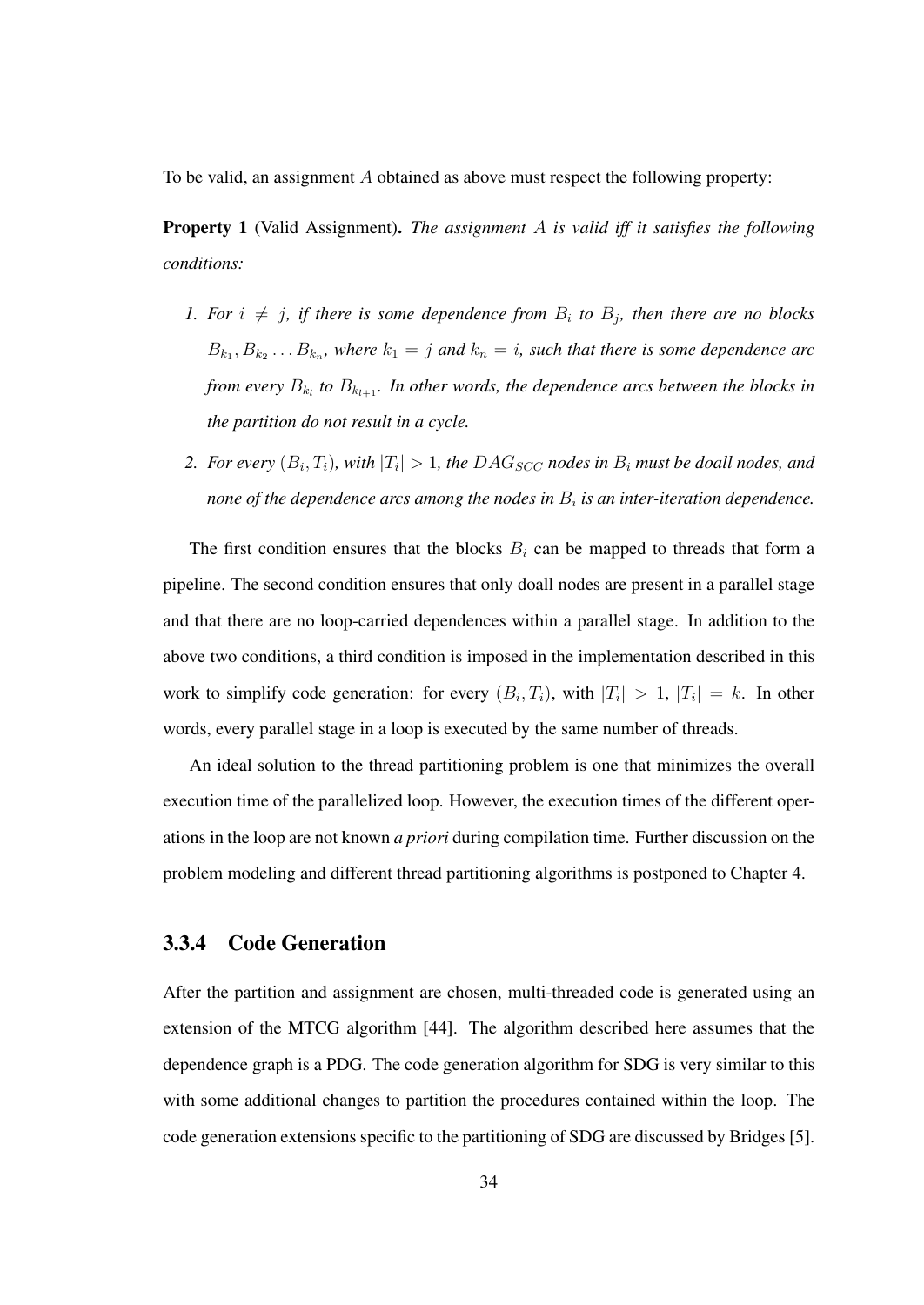To be valid, an assignment $A$ obtained as above must respect the following property:

**Property 1** (Valid Assignment)**.** *The assignment $A$ is valid iff it satisfies the following conditions:*

1. *For $i \neq j$, if there is some dependence from $B_i$ to $B_j$, then there are no blocks $B_{k_1}, B_{k_2} \ldots B_{k_n}$, where $k_1 = j$ and $k_n = i$, such that there is some dependence arc from every $B_{k_l}$ to $B_{k_{l+1}}$. In other words, the dependence arcs between the blocks in the partition do not result in a cycle.*
2. *For every $(B_i, T_i)$, with $|T_i| > 1$, the $DAG_{SCC}$ nodes in $B_i$ must be doall nodes, and none of the dependence arcs among the nodes in $B_i$ is an inter-iteration dependence.*

The first condition ensures that the blocks $B_i$ can be mapped to threads that form a pipeline. The second condition ensures that only doall nodes are present in a parallel stage and that there are no loop-carried dependences within a parallel stage. In addition to the above two conditions, a third condition is imposed in the implementation described in this work to simplify code generation: for every $(B_i, T_i)$, with $|T_i| > 1$, $|T_i| = k$. In other words, every parallel stage in a loop is executed by the same number of threads.

An ideal solution to the thread partitioning problem is one that minimizes the overall execution time of the parallelized loop. However, the execution times of the different operations in the loop are not known *a priori* during compilation time. Further discussion on the problem modeling and different thread partitioning algorithms is postponed to Chapter 4.

### 3.3.4 Code Generation

After the partition and assignment are chosen, multi-threaded code is generated using an extension of the MTCG algorithm [44]. The algorithm described here assumes that the dependence graph is a PDG. The code generation algorithm for SDG is very similar to this with some additional changes to partition the procedures contained within the loop. The code generation extensions specific to the partitioning of SDG are discussed by Bridges [5].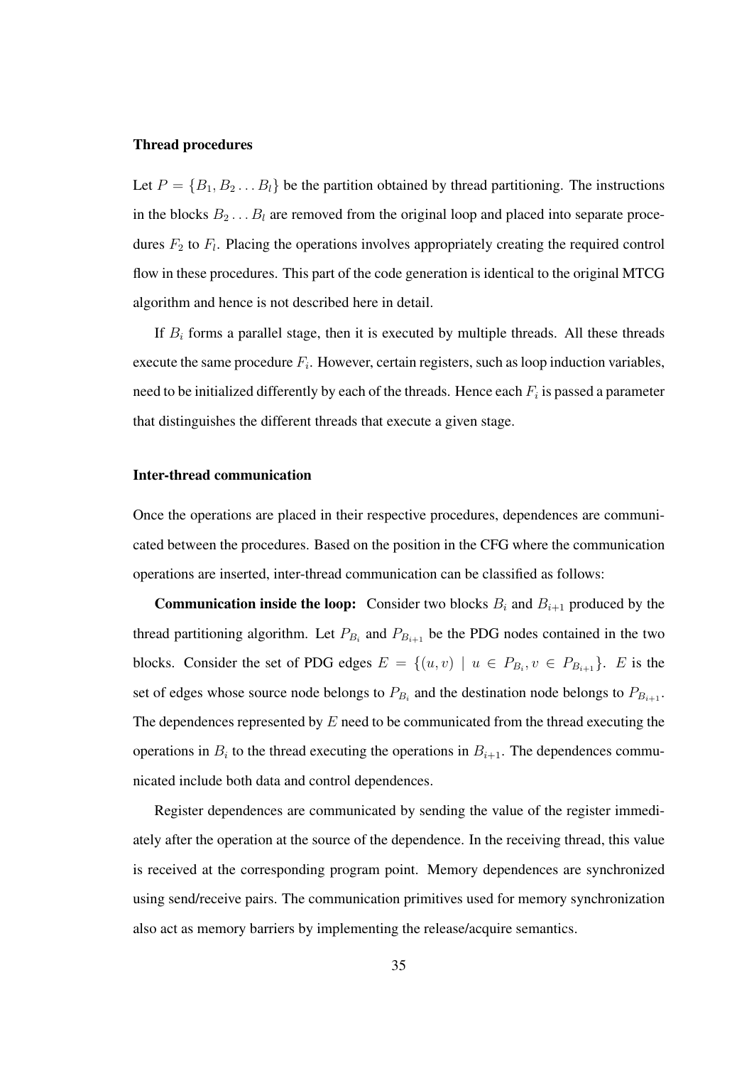### Thread procedures

Let $P = \{B_1, B_2 \ldots B_l\}$ be the partition obtained by thread partitioning. The instructions in the blocks $B_2 \ldots B_l$ are removed from the original loop and placed into separate procedures $F_2$ to $F_l$. Placing the operations involves appropriately creating the required control flow in these procedures. This part of the code generation is identical to the original MTCG algorithm and hence is not described here in detail.

If $B_i$ forms a parallel stage, then it is executed by multiple threads. All these threads execute the same procedure $F_i$. However, certain registers, such as loop induction variables, need to be initialized differently by each of the threads. Hence each $F_i$ is passed a parameter that distinguishes the different threads that execute a given stage.

### Inter-thread communication

Once the operations are placed in their respective procedures, dependences are communicated between the procedures. Based on the position in the CFG where the communication operations are inserted, inter-thread communication can be classified as follows:

**Communication inside the loop:** Consider two blocks $B_i$ and $B_{i+1}$ produced by the thread partitioning algorithm. Let $P_{B_i}$ and $P_{B_{i+1}}$ be the PDG nodes contained in the two blocks. Consider the set of PDG edges $E = \{(u, v) \mid u \in P_{B_i}, v \in P_{B_{i+1}}\}$. $E$ is the set of edges whose source node belongs to $P_{B_i}$ and the destination node belongs to $P_{B_{i+1}}$. The dependences represented by $E$ need to be communicated from the thread executing the operations in $B_i$ to the thread executing the operations in $B_{i+1}$. The dependences communicated include both data and control dependences.

Register dependences are communicated by sending the value of the register immediately after the operation at the source of the dependence. In the receiving thread, this value is received at the corresponding program point. Memory dependences are synchronized using send/receive pairs. The communication primitives used for memory synchronization also act as memory barriers by implementing the release/acquire semantics.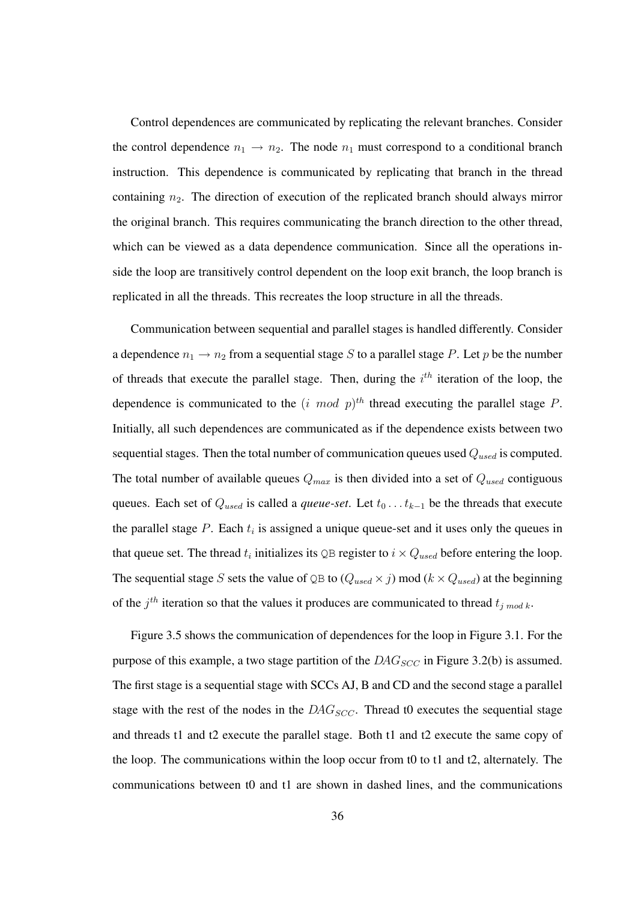Control dependences are communicated by replicating the relevant branches. Consider the control dependence $n_1 \rightarrow n_2$. The node $n_1$ must correspond to a conditional branch instruction. This dependence is communicated by replicating that branch in the thread containing $n_2$. The direction of execution of the replicated branch should always mirror the original branch. This requires communicating the branch direction to the other thread, which can be viewed as a data dependence communication. Since all the operations inside the loop are transitively control dependent on the loop exit branch, the loop branch is replicated in all the threads. This recreates the loop structure in all the threads.

Communication between sequential and parallel stages is handled differently. Consider a dependence $n_1 \rightarrow n_2$ from a sequential stage $S$ to a parallel stage $P$. Let $p$ be the number of threads that execute the parallel stage. Then, during the $i^{th}$ iteration of the loop, the dependence is communicated to the $(i \ mod \ p)^{th}$ thread executing the parallel stage $P$. Initially, all such dependences are communicated as if the dependence exists between two sequential stages. Then the total number of communication queues used $Q_{used}$ is computed. The total number of available queues $Q_{max}$ is then divided into a set of $Q_{used}$ contiguous queues. Each set of $Q_{used}$ is called a ***queue-set***. Let $t_0 \ldots t_{k-1}$ be the threads that execute the parallel stage $P$. Each $t_i$ is assigned a unique queue-set and it uses only the queues in that queue set. The thread $t_i$ initializes its `QB` register to $i \times Q_{used}$ before entering the loop. The sequential stage $S$ sets the value of `QB` to $(Q_{used} \times j) \bmod (k \times Q_{used})$ at the beginning of the $j^{th}$ iteration so that the values it produces are communicated to thread $t_{j \ mod \ k}$.

Figure 3.5 shows the communication of dependences for the loop in Figure 3.1. For the purpose of this example, a two stage partition of the $DAG_{SCC}$ in Figure 3.2(b) is assumed. The first stage is a sequential stage with SCCs AJ, B and CD and the second stage a parallel stage with the rest of the nodes in the $DAG_{SCC}$. Thread t0 executes the sequential stage and threads t1 and t2 execute the parallel stage. Both t1 and t2 execute the same copy of the loop. The communications within the loop occur from t0 to t1 and t2, alternately. The communications between t0 and t1 are shown in dashed lines, and the communications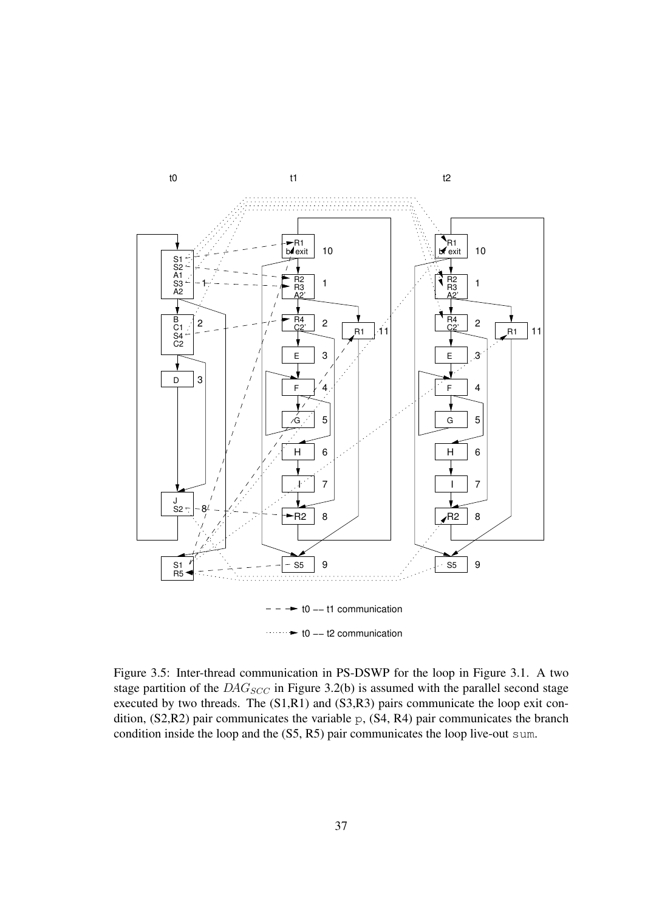Figure 3.5: Inter-thread communication in PS-DSWP for the loop in Figure 3.1. A two stage partition of the $DAG_{SCC}$ in Figure 3.2(b) is assumed with the parallel second stage executed by two threads. The (S1,R1) and (S3,R3) pairs communicate the loop exit condition, (S2,R2) pair communicates the variable p, (S4, R4) pair communicates the branch condition inside the loop and the (S5, R5) pair communicates the loop live-out sum.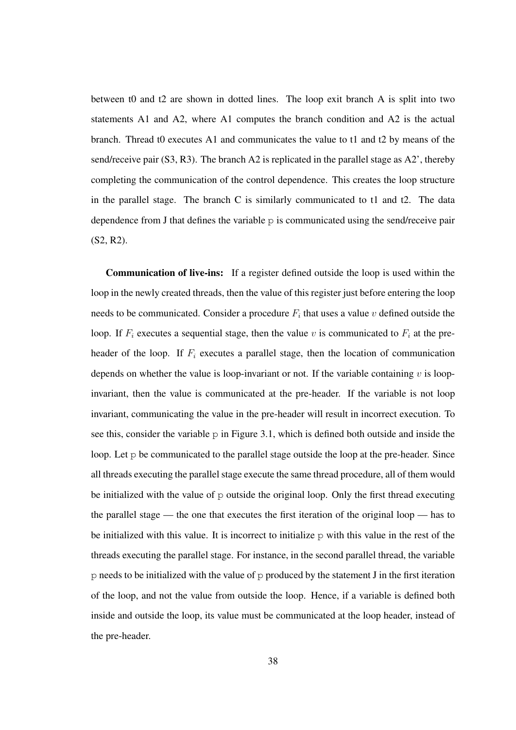between t0 and t2 are shown in dotted lines. The loop exit branch A is split into two statements A1 and A2, where A1 computes the branch condition and A2 is the actual branch. Thread t0 executes A1 and communicates the value to t1 and t2 by means of the send/receive pair (S3, R3). The branch A2 is replicated in the parallel stage as A2', thereby completing the communication of the control dependence. This creates the loop structure in the parallel stage. The branch C is similarly communicated to t1 and t2. The data dependence from J that defines the variable `p` is communicated using the send/receive pair (S2, R2).

**Communication of live-ins:** If a register defined outside the loop is used within the loop in the newly created threads, then the value of this register just before entering the loop needs to be communicated. Consider a procedure $F_i$ that uses a value $v$ defined outside the loop. If $F_i$ executes a sequential stage, then the value $v$ is communicated to $F_i$ at the pre-header of the loop. If $F_i$ executes a parallel stage, then the location of communication depends on whether the value is loop-invariant or not. If the variable containing $v$ is loop-invariant, then the value is communicated at the pre-header. If the variable is not loop invariant, communicating the value in the pre-header will result in incorrect execution. To see this, consider the variable `p` in Figure 3.1, which is defined both outside and inside the loop. Let `p` be communicated to the parallel stage outside the loop at the pre-header. Since all threads executing the parallel stage execute the same thread procedure, all of them would be initialized with the value of `p` outside the original loop. Only the first thread executing the parallel stage — the one that executes the first iteration of the original loop — has to be initialized with this value. It is incorrect to initialize `p` with this value in the rest of the threads executing the parallel stage. For instance, in the second parallel thread, the variable `p` needs to be initialized with the value of `p` produced by the statement J in the first iteration of the loop, and not the value from outside the loop. Hence, if a variable is defined both inside and outside the loop, its value must be communicated at the loop header, instead of the pre-header.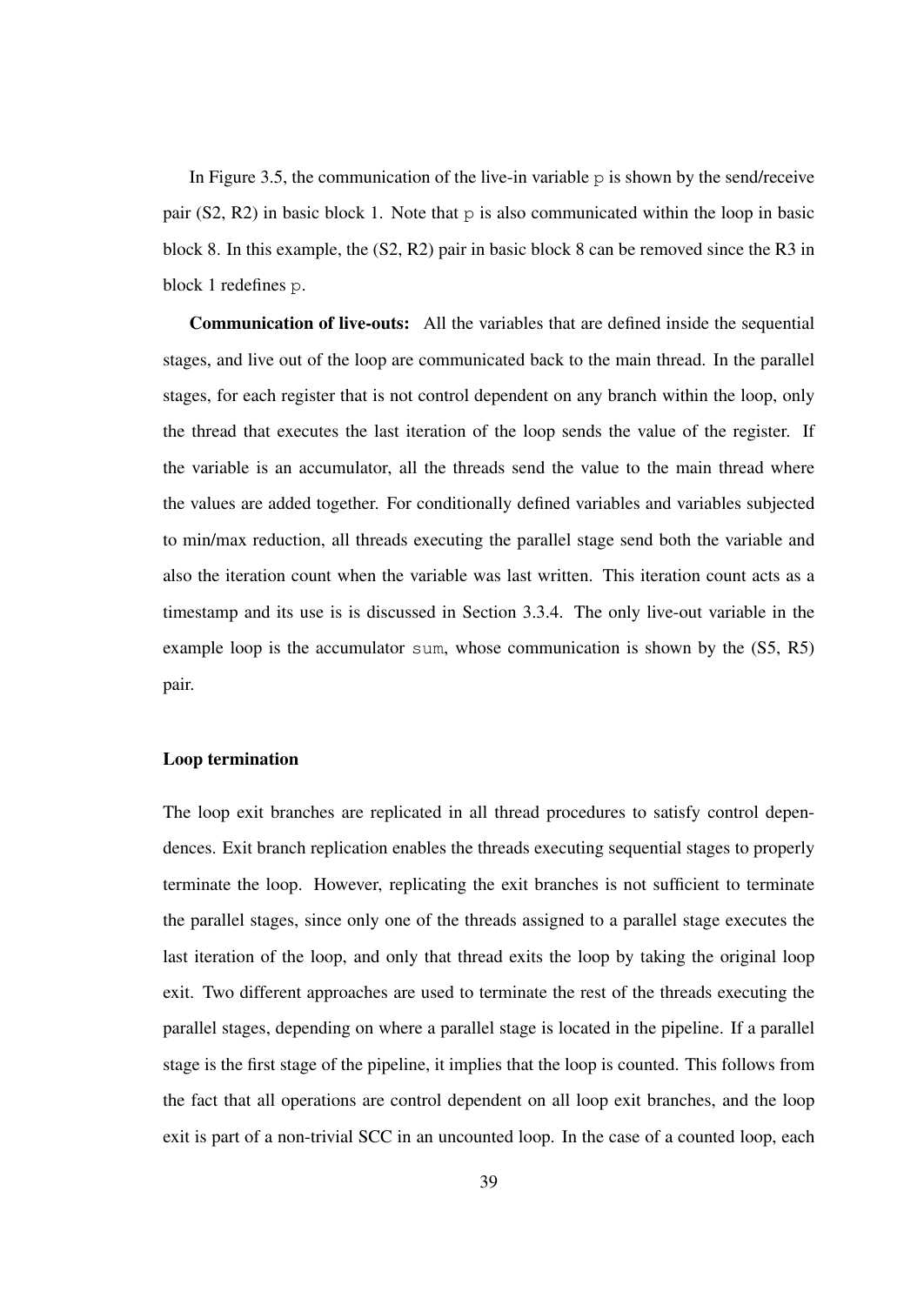In Figure 3.5, the communication of the live-in variable `p` is shown by the send/receive pair (S2, R2) in basic block 1. Note that `p` is also communicated within the loop in basic block 8. In this example, the (S2, R2) pair in basic block 8 can be removed since the R3 in block 1 redefines `p`.

**Communication of live-outs:** All the variables that are defined inside the sequential stages, and live out of the loop are communicated back to the main thread. In the parallel stages, for each register that is not control dependent on any branch within the loop, only the thread that executes the last iteration of the loop sends the value of the register. If the variable is an accumulator, all the threads send the value to the main thread where the values are added together. For conditionally defined variables and variables subjected to min/max reduction, all threads executing the parallel stage send both the variable and also the iteration count when the variable was last written. This iteration count acts as a timestamp and its use is is discussed in Section 3.3.4. The only live-out variable in the example loop is the accumulator `sum`, whose communication is shown by the (S5, R5) pair.

#### Loop termination

The loop exit branches are replicated in all thread procedures to satisfy control dependences. Exit branch replication enables the threads executing sequential stages to properly terminate the loop. However, replicating the exit branches is not sufficient to terminate the parallel stages, since only one of the threads assigned to a parallel stage executes the last iteration of the loop, and only that thread exits the loop by taking the original loop exit. Two different approaches are used to terminate the rest of the threads executing the parallel stages, depending on where a parallel stage is located in the pipeline. If a parallel stage is the first stage of the pipeline, it implies that the loop is counted. This follows from the fact that all operations are control dependent on all loop exit branches, and the loop exit is part of a non-trivial SCC in an uncounted loop. In the case of a counted loop, each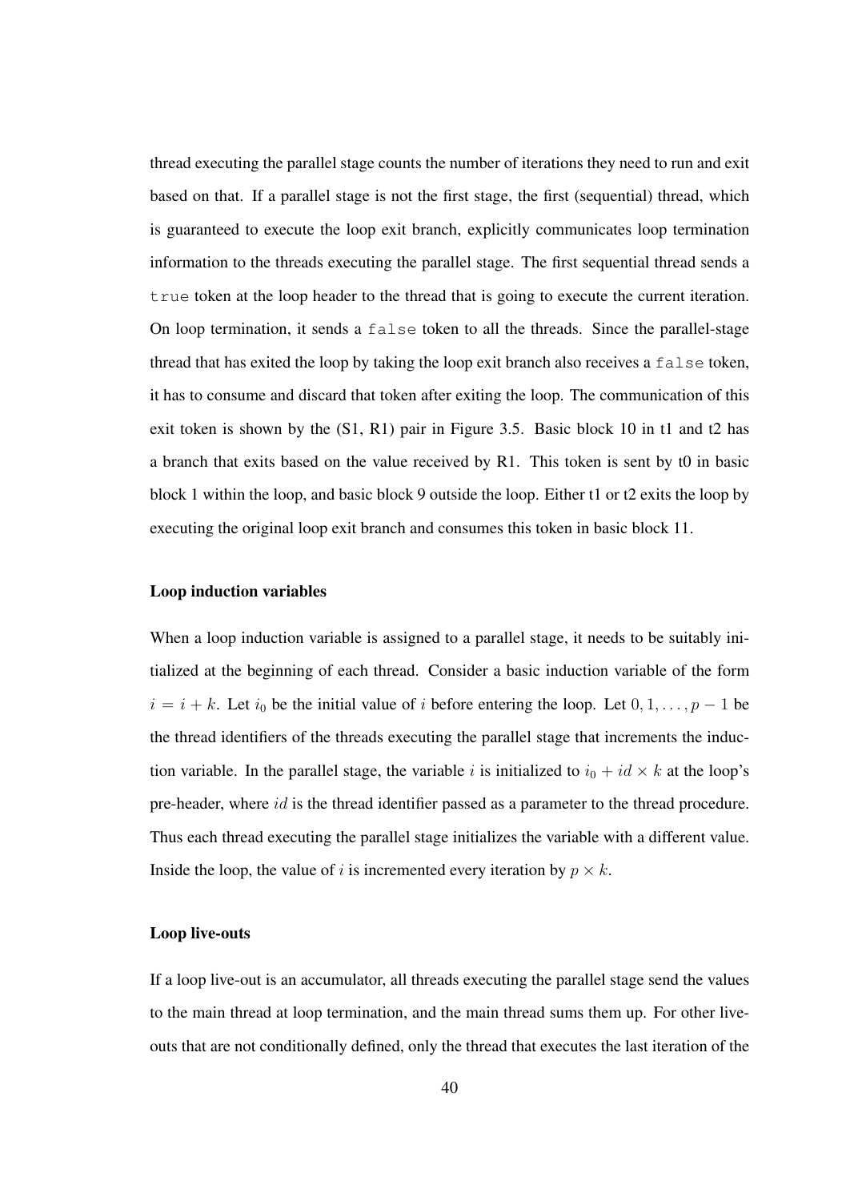thread executing the parallel stage counts the number of iterations they need to run and exit based on that. If a parallel stage is not the first stage, the first (sequential) thread, which is guaranteed to execute the loop exit branch, explicitly communicates loop termination information to the threads executing the parallel stage. The first sequential thread sends a `true` token at the loop header to the thread that is going to execute the current iteration. On loop termination, it sends a `false` token to all the threads. Since the parallel-stage thread that has exited the loop by taking the loop exit branch also receives a `false` token, it has to consume and discard that token after exiting the loop. The communication of this exit token is shown by the (S1, R1) pair in Figure 3.5. Basic block 10 in t1 and t2 has a branch that exits based on the value received by R1. This token is sent by t0 in basic block 1 within the loop, and basic block 9 outside the loop. Either t1 or t2 exits the loop by executing the original loop exit branch and consumes this token in basic block 11.

### Loop induction variables

When a loop induction variable is assigned to a parallel stage, it needs to be suitably initialized at the beginning of each thread. Consider a basic induction variable of the form $i = i + k$. Let $i_0$ be the initial value of $i$ before entering the loop. Let $0, 1, \ldots, p-1$ be the thread identifiers of the threads executing the parallel stage that increments the induction variable. In the parallel stage, the variable $i$ is initialized to $i_0 + id \times k$ at the loop's pre-header, where $id$ is the thread identifier passed as a parameter to the thread procedure. Thus each thread executing the parallel stage initializes the variable with a different value. Inside the loop, the value of $i$ is incremented every iteration by $p \times k$.

### Loop live-outs

If a loop live-out is an accumulator, all threads executing the parallel stage send the values to the main thread at loop termination, and the main thread sums them up. For other live-outs that are not conditionally defined, only the thread that executes the last iteration of the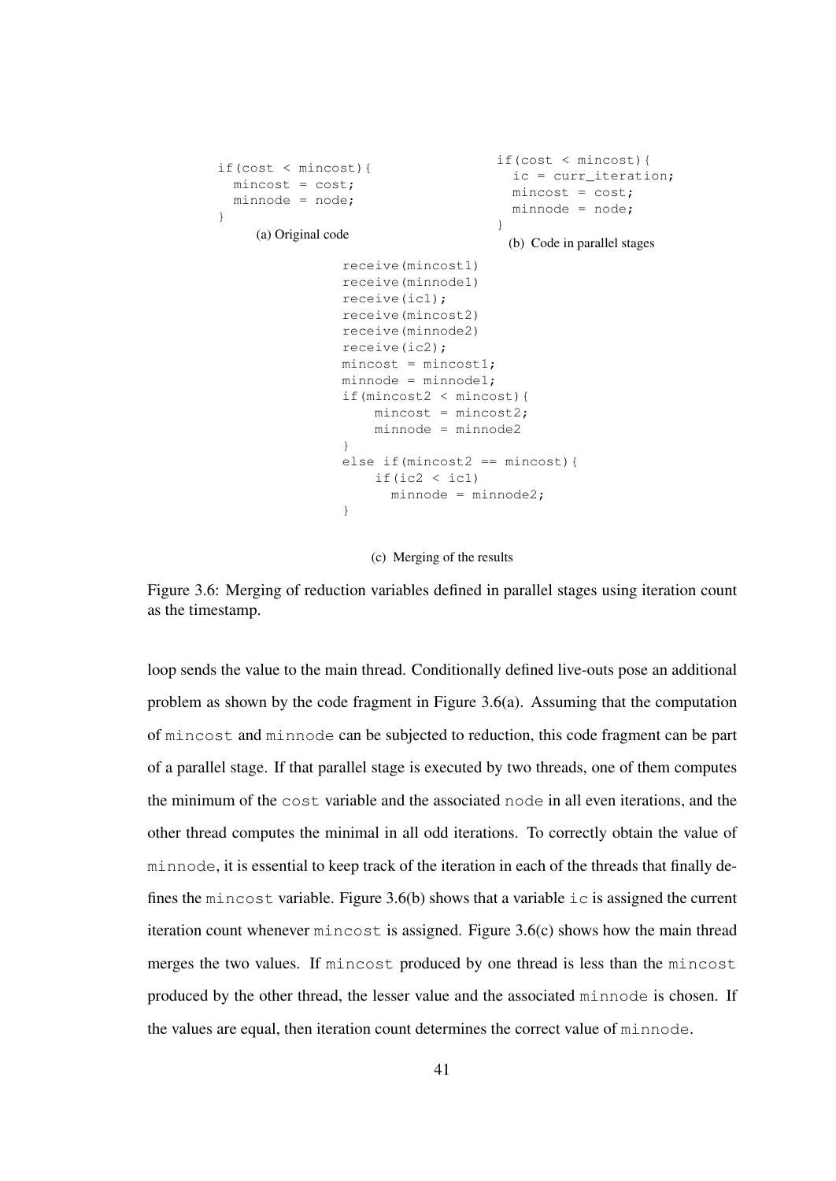```
if(cost < mincost){
  mincost = cost;
  minnode = node;
}
```

(a) Original code

```
if(cost < mincost){
  ic = curr_iteration;
  mincost = cost;
  minnode = node;
}
```

(b) Code in parallel stages

```
receive(mincost1)
receive(minnode1)
receive(ic1);
receive(mincost2)
receive(minnode2)
receive(ic2);
mincost = mincost1;
minnode = minnode1;
if(mincost2 < mincost){
    mincost = mincost2;
    minnode = minnode2
}
else if(mincost2 == mincost){
    if(ic2 < ic1)
      minnode = minnode2;
}
```

(c) Merging of the results

Figure 3.6: Merging of reduction variables defined in parallel stages using iteration count as the timestamp.

loop sends the value to the main thread. Conditionally defined live-outs pose an additional problem as shown by the code fragment in Figure 3.6(a). Assuming that the computation of `mincost` and `minnode` can be subjected to reduction, this code fragment can be part of a parallel stage. If that parallel stage is executed by two threads, one of them computes the minimum of the `cost` variable and the associated `node` in all even iterations, and the other thread computes the minimal in all odd iterations. To correctly obtain the value of `minnode`, it is essential to keep track of the iteration in each of the threads that finally defines the `mincost` variable. Figure 3.6(b) shows that a variable `ic` is assigned the current iteration count whenever `mincost` is assigned. Figure 3.6(c) shows how the main thread merges the two values. If `mincost` produced by one thread is less than the `mincost` produced by the other thread, the lesser value and the associated `minnode` is chosen. If the values are equal, then iteration count determines the correct value of `minnode`.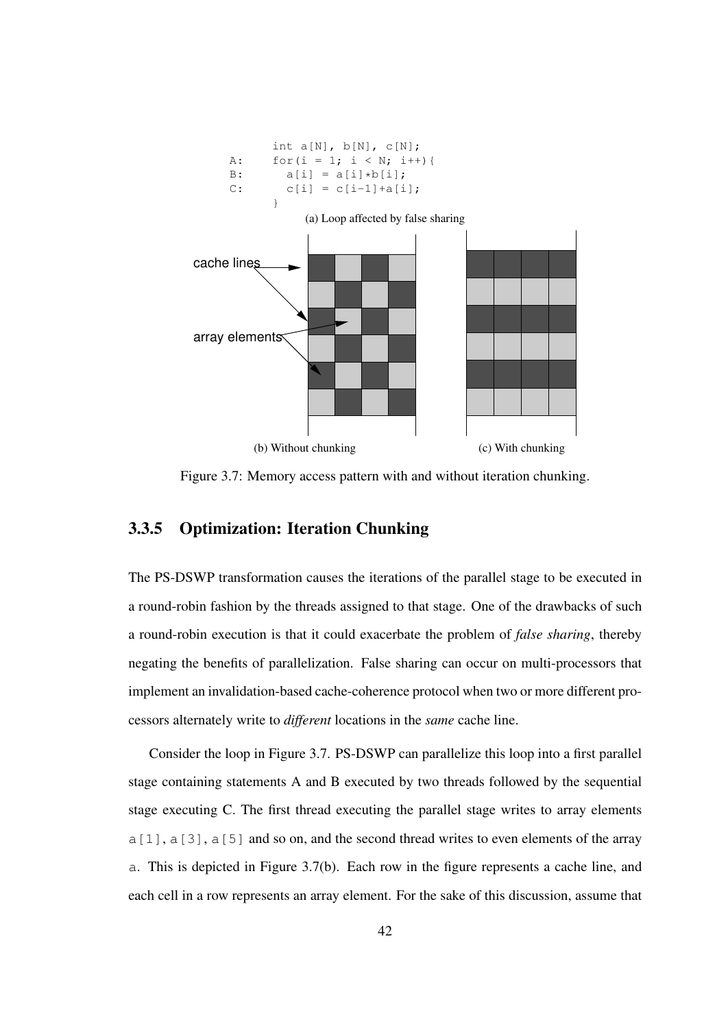```
        int a[N], b[N], c[N];
A:      for(i = 1; i < N; i++){
B:        a[i] = a[i]*b[i];
C:        c[i] = c[i-1]+a[i];
        }
```

(a) Loop affected by false sharing

cache lines

array elements

(b) Without chunking

(c) With chunking

Figure 3.7: Memory access pattern with and without iteration chunking.

### 3.3.5 Optimization: Iteration Chunking

The PS-DSWP transformation causes the iterations of the parallel stage to be executed in a round-robin fashion by the threads assigned to that stage. One of the drawbacks of such a round-robin execution is that it could exacerbate the problem of *false sharing*, thereby negating the benefits of parallelization. False sharing can occur on multi-processors that implement an invalidation-based cache-coherence protocol when two or more different processors alternately write to *different* locations in the *same* cache line.

Consider the loop in Figure 3.7. PS-DSWP can parallelize this loop into a first parallel stage containing statements A and B executed by two threads followed by the sequential stage executing C. The first thread executing the parallel stage writes to array elements `a[1]`, `a[3]`, `a[5]` and so on, and the second thread writes to even elements of the array `a`. This is depicted in Figure 3.7(b). Each row in the figure represents a cache line, and each cell in a row represents an array element. For the sake of this discussion, assume that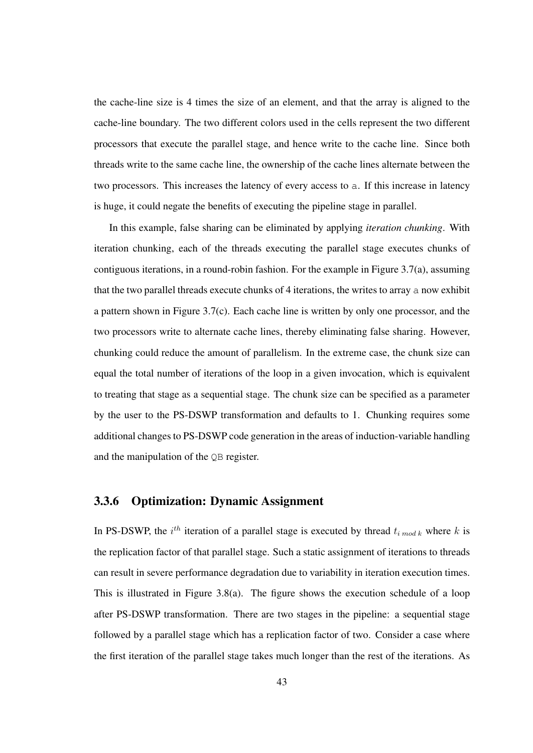the cache-line size is 4 times the size of an element, and that the array is aligned to the cache-line boundary. The two different colors used in the cells represent the two different processors that execute the parallel stage, and hence write to the cache line. Since both threads write to the same cache line, the ownership of the cache lines alternate between the two processors. This increases the latency of every access to `a`. If this increase in latency is huge, it could negate the benefits of executing the pipeline stage in parallel.

In this example, false sharing can be eliminated by applying *iteration chunking*. With iteration chunking, each of the threads executing the parallel stage executes chunks of contiguous iterations, in a round-robin fashion. For the example in Figure 3.7(a), assuming that the two parallel threads execute chunks of 4 iterations, the writes to array `a` now exhibit a pattern shown in Figure 3.7(c). Each cache line is written by only one processor, and the two processors write to alternate cache lines, thereby eliminating false sharing. However, chunking could reduce the amount of parallelism. In the extreme case, the chunk size can equal the total number of iterations of the loop in a given invocation, which is equivalent to treating that stage as a sequential stage. The chunk size can be specified as a parameter by the user to the PS-DSWP transformation and defaults to 1. Chunking requires some additional changes to PS-DSWP code generation in the areas of induction-variable handling and the manipulation of the `QB` register.

### 3.3.6 Optimization: Dynamic Assignment

In PS-DSWP, the $i^{th}$ iteration of a parallel stage is executed by thread $t_{i \bmod k}$ where $k$ is the replication factor of that parallel stage. Such a static assignment of iterations to threads can result in severe performance degradation due to variability in iteration execution times. This is illustrated in Figure 3.8(a). The figure shows the execution schedule of a loop after PS-DSWP transformation. There are two stages in the pipeline: a sequential stage followed by a parallel stage which has a replication factor of two. Consider a case where the first iteration of the parallel stage takes much longer than the rest of the iterations. As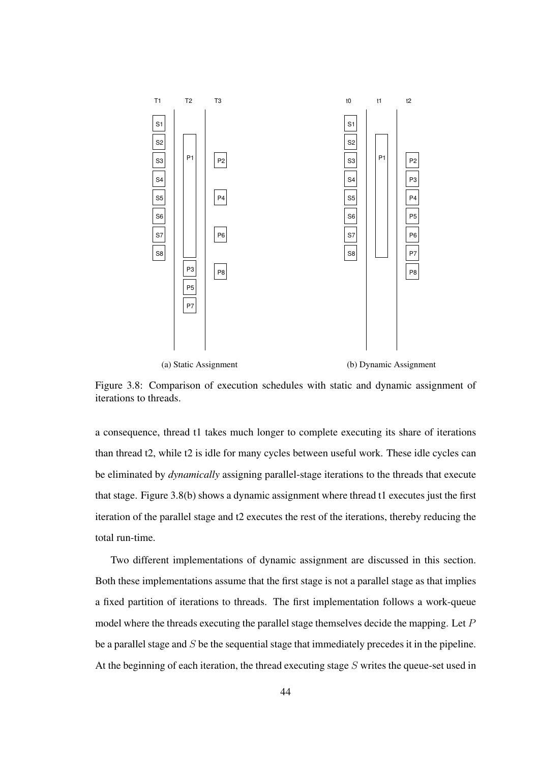(a) Static Assignment

(b) Dynamic Assignment

Figure 3.8: Comparison of execution schedules with static and dynamic assignment of iterations to threads.

a consequence, thread t1 takes much longer to complete executing its share of iterations than thread t2, while t2 is idle for many cycles between useful work. These idle cycles can be eliminated by *dynamically* assigning parallel-stage iterations to the threads that execute that stage. Figure 3.8(b) shows a dynamic assignment where thread t1 executes just the first iteration of the parallel stage and t2 executes the rest of the iterations, thereby reducing the total run-time.

Two different implementations of dynamic assignment are discussed in this section. Both these implementations assume that the first stage is not a parallel stage as that implies a fixed partition of iterations to threads. The first implementation follows a work-queue model where the threads executing the parallel stage themselves decide the mapping. Let $P$ be a parallel stage and $S$ be the sequential stage that immediately precedes it in the pipeline. At the beginning of each iteration, the thread executing stage $S$ writes the queue-set used in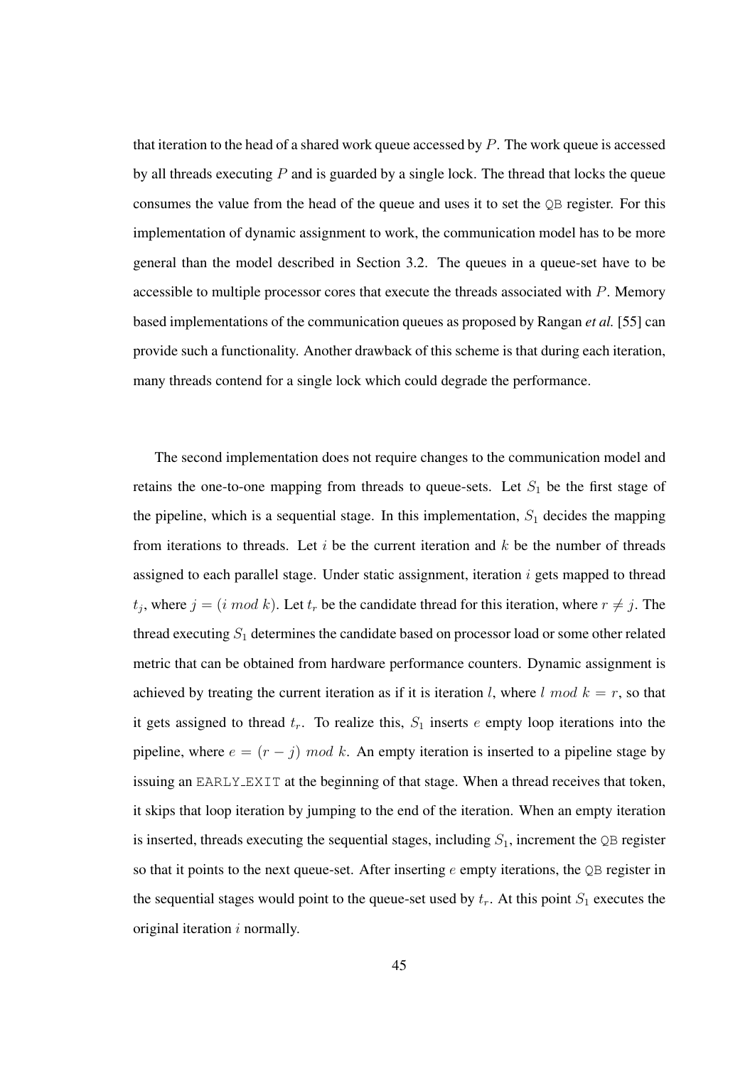that iteration to the head of a shared work queue accessed by $P$. The work queue is accessed by all threads executing $P$ and is guarded by a single lock. The thread that locks the queue consumes the value from the head of the queue and uses it to set the `QB` register. For this implementation of dynamic assignment to work, the communication model has to be more general than the model described in Section 3.2. The queues in a queue-set have to be accessible to multiple processor cores that execute the threads associated with $P$. Memory based implementations of the communication queues as proposed by Rangan *et al.* [55] can provide such a functionality. Another drawback of this scheme is that during each iteration, many threads contend for a single lock which could degrade the performance.

The second implementation does not require changes to the communication model and retains the one-to-one mapping from threads to queue-sets. Let $S_1$ be the first stage of the pipeline, which is a sequential stage. In this implementation, $S_1$ decides the mapping from iterations to threads. Let $i$ be the current iteration and $k$ be the number of threads assigned to each parallel stage. Under static assignment, iteration $i$ gets mapped to thread $t_j$, where $j = (i \ mod \ k)$. Let $t_r$ be the candidate thread for this iteration, where $r \neq j$. The thread executing $S_1$ determines the candidate based on processor load or some other related metric that can be obtained from hardware performance counters. Dynamic assignment is achieved by treating the current iteration as if it is iteration $l$, where $l \ mod \ k = r$, so that it gets assigned to thread $t_r$. To realize this, $S_1$ inserts $e$ empty loop iterations into the pipeline, where $e = (r - j) \ mod \ k$. An empty iteration is inserted to a pipeline stage by issuing an `EARLY_EXIT` at the beginning of that stage. When a thread receives that token, it skips that loop iteration by jumping to the end of the iteration. When an empty iteration is inserted, threads executing the sequential stages, including $S_1$, increment the `QB` register so that it points to the next queue-set. After inserting $e$ empty iterations, the `QB` register in the sequential stages would point to the queue-set used by $t_r$. At this point $S_1$ executes the original iteration $i$ normally.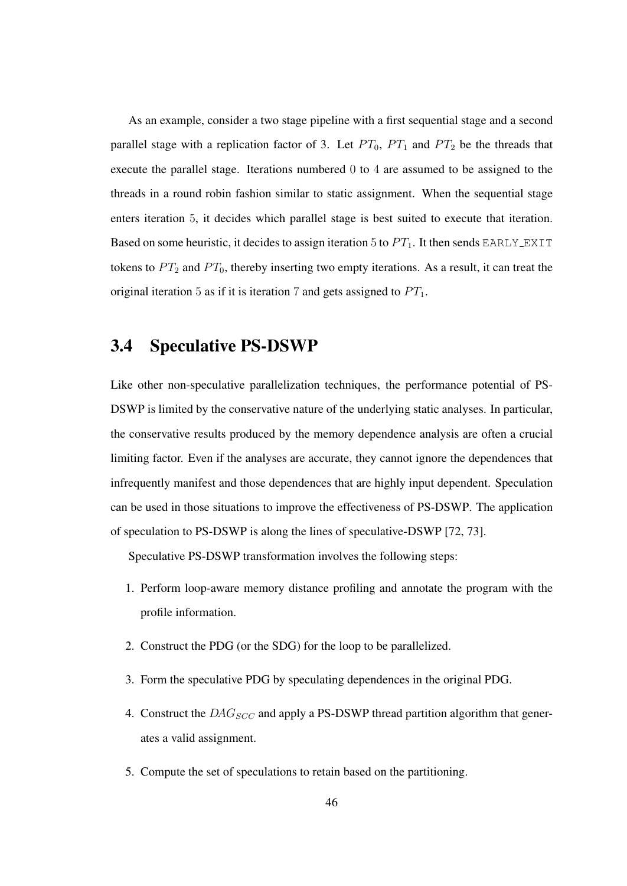As an example, consider a two stage pipeline with a first sequential stage and a second parallel stage with a replication factor of 3. Let $PT_0$, $PT_1$ and $PT_2$ be the threads that execute the parallel stage. Iterations numbered $0$ to $4$ are assumed to be assigned to the threads in a round robin fashion similar to static assignment. When the sequential stage enters iteration $5$, it decides which parallel stage is best suited to execute that iteration. Based on some heuristic, it decides to assign iteration $5$ to $PT_1$. It then sends `EARLY_EXIT` tokens to $PT_2$ and $PT_0$, thereby inserting two empty iterations. As a result, it can treat the original iteration $5$ as if it is iteration $7$ and gets assigned to $PT_1$.

## 3.4 Speculative PS-DSWP

Like other non-speculative parallelization techniques, the performance potential of PS-DSWP is limited by the conservative nature of the underlying static analyses. In particular, the conservative results produced by the memory dependence analysis are often a crucial limiting factor. Even if the analyses are accurate, they cannot ignore the dependences that infrequently manifest and those dependences that are highly input dependent. Speculation can be used in those situations to improve the effectiveness of PS-DSWP. The application of speculation to PS-DSWP is along the lines of speculative-DSWP [72, 73].

Speculative PS-DSWP transformation involves the following steps:

1. Perform loop-aware memory distance profiling and annotate the program with the profile information.
2. Construct the PDG (or the SDG) for the loop to be parallelized.
3. Form the speculative PDG by speculating dependences in the original PDG.
4. Construct the $DAG_{SCC}$ and apply a PS-DSWP thread partition algorithm that generates a valid assignment.
5. Compute the set of speculations to retain based on the partitioning.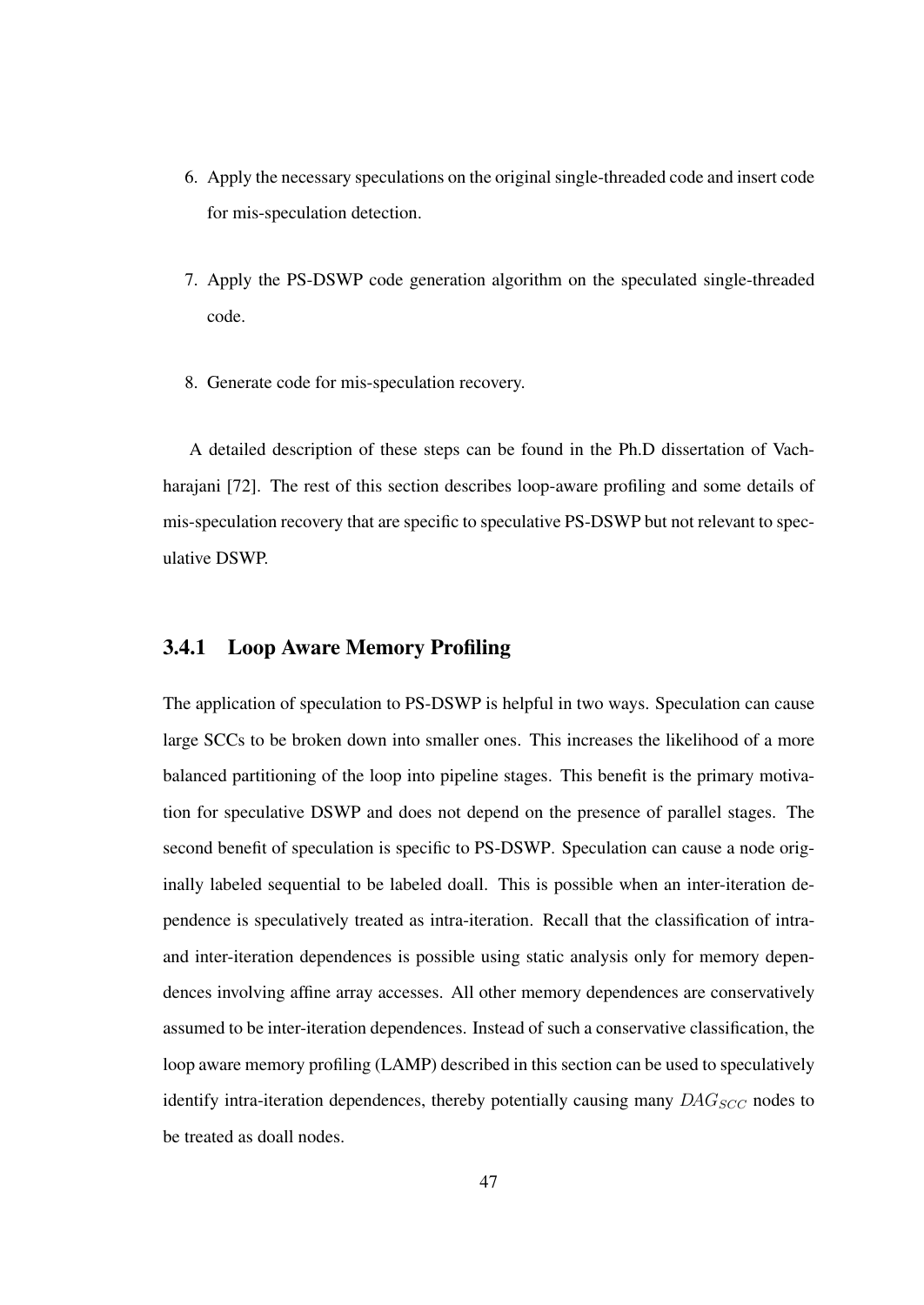6. Apply the necessary speculations on the original single-threaded code and insert code for mis-speculation detection.

7. Apply the PS-DSWP code generation algorithm on the speculated single-threaded code.

8. Generate code for mis-speculation recovery.

A detailed description of these steps can be found in the Ph.D dissertation of Vachharajani [72]. The rest of this section describes loop-aware profiling and some details of mis-speculation recovery that are specific to speculative PS-DSWP but not relevant to speculative DSWP.

### 3.4.1 Loop Aware Memory Profiling

The application of speculation to PS-DSWP is helpful in two ways. Speculation can cause large SCCs to be broken down into smaller ones. This increases the likelihood of a more balanced partitioning of the loop into pipeline stages. This benefit is the primary motivation for speculative DSWP and does not depend on the presence of parallel stages. The second benefit of speculation is specific to PS-DSWP. Speculation can cause a node originally labeled sequential to be labeled doall. This is possible when an inter-iteration dependence is speculatively treated as intra-iteration. Recall that the classification of intra- and inter-iteration dependences is possible using static analysis only for memory dependences involving affine array accesses. All other memory dependences are conservatively assumed to be inter-iteration dependences. Instead of such a conservative classification, the loop aware memory profiling (LAMP) described in this section can be used to speculatively identify intra-iteration dependences, thereby potentially causing many $DAG_{SCC}$ nodes to be treated as doall nodes.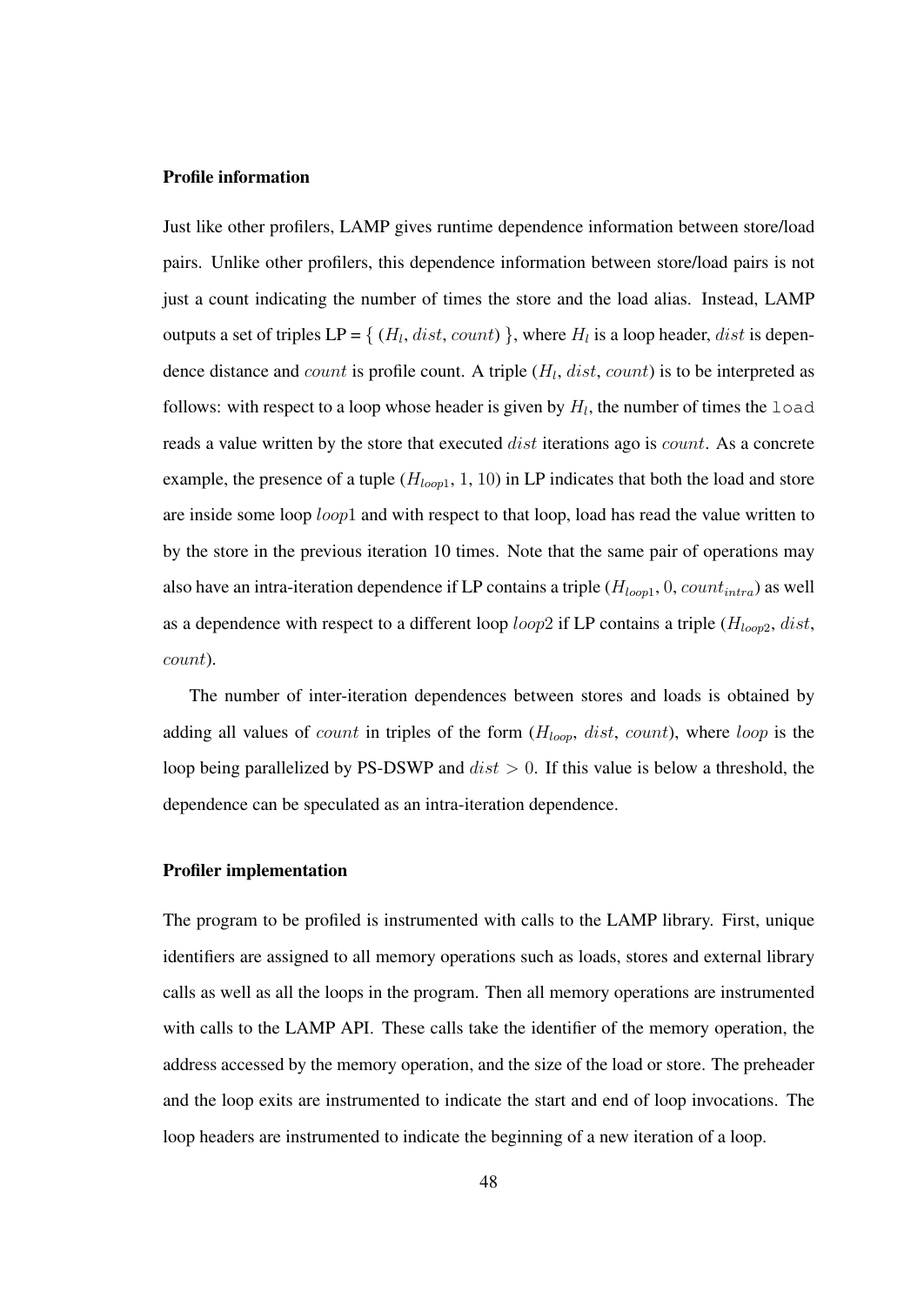#### Profile information

Just like other profilers, LAMP gives runtime dependence information between store/load pairs. Unlike other profilers, this dependence information between store/load pairs is not just a count indicating the number of times the store and the load alias. Instead, LAMP outputs a set of triples LP = { ($H_l$, $dist$, $count$) }, where $H_l$ is a loop header, $dist$ is dependence distance and $count$ is profile count. A triple ($H_l$, $dist$, $count$) is to be interpreted as follows: with respect to a loop whose header is given by $H_l$, the number of times the `load` reads a value written by the store that executed $dist$ iterations ago is $count$. As a concrete example, the presence of a tuple ($H_{loop1}$, 1, 10) in LP indicates that both the load and store are inside some loop $loop1$ and with respect to that loop, load has read the value written to by the store in the previous iteration 10 times. Note that the same pair of operations may also have an intra-iteration dependence if LP contains a triple ($H_{loop1}$, $0$, $count_{intra}$) as well as a dependence with respect to a different loop $loop2$ if LP contains a triple ($H_{loop2}$, $dist$, $count$).

The number of inter-iteration dependences between stores and loads is obtained by adding all values of $count$ in triples of the form ($H_{loop}$, $dist$, $count$), where $loop$ is the loop being parallelized by PS-DSWP and $dist > 0$. If this value is below a threshold, the dependence can be speculated as an intra-iteration dependence.

#### Profiler implementation

The program to be profiled is instrumented with calls to the LAMP library. First, unique identifiers are assigned to all memory operations such as loads, stores and external library calls as well as all the loops in the program. Then all memory operations are instrumented with calls to the LAMP API. These calls take the identifier of the memory operation, the address accessed by the memory operation, and the size of the load or store. The preheader and the loop exits are instrumented to indicate the start and end of loop invocations. The loop headers are instrumented to indicate the beginning of a new iteration of a loop.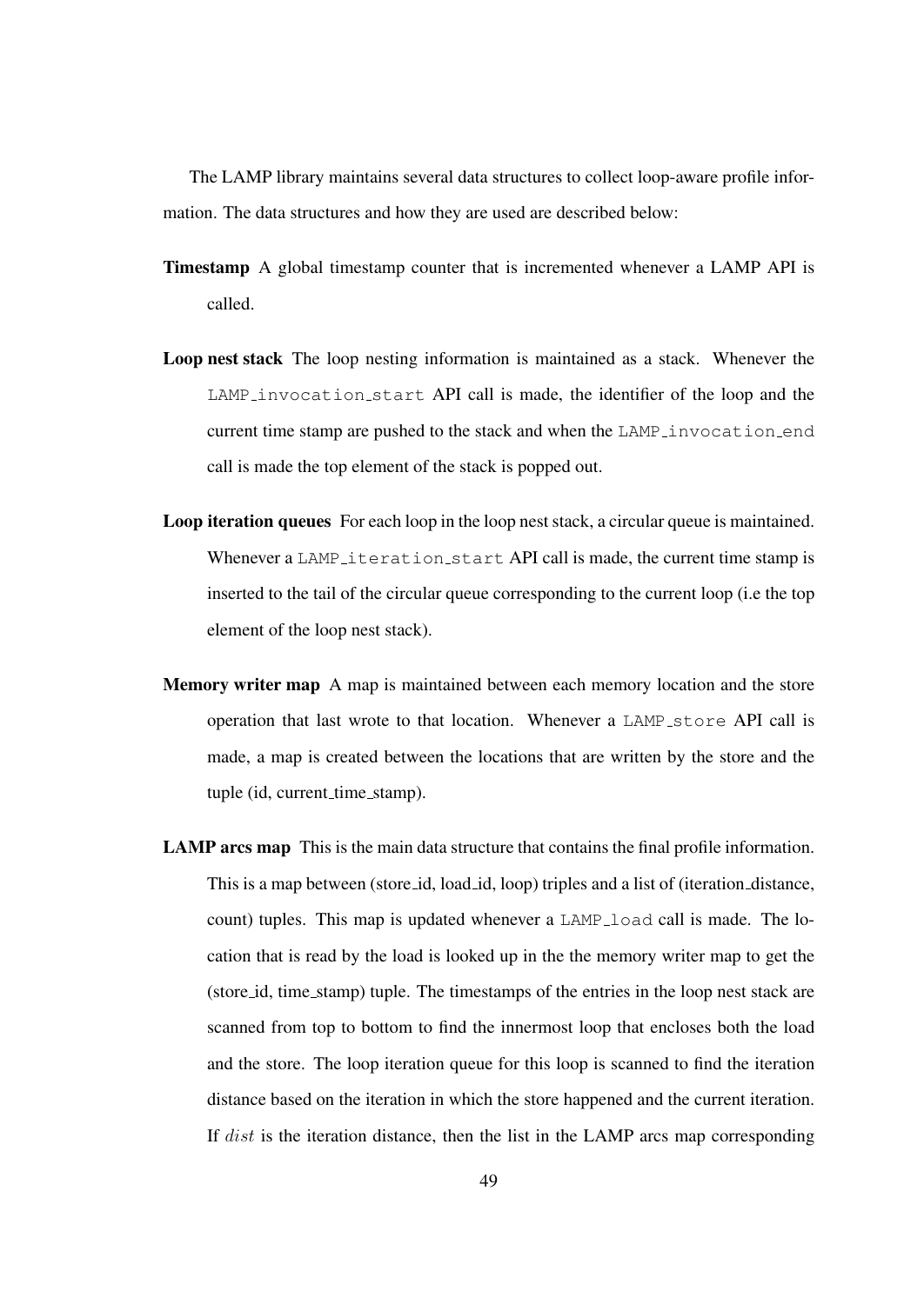The LAMP library maintains several data structures to collect loop-aware profile information. The data structures and how they are used are described below:

**Timestamp** A global timestamp counter that is incremented whenever a LAMP API is called.

**Loop nest stack** The loop nesting information is maintained as a stack. Whenever the `LAMP_invocation_start` API call is made, the identifier of the loop and the current time stamp are pushed to the stack and when the `LAMP_invocation_end` call is made the top element of the stack is popped out.

**Loop iteration queues** For each loop in the loop nest stack, a circular queue is maintained. Whenever a `LAMP_iteration_start` API call is made, the current time stamp is inserted to the tail of the circular queue corresponding to the current loop (i.e the top element of the loop nest stack).

**Memory writer map** A map is maintained between each memory location and the store operation that last wrote to that location. Whenever a `LAMP_store` API call is made, a map is created between the locations that are written by the store and the tuple (id, current_time_stamp).

**LAMP arcs map** This is the main data structure that contains the final profile information. This is a map between (store_id, load_id, loop) triples and a list of (iteration_distance, count) tuples. This map is updated whenever a `LAMP_load` call is made. The location that is read by the load is looked up in the the memory writer map to get the (store_id, time_stamp) tuple. The timestamps of the entries in the loop nest stack are scanned from top to bottom to find the innermost loop that encloses both the load and the store. The loop iteration queue for this loop is scanned to find the iteration distance based on the iteration in which the store happened and the current iteration. If $dist$ is the iteration distance, then the list in the LAMP arcs map corresponding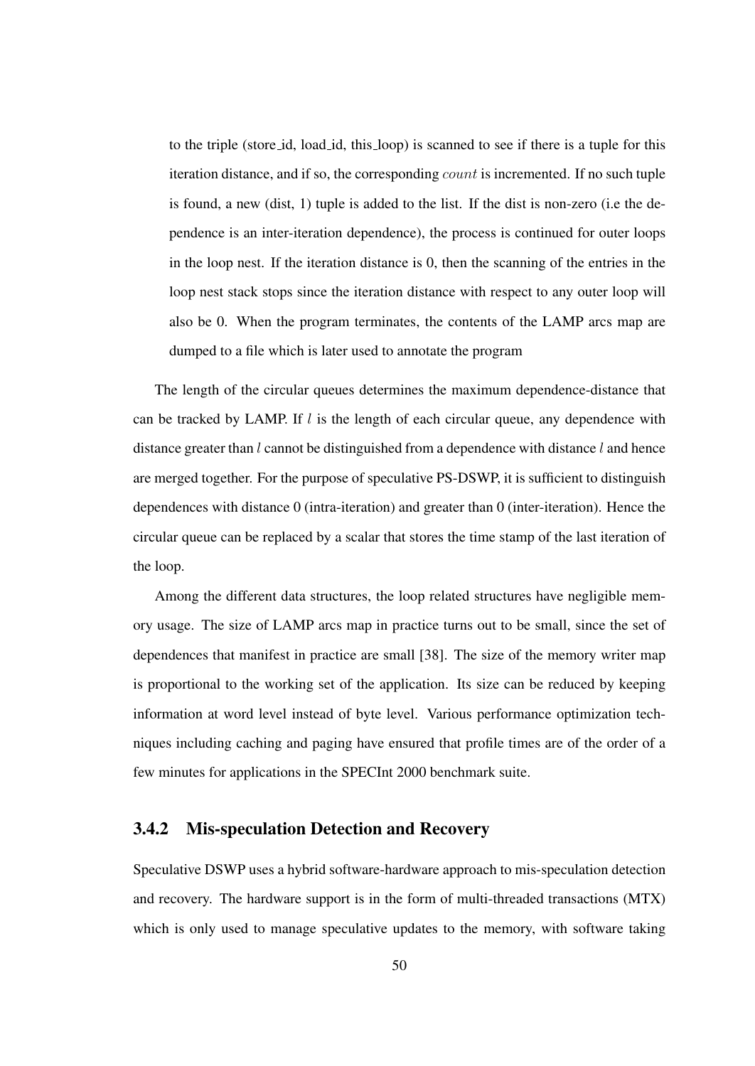to the triple (store_id, load_id, this_loop) is scanned to see if there is a tuple for this iteration distance, and if so, the corresponding $count$ is incremented. If no such tuple is found, a new (dist, 1) tuple is added to the list. If the dist is non-zero (i.e the dependence is an inter-iteration dependence), the process is continued for outer loops in the loop nest. If the iteration distance is 0, then the scanning of the entries in the loop nest stack stops since the iteration distance with respect to any outer loop will also be 0. When the program terminates, the contents of the LAMP arcs map are dumped to a file which is later used to annotate the program

The length of the circular queues determines the maximum dependence-distance that can be tracked by LAMP. If $l$ is the length of each circular queue, any dependence with distance greater than $l$ cannot be distinguished from a dependence with distance $l$ and hence are merged together. For the purpose of speculative PS-DSWP, it is sufficient to distinguish dependences with distance 0 (intra-iteration) and greater than 0 (inter-iteration). Hence the circular queue can be replaced by a scalar that stores the time stamp of the last iteration of the loop.

Among the different data structures, the loop related structures have negligible memory usage. The size of LAMP arcs map in practice turns out to be small, since the set of dependences that manifest in practice are small [38]. The size of the memory writer map is proportional to the working set of the application. Its size can be reduced by keeping information at word level instead of byte level. Various performance optimization techniques including caching and paging have ensured that profile times are of the order of a few minutes for applications in the SPECInt 2000 benchmark suite.

### 3.4.2 Mis-speculation Detection and Recovery

Speculative DSWP uses a hybrid software-hardware approach to mis-speculation detection and recovery. The hardware support is in the form of multi-threaded transactions (MTX) which is only used to manage speculative updates to the memory, with software taking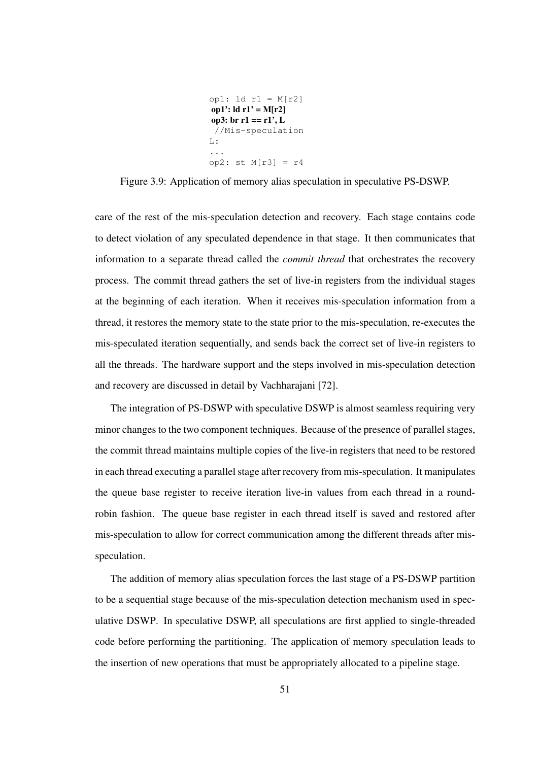```
op1: ld r1 = M[r2]
op1': ld r1' = M[r2]
op3: br r1 == r1', L
 //Mis-speculation
L:
...
op2: st M[r3] = r4
```

Figure 3.9: Application of memory alias speculation in speculative PS-DSWP.

care of the rest of the mis-speculation detection and recovery. Each stage contains code to detect violation of any speculated dependence in that stage. It then communicates that information to a separate thread called the *commit thread* that orchestrates the recovery process. The commit thread gathers the set of live-in registers from the individual stages at the beginning of each iteration. When it receives mis-speculation information from a thread, it restores the memory state to the state prior to the mis-speculation, re-executes the mis-speculated iteration sequentially, and sends back the correct set of live-in registers to all the threads. The hardware support and the steps involved in mis-speculation detection and recovery are discussed in detail by Vachharajani [72].

The integration of PS-DSWP with speculative DSWP is almost seamless requiring very minor changes to the two component techniques. Because of the presence of parallel stages, the commit thread maintains multiple copies of the live-in registers that need to be restored in each thread executing a parallel stage after recovery from mis-speculation. It manipulates the queue base register to receive iteration live-in values from each thread in a round-robin fashion. The queue base register in each thread itself is saved and restored after mis-speculation to allow for correct communication among the different threads after mis-speculation.

The addition of memory alias speculation forces the last stage of a PS-DSWP partition to be a sequential stage because of the mis-speculation detection mechanism used in speculative DSWP. In speculative DSWP, all speculations are first applied to single-threaded code before performing the partitioning. The application of memory speculation leads to the insertion of new operations that must be appropriately allocated to a pipeline stage.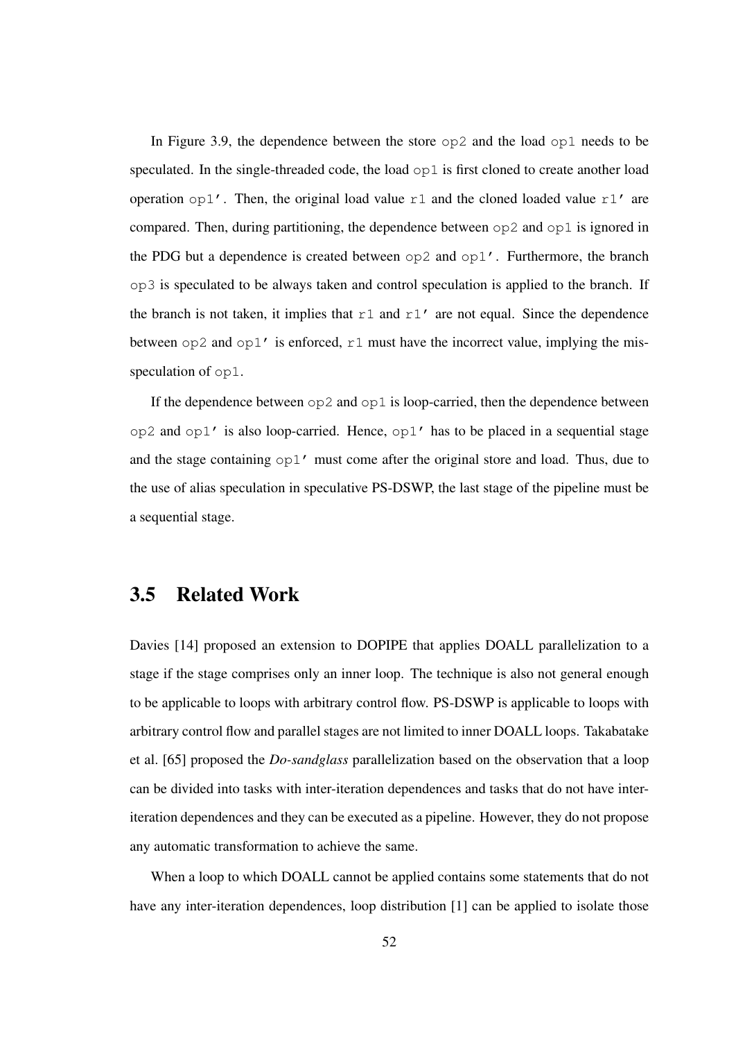In Figure 3.9, the dependence between the store `op2` and the load `op1` needs to be speculated. In the single-threaded code, the load `op1` is first cloned to create another load operation `op1'`. Then, the original load value `r1` and the cloned loaded value `r1'` are compared. Then, during partitioning, the dependence between `op2` and `op1` is ignored in the PDG but a dependence is created between `op2` and `op1'`. Furthermore, the branch `op3` is speculated to be always taken and control speculation is applied to the branch. If the branch is not taken, it implies that `r1` and `r1'` are not equal. Since the dependence between `op2` and `op1'` is enforced, `r1` must have the incorrect value, implying the misspeculation of `op1`.

If the dependence between `op2` and `op1` is loop-carried, then the dependence between `op2` and `op1'` is also loop-carried. Hence, `op1'` has to be placed in a sequential stage and the stage containing `op1'` must come after the original store and load. Thus, due to the use of alias speculation in speculative PS-DSWP, the last stage of the pipeline must be a sequential stage.

## 3.5 Related Work

Davies [14] proposed an extension to DOPIPE that applies DOALL parallelization to a stage if the stage comprises only an inner loop. The technique is also not general enough to be applicable to loops with arbitrary control flow. PS-DSWP is applicable to loops with arbitrary control flow and parallel stages are not limited to inner DOALL loops. Takabatake et al. [65] proposed the *Do-sandglass* parallelization based on the observation that a loop can be divided into tasks with inter-iteration dependences and tasks that do not have inter-iteration dependences and they can be executed as a pipeline. However, they do not propose any automatic transformation to achieve the same.

When a loop to which DOALL cannot be applied contains some statements that do not have any inter-iteration dependences, loop distribution [1] can be applied to isolate those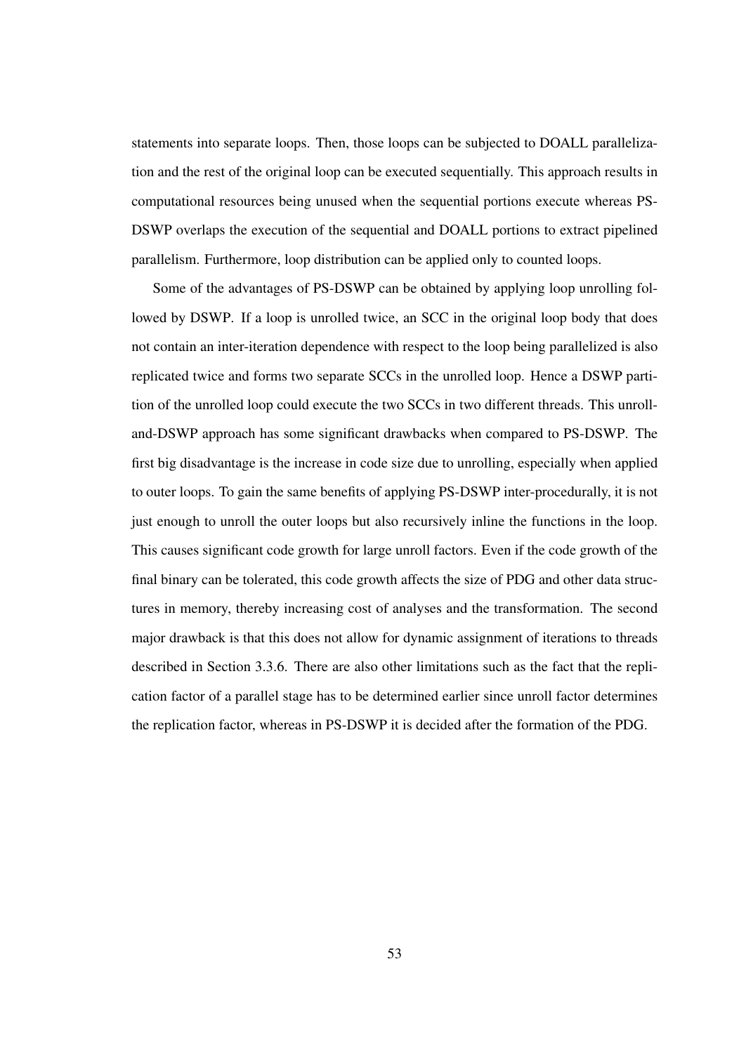statements into separate loops. Then, those loops can be subjected to DOALL parallelization and the rest of the original loop can be executed sequentially. This approach results in computational resources being unused when the sequential portions execute whereas PS-DSWP overlaps the execution of the sequential and DOALL portions to extract pipelined parallelism. Furthermore, loop distribution can be applied only to counted loops.

Some of the advantages of PS-DSWP can be obtained by applying loop unrolling followed by DSWP. If a loop is unrolled twice, an SCC in the original loop body that does not contain an inter-iteration dependence with respect to the loop being parallelized is also replicated twice and forms two separate SCCs in the unrolled loop. Hence a DSWP partition of the unrolled loop could execute the two SCCs in two different threads. This unroll-and-DSWP approach has some significant drawbacks when compared to PS-DSWP. The first big disadvantage is the increase in code size due to unrolling, especially when applied to outer loops. To gain the same benefits of applying PS-DSWP inter-procedurally, it is not just enough to unroll the outer loops but also recursively inline the functions in the loop. This causes significant code growth for large unroll factors. Even if the code growth of the final binary can be tolerated, this code growth affects the size of PDG and other data structures in memory, thereby increasing cost of analyses and the transformation. The second major drawback is that this does not allow for dynamic assignment of iterations to threads described in Section 3.3.6. There are also other limitations such as the fact that the replication factor of a parallel stage has to be determined earlier since unroll factor determines the replication factor, whereas in PS-DSWP it is decided after the formation of the PDG.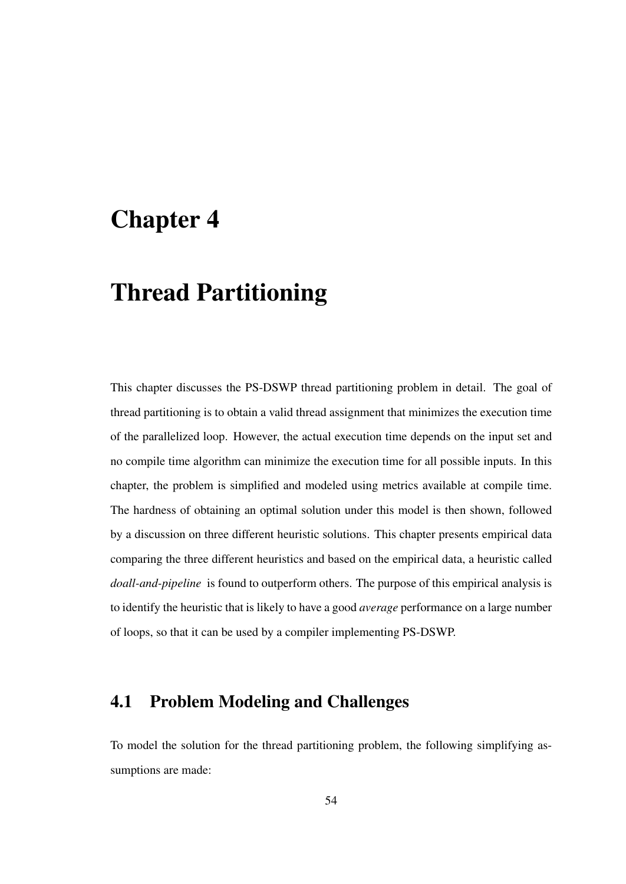# Chapter 4

# Thread Partitioning

This chapter discusses the PS-DSWP thread partitioning problem in detail. The goal of thread partitioning is to obtain a valid thread assignment that minimizes the execution time of the parallelized loop. However, the actual execution time depends on the input set and no compile time algorithm can minimize the execution time for all possible inputs. In this chapter, the problem is simplified and modeled using metrics available at compile time. The hardness of obtaining an optimal solution under this model is then shown, followed by a discussion on three different heuristic solutions. This chapter presents empirical data comparing the three different heuristics and based on the empirical data, a heuristic called *doall-and-pipeline* is found to outperform others. The purpose of this empirical analysis is to identify the heuristic that is likely to have a good *average* performance on a large number of loops, so that it can be used by a compiler implementing PS-DSWP.

## 4.1 Problem Modeling and Challenges

To model the solution for the thread partitioning problem, the following simplifying assumptions are made: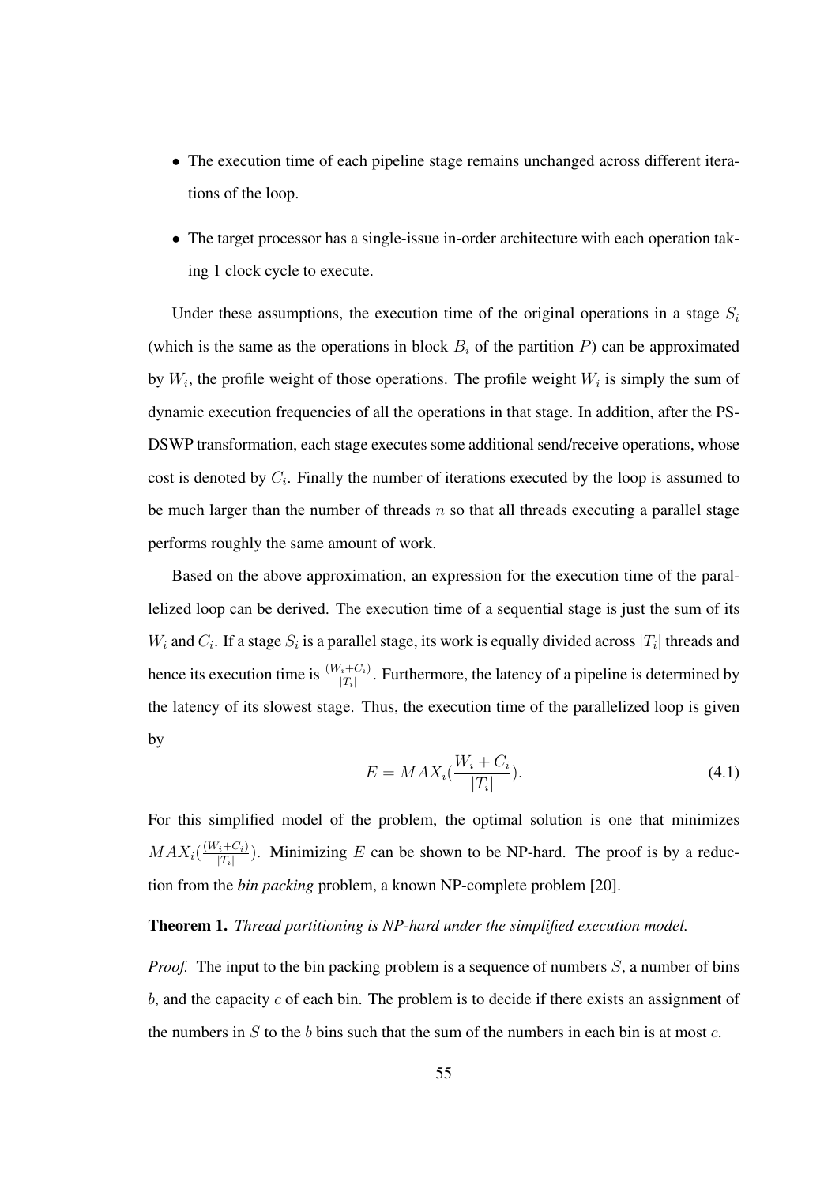- The execution time of each pipeline stage remains unchanged across different iterations of the loop.
- The target processor has a single-issue in-order architecture with each operation taking 1 clock cycle to execute.

Under these assumptions, the execution time of the original operations in a stage $S_i$ (which is the same as the operations in block $B_i$ of the partition $P$) can be approximated by $W_i$, the profile weight of those operations. The profile weight $W_i$ is simply the sum of dynamic execution frequencies of all the operations in that stage. In addition, after the PS-DSWP transformation, each stage executes some additional send/receive operations, whose cost is denoted by $C_i$. Finally the number of iterations executed by the loop is assumed to be much larger than the number of threads $n$ so that all threads executing a parallel stage performs roughly the same amount of work.

Based on the above approximation, an expression for the execution time of the parallelized loop can be derived. The execution time of a sequential stage is just the sum of its $W_i$ and $C_i$. If a stage $S_i$ is a parallel stage, its work is equally divided across $|T_i|$ threads and hence its execution time is $\frac{(W_i+C_i)}{|T_i|}$. Furthermore, the latency of a pipeline is determined by the latency of its slowest stage. Thus, the execution time of the parallelized loop is given by

$$E = MAX_i(\frac{W_i + C_i}{|T_i|}). \tag{4.1}$$

For this simplified model of the problem, the optimal solution is one that minimizes $MAX_i(\frac{(W_i+C_i)}{|T_i|})$. Minimizing $E$ can be shown to be NP-hard. The proof is by a reduction from the *bin packing* problem, a known NP-complete problem [20].

**Theorem 1.** *Thread partitioning is NP-hard under the simplified execution model.*

*Proof.* The input to the bin packing problem is a sequence of numbers $S$, a number of bins $b$, and the capacity $c$ of each bin. The problem is to decide if there exists an assignment of the numbers in $S$ to the $b$ bins such that the sum of the numbers in each bin is at most $c$.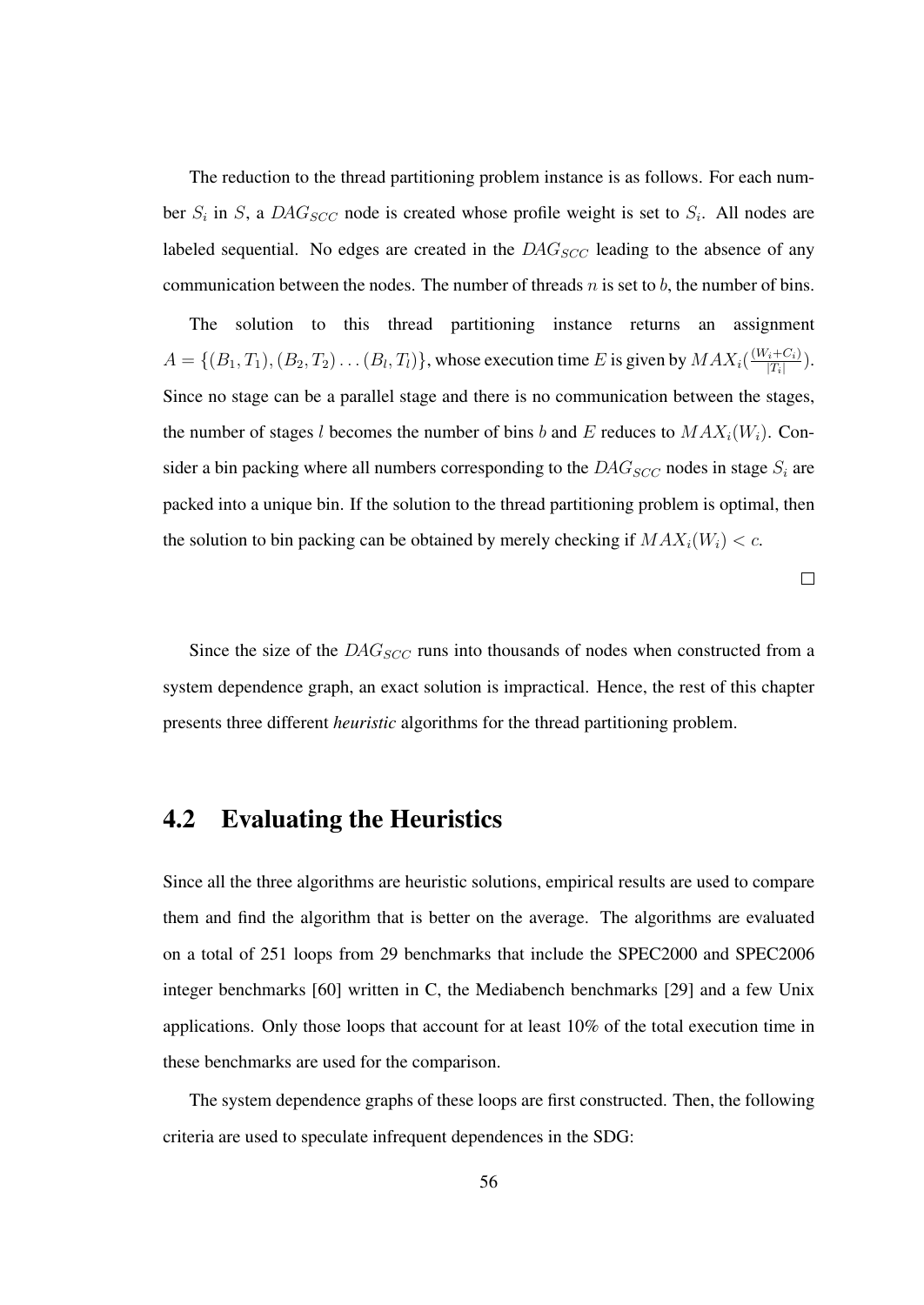The reduction to the thread partitioning problem instance is as follows. For each number $S_i$ in $S$, a $DAG_{SCC}$ node is created whose profile weight is set to $S_i$. All nodes are labeled sequential. No edges are created in the $DAG_{SCC}$ leading to the absence of any communication between the nodes. The number of threads $n$ is set to $b$, the number of bins.

The solution to this thread partitioning instance returns an assignment $A = \{(B_1, T_1), (B_2, T_2) \ldots (B_l, T_l)\}$, whose execution time $E$ is given by $MAX_i(\frac{(W_i+C_i)}{|T_i|})$. Since no stage can be a parallel stage and there is no communication between the stages, the number of stages $l$ becomes the number of bins $b$ and $E$ reduces to $MAX_i(W_i)$. Consider a bin packing where all numbers corresponding to the $DAG_{SCC}$ nodes in stage $S_i$ are packed into a unique bin. If the solution to the thread partitioning problem is optimal, then the solution to bin packing can be obtained by merely checking if $MAX_i(W_i) < c$.

□

Since the size of the $DAG_{SCC}$ runs into thousands of nodes when constructed from a system dependence graph, an exact solution is impractical. Hence, the rest of this chapter presents three different *heuristic* algorithms for the thread partitioning problem.

## 4.2 Evaluating the Heuristics

Since all the three algorithms are heuristic solutions, empirical results are used to compare them and find the algorithm that is better on the average. The algorithms are evaluated on a total of 251 loops from 29 benchmarks that include the SPEC2000 and SPEC2006 integer benchmarks [60] written in C, the Mediabench benchmarks [29] and a few Unix applications. Only those loops that account for at least 10% of the total execution time in these benchmarks are used for the comparison.

The system dependence graphs of these loops are first constructed. Then, the following criteria are used to speculate infrequent dependences in the SDG: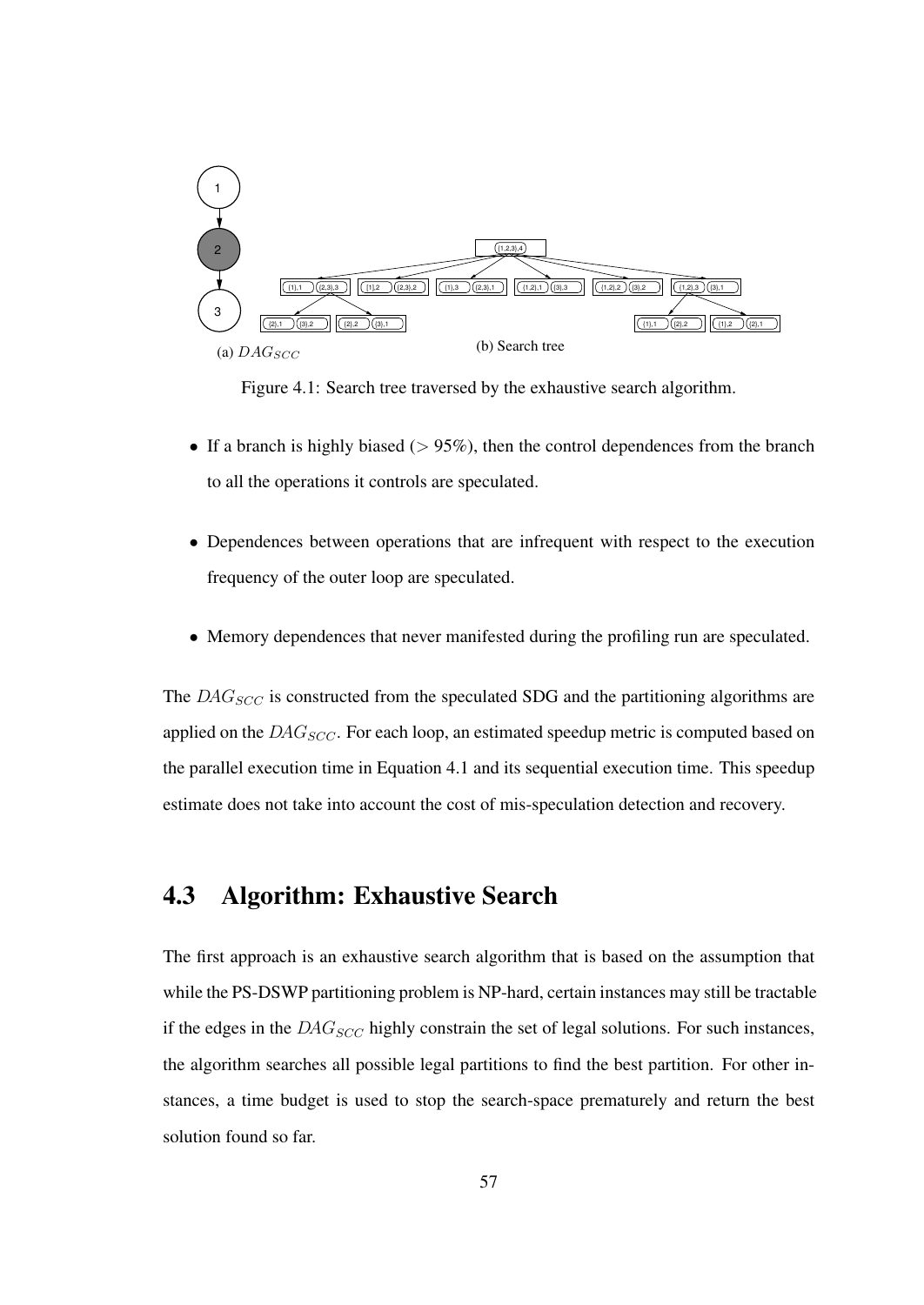(a) $DAG_{SCC}$

(b) Search tree

Figure 4.1: Search tree traversed by the exhaustive search algorithm.

- If a branch is highly biased (> 95%), then the control dependences from the branch to all the operations it controls are speculated.
- Dependences between operations that are infrequent with respect to the execution frequency of the outer loop are speculated.
- Memory dependences that never manifested during the profiling run are speculated.

The $DAG_{SCC}$ is constructed from the speculated SDG and the partitioning algorithms are applied on the $DAG_{SCC}$. For each loop, an estimated speedup metric is computed based on the parallel execution time in Equation 4.1 and its sequential execution time. This speedup estimate does not take into account the cost of mis-speculation detection and recovery.

## 4.3 Algorithm: Exhaustive Search

The first approach is an exhaustive search algorithm that is based on the assumption that while the PS-DSWP partitioning problem is NP-hard, certain instances may still be tractable if the edges in the $DAG_{SCC}$ highly constrain the set of legal solutions. For such instances, the algorithm searches all possible legal partitions to find the best partition. For other instances, a time budget is used to stop the search-space prematurely and return the best solution found so far.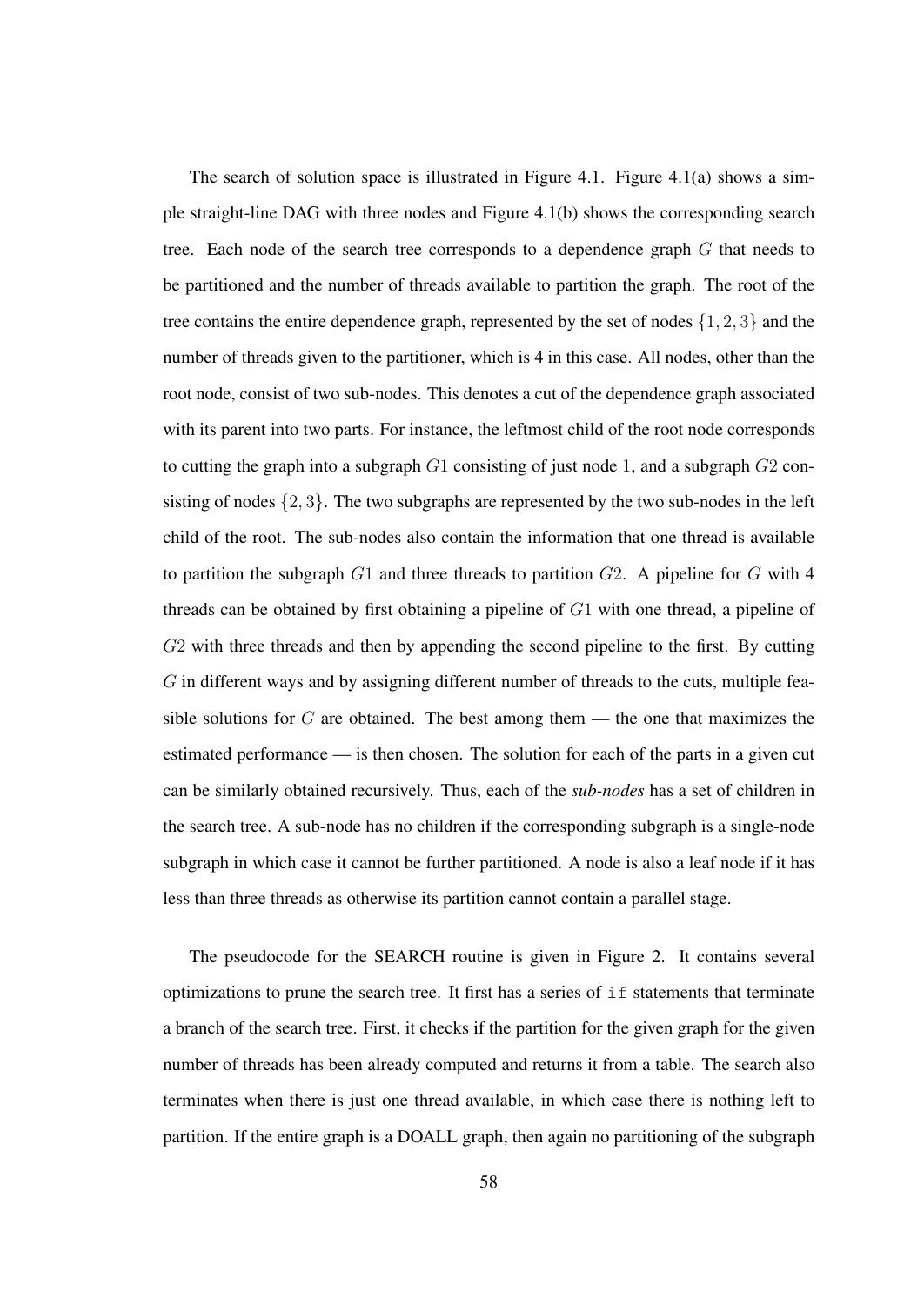The search of solution space is illustrated in Figure 4.1. Figure 4.1(a) shows a simple straight-line DAG with three nodes and Figure 4.1(b) shows the corresponding search tree. Each node of the search tree corresponds to a dependence graph $G$ that needs to be partitioned and the number of threads available to partition the graph. The root of the tree contains the entire dependence graph, represented by the set of nodes $\{1, 2, 3\}$ and the number of threads given to the partitioner, which is 4 in this case. All nodes, other than the root node, consist of two sub-nodes. This denotes a cut of the dependence graph associated with its parent into two parts. For instance, the leftmost child of the root node corresponds to cutting the graph into a subgraph $G1$ consisting of just node 1, and a subgraph $G2$ consisting of nodes $\{2, 3\}$. The two subgraphs are represented by the two sub-nodes in the left child of the root. The sub-nodes also contain the information that one thread is available to partition the subgraph $G1$ and three threads to partition $G2$. A pipeline for $G$ with 4 threads can be obtained by first obtaining a pipeline of $G1$ with one thread, a pipeline of $G2$ with three threads and then by appending the second pipeline to the first. By cutting $G$ in different ways and by assigning different number of threads to the cuts, multiple feasible solutions for $G$ are obtained. The best among them — the one that maximizes the estimated performance — is then chosen. The solution for each of the parts in a given cut can be similarly obtained recursively. Thus, each of the *sub-nodes* has a set of children in the search tree. A sub-node has no children if the corresponding subgraph is a single-node subgraph in which case it cannot be further partitioned. A node is also a leaf node if it has less than three threads as otherwise its partition cannot contain a parallel stage.

The pseudocode for the SEARCH routine is given in Figure 2. It contains several optimizations to prune the search tree. It first has a series of `if` statements that terminate a branch of the search tree. First, it checks if the partition for the given graph for the given number of threads has been already computed and returns it from a table. The search also terminates when there is just one thread available, in which case there is nothing left to partition. If the entire graph is a DOALL graph, then again no partitioning of the subgraph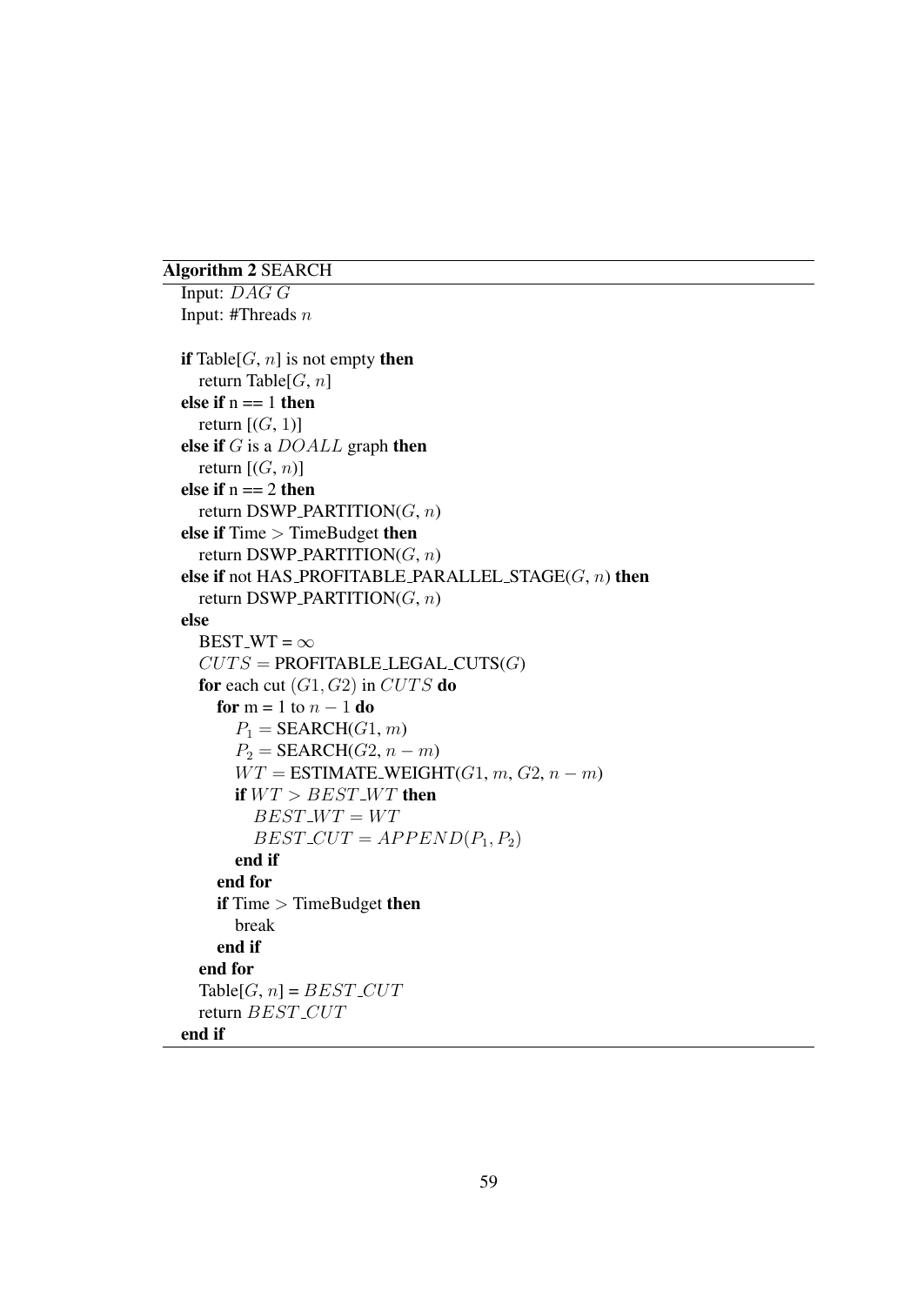**Algorithm 2** SEARCH

```
Input: DAG G
Input: #Threads n

if Table[G, n] is not empty then
    return Table[G, n]
else if n == 1 then
    return [(G, 1)]
else if G is a DOALL graph then
    return [(G, n)]
else if n == 2 then
    return DSWP_PARTITION(G, n)
else if Time > TimeBudget then
    return DSWP_PARTITION(G, n)
else if not HAS_PROFITABLE_PARALLEL_STAGE(G, n) then
    return DSWP_PARTITION(G, n)
else
    BEST_WT = ∞
    CUTS = PROFITABLE_LEGAL_CUTS(G)
    for each cut (G1, G2) in CUTS do
        for m = 1 to n − 1 do
            P_1 = SEARCH(G1, m)
            P_2 = SEARCH(G2, n − m)
            WT = ESTIMATE_WEIGHT(G1, m, G2, n − m)
            if WT > BEST_WT then
                BEST_WT = WT
                BEST_CUT = APPEND(P_1, P_2)
            end if
        end for
        if Time > TimeBudget then
            break
        end if
    end for
    Table[G, n] = BEST_CUT
    return BEST_CUT
end if
```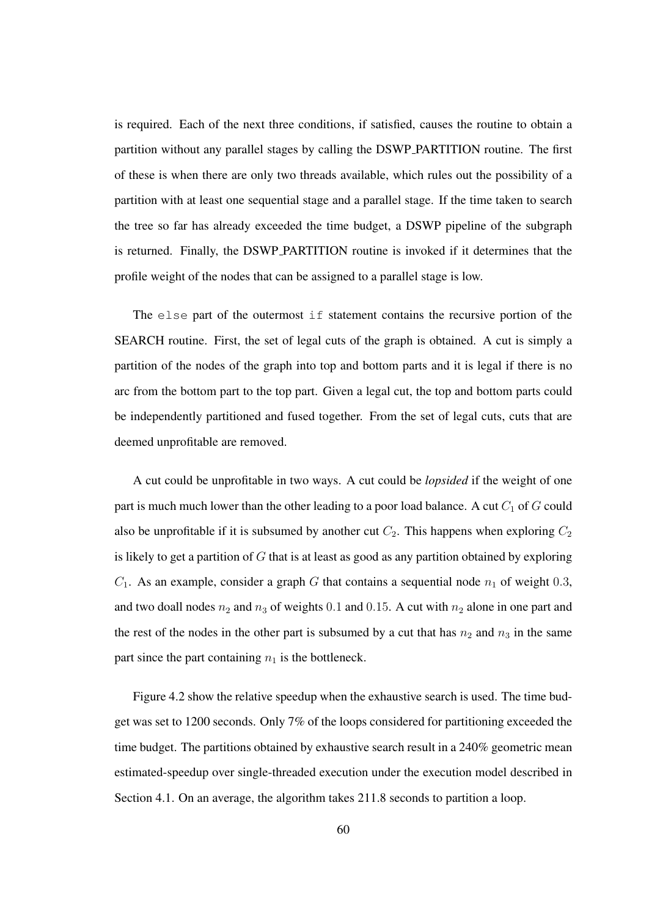is required. Each of the next three conditions, if satisfied, causes the routine to obtain a partition without any parallel stages by calling the DSWP_PARTITION routine. The first of these is when there are only two threads available, which rules out the possibility of a partition with at least one sequential stage and a parallel stage. If the time taken to search the tree so far has already exceeded the time budget, a DSWP pipeline of the subgraph is returned. Finally, the DSWP_PARTITION routine is invoked if it determines that the profile weight of the nodes that can be assigned to a parallel stage is low.

The `else` part of the outermost `if` statement contains the recursive portion of the SEARCH routine. First, the set of legal cuts of the graph is obtained. A cut is simply a partition of the nodes of the graph into top and bottom parts and it is legal if there is no arc from the bottom part to the top part. Given a legal cut, the top and bottom parts could be independently partitioned and fused together. From the set of legal cuts, cuts that are deemed unprofitable are removed.

A cut could be unprofitable in two ways. A cut could be *lopsided* if the weight of one part is much much lower than the other leading to a poor load balance. A cut $C_1$ of $G$ could also be unprofitable if it is subsumed by another cut $C_2$. This happens when exploring $C_2$ is likely to get a partition of $G$ that is at least as good as any partition obtained by exploring $C_1$. As an example, consider a graph $G$ that contains a sequential node $n_1$ of weight $0.3$, and two doall nodes $n_2$ and $n_3$ of weights $0.1$ and $0.15$. A cut with $n_2$ alone in one part and the rest of the nodes in the other part is subsumed by a cut that has $n_2$ and $n_3$ in the same part since the part containing $n_1$ is the bottleneck.

Figure 4.2 show the relative speedup when the exhaustive search is used. The time budget was set to 1200 seconds. Only 7% of the loops considered for partitioning exceeded the time budget. The partitions obtained by exhaustive search result in a 240% geometric mean estimated-speedup over single-threaded execution under the execution model described in Section 4.1. On an average, the algorithm takes 211.8 seconds to partition a loop.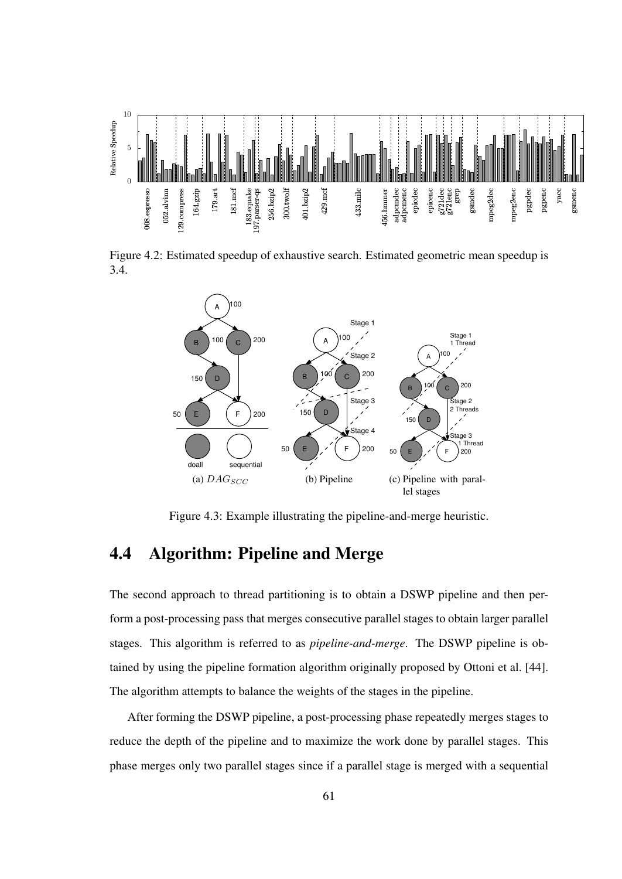Figure 4.2: Estimated speedup of exhaustive search. Estimated geometric mean speedup is 3.4.

Figure 4.3: Example illustrating the pipeline-and-merge heuristic.

## 4.4 Algorithm: Pipeline and Merge

The second approach to thread partitioning is to obtain a DSWP pipeline and then perform a post-processing pass that merges consecutive parallel stages to obtain larger parallel stages. This algorithm is referred to as *pipeline-and-merge*. The DSWP pipeline is obtained by using the pipeline formation algorithm originally proposed by Ottoni et al. [44]. The algorithm attempts to balance the weights of the stages in the pipeline.

After forming the DSWP pipeline, a post-processing phase repeatedly merges stages to reduce the depth of the pipeline and to maximize the work done by parallel stages. This phase merges only two parallel stages since if a parallel stage is merged with a sequential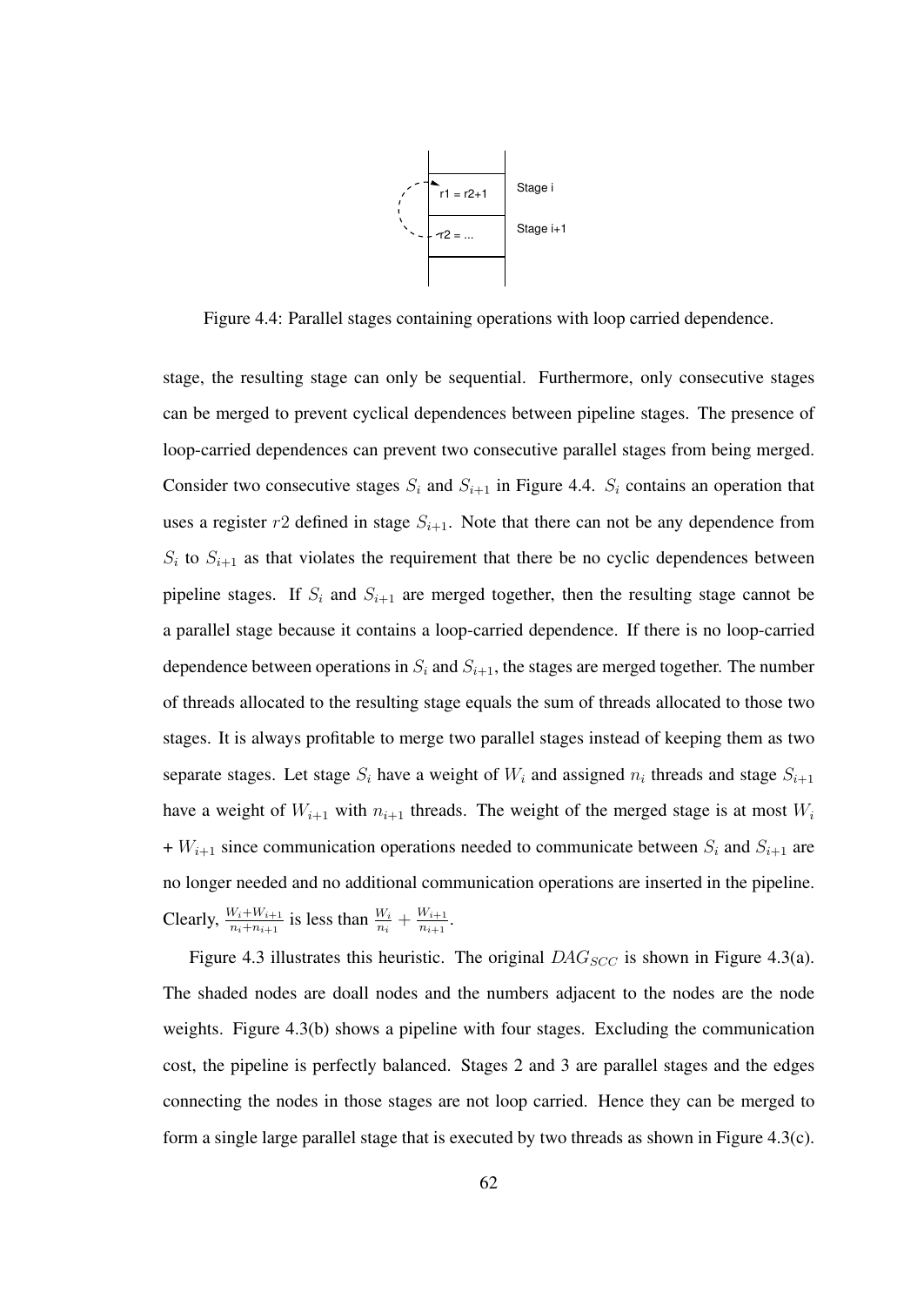Figure 4.4: Parallel stages containing operations with loop carried dependence.

stage, the resulting stage can only be sequential. Furthermore, only consecutive stages can be merged to prevent cyclical dependences between pipeline stages. The presence of loop-carried dependences can prevent two consecutive parallel stages from being merged. Consider two consecutive stages $S_i$ and $S_{i+1}$ in Figure 4.4. $S_i$ contains an operation that uses a register $r2$ defined in stage $S_{i+1}$. Note that there can not be any dependence from $S_i$ to $S_{i+1}$ as that violates the requirement that there be no cyclic dependences between pipeline stages. If $S_i$ and $S_{i+1}$ are merged together, then the resulting stage cannot be a parallel stage because it contains a loop-carried dependence. If there is no loop-carried dependence between operations in $S_i$ and $S_{i+1}$, the stages are merged together. The number of threads allocated to the resulting stage equals the sum of threads allocated to those two stages. It is always profitable to merge two parallel stages instead of keeping them as two separate stages. Let stage $S_i$ have a weight of $W_i$ and assigned $n_i$ threads and stage $S_{i+1}$ have a weight of $W_{i+1}$ with $n_{i+1}$ threads. The weight of the merged stage is at most $W_i$ + $W_{i+1}$ since communication operations needed to communicate between $S_i$ and $S_{i+1}$ are no longer needed and no additional communication operations are inserted in the pipeline. Clearly, $\frac{W_i+W_{i+1}}{n_i+n_{i+1}}$ is less than $\frac{W_i}{n_i} + \frac{W_{i+1}}{n_{i+1}}$.

Figure 4.3 illustrates this heuristic. The original $DAG_{SCC}$ is shown in Figure 4.3(a). The shaded nodes are doall nodes and the numbers adjacent to the nodes are the node weights. Figure 4.3(b) shows a pipeline with four stages. Excluding the communication cost, the pipeline is perfectly balanced. Stages 2 and 3 are parallel stages and the edges connecting the nodes in those stages are not loop carried. Hence they can be merged to form a single large parallel stage that is executed by two threads as shown in Figure 4.3(c).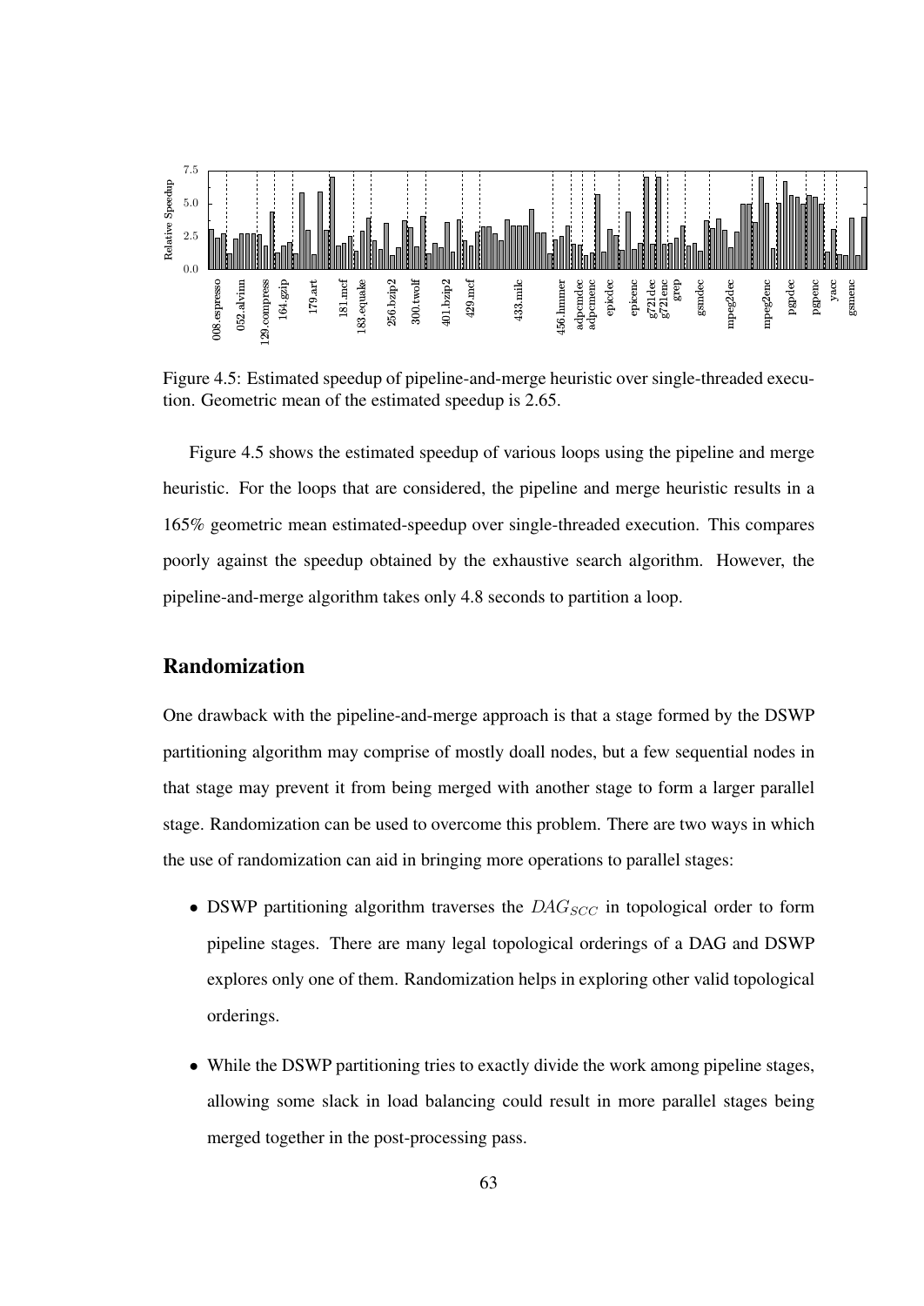Figure 4.5: Estimated speedup of pipeline-and-merge heuristic over single-threaded execution. Geometric mean of the estimated speedup is 2.65.

Figure 4.5 shows the estimated speedup of various loops using the pipeline and merge heuristic. For the loops that are considered, the pipeline and merge heuristic results in a 165% geometric mean estimated-speedup over single-threaded execution. This compares poorly against the speedup obtained by the exhaustive search algorithm. However, the pipeline-and-merge algorithm takes only 4.8 seconds to partition a loop.

## Randomization

One drawback with the pipeline-and-merge approach is that a stage formed by the DSWP partitioning algorithm may comprise of mostly doall nodes, but a few sequential nodes in that stage may prevent it from being merged with another stage to form a larger parallel stage. Randomization can be used to overcome this problem. There are two ways in which the use of randomization can aid in bringing more operations to parallel stages:

- DSWP partitioning algorithm traverses the $DAG_{SCC}$ in topological order to form pipeline stages. There are many legal topological orderings of a DAG and DSWP explores only one of them. Randomization helps in exploring other valid topological orderings.
- While the DSWP partitioning tries to exactly divide the work among pipeline stages, allowing some slack in load balancing could result in more parallel stages being merged together in the post-processing pass.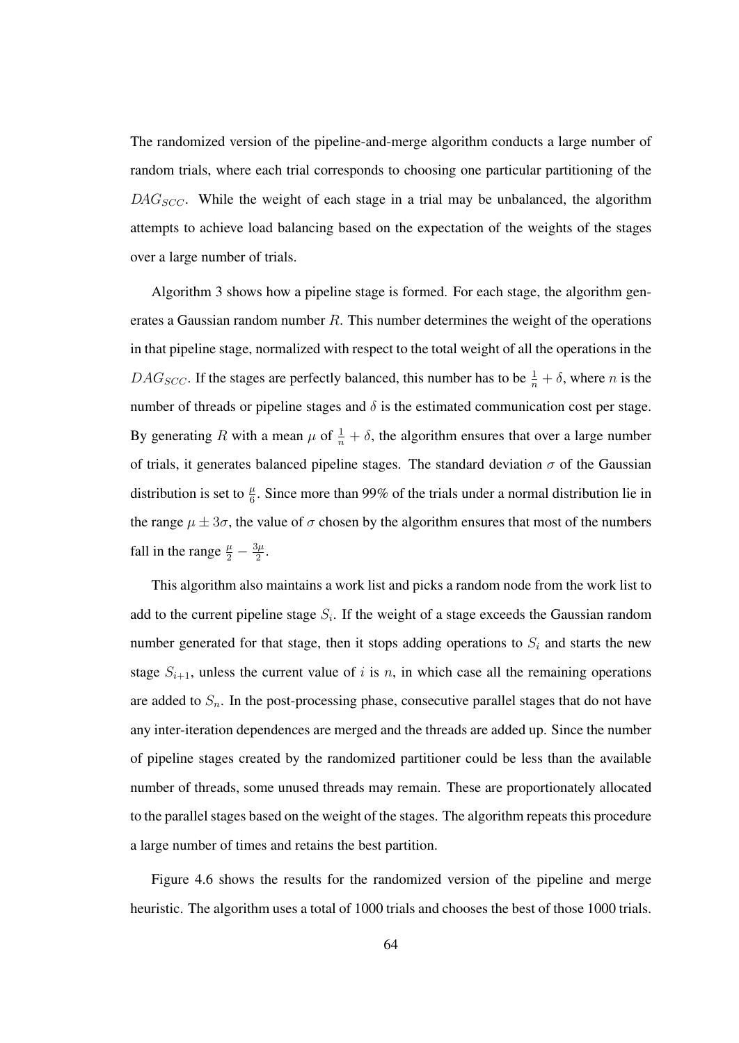The randomized version of the pipeline-and-merge algorithm conducts a large number of random trials, where each trial corresponds to choosing one particular partitioning of the $DAG_{SCC}$. While the weight of each stage in a trial may be unbalanced, the algorithm attempts to achieve load balancing based on the expectation of the weights of the stages over a large number of trials.

Algorithm 3 shows how a pipeline stage is formed. For each stage, the algorithm generates a Gaussian random number $R$. This number determines the weight of the operations in that pipeline stage, normalized with respect to the total weight of all the operations in the $DAG_{SCC}$. If the stages are perfectly balanced, this number has to be $\frac{1}{n} + \delta$, where $n$ is the number of threads or pipeline stages and $\delta$ is the estimated communication cost per stage. By generating $R$ with a mean $\mu$ of $\frac{1}{n} + \delta$, the algorithm ensures that over a large number of trials, it generates balanced pipeline stages. The standard deviation $\sigma$ of the Gaussian distribution is set to $\frac{\mu}{6}$. Since more than 99% of the trials under a normal distribution lie in the range $\mu \pm 3\sigma$, the value of $\sigma$ chosen by the algorithm ensures that most of the numbers fall in the range $\frac{\mu}{2} - \frac{3\mu}{2}$.

This algorithm also maintains a work list and picks a random node from the work list to add to the current pipeline stage $S_i$. If the weight of a stage exceeds the Gaussian random number generated for that stage, then it stops adding operations to $S_i$ and starts the new stage $S_{i+1}$, unless the current value of $i$ is $n$, in which case all the remaining operations are added to $S_n$. In the post-processing phase, consecutive parallel stages that do not have any inter-iteration dependences are merged and the threads are added up. Since the number of pipeline stages created by the randomized partitioner could be less than the available number of threads, some unused threads may remain. These are proportionately allocated to the parallel stages based on the weight of the stages. The algorithm repeats this procedure a large number of times and retains the best partition.

Figure 4.6 shows the results for the randomized version of the pipeline and merge heuristic. The algorithm uses a total of 1000 trials and chooses the best of those 1000 trials.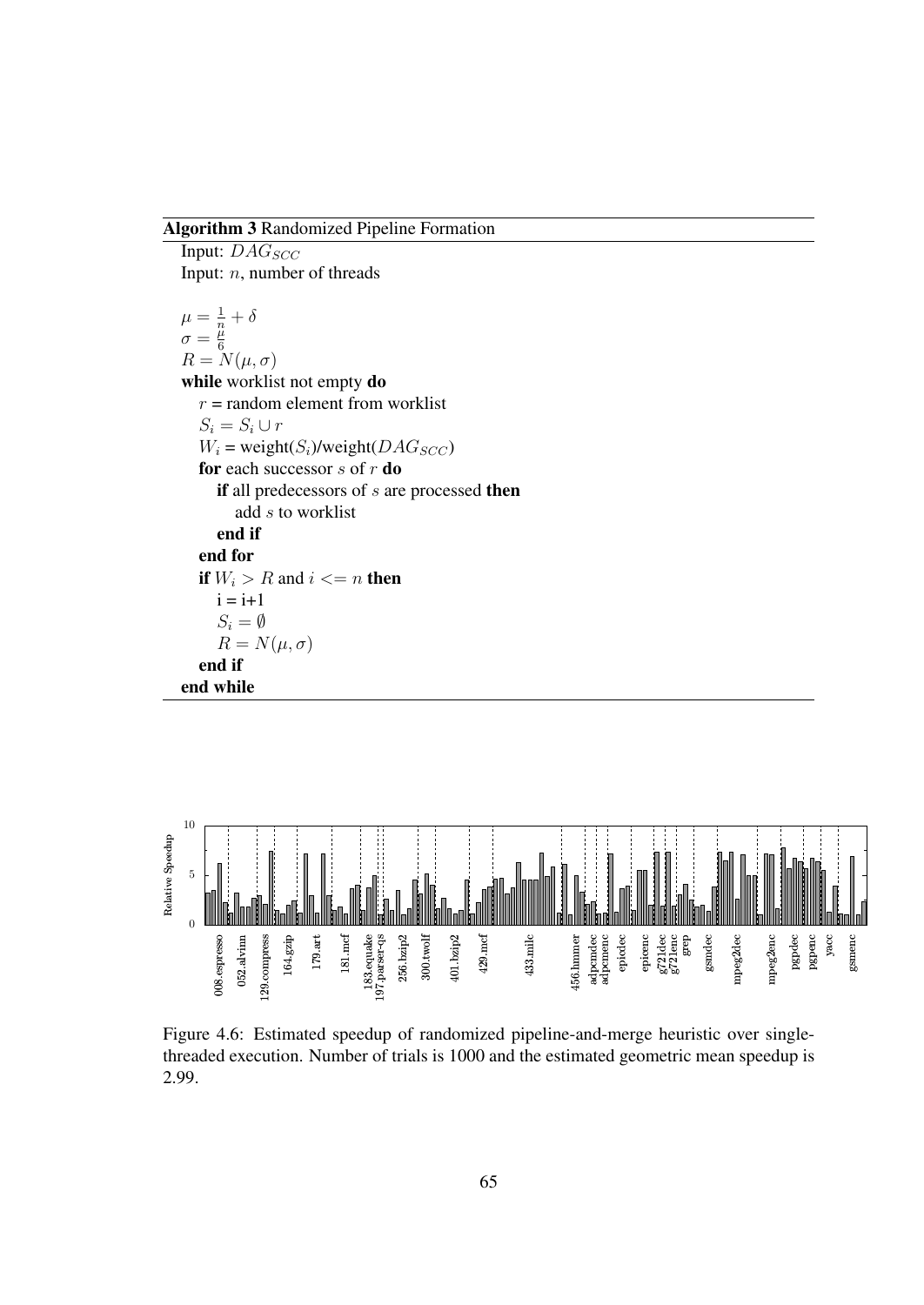**Algorithm 3** Randomized Pipeline Formation

```
Input: DAG_SCC
Input: n, number of threads

μ = 1/n + δ
σ = μ/6
R = N(μ, σ)
while worklist not empty do
    r = random element from worklist
    S_i = S_i ∪ r
    W_i = weight(S_i)/weight(DAG_SCC)
    for each successor s of r do
        if all predecessors of s are processed then
            add s to worklist
        end if
    end for
    if W_i > R and i <= n then
        i = i+1
        S_i = ∅
        R = N(μ, σ)
    end if
end while
```

Figure 4.6: Estimated speedup of randomized pipeline-and-merge heuristic over single-threaded execution. Number of trials is 1000 and the estimated geometric mean speedup is 2.99.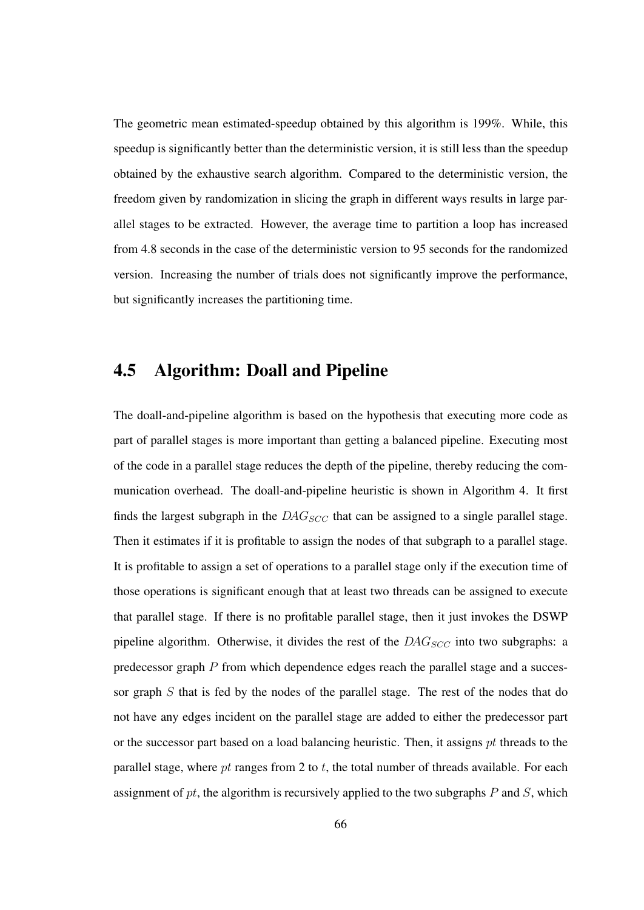The geometric mean estimated-speedup obtained by this algorithm is 199%. While, this speedup is significantly better than the deterministic version, it is still less than the speedup obtained by the exhaustive search algorithm. Compared to the deterministic version, the freedom given by randomization in slicing the graph in different ways results in large parallel stages to be extracted. However, the average time to partition a loop has increased from 4.8 seconds in the case of the deterministic version to 95 seconds for the randomized version. Increasing the number of trials does not significantly improve the performance, but significantly increases the partitioning time.

## 4.5 Algorithm: Doall and Pipeline

The doall-and-pipeline algorithm is based on the hypothesis that executing more code as part of parallel stages is more important than getting a balanced pipeline. Executing most of the code in a parallel stage reduces the depth of the pipeline, thereby reducing the communication overhead. The doall-and-pipeline heuristic is shown in Algorithm 4. It first finds the largest subgraph in the $DAG_{SCC}$ that can be assigned to a single parallel stage. Then it estimates if it is profitable to assign the nodes of that subgraph to a parallel stage. It is profitable to assign a set of operations to a parallel stage only if the execution time of those operations is significant enough that at least two threads can be assigned to execute that parallel stage. If there is no profitable parallel stage, then it just invokes the DSWP pipeline algorithm. Otherwise, it divides the rest of the $DAG_{SCC}$ into two subgraphs: a predecessor graph $P$ from which dependence edges reach the parallel stage and a successor graph $S$ that is fed by the nodes of the parallel stage. The rest of the nodes that do not have any edges incident on the parallel stage are added to either the predecessor part or the successor part based on a load balancing heuristic. Then, it assigns $pt$ threads to the parallel stage, where $pt$ ranges from 2 to $t$, the total number of threads available. For each assignment of $pt$, the algorithm is recursively applied to the two subgraphs $P$ and $S$, which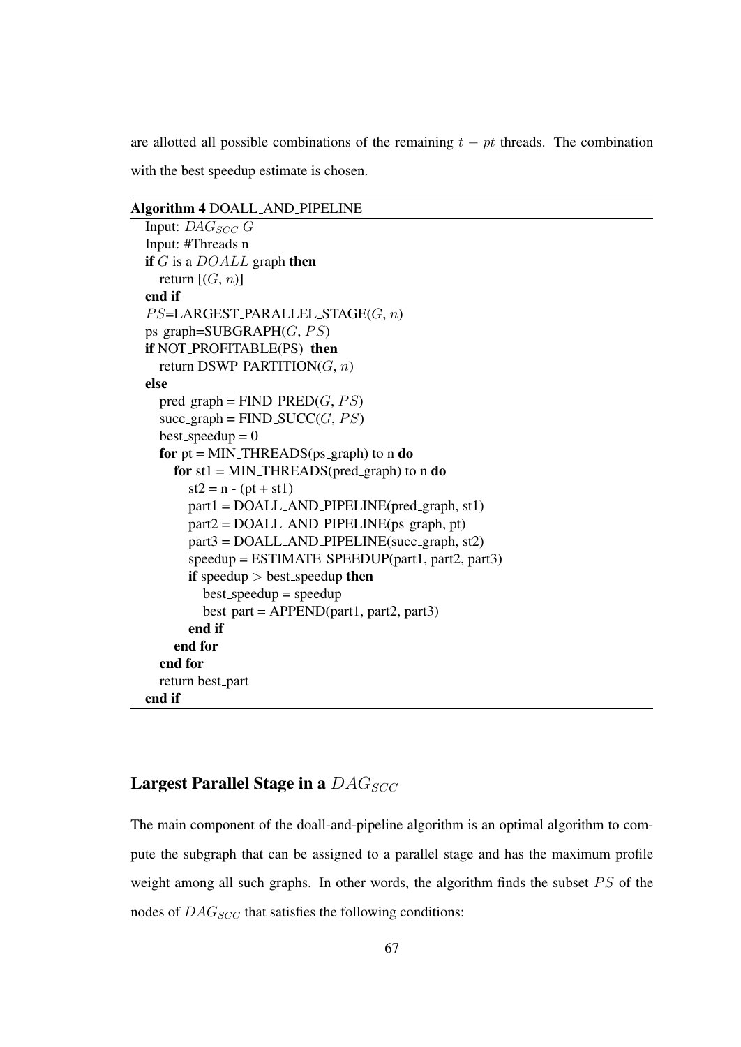are allotted all possible combinations of the remaining $t - pt$ threads. The combination with the best speedup estimate is chosen.

**Algorithm 4** DOALL_AND_PIPELINE

```
Input: DAG_SCC G
Input: #Threads n
if G is a DOALL graph then
   return [(G, n)]
end if
PS=LARGEST_PARALLEL_STAGE(G, n)
ps_graph=SUBGRAPH(G, PS)
if NOT_PROFITABLE(PS) then
   return DSWP_PARTITION(G, n)
else
   pred_graph = FIND_PRED(G, PS)
   succ_graph = FIND_SUCC(G, PS)
   best_speedup = 0
   for pt = MIN_THREADS(ps_graph) to n do
      for st1 = MIN_THREADS(pred_graph) to n do
         st2 = n - (pt + st1)
         part1 = DOALL_AND_PIPELINE(pred_graph, st1)
         part2 = DOALL_AND_PIPELINE(ps_graph, pt)
         part3 = DOALL_AND_PIPELINE(succ_graph, st2)
         speedup = ESTIMATE_SPEEDUP(part1, part2, part3)
         if speedup > best_speedup then
            best_speedup = speedup
            best_part = APPEND(part1, part2, part3)
         end if
      end for
   end for
   return best_part
end if
```

## Largest Parallel Stage in a $DAG_{SCC}$

The main component of the doall-and-pipeline algorithm is an optimal algorithm to compute the subgraph that can be assigned to a parallel stage and has the maximum profile weight among all such graphs. In other words, the algorithm finds the subset $PS$ of the nodes of $DAG_{SCC}$ that satisfies the following conditions: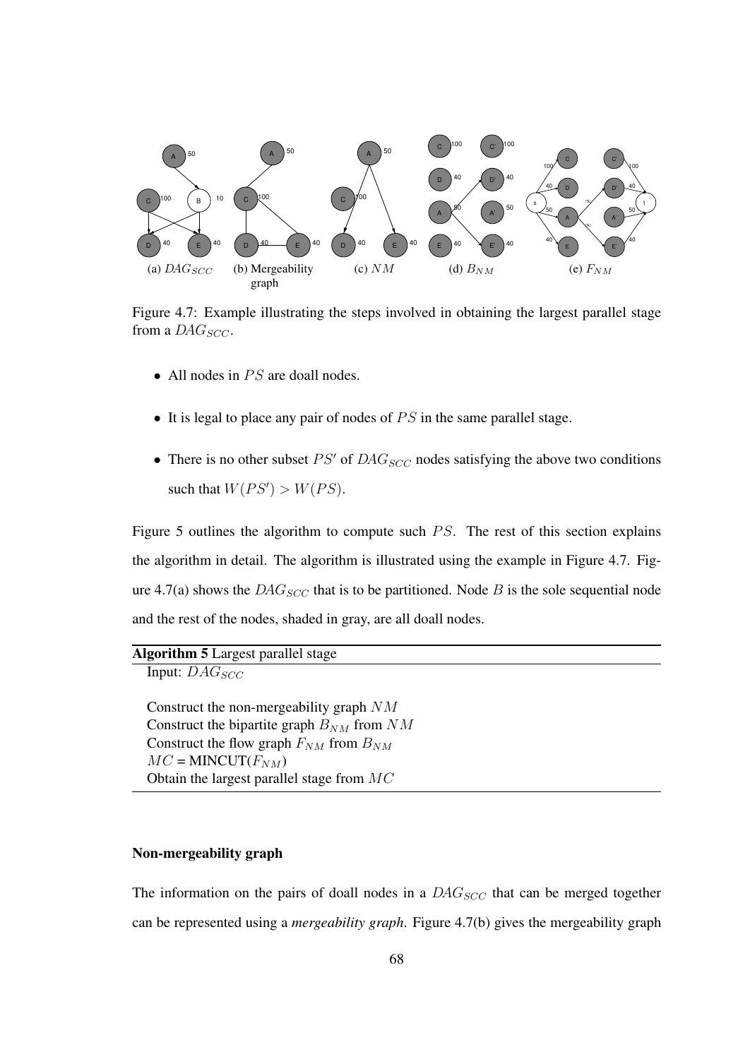(a) $DAG_{SCC}$ (b) Mergeability graph (c) $NM$ (d) $B_{NM}$ (e) $F_{NM}$

Figure 4.7: Example illustrating the steps involved in obtaining the largest parallel stage from a $DAG_{SCC}$.

- All nodes in $PS$ are doall nodes.
- It is legal to place any pair of nodes of $PS$ in the same parallel stage.
- There is no other subset $PS'$ of $DAG_{SCC}$ nodes satisfying the above two conditions such that $W(PS') > W(PS)$.

Figure 5 outlines the algorithm to compute such $PS$. The rest of this section explains the algorithm in detail. The algorithm is illustrated using the example in Figure 4.7. Figure 4.7(a) shows the $DAG_{SCC}$ that is to be partitioned. Node $B$ is the sole sequential node and the rest of the nodes, shaded in gray, are all doall nodes.

**Algorithm 5** Largest parallel stage

```
Input: DAG_SCC

Construct the non-mergeability graph NM
Construct the bipartite graph B_NM from NM
Construct the flow graph F_NM from B_NM
MC = MINCUT(F_NM)
Obtain the largest parallel stage from MC
```

### Non-mergeability graph

The information on the pairs of doall nodes in a $DAG_{SCC}$ that can be merged together can be represented using a *mergeability graph*. Figure 4.7(b) gives the mergeability graph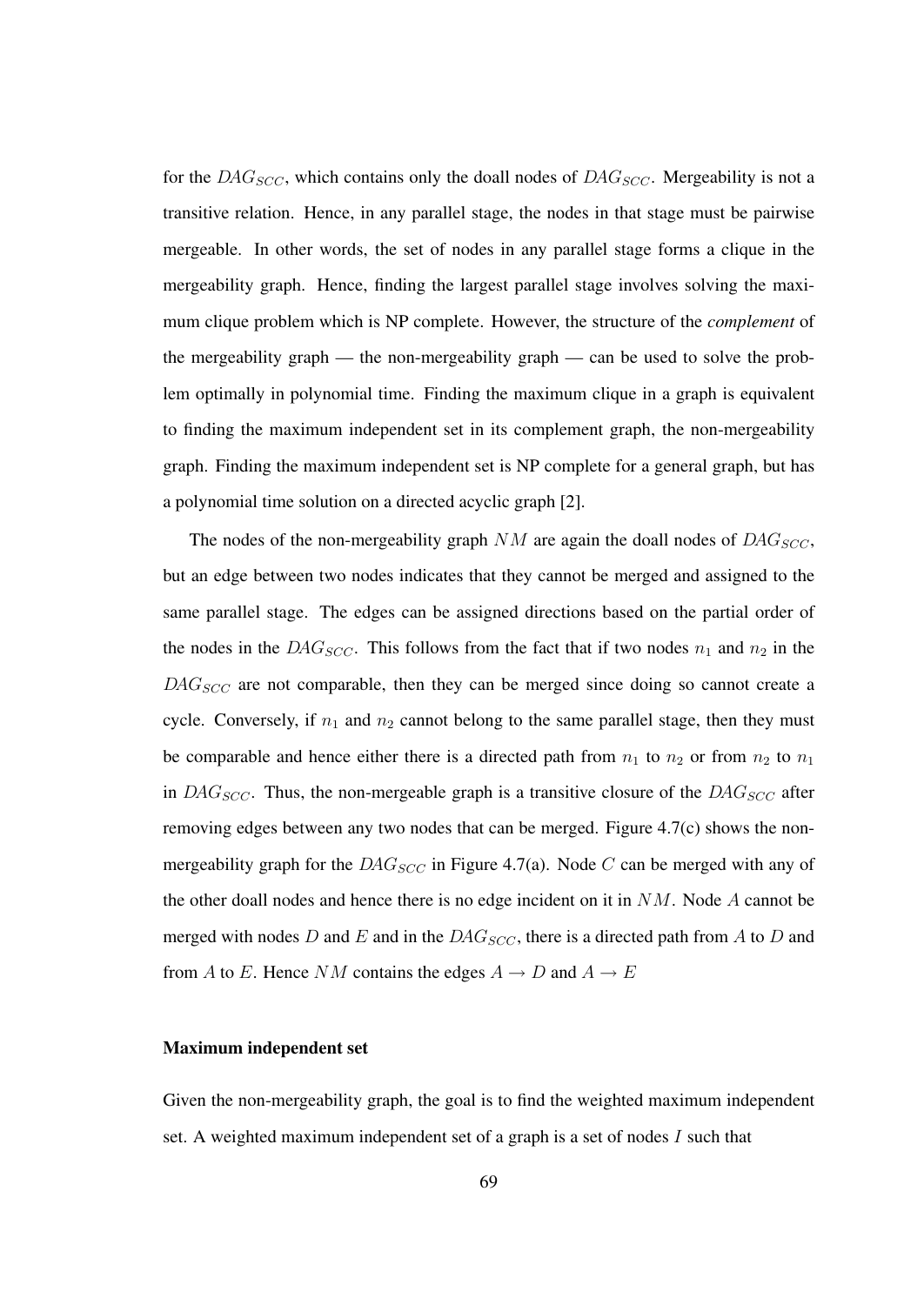for the $DAG_{SCC}$, which contains only the doall nodes of $DAG_{SCC}$. Mergeability is not a transitive relation. Hence, in any parallel stage, the nodes in that stage must be pairwise mergeable. In other words, the set of nodes in any parallel stage forms a clique in the mergeability graph. Hence, finding the largest parallel stage involves solving the maximum clique problem which is NP complete. However, the structure of the *complement* of the mergeability graph — the non-mergeability graph — can be used to solve the problem optimally in polynomial time. Finding the maximum clique in a graph is equivalent to finding the maximum independent set in its complement graph, the non-mergeability graph. Finding the maximum independent set is NP complete for a general graph, but has a polynomial time solution on a directed acyclic graph [2].

The nodes of the non-mergeability graph $NM$ are again the doall nodes of $DAG_{SCC}$, but an edge between two nodes indicates that they cannot be merged and assigned to the same parallel stage. The edges can be assigned directions based on the partial order of the nodes in the $DAG_{SCC}$. This follows from the fact that if two nodes $n_1$ and $n_2$ in the $DAG_{SCC}$ are not comparable, then they can be merged since doing so cannot create a cycle. Conversely, if $n_1$ and $n_2$ cannot belong to the same parallel stage, then they must be comparable and hence either there is a directed path from $n_1$ to $n_2$ or from $n_2$ to $n_1$ in $DAG_{SCC}$. Thus, the non-mergeable graph is a transitive closure of the $DAG_{SCC}$ after removing edges between any two nodes that can be merged. Figure 4.7(c) shows the non-mergeability graph for the $DAG_{SCC}$ in Figure 4.7(a). Node $C$ can be merged with any of the other doall nodes and hence there is no edge incident on it in $NM$. Node $A$ cannot be merged with nodes $D$ and $E$ and in the $DAG_{SCC}$, there is a directed path from $A$ to $D$ and from $A$ to $E$. Hence $NM$ contains the edges $A \rightarrow D$ and $A \rightarrow E$

#### Maximum independent set

Given the non-mergeability graph, the goal is to find the weighted maximum independent set. A weighted maximum independent set of a graph is a set of nodes $I$ such that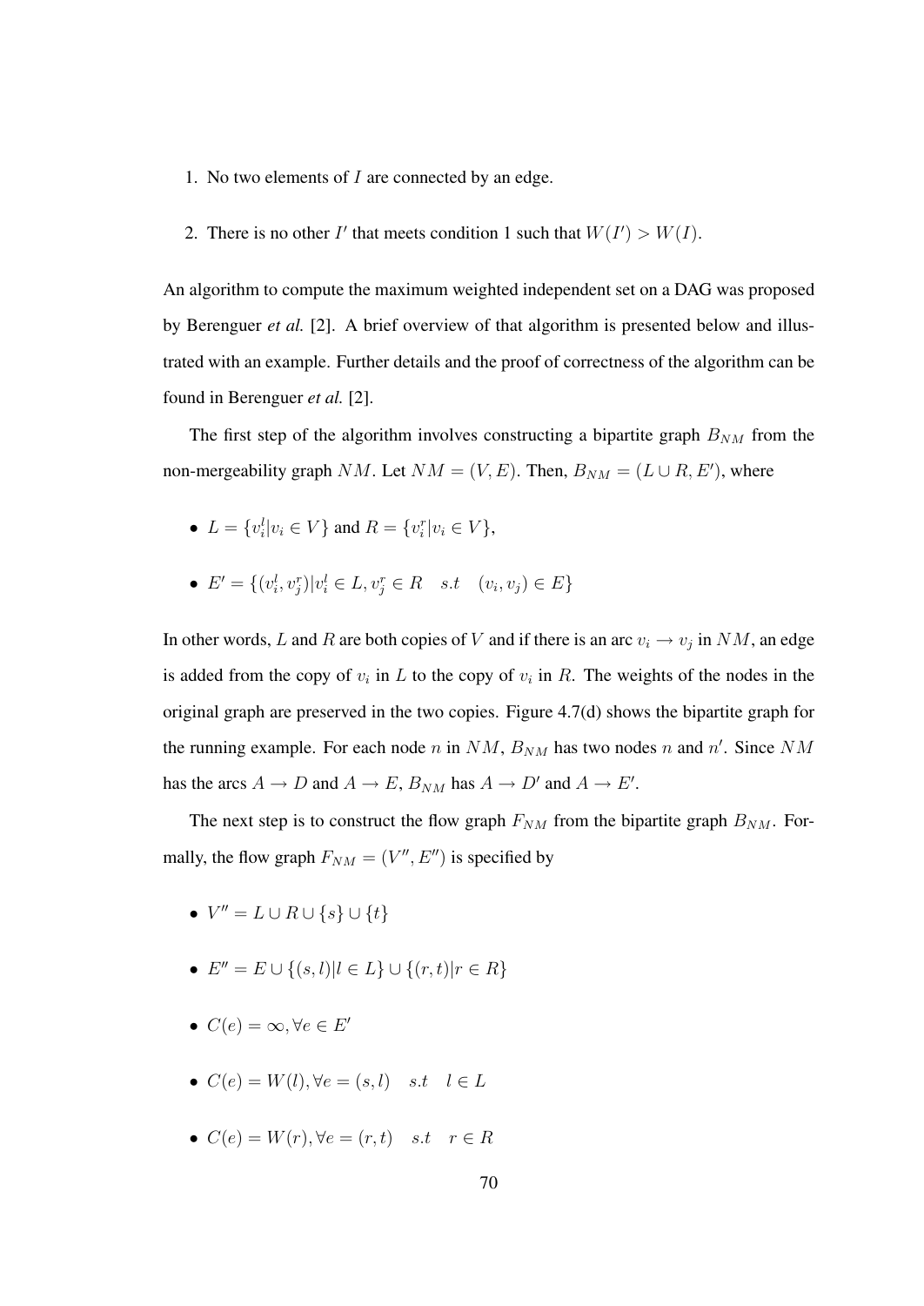1. No two elements of $I$ are connected by an edge.

2. There is no other $I'$ that meets condition 1 such that $W(I') > W(I)$.

An algorithm to compute the maximum weighted independent set on a DAG was proposed by Berenguer *et al.* [2]. A brief overview of that algorithm is presented below and illustrated with an example. Further details and the proof of correctness of the algorithm can be found in Berenguer *et al.* [2].

The first step of the algorithm involves constructing a bipartite graph $B_{NM}$ from the non-mergeability graph $NM$. Let $NM = (V, E)$. Then, $B_{NM} = (L \cup R, E')$, where

- $L = \{v_i^l | v_i \in V\}$ and $R = \{v_i^r | v_i \in V\}$,
- $E' = \{(v_i^l, v_j^r) | v_i^l \in L, v_j^r \in R \quad s.t \quad (v_i, v_j) \in E\}$

In other words, $L$ and $R$ are both copies of $V$ and if there is an arc $v_i \rightarrow v_j$ in $NM$, an edge is added from the copy of $v_i$ in $L$ to the copy of $v_i$ in $R$. The weights of the nodes in the original graph are preserved in the two copies. Figure 4.7(d) shows the bipartite graph for the running example. For each node $n$ in $NM$, $B_{NM}$ has two nodes $n$ and $n'$. Since $NM$ has the arcs $A \rightarrow D$ and $A \rightarrow E$, $B_{NM}$ has $A \rightarrow D'$ and $A \rightarrow E'$.

The next step is to construct the flow graph $F_{NM}$ from the bipartite graph $B_{NM}$. Formally, the flow graph $F_{NM} = (V'', E'')$ is specified by

- $V'' = L \cup R \cup \{s\} \cup \{t\}$
- $E'' = E \cup \{(s, l) | l \in L\} \cup \{(r, t) | r \in R\}$
- $C(e) = \infty, \forall e \in E'$
- $C(e) = W(l), \forall e = (s, l) \quad s.t \quad l \in L$
- $C(e) = W(r), \forall e = (r, t) \quad s.t \quad r \in R$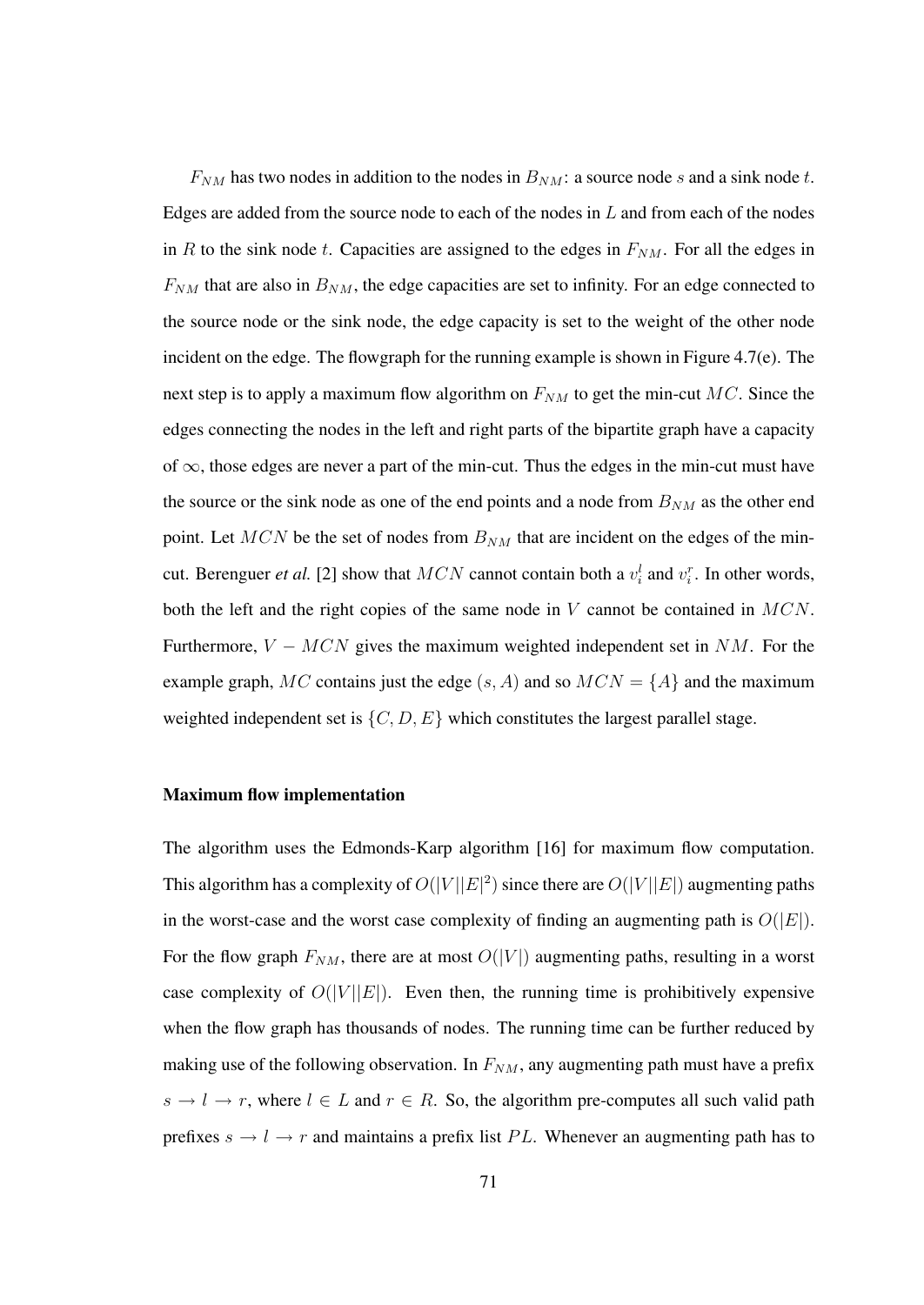$F_{NM}$ has two nodes in addition to the nodes in $B_{NM}$: a source node $s$ and a sink node $t$. Edges are added from the source node to each of the nodes in $L$ and from each of the nodes in $R$ to the sink node $t$. Capacities are assigned to the edges in $F_{NM}$. For all the edges in $F_{NM}$ that are also in $B_{NM}$, the edge capacities are set to infinity. For an edge connected to the source node or the sink node, the edge capacity is set to the weight of the other node incident on the edge. The flowgraph for the running example is shown in Figure 4.7(e). The next step is to apply a maximum flow algorithm on $F_{NM}$ to get the min-cut $MC$. Since the edges connecting the nodes in the left and right parts of the bipartite graph have a capacity of $\infty$, those edges are never a part of the min-cut. Thus the edges in the min-cut must have the source or the sink node as one of the end points and a node from $B_{NM}$ as the other end point. Let $MCN$ be the set of nodes from $B_{NM}$ that are incident on the edges of the min-cut. Berenguer *et al.* [2] show that $MCN$ cannot contain both a $v_i^l$ and $v_i^r$. In other words, both the left and the right copies of the same node in $V$ cannot be contained in $MCN$. Furthermore, $V - MCN$ gives the maximum weighted independent set in $NM$. For the example graph, $MC$ contains just the edge $(s, A)$ and so $MCN = \{A\}$ and the maximum weighted independent set is $\{C, D, E\}$ which constitutes the largest parallel stage.

#### Maximum flow implementation

The algorithm uses the Edmonds-Karp algorithm [16] for maximum flow computation. This algorithm has a complexity of $O(|V||E|^2)$ since there are $O(|V||E|)$ augmenting paths in the worst-case and the worst case complexity of finding an augmenting path is $O(|E|)$. For the flow graph $F_{NM}$, there are at most $O(|V|)$ augmenting paths, resulting in a worst case complexity of $O(|V||E|)$. Even then, the running time is prohibitively expensive when the flow graph has thousands of nodes. The running time can be further reduced by making use of the following observation. In $F_{NM}$, any augmenting path must have a prefix $s \rightarrow l \rightarrow r$, where $l \in L$ and $r \in R$. So, the algorithm pre-computes all such valid path prefixes $s \rightarrow l \rightarrow r$ and maintains a prefix list $PL$. Whenever an augmenting path has to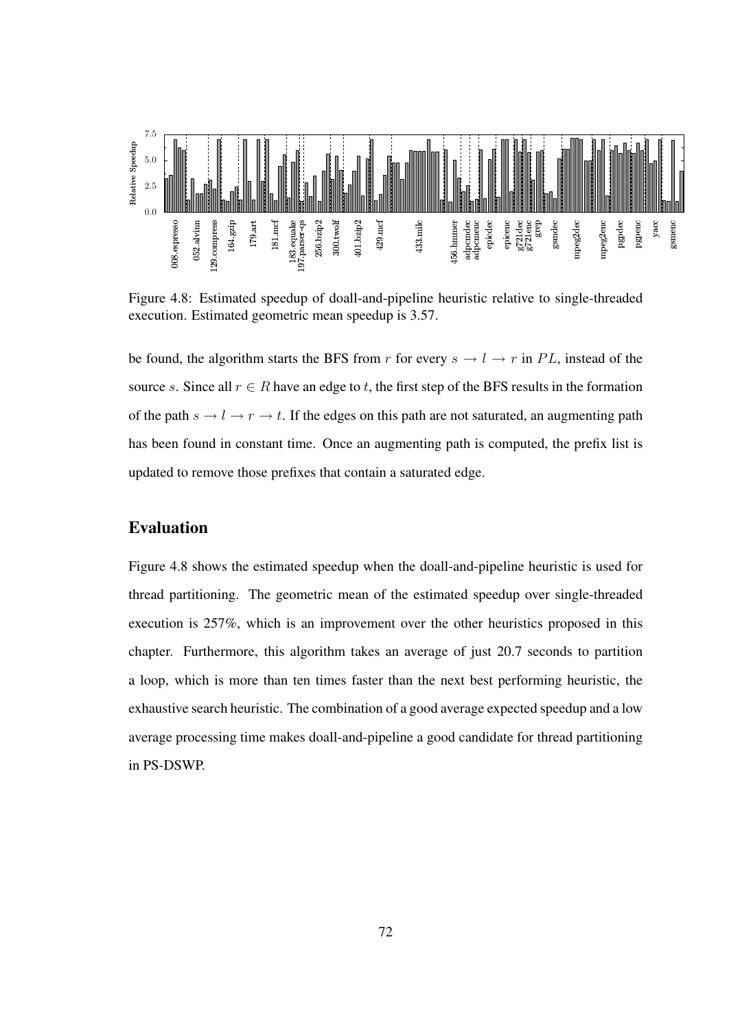Figure 4.8: Estimated speedup of doall-and-pipeline heuristic relative to single-threaded execution. Estimated geometric mean speedup is 3.57.

be found, the algorithm starts the BFS from $r$ for every $s \rightarrow l \rightarrow r$ in $PL$, instead of the source $s$. Since all $r \in R$ have an edge to $t$, the first step of the BFS results in the formation of the path $s \rightarrow l \rightarrow r \rightarrow t$. If the edges on this path are not saturated, an augmenting path has been found in constant time. Once an augmenting path is computed, the prefix list is updated to remove those prefixes that contain a saturated edge.

### Evaluation

Figure 4.8 shows the estimated speedup when the doall-and-pipeline heuristic is used for thread partitioning. The geometric mean of the estimated speedup over single-threaded execution is 257%, which is an improvement over the other heuristics proposed in this chapter. Furthermore, this algorithm takes an average of just 20.7 seconds to partition a loop, which is more than ten times faster than the next best performing heuristic, the exhaustive search heuristic. The combination of a good average expected speedup and a low average processing time makes doall-and-pipeline a good candidate for thread partitioning in PS-DSWP.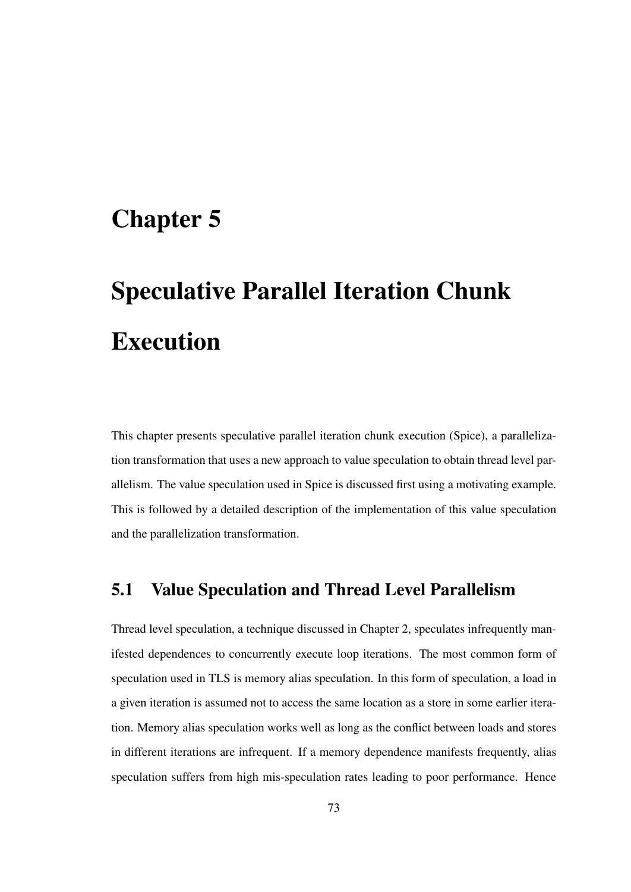# Chapter 5

# Speculative Parallel Iteration Chunk Execution

This chapter presents speculative parallel iteration chunk execution (Spice), a parallelization transformation that uses a new approach to value speculation to obtain thread level parallelism. The value speculation used in Spice is discussed first using a motivating example. This is followed by a detailed description of the implementation of this value speculation and the parallelization transformation.

## 5.1 Value Speculation and Thread Level Parallelism

Thread level speculation, a technique discussed in Chapter 2, speculates infrequently manifested dependences to concurrently execute loop iterations. The most common form of speculation used in TLS is memory alias speculation. In this form of speculation, a load in a given iteration is assumed not to access the same location as a store in some earlier iteration. Memory alias speculation works well as long as the conflict between loads and stores in different iterations are infrequent. If a memory dependence manifests frequently, alias speculation suffers from high mis-speculation rates leading to poor performance. Hence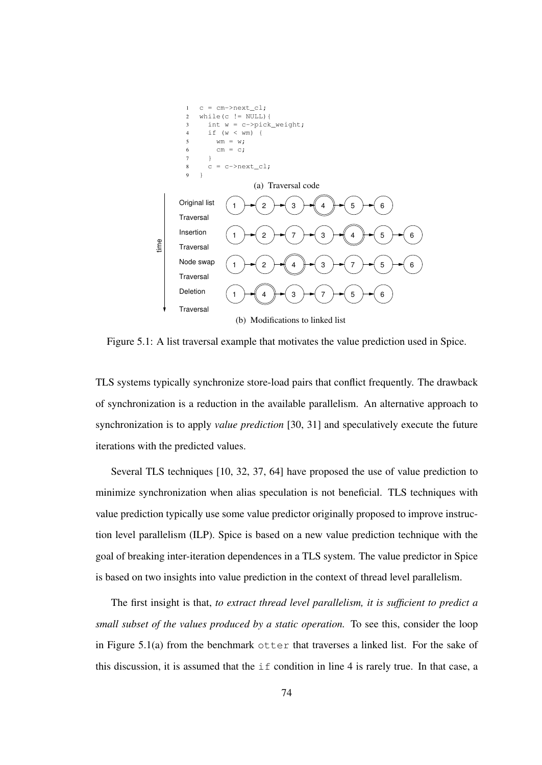```
1   c = cm->next_cl;
2   while(c != NULL){
3     int w = c->pick_weight;
4     if (w < wm) {
5       wm = w;
6       cm = c;
7     }
8     c = c->next_cl;
9   }
```

(a) Traversal code

| time | Step | List |
|---|---|---|
| ↓ | Original list | 1 → 2 → 3 → (4) → 5 → 6 |
| | Traversal | |
| | Insertion | 1 → 2 → 7 → 3 → (4) → 5 → 6 |
| | Traversal | |
| | Node swap | 1 → 2 → (4) → 3 → 7 → 5 → 6 |
| | Traversal | |
| | Deletion | 1 → (4) → 3 → 7 → 5 → 6 |
| | Traversal | |

(b) Modifications to linked list

Figure 5.1: A list traversal example that motivates the value prediction used in Spice.

TLS systems typically synchronize store-load pairs that conflict frequently. The drawback of synchronization is a reduction in the available parallelism. An alternative approach to synchronization is to apply *value prediction* [30, 31] and speculatively execute the future iterations with the predicted values.

Several TLS techniques [10, 32, 37, 64] have proposed the use of value prediction to minimize synchronization when alias speculation is not beneficial. TLS techniques with value prediction typically use some value predictor originally proposed to improve instruction level parallelism (ILP). Spice is based on a new value prediction technique with the goal of breaking inter-iteration dependences in a TLS system. The value predictor in Spice is based on two insights into value prediction in the context of thread level parallelism.

The first insight is that, *to extract thread level parallelism, it is sufficient to predict a small subset of the values produced by a static operation.* To see this, consider the loop in Figure 5.1(a) from the benchmark `otter` that traverses a linked list. For the sake of this discussion, it is assumed that the `if` condition in line 4 is rarely true. In that case, a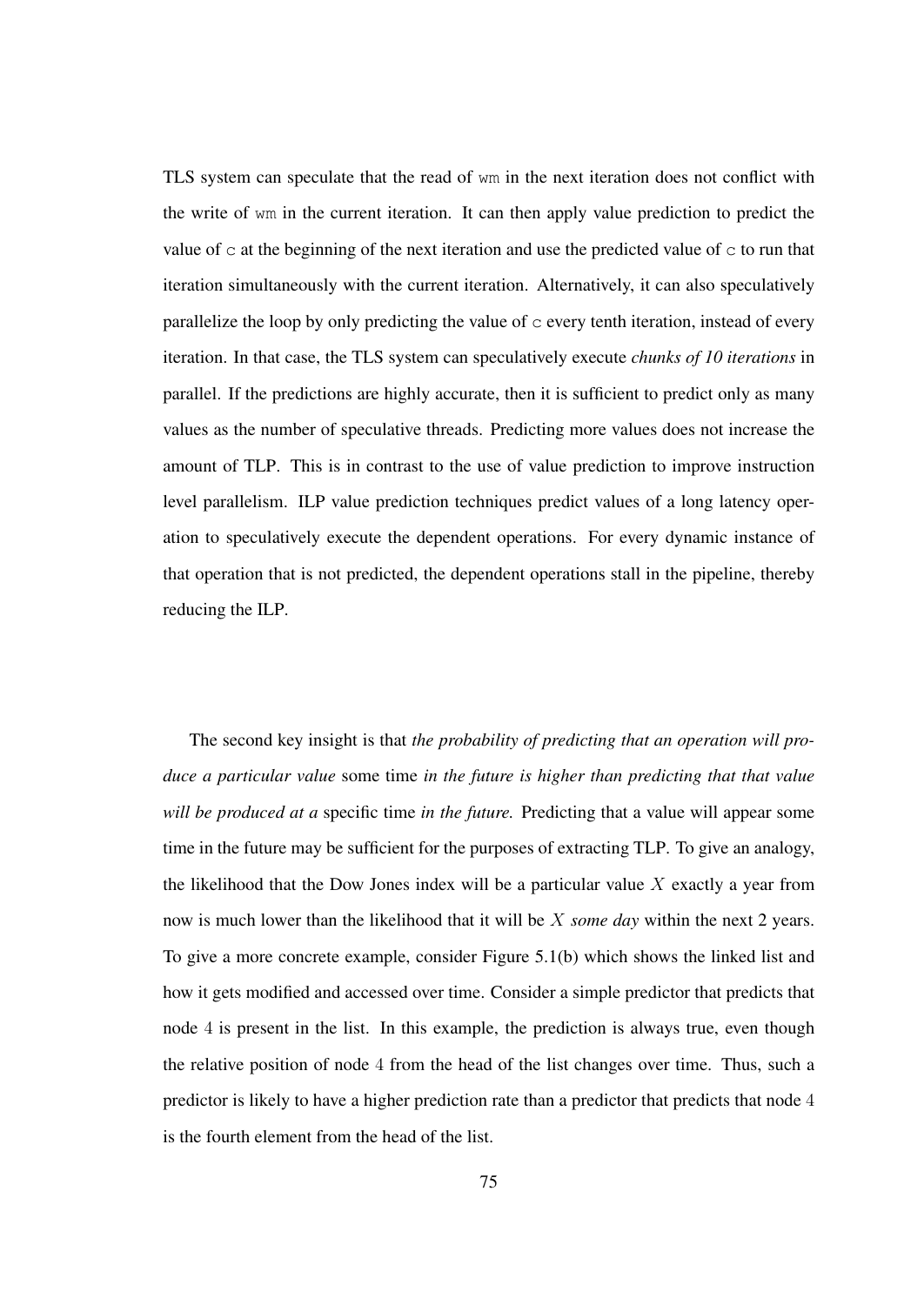TLS system can speculate that the read of `wm` in the next iteration does not conflict with the write of `wm` in the current iteration. It can then apply value prediction to predict the value of `c` at the beginning of the next iteration and use the predicted value of `c` to run that iteration simultaneously with the current iteration. Alternatively, it can also speculatively parallelize the loop by only predicting the value of `c` every tenth iteration, instead of every iteration. In that case, the TLS system can speculatively execute *chunks of 10 iterations* in parallel. If the predictions are highly accurate, then it is sufficient to predict only as many values as the number of speculative threads. Predicting more values does not increase the amount of TLP. This is in contrast to the use of value prediction to improve instruction level parallelism. ILP value prediction techniques predict values of a long latency operation to speculatively execute the dependent operations. For every dynamic instance of that operation that is not predicted, the dependent operations stall in the pipeline, thereby reducing the ILP.

The second key insight is that *the probability of predicting that an operation will produce a particular value* some time *in the future is higher than predicting that that value will be produced at a* specific time *in the future.* Predicting that a value will appear some time in the future may be sufficient for the purposes of extracting TLP. To give an analogy, the likelihood that the Dow Jones index will be a particular value $X$ exactly a year from now is much lower than the likelihood that it will be $X$ *some day* within the next 2 years. To give a more concrete example, consider Figure 5.1(b) which shows the linked list and how it gets modified and accessed over time. Consider a simple predictor that predicts that node $4$ is present in the list. In this example, the prediction is always true, even though the relative position of node $4$ from the head of the list changes over time. Thus, such a predictor is likely to have a higher prediction rate than a predictor that predicts that node $4$ is the fourth element from the head of the list.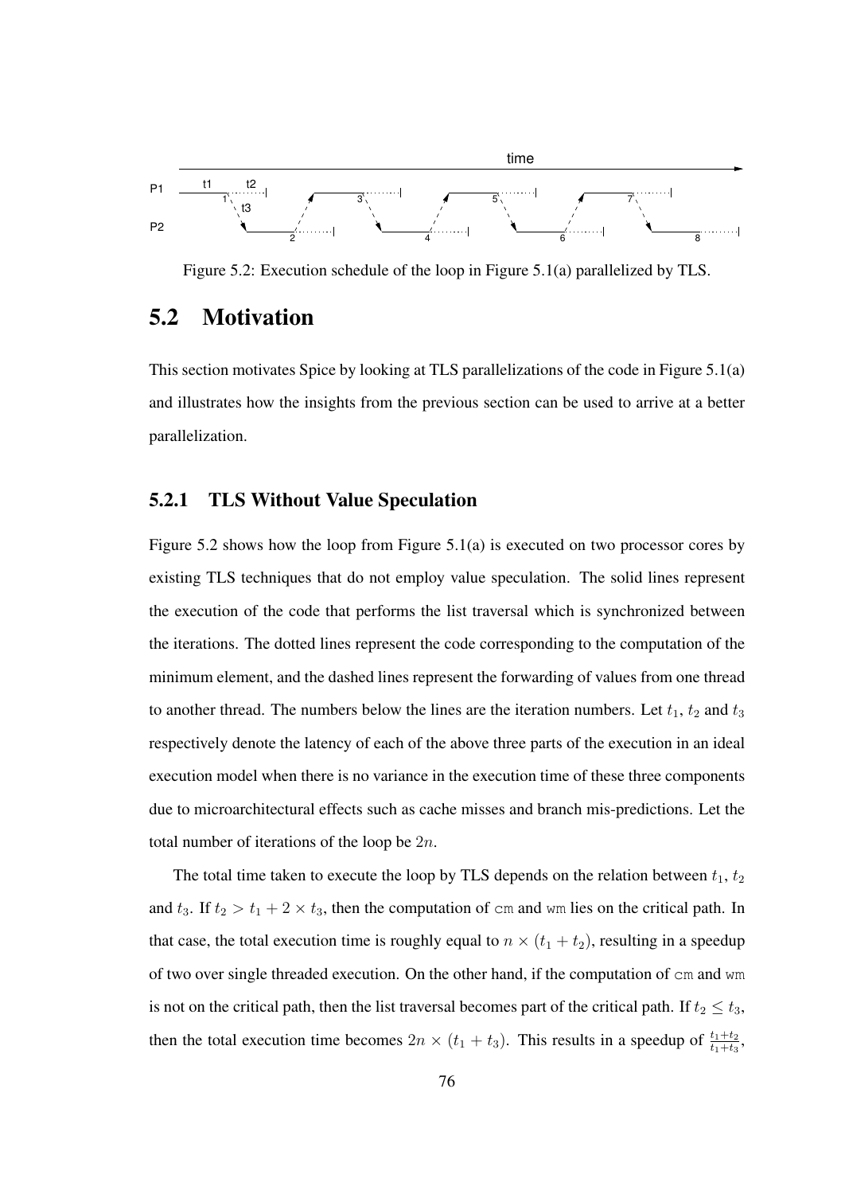Figure 5.2: Execution schedule of the loop in Figure 5.1(a) parallelized by TLS.

## 5.2 Motivation

This section motivates Spice by looking at TLS parallelizations of the code in Figure 5.1(a) and illustrates how the insights from the previous section can be used to arrive at a better parallelization.

### 5.2.1 TLS Without Value Speculation

Figure 5.2 shows how the loop from Figure 5.1(a) is executed on two processor cores by existing TLS techniques that do not employ value speculation. The solid lines represent the execution of the code that performs the list traversal which is synchronized between the iterations. The dotted lines represent the code corresponding to the computation of the minimum element, and the dashed lines represent the forwarding of values from one thread to another thread. The numbers below the lines are the iteration numbers. Let $t_1$, $t_2$ and $t_3$ respectively denote the latency of each of the above three parts of the execution in an ideal execution model when there is no variance in the execution time of these three components due to microarchitectural effects such as cache misses and branch mis-predictions. Let the total number of iterations of the loop be $2n$.

The total time taken to execute the loop by TLS depends on the relation between $t_1$, $t_2$ and $t_3$. If $t_2 > t_1 + 2 \times t_3$, then the computation of `cm` and `wm` lies on the critical path. In that case, the total execution time is roughly equal to $n \times (t_1 + t_2)$, resulting in a speedup of two over single threaded execution. On the other hand, if the computation of `cm` and `wm` is not on the critical path, then the list traversal becomes part of the critical path. If $t_2 \leq t_3$, then the total execution time becomes $2n \times (t_1 + t_3)$. This results in a speedup of $\frac{t_1+t_2}{t_1+t_3}$,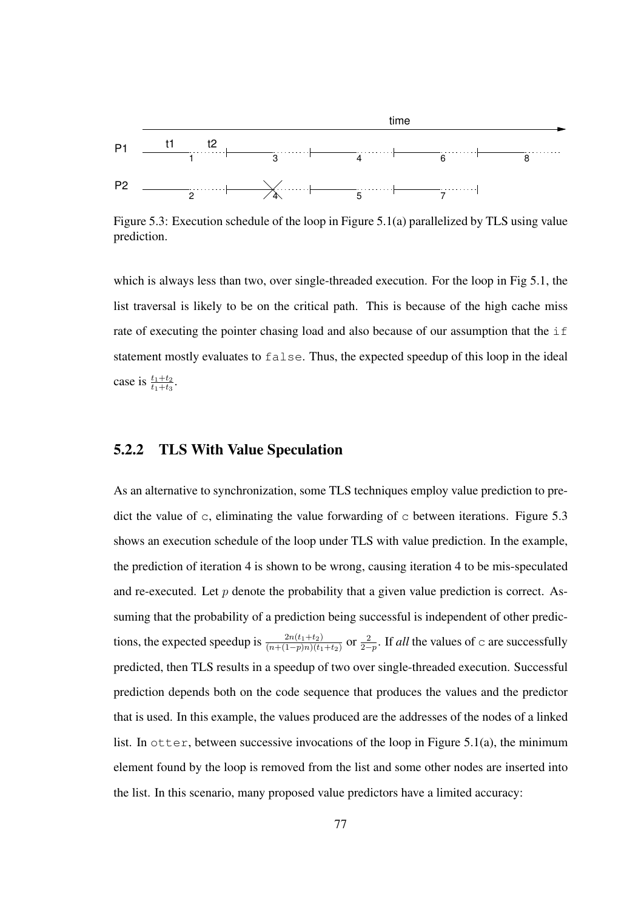Figure 5.3: Execution schedule of the loop in Figure 5.1(a) parallelized by TLS using value prediction.

which is always less than two, over single-threaded execution. For the loop in Fig 5.1, the list traversal is likely to be on the critical path. This is because of the high cache miss rate of executing the pointer chasing load and also because of our assumption that the `if` statement mostly evaluates to `false`. Thus, the expected speedup of this loop in the ideal case is $\frac{t_1+t_2}{t_1+t_3}$.

### 5.2.2 TLS With Value Speculation

As an alternative to synchronization, some TLS techniques employ value prediction to predict the value of `c`, eliminating the value forwarding of `c` between iterations. Figure 5.3 shows an execution schedule of the loop under TLS with value prediction. In the example, the prediction of iteration 4 is shown to be wrong, causing iteration 4 to be mis-speculated and re-executed. Let $p$ denote the probability that a given value prediction is correct. Assuming that the probability of a prediction being successful is independent of other predictions, the expected speedup is $\frac{2n(t_1+t_2)}{(n+(1-p)n)(t_1+t_2)}$ or $\frac{2}{2-p}$. If *all* the values of `c` are successfully predicted, then TLS results in a speedup of two over single-threaded execution. Successful prediction depends both on the code sequence that produces the values and the predictor that is used. In this example, the values produced are the addresses of the nodes of a linked list. In `otter`, between successive invocations of the loop in Figure 5.1(a), the minimum element found by the loop is removed from the list and some other nodes are inserted into the list. In this scenario, many proposed value predictors have a limited accuracy: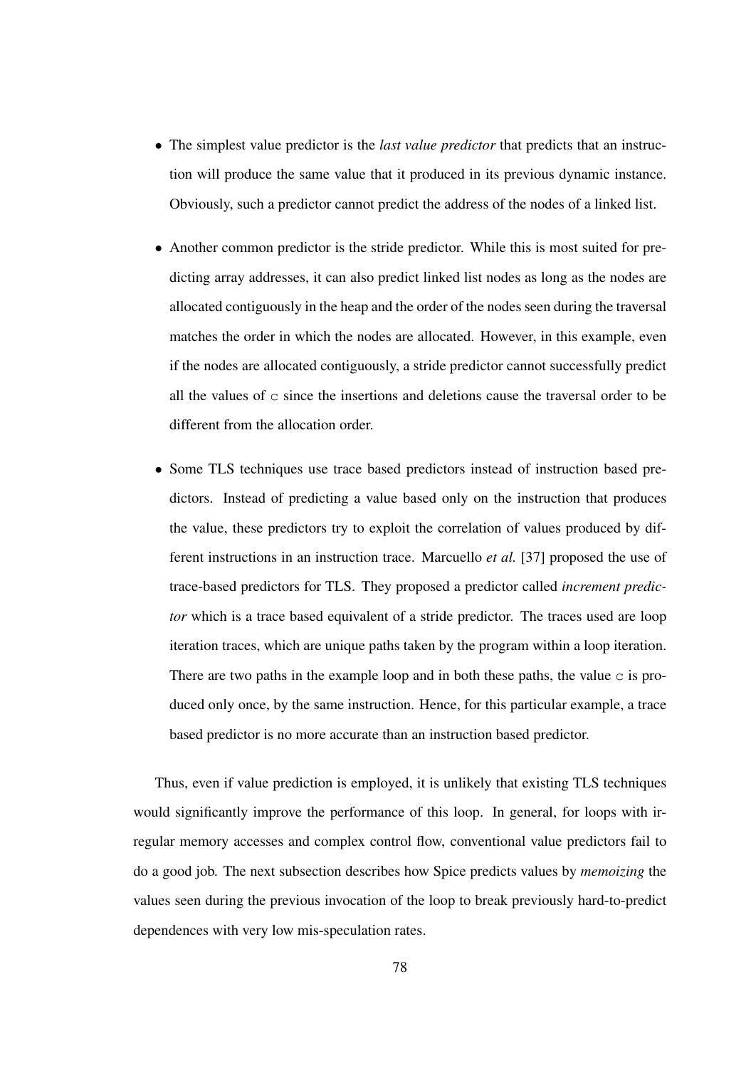- The simplest value predictor is the *last value predictor* that predicts that an instruction will produce the same value that it produced in its previous dynamic instance. Obviously, such a predictor cannot predict the address of the nodes of a linked list.

- Another common predictor is the stride predictor. While this is most suited for predicting array addresses, it can also predict linked list nodes as long as the nodes are allocated contiguously in the heap and the order of the nodes seen during the traversal matches the order in which the nodes are allocated. However, in this example, even if the nodes are allocated contiguously, a stride predictor cannot successfully predict all the values of `c` since the insertions and deletions cause the traversal order to be different from the allocation order.

- Some TLS techniques use trace based predictors instead of instruction based predictors. Instead of predicting a value based only on the instruction that produces the value, these predictors try to exploit the correlation of values produced by different instructions in an instruction trace. Marcuello *et al.* [37] proposed the use of trace-based predictors for TLS. They proposed a predictor called *increment predictor* which is a trace based equivalent of a stride predictor. The traces used are loop iteration traces, which are unique paths taken by the program within a loop iteration. There are two paths in the example loop and in both these paths, the value `c` is produced only once, by the same instruction. Hence, for this particular example, a trace based predictor is no more accurate than an instruction based predictor.

Thus, even if value prediction is employed, it is unlikely that existing TLS techniques would significantly improve the performance of this loop. In general, for loops with irregular memory accesses and complex control flow, conventional value predictors fail to do a good job. The next subsection describes how Spice predicts values by *memoizing* the values seen during the previous invocation of the loop to break previously hard-to-predict dependences with very low mis-speculation rates.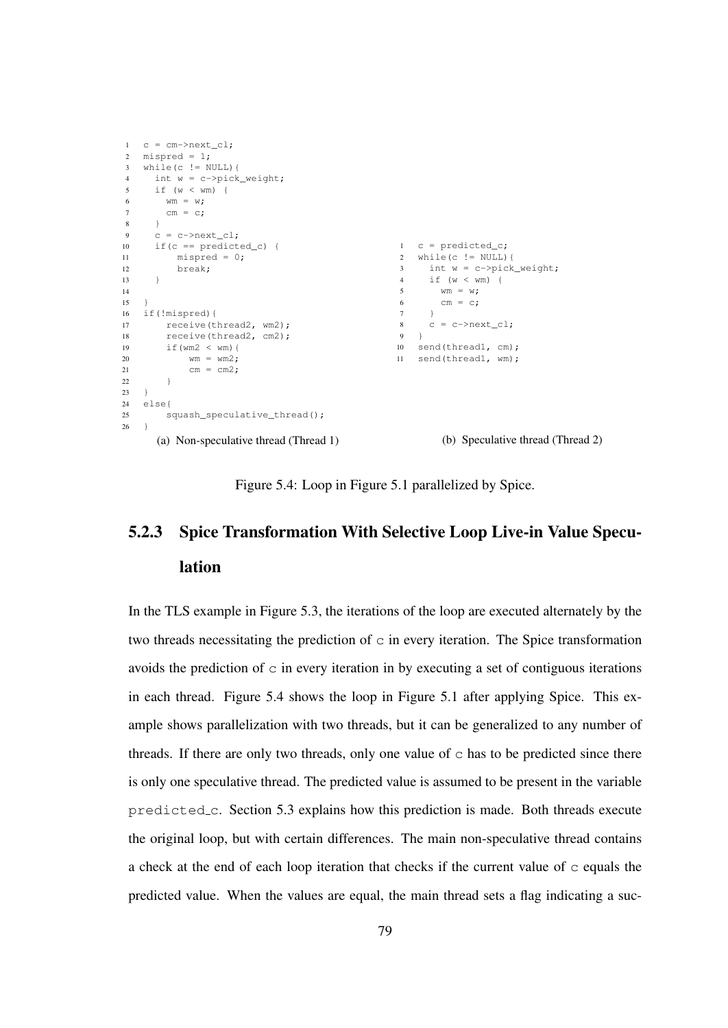```
1  c = cm->next_cl;
2  mispred = 1;
3  while(c != NULL){
4    int w = c->pick_weight;
5    if (w < wm) {
6      wm = w;
7      cm = c;
8    }
9    c = c->next_cl;
10   if(c == predicted_c) {
11       mispred = 0;
12       break;
13   }
14
15 }
16 if(!mispred){
17     receive(thread2, wm2);
18     receive(thread2, cm2);
19     if(wm2 < wm){
20         wm = wm2;
21         cm = cm2;
22     }
23 }
24 else{
25     squash_speculative_thread();
26 }
```

(a) Non-speculative thread (Thread 1)

```
1  c = predicted_c;
2  while(c != NULL){
3    int w = c->pick_weight;
4    if (w < wm) {
5      wm = w;
6      cm = c;
7    }
8    c = c->next_cl;
9  }
10 send(thread1, cm);
11 send(thread1, wm);
```

(b) Speculative thread (Thread 2)

Figure 5.4: Loop in Figure 5.1 parallelized by Spice.

### 5.2.3 Spice Transformation With Selective Loop Live-in Value Speculation

In the TLS example in Figure 5.3, the iterations of the loop are executed alternately by the two threads necessitating the prediction of c in every iteration. The Spice transformation avoids the prediction of c in every iteration in by executing a set of contiguous iterations in each thread. Figure 5.4 shows the loop in Figure 5.1 after applying Spice. This example shows parallelization with two threads, but it can be generalized to any number of threads. If there are only two threads, only one value of c has to be predicted since there is only one speculative thread. The predicted value is assumed to be present in the variable predicted_c. Section 5.3 explains how this prediction is made. Both threads execute the original loop, but with certain differences. The main non-speculative thread contains a check at the end of each loop iteration that checks if the current value of c equals the predicted value. When the values are equal, the main thread sets a flag indicating a suc-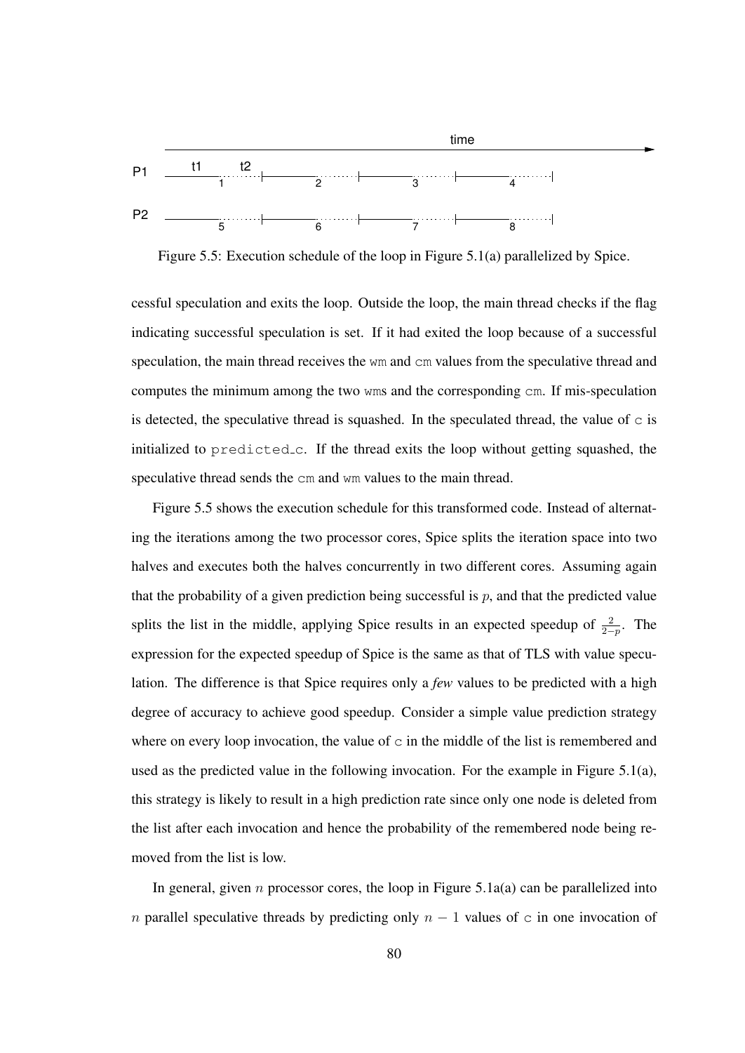Figure 5.5: Execution schedule of the loop in Figure 5.1(a) parallelized by Spice.

cessful speculation and exits the loop. Outside the loop, the main thread checks if the flag indicating successful speculation is set. If it had exited the loop because of a successful speculation, the main thread receives the `wm` and `cm` values from the speculative thread and computes the minimum among the two `wm`s and the corresponding `cm`. If mis-speculation is detected, the speculative thread is squashed. In the speculated thread, the value of `c` is initialized to `predicted_c`. If the thread exits the loop without getting squashed, the speculative thread sends the `cm` and `wm` values to the main thread.

Figure 5.5 shows the execution schedule for this transformed code. Instead of alternating the iterations among the two processor cores, Spice splits the iteration space into two halves and executes both the halves concurrently in two different cores. Assuming again that the probability of a given prediction being successful is $p$, and that the predicted value splits the list in the middle, applying Spice results in an expected speedup of $\frac{2}{2-p}$. The expression for the expected speedup of Spice is the same as that of TLS with value speculation. The difference is that Spice requires only a *few* values to be predicted with a high degree of accuracy to achieve good speedup. Consider a simple value prediction strategy where on every loop invocation, the value of `c` in the middle of the list is remembered and used as the predicted value in the following invocation. For the example in Figure 5.1(a), this strategy is likely to result in a high prediction rate since only one node is deleted from the list after each invocation and hence the probability of the remembered node being removed from the list is low.

In general, given $n$ processor cores, the loop in Figure 5.1a(a) can be parallelized into $n$ parallel speculative threads by predicting only $n-1$ values of `c` in one invocation of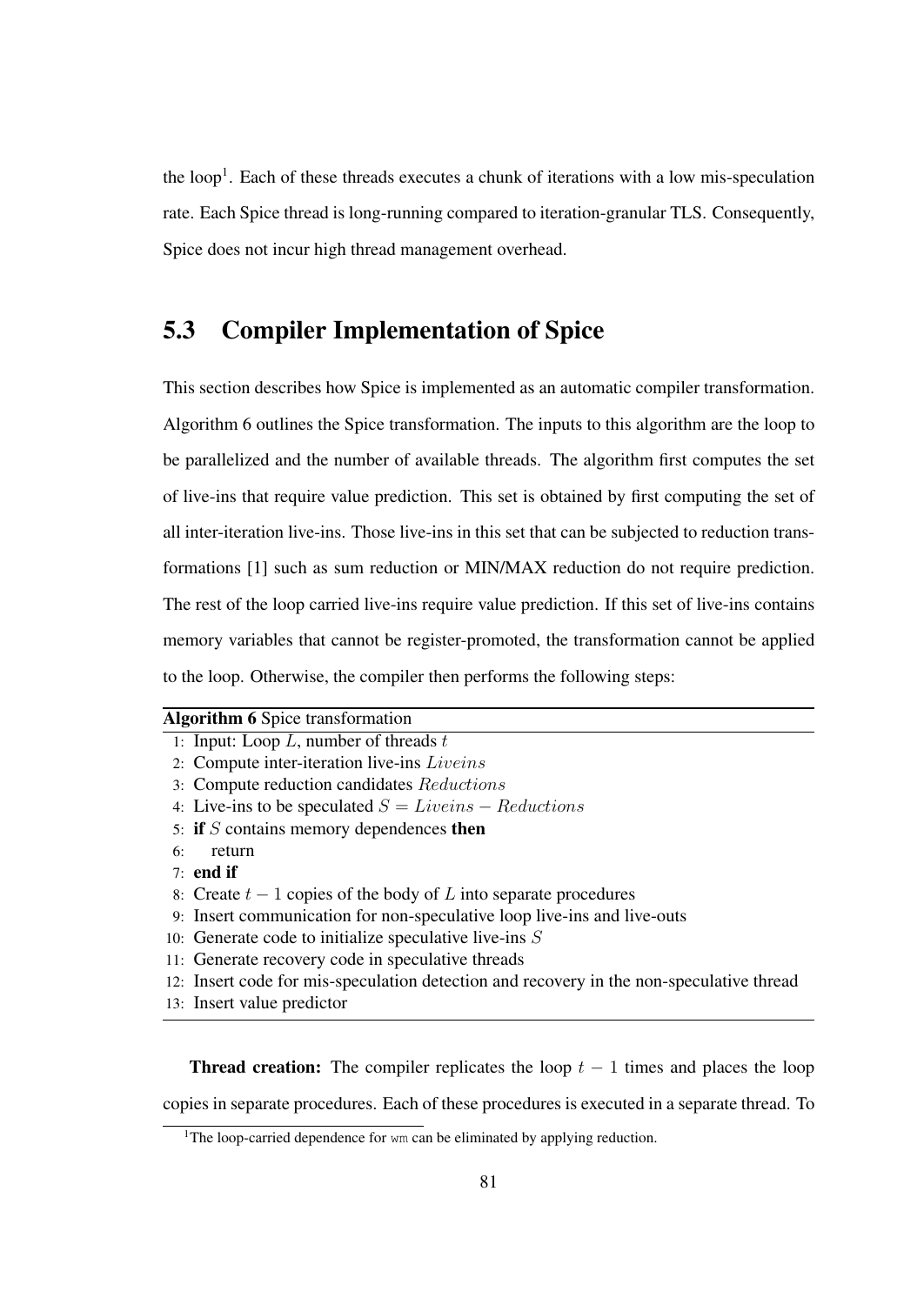the loop[1]. Each of these threads executes a chunk of iterations with a low mis-speculation rate. Each Spice thread is long-running compared to iteration-granular TLS. Consequently, Spice does not incur high thread management overhead.

## 5.3 Compiler Implementation of Spice

This section describes how Spice is implemented as an automatic compiler transformation. Algorithm 6 outlines the Spice transformation. The inputs to this algorithm are the loop to be parallelized and the number of available threads. The algorithm first computes the set of live-ins that require value prediction. This set is obtained by first computing the set of all inter-iteration live-ins. Those live-ins in this set that can be subjected to reduction transformations [1] such as sum reduction or MIN/MAX reduction do not require prediction. The rest of the loop carried live-ins require value prediction. If this set of live-ins contains memory variables that cannot be register-promoted, the transformation cannot be applied to the loop. Otherwise, the compiler then performs the following steps:

**Algorithm 6** Spice transformation

```
1: Input: Loop L, number of threads t
2: Compute inter-iteration live-ins Liveins
3: Compute reduction candidates Reductions
4: Live-ins to be speculated S = Liveins − Reductions
5: if S contains memory dependences then
6:     return
7: end if
8: Create t − 1 copies of the body of L into separate procedures
9: Insert communication for non-speculative loop live-ins and live-outs
10: Generate code to initialize speculative live-ins S
11: Generate recovery code in speculative threads
12: Insert code for mis-speculation detection and recovery in the non-speculative thread
13: Insert value predictor
```

**Thread creation:** The compiler replicates the loop $t - 1$ times and places the loop copies in separate procedures. Each of these procedures is executed in a separate thread. To

[1] The loop-carried dependence for `wm` can be eliminated by applying reduction.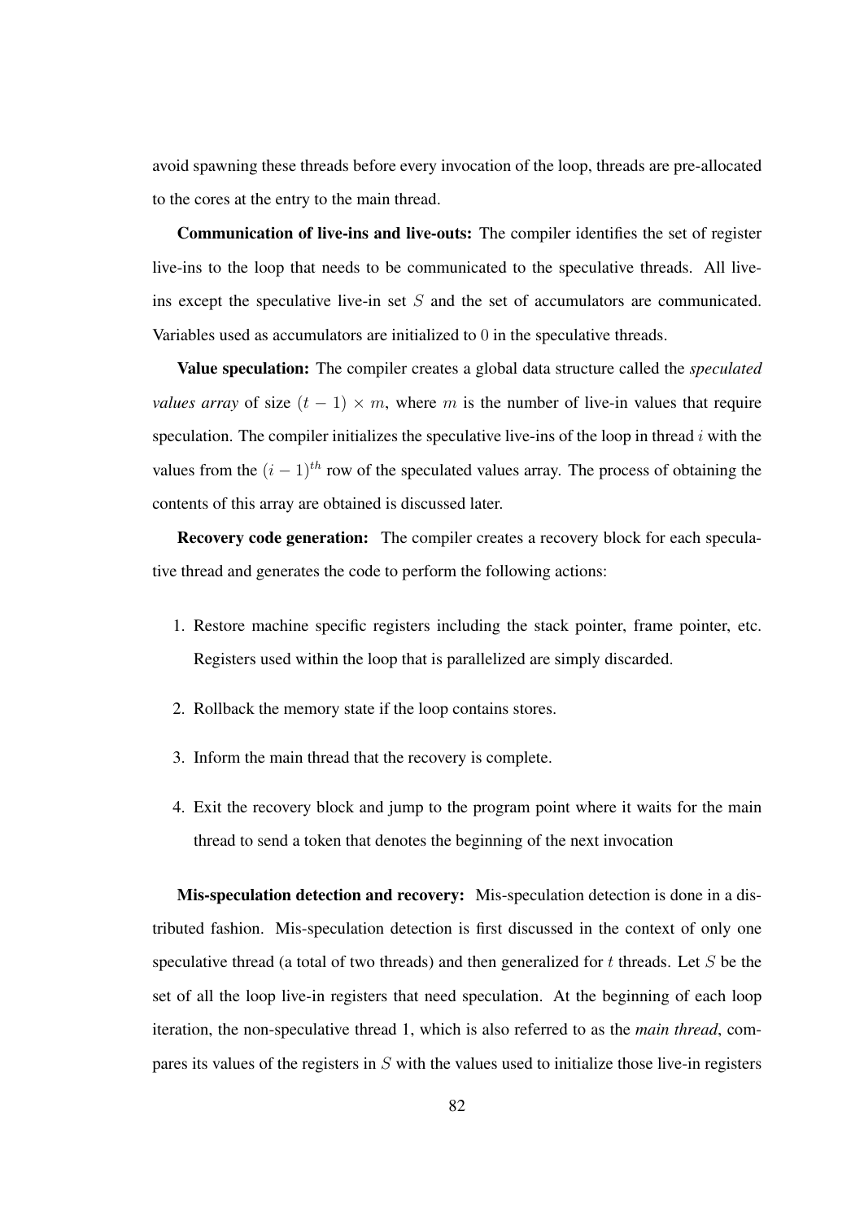avoid spawning these threads before every invocation of the loop, threads are pre-allocated to the cores at the entry to the main thread.

**Communication of live-ins and live-outs:** The compiler identifies the set of register live-ins to the loop that needs to be communicated to the speculative threads. All live-ins except the speculative live-in set $S$ and the set of accumulators are communicated. Variables used as accumulators are initialized to 0 in the speculative threads.

**Value speculation:** The compiler creates a global data structure called the *speculated values array* of size $(t-1) \times m$, where $m$ is the number of live-in values that require speculation. The compiler initializes the speculative live-ins of the loop in thread $i$ with the values from the $(i-1)^{th}$ row of the speculated values array. The process of obtaining the contents of this array are obtained is discussed later.

**Recovery code generation:** The compiler creates a recovery block for each speculative thread and generates the code to perform the following actions:

1. Restore machine specific registers including the stack pointer, frame pointer, etc. Registers used within the loop that is parallelized are simply discarded.

2. Rollback the memory state if the loop contains stores.

3. Inform the main thread that the recovery is complete.

4. Exit the recovery block and jump to the program point where it waits for the main thread to send a token that denotes the beginning of the next invocation

**Mis-speculation detection and recovery:** Mis-speculation detection is done in a distributed fashion. Mis-speculation detection is first discussed in the context of only one speculative thread (a total of two threads) and then generalized for $t$ threads. Let $S$ be the set of all the loop live-in registers that need speculation. At the beginning of each loop iteration, the non-speculative thread 1, which is also referred to as the *main thread*, compares its values of the registers in $S$ with the values used to initialize those live-in registers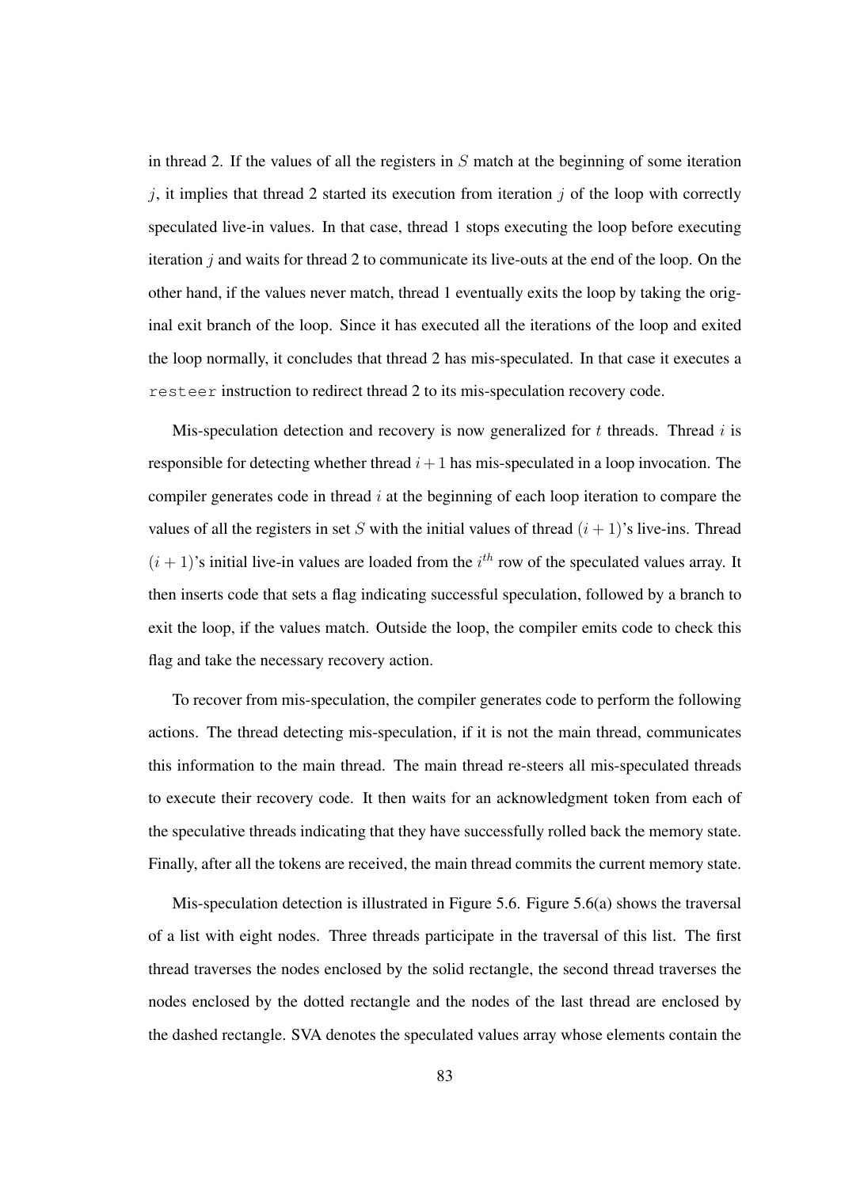in thread 2. If the values of all the registers in $S$ match at the beginning of some iteration $j$, it implies that thread 2 started its execution from iteration $j$ of the loop with correctly speculated live-in values. In that case, thread 1 stops executing the loop before executing iteration $j$ and waits for thread 2 to communicate its live-outs at the end of the loop. On the other hand, if the values never match, thread 1 eventually exits the loop by taking the original exit branch of the loop. Since it has executed all the iterations of the loop and exited the loop normally, it concludes that thread 2 has mis-speculated. In that case it executes a `resteer` instruction to redirect thread 2 to its mis-speculation recovery code.

Mis-speculation detection and recovery is now generalized for $t$ threads. Thread $i$ is responsible for detecting whether thread $i+1$ has mis-speculated in a loop invocation. The compiler generates code in thread $i$ at the beginning of each loop iteration to compare the values of all the registers in set $S$ with the initial values of thread $(i+1)$'s live-ins. Thread $(i+1)$'s initial live-in values are loaded from the $i^{th}$ row of the speculated values array. It then inserts code that sets a flag indicating successful speculation, followed by a branch to exit the loop, if the values match. Outside the loop, the compiler emits code to check this flag and take the necessary recovery action.

To recover from mis-speculation, the compiler generates code to perform the following actions. The thread detecting mis-speculation, if it is not the main thread, communicates this information to the main thread. The main thread re-steers all mis-speculated threads to execute their recovery code. It then waits for an acknowledgment token from each of the speculative threads indicating that they have successfully rolled back the memory state. Finally, after all the tokens are received, the main thread commits the current memory state.

Mis-speculation detection is illustrated in Figure 5.6. Figure 5.6(a) shows the traversal of a list with eight nodes. Three threads participate in the traversal of this list. The first thread traverses the nodes enclosed by the solid rectangle, the second thread traverses the nodes enclosed by the dotted rectangle and the nodes of the last thread are enclosed by the dashed rectangle. SVA denotes the speculated values array whose elements contain the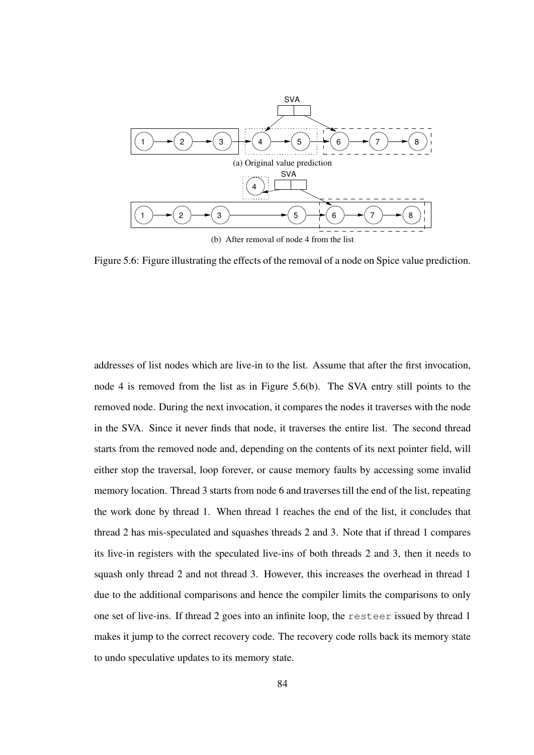(a) Original value prediction

(b) After removal of node 4 from the list

Figure 5.6: Figure illustrating the effects of the removal of a node on Spice value prediction.

addresses of list nodes which are live-in to the list. Assume that after the first invocation, node 4 is removed from the list as in Figure 5.6(b). The SVA entry still points to the removed node. During the next invocation, it compares the nodes it traverses with the node in the SVA. Since it never finds that node, it traverses the entire list. The second thread starts from the removed node and, depending on the contents of its next pointer field, will either stop the traversal, loop forever, or cause memory faults by accessing some invalid memory location. Thread 3 starts from node 6 and traverses till the end of the list, repeating the work done by thread 1. When thread 1 reaches the end of the list, it concludes that thread 2 has mis-speculated and squashes threads 2 and 3. Note that if thread 1 compares its live-in registers with the speculated live-ins of both threads 2 and 3, then it needs to squash only thread 2 and not thread 3. However, this increases the overhead in thread 1 due to the additional comparisons and hence the compiler limits the comparisons to only one set of live-ins. If thread 2 goes into an infinite loop, the `resteer` issued by thread 1 makes it jump to the correct recovery code. The recovery code rolls back its memory state to undo speculative updates to its memory state.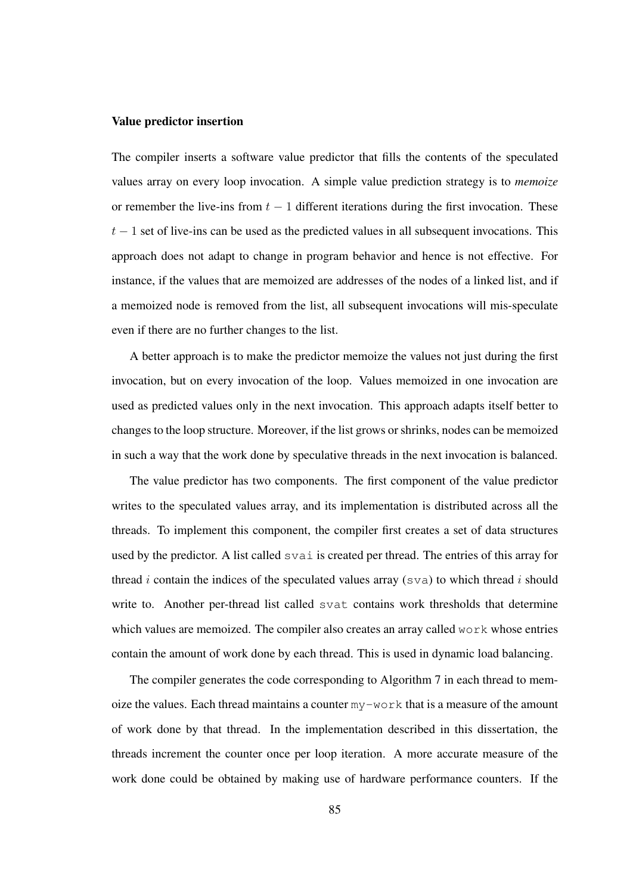**Value predictor insertion**

The compiler inserts a software value predictor that fills the contents of the speculated values array on every loop invocation. A simple value prediction strategy is to *memoize* or remember the live-ins from $t-1$ different iterations during the first invocation. These $t-1$ set of live-ins can be used as the predicted values in all subsequent invocations. This approach does not adapt to change in program behavior and hence is not effective. For instance, if the values that are memoized are addresses of the nodes of a linked list, and if a memoized node is removed from the list, all subsequent invocations will mis-speculate even if there are no further changes to the list.

A better approach is to make the predictor memoize the values not just during the first invocation, but on every invocation of the loop. Values memoized in one invocation are used as predicted values only in the next invocation. This approach adapts itself better to changes to the loop structure. Moreover, if the list grows or shrinks, nodes can be memoized in such a way that the work done by speculative threads in the next invocation is balanced.

The value predictor has two components. The first component of the value predictor writes to the speculated values array, and its implementation is distributed across all the threads. To implement this component, the compiler first creates a set of data structures used by the predictor. A list called `svai` is created per thread. The entries of this array for thread $i$ contain the indices of the speculated values array (`sva`) to which thread $i$ should write to. Another per-thread list called `svat` contains work thresholds that determine which values are memoized. The compiler also creates an array called `work` whose entries contain the amount of work done by each thread. This is used in dynamic load balancing.

The compiler generates the code corresponding to Algorithm 7 in each thread to memoize the values. Each thread maintains a counter `my-work` that is a measure of the amount of work done by that thread. In the implementation described in this dissertation, the threads increment the counter once per loop iteration. A more accurate measure of the work done could be obtained by making use of hardware performance counters. If the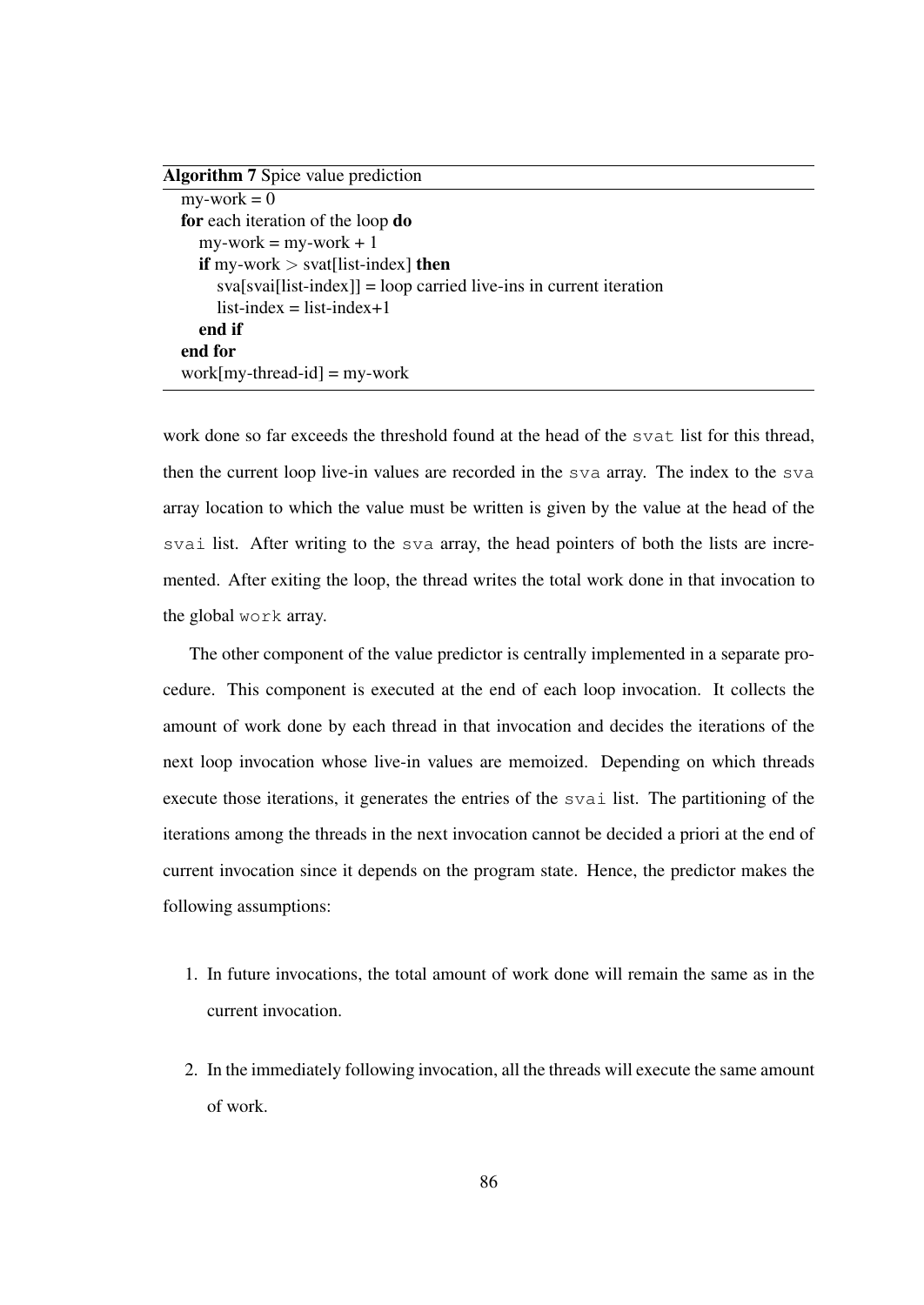**Algorithm 7** Spice value prediction

```
my-work = 0
for each iteration of the loop do
    my-work = my-work + 1
    if my-work > svat[list-index] then
        sva[svai[list-index]] = loop carried live-ins in current iteration
        list-index = list-index+1
    end if
end for
work[my-thread-id] = my-work
```

work done so far exceeds the threshold found at the head of the `svat` list for this thread, then the current loop live-in values are recorded in the `sva` array. The index to the `sva` array location to which the value must be written is given by the value at the head of the `svai` list. After writing to the `sva` array, the head pointers of both the lists are incremented. After exiting the loop, the thread writes the total work done in that invocation to the global `work` array.

The other component of the value predictor is centrally implemented in a separate procedure. This component is executed at the end of each loop invocation. It collects the amount of work done by each thread in that invocation and decides the iterations of the next loop invocation whose live-in values are memoized. Depending on which threads execute those iterations, it generates the entries of the `svai` list. The partitioning of the iterations among the threads in the next invocation cannot be decided a priori at the end of current invocation since it depends on the program state. Hence, the predictor makes the following assumptions:

1. In future invocations, the total amount of work done will remain the same as in the current invocation.

2. In the immediately following invocation, all the threads will execute the same amount of work.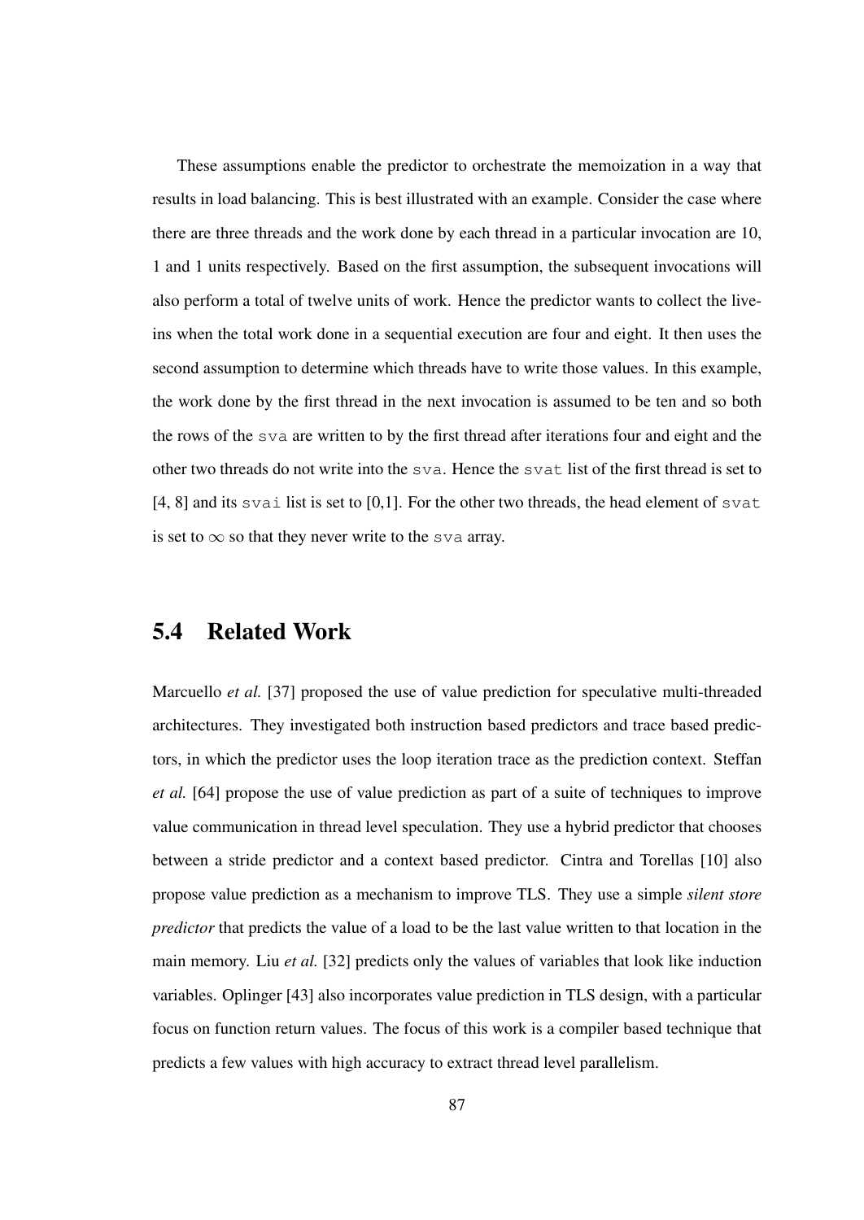These assumptions enable the predictor to orchestrate the memoization in a way that results in load balancing. This is best illustrated with an example. Consider the case where there are three threads and the work done by each thread in a particular invocation are 10, 1 and 1 units respectively. Based on the first assumption, the subsequent invocations will also perform a total of twelve units of work. Hence the predictor wants to collect the live-ins when the total work done in a sequential execution are four and eight. It then uses the second assumption to determine which threads have to write those values. In this example, the work done by the first thread in the next invocation is assumed to be ten and so both the rows of the `sva` are written to by the first thread after iterations four and eight and the other two threads do not write into the `sva`. Hence the `svat` list of the first thread is set to [4, 8] and its `svai` list is set to [0,1]. For the other two threads, the head element of `svat` is set to $\infty$ so that they never write to the `sva` array.

## 5.4 Related Work

Marcuello *et al.* [37] proposed the use of value prediction for speculative multi-threaded architectures. They investigated both instruction based predictors and trace based predictors, in which the predictor uses the loop iteration trace as the prediction context. Steffan *et al.* [64] propose the use of value prediction as part of a suite of techniques to improve value communication in thread level speculation. They use a hybrid predictor that chooses between a stride predictor and a context based predictor. Cintra and Torellas [10] also propose value prediction as a mechanism to improve TLS. They use a simple *silent store predictor* that predicts the value of a load to be the last value written to that location in the main memory. Liu *et al.* [32] predicts only the values of variables that look like induction variables. Oplinger [43] also incorporates value prediction in TLS design, with a particular focus on function return values. The focus of this work is a compiler based technique that predicts a few values with high accuracy to extract thread level parallelism.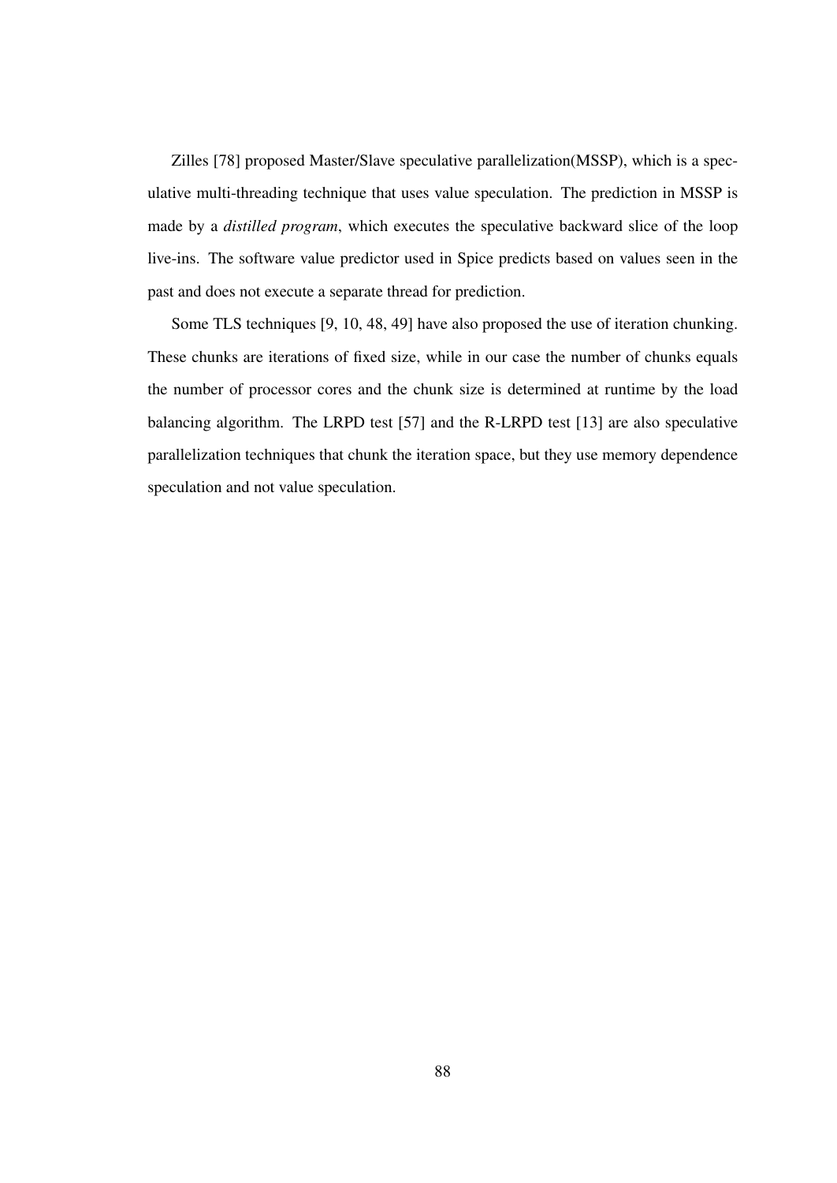Zilles [78] proposed Master/Slave speculative parallelization(MSSP), which is a speculative multi-threading technique that uses value speculation. The prediction in MSSP is made by a *distilled program*, which executes the speculative backward slice of the loop live-ins. The software value predictor used in Spice predicts based on values seen in the past and does not execute a separate thread for prediction.

Some TLS techniques [9, 10, 48, 49] have also proposed the use of iteration chunking. These chunks are iterations of fixed size, while in our case the number of chunks equals the number of processor cores and the chunk size is determined at runtime by the load balancing algorithm. The LRPD test [57] and the R-LRPD test [13] are also speculative parallelization techniques that chunk the iteration space, but they use memory dependence speculation and not value speculation.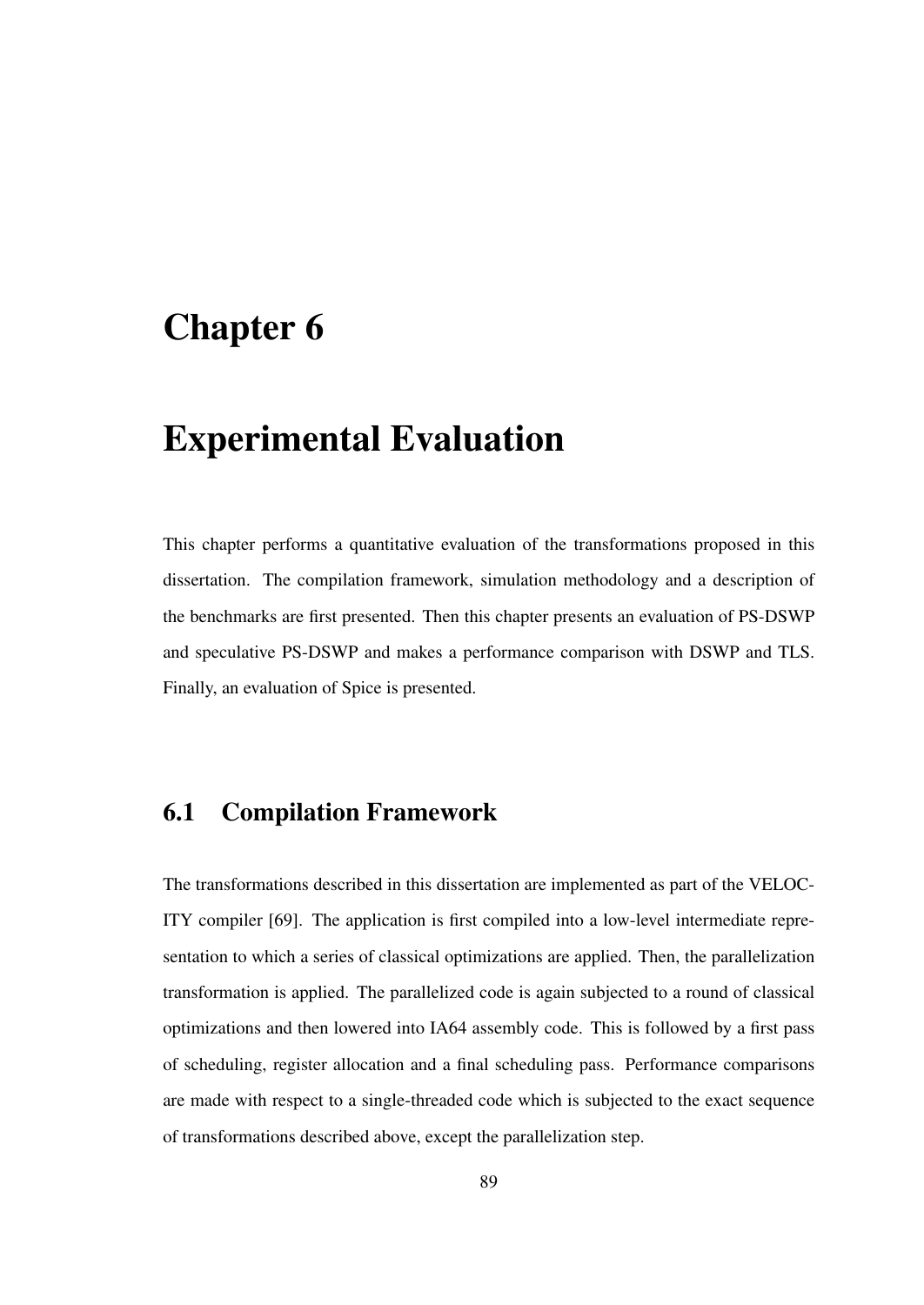# Chapter 6

# Experimental Evaluation

This chapter performs a quantitative evaluation of the transformations proposed in this dissertation. The compilation framework, simulation methodology and a description of the benchmarks are first presented. Then this chapter presents an evaluation of PS-DSWP and speculative PS-DSWP and makes a performance comparison with DSWP and TLS. Finally, an evaluation of Spice is presented.

## 6.1 Compilation Framework

The transformations described in this dissertation are implemented as part of the VELOCITY compiler [69]. The application is first compiled into a low-level intermediate representation to which a series of classical optimizations are applied. Then, the parallelization transformation is applied. The parallelized code is again subjected to a round of classical optimizations and then lowered into IA64 assembly code. This is followed by a first pass of scheduling, register allocation and a final scheduling pass. Performance comparisons are made with respect to a single-threaded code which is subjected to the exact sequence of transformations described above, except the parallelization step.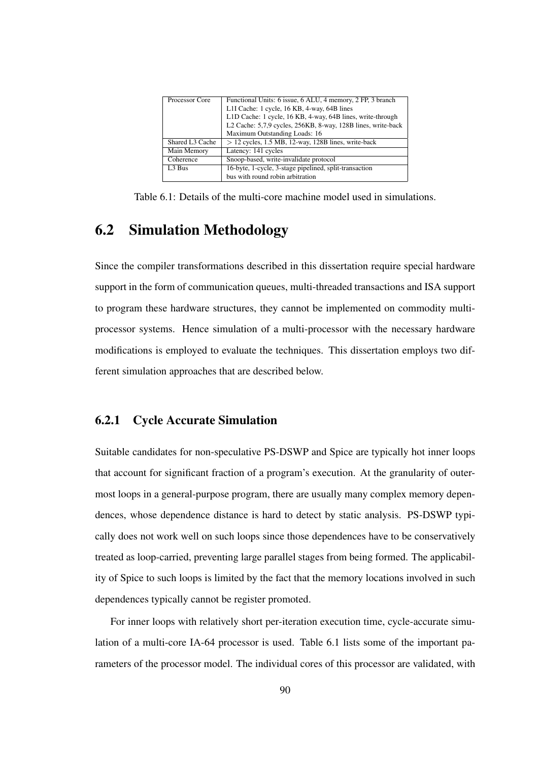| Processor Core | Functional Units: 6 issue, 6 ALU, 4 memory, 2 FP, 3 branch<br>L1I Cache: 1 cycle, 16 KB, 4-way, 64B lines<br>L1D Cache: 1 cycle, 16 KB, 4-way, 64B lines, write-through<br>L2 Cache: 5,7,9 cycles, 256KB, 8-way, 128B lines, write-back<br>Maximum Outstanding Loads: 16 |
|---|---|
| Shared L3 Cache | $>$ 12 cycles, 1.5 MB, 12-way, 128B lines, write-back |
| Main Memory | Latency: 141 cycles |
| Coherence | Snoop-based, write-invalidate protocol |
| L3 Bus | 16-byte, 1-cycle, 3-stage pipelined, split-transaction bus with round robin arbitration |

Table 6.1: Details of the multi-core machine model used in simulations.

## 6.2 Simulation Methodology

Since the compiler transformations described in this dissertation require special hardware support in the form of communication queues, multi-threaded transactions and ISA support to program these hardware structures, they cannot be implemented on commodity multiprocessor systems. Hence simulation of a multi-processor with the necessary hardware modifications is employed to evaluate the techniques. This dissertation employs two different simulation approaches that are described below.

### 6.2.1 Cycle Accurate Simulation

Suitable candidates for non-speculative PS-DSWP and Spice are typically hot inner loops that account for significant fraction of a program's execution. At the granularity of outermost loops in a general-purpose program, there are usually many complex memory dependences, whose dependence distance is hard to detect by static analysis. PS-DSWP typically does not work well on such loops since those dependences have to be conservatively treated as loop-carried, preventing large parallel stages from being formed. The applicability of Spice to such loops is limited by the fact that the memory locations involved in such dependences typically cannot be register promoted.

For inner loops with relatively short per-iteration execution time, cycle-accurate simulation of a multi-core IA-64 processor is used. Table 6.1 lists some of the important parameters of the processor model. The individual cores of this processor are validated, with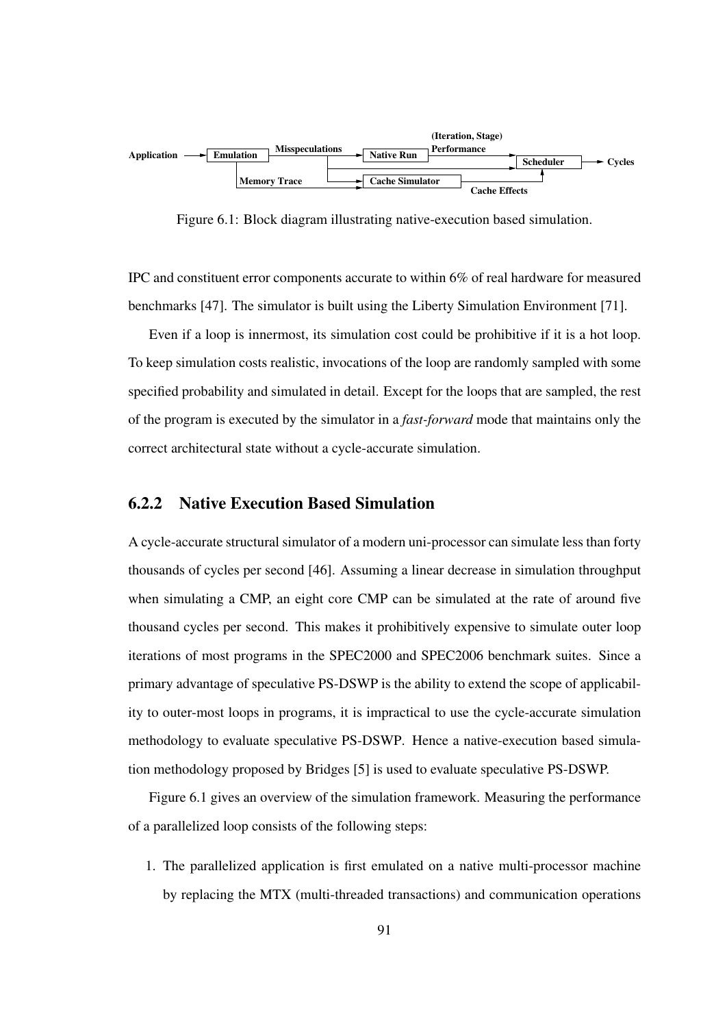Application → Emulation → Misspeculations → Native Run → (Iteration, Stage) Performance → Scheduler → Cycles

Memory Trace → Cache Simulator → Cache Effects

Figure 6.1: Block diagram illustrating native-execution based simulation.

IPC and constituent error components accurate to within 6% of real hardware for measured benchmarks [47]. The simulator is built using the Liberty Simulation Environment [71].

Even if a loop is innermost, its simulation cost could be prohibitive if it is a hot loop. To keep simulation costs realistic, invocations of the loop are randomly sampled with some specified probability and simulated in detail. Except for the loops that are sampled, the rest of the program is executed by the simulator in a *fast-forward* mode that maintains only the correct architectural state without a cycle-accurate simulation.

### 6.2.2 Native Execution Based Simulation

A cycle-accurate structural simulator of a modern uni-processor can simulate less than forty thousands of cycles per second [46]. Assuming a linear decrease in simulation throughput when simulating a CMP, an eight core CMP can be simulated at the rate of around five thousand cycles per second. This makes it prohibitively expensive to simulate outer loop iterations of most programs in the SPEC2000 and SPEC2006 benchmark suites. Since a primary advantage of speculative PS-DSWP is the ability to extend the scope of applicability to outer-most loops in programs, it is impractical to use the cycle-accurate simulation methodology to evaluate speculative PS-DSWP. Hence a native-execution based simulation methodology proposed by Bridges [5] is used to evaluate speculative PS-DSWP.

Figure 6.1 gives an overview of the simulation framework. Measuring the performance of a parallelized loop consists of the following steps:

1. The parallelized application is first emulated on a native multi-processor machine by replacing the MTX (multi-threaded transactions) and communication operations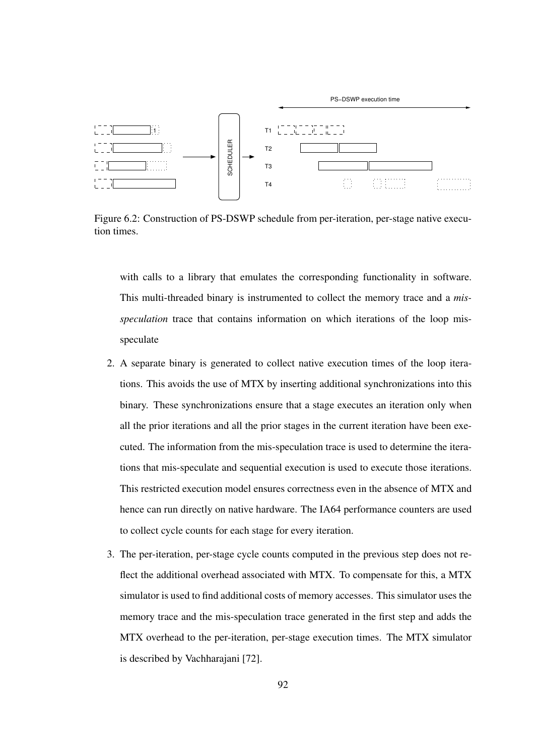Figure 6.2: Construction of PS-DSWP schedule from per-iteration, per-stage native execution times.

with calls to a library that emulates the corresponding functionality in software. This multi-threaded binary is instrumented to collect the memory trace and a *mis-speculation* trace that contains information on which iterations of the loop mis-speculate

2. A separate binary is generated to collect native execution times of the loop iterations. This avoids the use of MTX by inserting additional synchronizations into this binary. These synchronizations ensure that a stage executes an iteration only when all the prior iterations and all the prior stages in the current iteration have been executed. The information from the mis-speculation trace is used to determine the iterations that mis-speculate and sequential execution is used to execute those iterations. This restricted execution model ensures correctness even in the absence of MTX and hence can run directly on native hardware. The IA64 performance counters are used to collect cycle counts for each stage for every iteration.

3. The per-iteration, per-stage cycle counts computed in the previous step does not reflect the additional overhead associated with MTX. To compensate for this, a MTX simulator is used to find additional costs of memory accesses. This simulator uses the memory trace and the mis-speculation trace generated in the first step and adds the MTX overhead to the per-iteration, per-stage execution times. The MTX simulator is described by Vachharajani [72].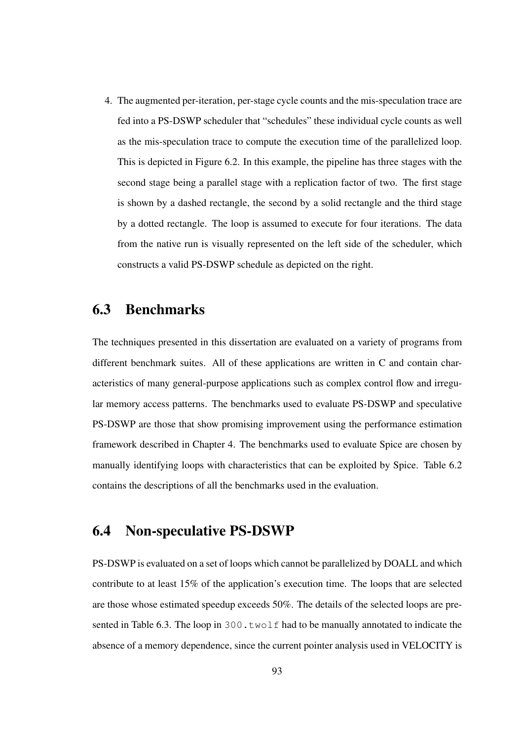4. The augmented per-iteration, per-stage cycle counts and the mis-speculation trace are fed into a PS-DSWP scheduler that "schedules" these individual cycle counts as well as the mis-speculation trace to compute the execution time of the parallelized loop. This is depicted in Figure 6.2. In this example, the pipeline has three stages with the second stage being a parallel stage with a replication factor of two. The first stage is shown by a dashed rectangle, the second by a solid rectangle and the third stage by a dotted rectangle. The loop is assumed to execute for four iterations. The data from the native run is visually represented on the left side of the scheduler, which constructs a valid PS-DSWP schedule as depicted on the right.

## 6.3 Benchmarks

The techniques presented in this dissertation are evaluated on a variety of programs from different benchmark suites. All of these applications are written in C and contain characteristics of many general-purpose applications such as complex control flow and irregular memory access patterns. The benchmarks used to evaluate PS-DSWP and speculative PS-DSWP are those that show promising improvement using the performance estimation framework described in Chapter 4. The benchmarks used to evaluate Spice are chosen by manually identifying loops with characteristics that can be exploited by Spice. Table 6.2 contains the descriptions of all the benchmarks used in the evaluation.

## 6.4 Non-speculative PS-DSWP

PS-DSWP is evaluated on a set of loops which cannot be parallelized by DOALL and which contribute to at least 15% of the application's execution time. The loops that are selected are those whose estimated speedup exceeds 50%. The details of the selected loops are presented in Table 6.3. The loop in `300.twolf` had to be manually annotated to indicate the absence of a memory dependence, since the current pointer analysis used in VELOCITY is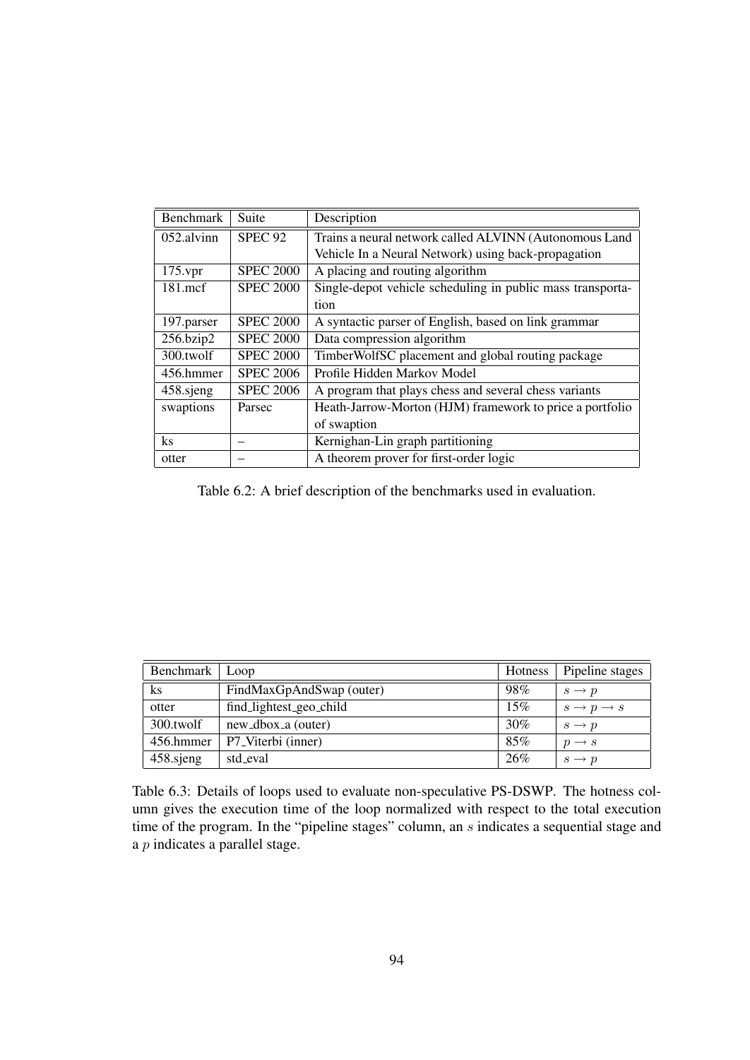| Benchmark | Suite | Description |
|---|---|---|
| 052.alvinn | SPEC 92 | Trains a neural network called ALVINN (Autonomous Land Vehicle In a Neural Network) using back-propagation |
| 175.vpr | SPEC 2000 | A placing and routing algorithm |
| 181.mcf | SPEC 2000 | Single-depot vehicle scheduling in public mass transportation |
| 197.parser | SPEC 2000 | A syntactic parser of English, based on link grammar |
| 256.bzip2 | SPEC 2000 | Data compression algorithm |
| 300.twolf | SPEC 2000 | TimberWolfSC placement and global routing package |
| 456.hmmer | SPEC 2006 | Profile Hidden Markov Model |
| 458.sjeng | SPEC 2006 | A program that plays chess and several chess variants |
| swaptions | Parsec | Heath-Jarrow-Morton (HJM) framework to price a portfolio of swaption |
| ks | – | Kernighan-Lin graph partitioning |
| otter | – | A theorem prover for first-order logic |

Table 6.2: A brief description of the benchmarks used in evaluation.

| Benchmark | Loop | Hotness | Pipeline stages |
|---|---|---|---|
| ks | FindMaxGpAndSwap (outer) | 98% | $s \rightarrow p$ |
| otter | find_lightest_geo_child | 15% | $s \rightarrow p \rightarrow s$ |
| 300.twolf | new_dbox_a (outer) | 30% | $s \rightarrow p$ |
| 456.hmmer | P7_Viterbi (inner) | 85% | $p \rightarrow s$ |
| 458.sjeng | std_eval | 26% | $s \rightarrow p$ |

Table 6.3: Details of loops used to evaluate non-speculative PS-DSWP. The hotness column gives the execution time of the loop normalized with respect to the total execution time of the program. In the "pipeline stages" column, an $s$ indicates a sequential stage and a $p$ indicates a parallel stage.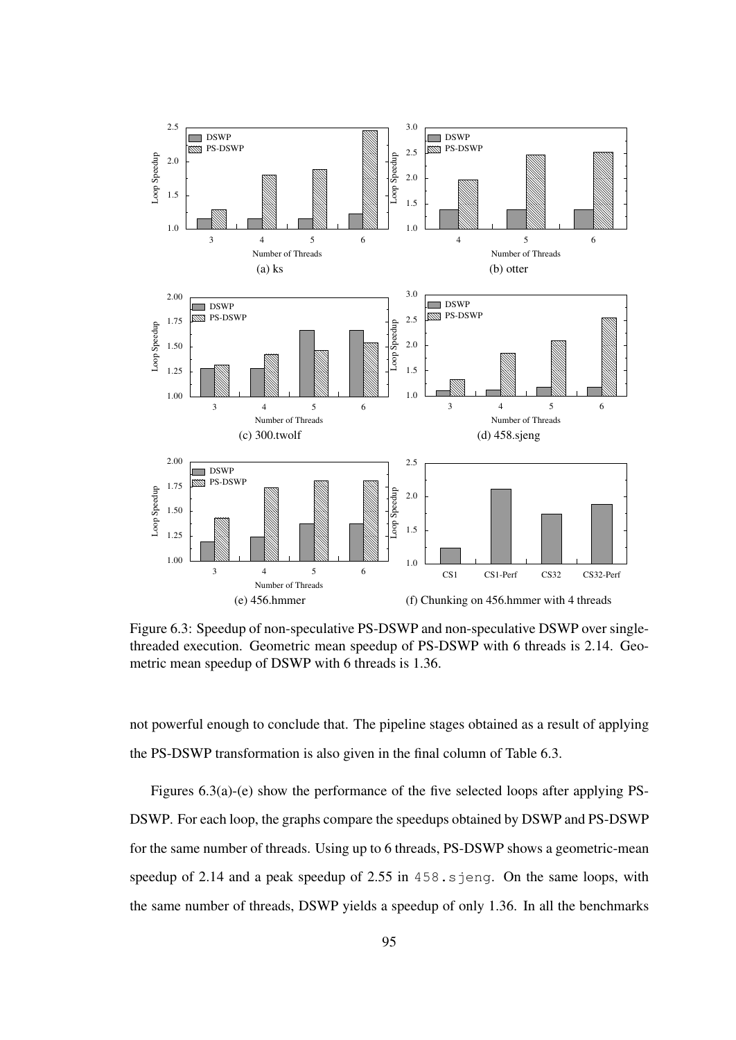Figure 6.3: Speedup of non-speculative PS-DSWP and non-speculative DSWP over single-threaded execution. Geometric mean speedup of PS-DSWP with 6 threads is 2.14. Geometric mean speedup of DSWP with 6 threads is 1.36.

not powerful enough to conclude that. The pipeline stages obtained as a result of applying the PS-DSWP transformation is also given in the final column of Table 6.3.

Figures 6.3(a)-(e) show the performance of the five selected loops after applying PS-DSWP. For each loop, the graphs compare the speedups obtained by DSWP and PS-DSWP for the same number of threads. Using up to 6 threads, PS-DSWP shows a geometric-mean speedup of 2.14 and a peak speedup of 2.55 in `458.sjeng`. On the same loops, with the same number of threads, DSWP yields a speedup of only 1.36. In all the benchmarks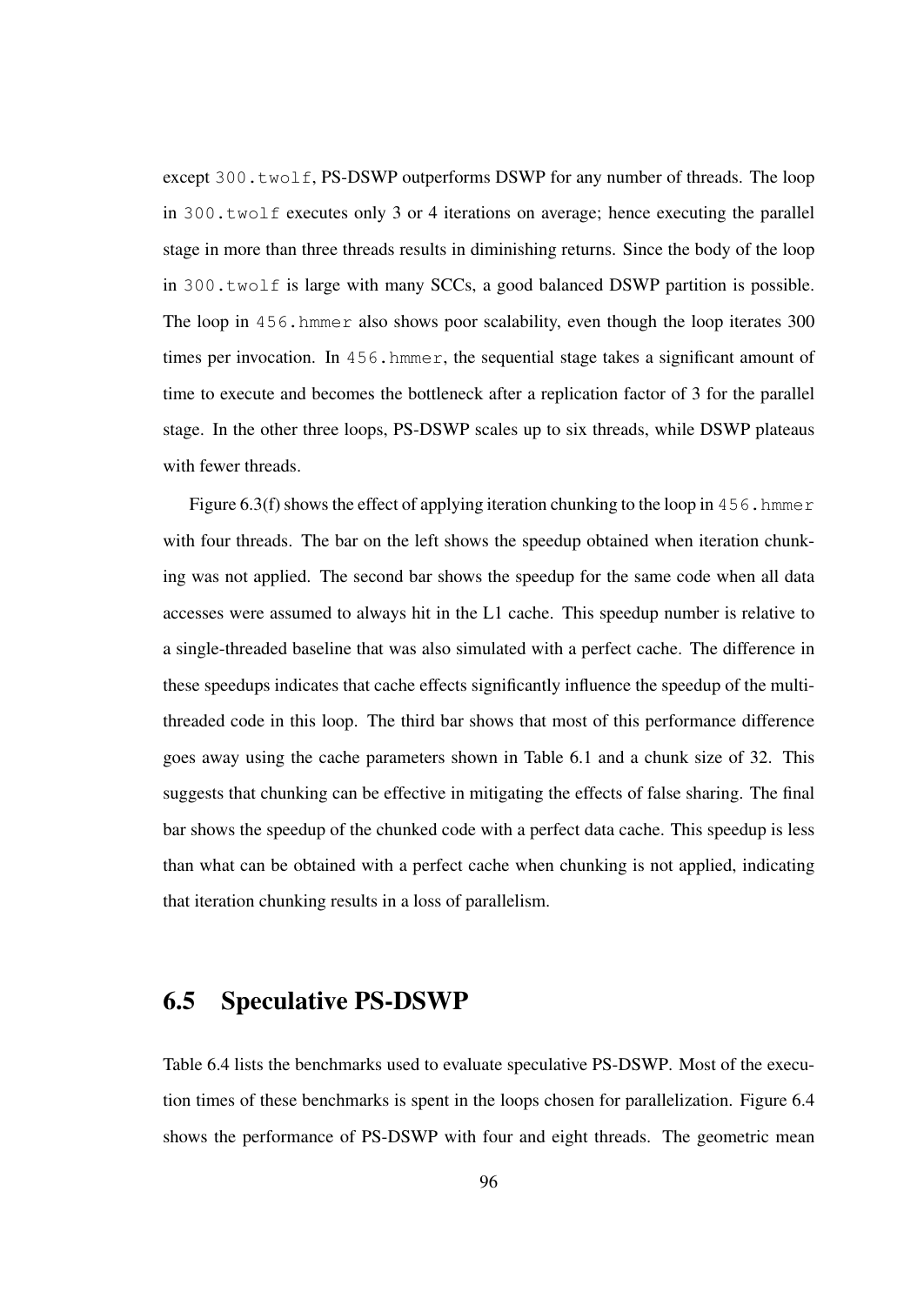except `300.twolf`, PS-DSWP outperforms DSWP for any number of threads. The loop in `300.twolf` executes only 3 or 4 iterations on average; hence executing the parallel stage in more than three threads results in diminishing returns. Since the body of the loop in `300.twolf` is large with many SCCs, a good balanced DSWP partition is possible. The loop in `456.hmmer` also shows poor scalability, even though the loop iterates 300 times per invocation. In `456.hmmer`, the sequential stage takes a significant amount of time to execute and becomes the bottleneck after a replication factor of 3 for the parallel stage. In the other three loops, PS-DSWP scales up to six threads, while DSWP plateaus with fewer threads.

Figure 6.3(f) shows the effect of applying iteration chunking to the loop in `456.hmmer` with four threads. The bar on the left shows the speedup obtained when iteration chunking was not applied. The second bar shows the speedup for the same code when all data accesses were assumed to always hit in the L1 cache. This speedup number is relative to a single-threaded baseline that was also simulated with a perfect cache. The difference in these speedups indicates that cache effects significantly influence the speedup of the multi-threaded code in this loop. The third bar shows that most of this performance difference goes away using the cache parameters shown in Table 6.1 and a chunk size of 32. This suggests that chunking can be effective in mitigating the effects of false sharing. The final bar shows the speedup of the chunked code with a perfect data cache. This speedup is less than what can be obtained with a perfect cache when chunking is not applied, indicating that iteration chunking results in a loss of parallelism.

## 6.5 Speculative PS-DSWP

Table 6.4 lists the benchmarks used to evaluate speculative PS-DSWP. Most of the execution times of these benchmarks is spent in the loops chosen for parallelization. Figure 6.4 shows the performance of PS-DSWP with four and eight threads. The geometric mean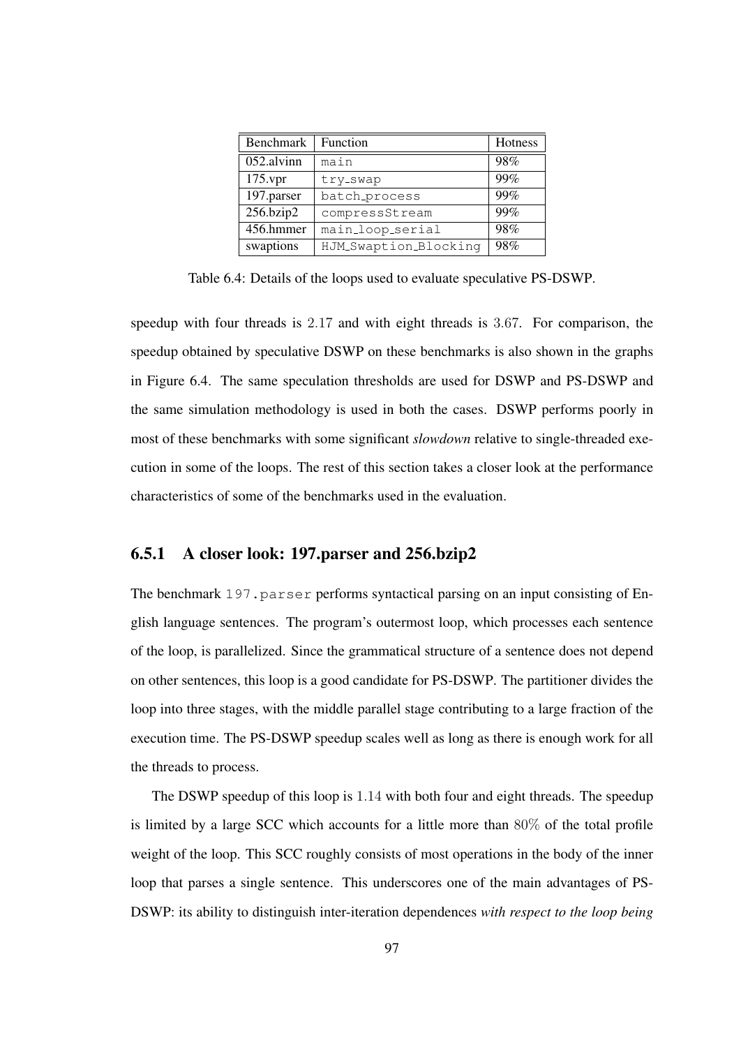| Benchmark | Function | Hotness |
|---|---|---|
| 052.alvinn | main | 98% |
| 175.vpr | try_swap | 99% |
| 197.parser | batch_process | 99% |
| 256.bzip2 | compressStream | 99% |
| 456.hmmer | main_loop_serial | 98% |
| swaptions | HJM_Swaption_Blocking | 98% |

Table 6.4: Details of the loops used to evaluate speculative PS-DSWP.

speedup with four threads is 2.17 and with eight threads is 3.67. For comparison, the speedup obtained by speculative DSWP on these benchmarks is also shown in the graphs in Figure 6.4. The same speculation thresholds are used for DSWP and PS-DSWP and the same simulation methodology is used in both the cases. DSWP performs poorly in most of these benchmarks with some significant *slowdown* relative to single-threaded execution in some of the loops. The rest of this section takes a closer look at the performance characteristics of some of the benchmarks used in the evaluation.

### 6.5.1 A closer look: 197.parser and 256.bzip2

The benchmark `197.parser` performs syntactical parsing on an input consisting of English language sentences. The program's outermost loop, which processes each sentence of the loop, is parallelized. Since the grammatical structure of a sentence does not depend on other sentences, this loop is a good candidate for PS-DSWP. The partitioner divides the loop into three stages, with the middle parallel stage contributing to a large fraction of the execution time. The PS-DSWP speedup scales well as long as there is enough work for all the threads to process.

The DSWP speedup of this loop is 1.14 with both four and eight threads. The speedup is limited by a large SCC which accounts for a little more than 80% of the total profile weight of the loop. This SCC roughly consists of most operations in the body of the inner loop that parses a single sentence. This underscores one of the main advantages of PS-DSWP: its ability to distinguish inter-iteration dependences *with respect to the loop being*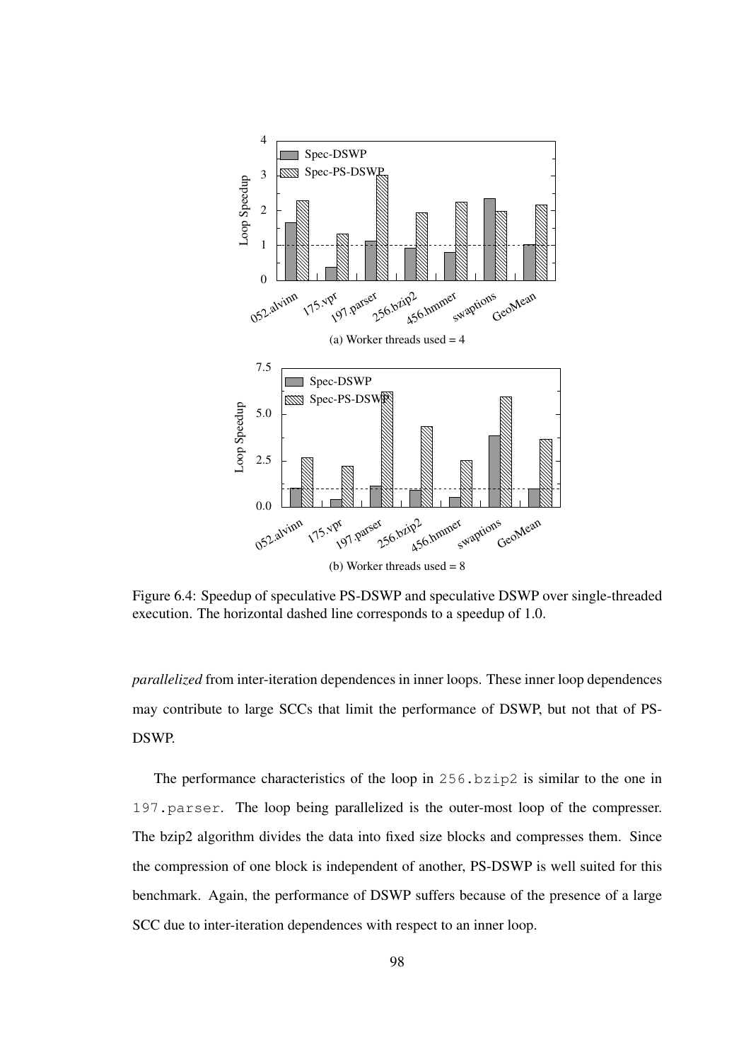(a) Worker threads used = 4

(b) Worker threads used = 8

Figure 6.4: Speedup of speculative PS-DSWP and speculative DSWP over single-threaded execution. The horizontal dashed line corresponds to a speedup of 1.0.

*parallelized* from inter-iteration dependences in inner loops. These inner loop dependences may contribute to large SCCs that limit the performance of DSWP, but not that of PS-DSWP.

The performance characteristics of the loop in `256.bzip2` is similar to the one in `197.parser`. The loop being parallelized is the outer-most loop of the compresser. The bzip2 algorithm divides the data into fixed size blocks and compresses them. Since the compression of one block is independent of another, PS-DSWP is well suited for this benchmark. Again, the performance of DSWP suffers because of the presence of a large SCC due to inter-iteration dependences with respect to an inner loop.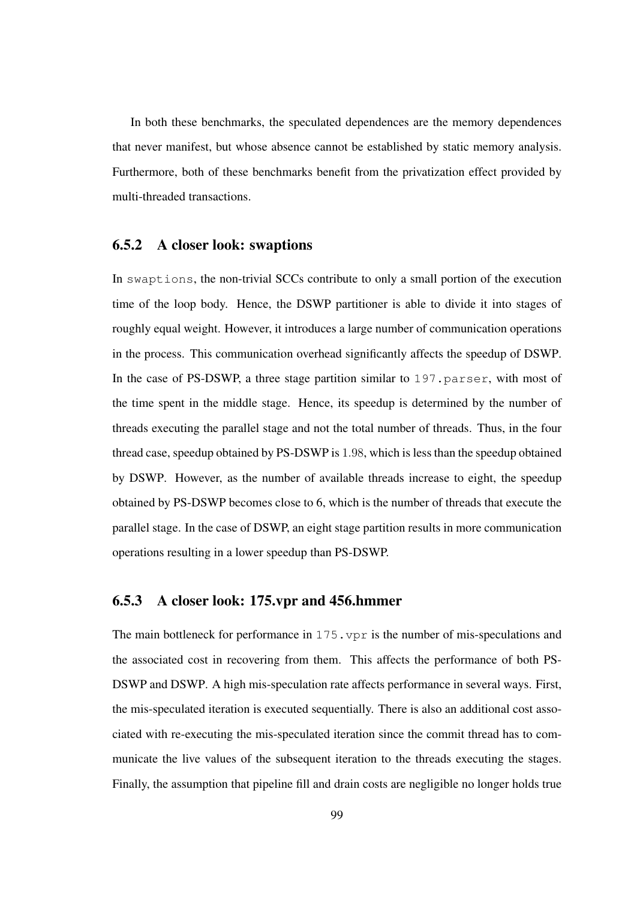In both these benchmarks, the speculated dependences are the memory dependences that never manifest, but whose absence cannot be established by static memory analysis. Furthermore, both of these benchmarks benefit from the privatization effect provided by multi-threaded transactions.

### 6.5.2 A closer look: swaptions

In `swaptions`, the non-trivial SCCs contribute to only a small portion of the execution time of the loop body. Hence, the DSWP partitioner is able to divide it into stages of roughly equal weight. However, it introduces a large number of communication operations in the process. This communication overhead significantly affects the speedup of DSWP. In the case of PS-DSWP, a three stage partition similar to `197.parser`, with most of the time spent in the middle stage. Hence, its speedup is determined by the number of threads executing the parallel stage and not the total number of threads. Thus, in the four thread case, speedup obtained by PS-DSWP is 1.98, which is less than the speedup obtained by DSWP. However, as the number of available threads increase to eight, the speedup obtained by PS-DSWP becomes close to 6, which is the number of threads that execute the parallel stage. In the case of DSWP, an eight stage partition results in more communication operations resulting in a lower speedup than PS-DSWP.

### 6.5.3 A closer look: 175.vpr and 456.hmmer

The main bottleneck for performance in `175.vpr` is the number of mis-speculations and the associated cost in recovering from them. This affects the performance of both PS-DSWP and DSWP. A high mis-speculation rate affects performance in several ways. First, the mis-speculated iteration is executed sequentially. There is also an additional cost associated with re-executing the mis-speculated iteration since the commit thread has to communicate the live values of the subsequent iteration to the threads executing the stages. Finally, the assumption that pipeline fill and drain costs are negligible no longer holds true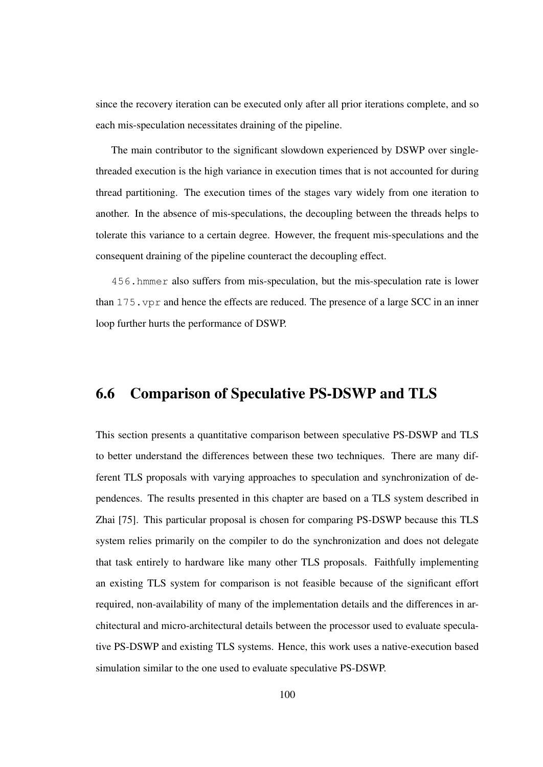since the recovery iteration can be executed only after all prior iterations complete, and so each mis-speculation necessitates draining of the pipeline.

The main contributor to the significant slowdown experienced by DSWP over single-threaded execution is the high variance in execution times that is not accounted for during thread partitioning. The execution times of the stages vary widely from one iteration to another. In the absence of mis-speculations, the decoupling between the threads helps to tolerate this variance to a certain degree. However, the frequent mis-speculations and the consequent draining of the pipeline counteract the decoupling effect.

`456.hmmer` also suffers from mis-speculation, but the mis-speculation rate is lower than `175.vpr` and hence the effects are reduced. The presence of a large SCC in an inner loop further hurts the performance of DSWP.

## 6.6 Comparison of Speculative PS-DSWP and TLS

This section presents a quantitative comparison between speculative PS-DSWP and TLS to better understand the differences between these two techniques. There are many different TLS proposals with varying approaches to speculation and synchronization of dependences. The results presented in this chapter are based on a TLS system described in Zhai [75]. This particular proposal is chosen for comparing PS-DSWP because this TLS system relies primarily on the compiler to do the synchronization and does not delegate that task entirely to hardware like many other TLS proposals. Faithfully implementing an existing TLS system for comparison is not feasible because of the significant effort required, non-availability of many of the implementation details and the differences in architectural and micro-architectural details between the processor used to evaluate speculative PS-DSWP and existing TLS systems. Hence, this work uses a native-execution based simulation similar to the one used to evaluate speculative PS-DSWP.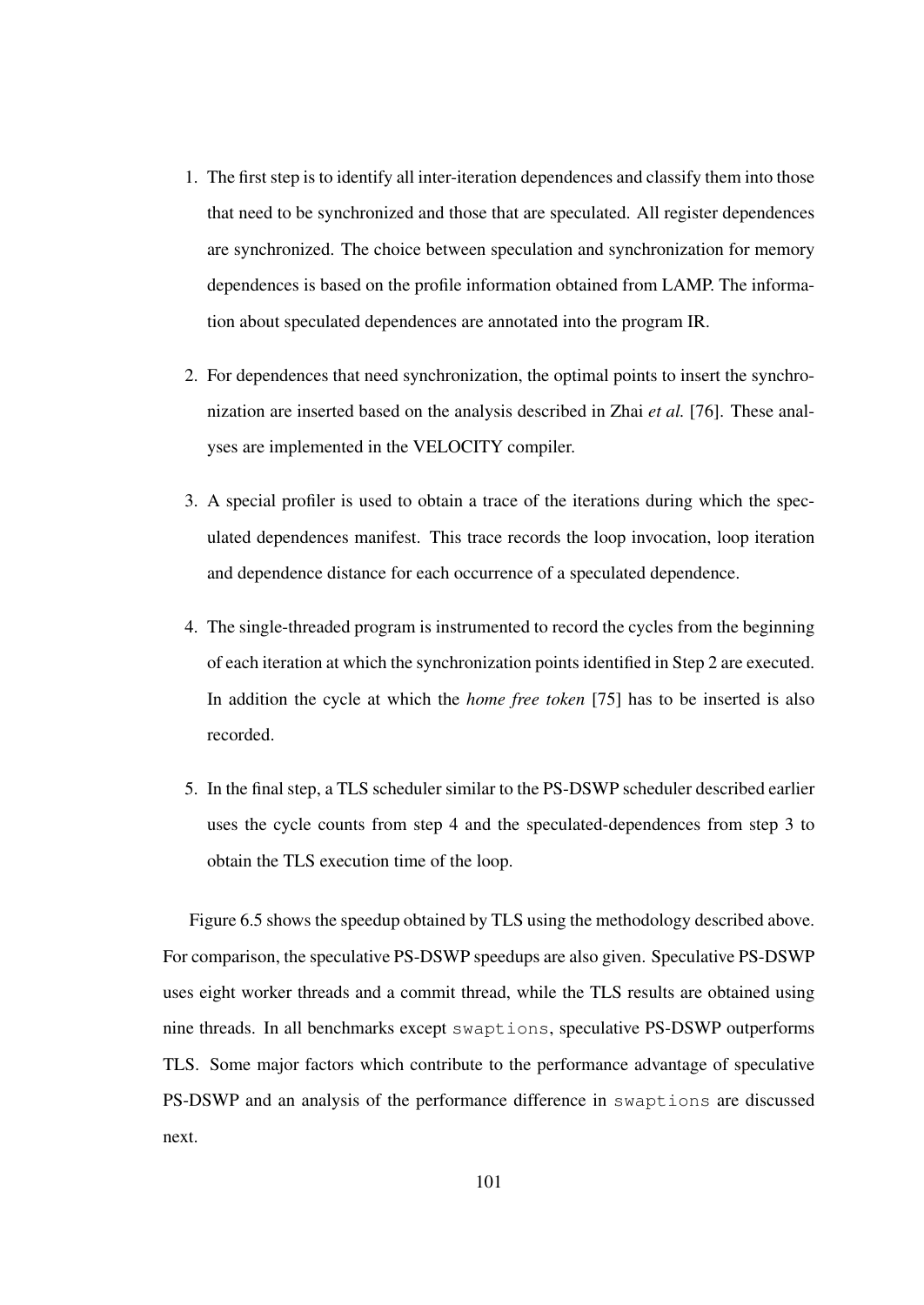1. The first step is to identify all inter-iteration dependences and classify them into those that need to be synchronized and those that are speculated. All register dependences are synchronized. The choice between speculation and synchronization for memory dependences is based on the profile information obtained from LAMP. The information about speculated dependences are annotated into the program IR.

2. For dependences that need synchronization, the optimal points to insert the synchronization are inserted based on the analysis described in Zhai *et al.* [76]. These analyses are implemented in the VELOCITY compiler.

3. A special profiler is used to obtain a trace of the iterations during which the speculated dependences manifest. This trace records the loop invocation, loop iteration and dependence distance for each occurrence of a speculated dependence.

4. The single-threaded program is instrumented to record the cycles from the beginning of each iteration at which the synchronization points identified in Step 2 are executed. In addition the cycle at which the *home free token* [75] has to be inserted is also recorded.

5. In the final step, a TLS scheduler similar to the PS-DSWP scheduler described earlier uses the cycle counts from step 4 and the speculated-dependences from step 3 to obtain the TLS execution time of the loop.

Figure 6.5 shows the speedup obtained by TLS using the methodology described above. For comparison, the speculative PS-DSWP speedups are also given. Speculative PS-DSWP uses eight worker threads and a commit thread, while the TLS results are obtained using nine threads. In all benchmarks except `swaptions`, speculative PS-DSWP outperforms TLS. Some major factors which contribute to the performance advantage of speculative PS-DSWP and an analysis of the performance difference in `swaptions` are discussed next.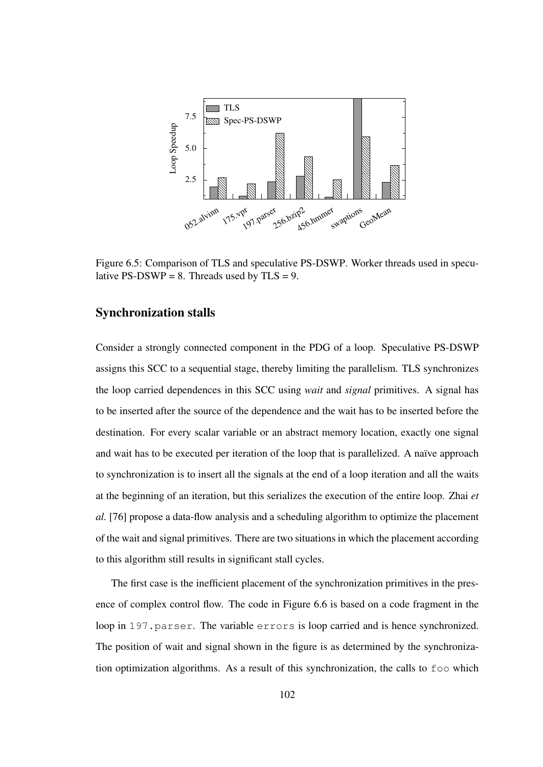Figure 6.5: Comparison of TLS and speculative PS-DSWP. Worker threads used in speculative PS-DSWP = 8. Threads used by TLS = 9.

### Synchronization stalls

Consider a strongly connected component in the PDG of a loop. Speculative PS-DSWP assigns this SCC to a sequential stage, thereby limiting the parallelism. TLS synchronizes the loop carried dependences in this SCC using *wait* and *signal* primitives. A signal has to be inserted after the source of the dependence and the wait has to be inserted before the destination. For every scalar variable or an abstract memory location, exactly one signal and wait has to be executed per iteration of the loop that is parallelized. A naïve approach to synchronization is to insert all the signals at the end of a loop iteration and all the waits at the beginning of an iteration, but this serializes the execution of the entire loop. Zhai *et al.* [76] propose a data-flow analysis and a scheduling algorithm to optimize the placement of the wait and signal primitives. There are two situations in which the placement according to this algorithm still results in significant stall cycles.

The first case is the inefficient placement of the synchronization primitives in the presence of complex control flow. The code in Figure 6.6 is based on a code fragment in the loop in `197.parser`. The variable `errors` is loop carried and is hence synchronized. The position of wait and signal shown in the figure is as determined by the synchronization optimization algorithms. As a result of this synchronization, the calls to `foo` which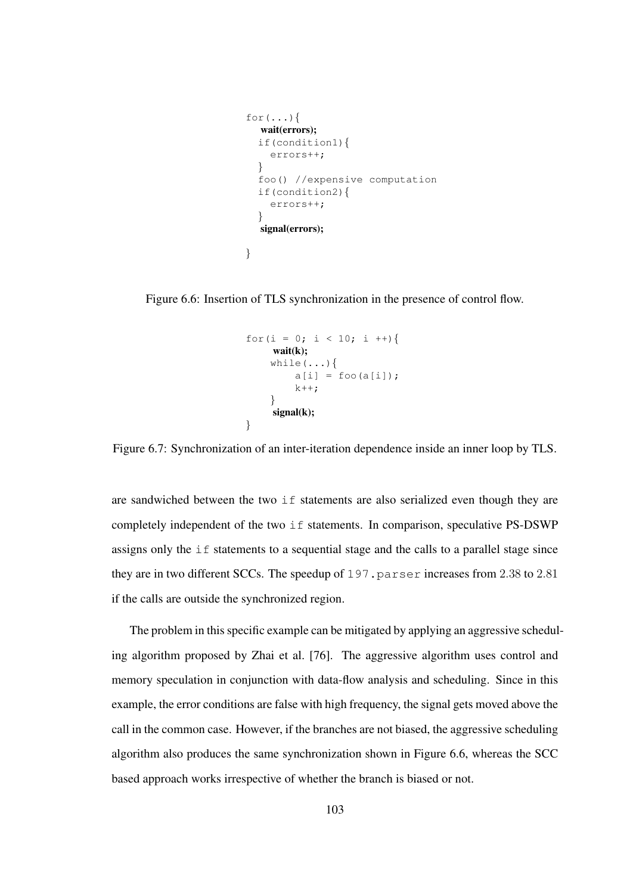```
for(...){
   wait(errors);
  if(condition1){
    errors++;
  }
  foo() //expensive computation
  if(condition2){
    errors++;
  }
   signal(errors);

}
```

Figure 6.6: Insertion of TLS synchronization in the presence of control flow.

```
for(i = 0; i < 10; i ++){
     wait(k);
    while(...){
        a[i] = foo(a[i]);
        k++;
    }
     signal(k);
}
```

Figure 6.7: Synchronization of an inter-iteration dependence inside an inner loop by TLS.

are sandwiched between the two `if` statements are also serialized even though they are completely independent of the two `if` statements. In comparison, speculative PS-DSWP assigns only the `if` statements to a sequential stage and the calls to a parallel stage since they are in two different SCCs. The speedup of `197.parser` increases from 2.38 to 2.81 if the calls are outside the synchronized region.

The problem in this specific example can be mitigated by applying an aggressive scheduling algorithm proposed by Zhai et al. [76]. The aggressive algorithm uses control and memory speculation in conjunction with data-flow analysis and scheduling. Since in this example, the error conditions are false with high frequency, the signal gets moved above the call in the common case. However, if the branches are not biased, the aggressive scheduling algorithm also produces the same synchronization shown in Figure 6.6, whereas the SCC based approach works irrespective of whether the branch is biased or not.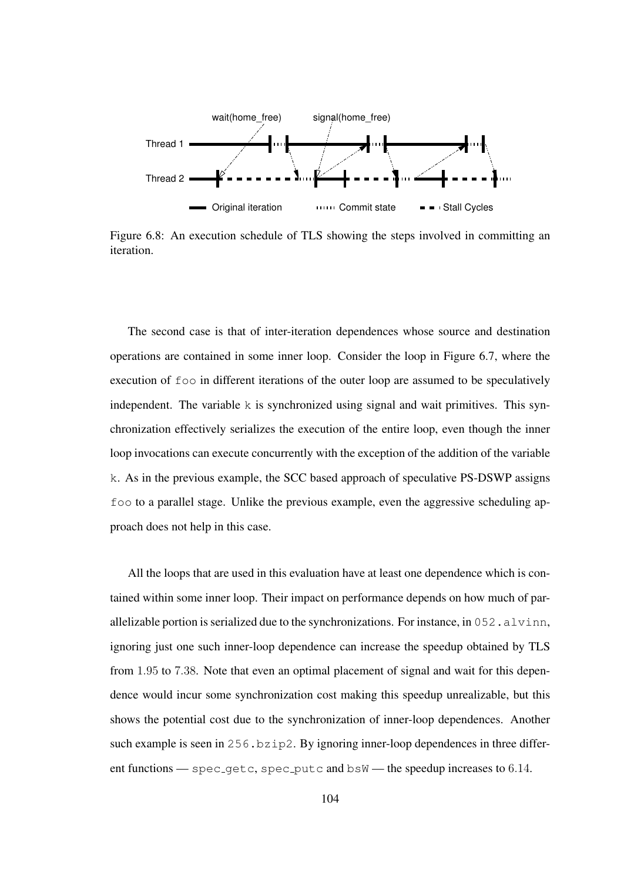Figure 6.8: An execution schedule of TLS showing the steps involved in committing an iteration.

The second case is that of inter-iteration dependences whose source and destination operations are contained in some inner loop. Consider the loop in Figure 6.7, where the execution of `foo` in different iterations of the outer loop are assumed to be speculatively independent. The variable `k` is synchronized using signal and wait primitives. This synchronization effectively serializes the execution of the entire loop, even though the inner loop invocations can execute concurrently with the exception of the addition of the variable `k`. As in the previous example, the SCC based approach of speculative PS-DSWP assigns `foo` to a parallel stage. Unlike the previous example, even the aggressive scheduling approach does not help in this case.

All the loops that are used in this evaluation have at least one dependence which is contained within some inner loop. Their impact on performance depends on how much of parallelizable portion is serialized due to the synchronizations. For instance, in `052.alvinn`, ignoring just one such inner-loop dependence can increase the speedup obtained by TLS from 1.95 to 7.38. Note that even an optimal placement of signal and wait for this dependence would incur some synchronization cost making this speedup unrealizable, but this shows the potential cost due to the synchronization of inner-loop dependences. Another such example is seen in `256.bzip2`. By ignoring inner-loop dependences in three different functions — `spec_getc`, `spec_putc` and `bsW` — the speedup increases to 6.14.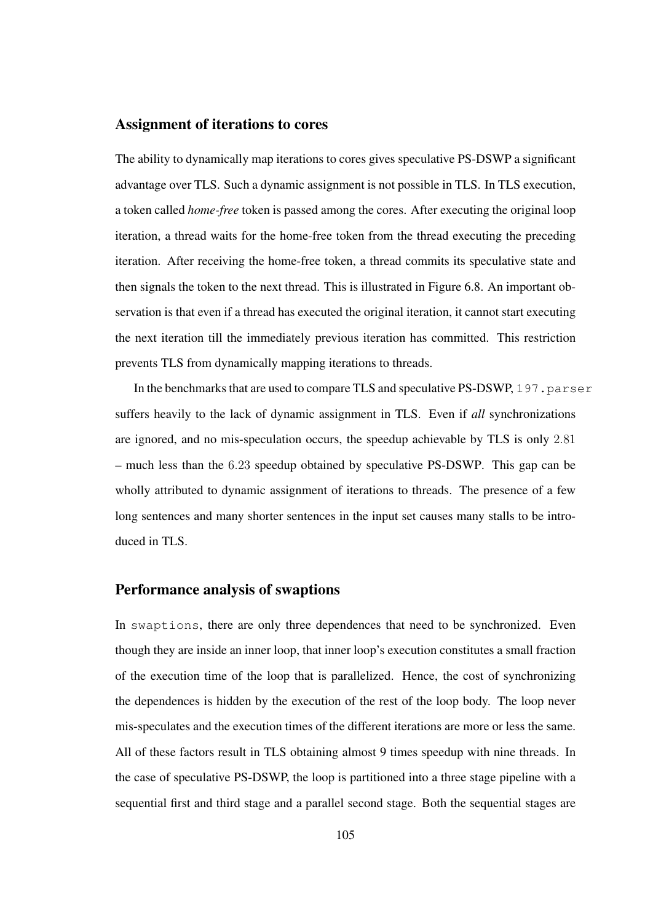### Assignment of iterations to cores

The ability to dynamically map iterations to cores gives speculative PS-DSWP a significant advantage over TLS. Such a dynamic assignment is not possible in TLS. In TLS execution, a token called *home-free* token is passed among the cores. After executing the original loop iteration, a thread waits for the home-free token from the thread executing the preceding iteration. After receiving the home-free token, a thread commits its speculative state and then signals the token to the next thread. This is illustrated in Figure 6.8. An important observation is that even if a thread has executed the original iteration, it cannot start executing the next iteration till the immediately previous iteration has committed. This restriction prevents TLS from dynamically mapping iterations to threads.

In the benchmarks that are used to compare TLS and speculative PS-DSWP, `197.parser` suffers heavily to the lack of dynamic assignment in TLS. Even if *all* synchronizations are ignored, and no mis-speculation occurs, the speedup achievable by TLS is only 2.81 – much less than the 6.23 speedup obtained by speculative PS-DSWP. This gap can be wholly attributed to dynamic assignment of iterations to threads. The presence of a few long sentences and many shorter sentences in the input set causes many stalls to be introduced in TLS.

### Performance analysis of swaptions

In `swaptions`, there are only three dependences that need to be synchronized. Even though they are inside an inner loop, that inner loop's execution constitutes a small fraction of the execution time of the loop that is parallelized. Hence, the cost of synchronizing the dependences is hidden by the execution of the rest of the loop body. The loop never mis-speculates and the execution times of the different iterations are more or less the same. All of these factors result in TLS obtaining almost 9 times speedup with nine threads. In the case of speculative PS-DSWP, the loop is partitioned into a three stage pipeline with a sequential first and third stage and a parallel second stage. Both the sequential stages are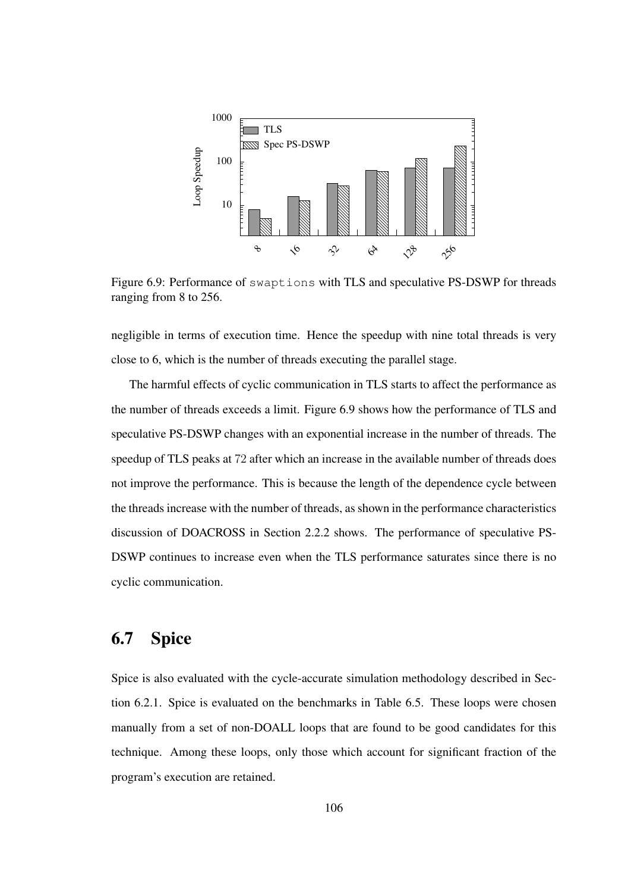Figure 6.9: Performance of `swaptions` with TLS and speculative PS-DSWP for threads ranging from 8 to 256.

negligible in terms of execution time. Hence the speedup with nine total threads is very close to 6, which is the number of threads executing the parallel stage.

The harmful effects of cyclic communication in TLS starts to affect the performance as the number of threads exceeds a limit. Figure 6.9 shows how the performance of TLS and speculative PS-DSWP changes with an exponential increase in the number of threads. The speedup of TLS peaks at 72 after which an increase in the available number of threads does not improve the performance. This is because the length of the dependence cycle between the threads increase with the number of threads, as shown in the performance characteristics discussion of DOACROSS in Section 2.2.2 shows. The performance of speculative PS-DSWP continues to increase even when the TLS performance saturates since there is no cyclic communication.

## 6.7 Spice

Spice is also evaluated with the cycle-accurate simulation methodology described in Section 6.2.1. Spice is evaluated on the benchmarks in Table 6.5. These loops were chosen manually from a set of non-DOALL loops that are found to be good candidates for this technique. Among these loops, only those which account for significant fraction of the program's execution are retained.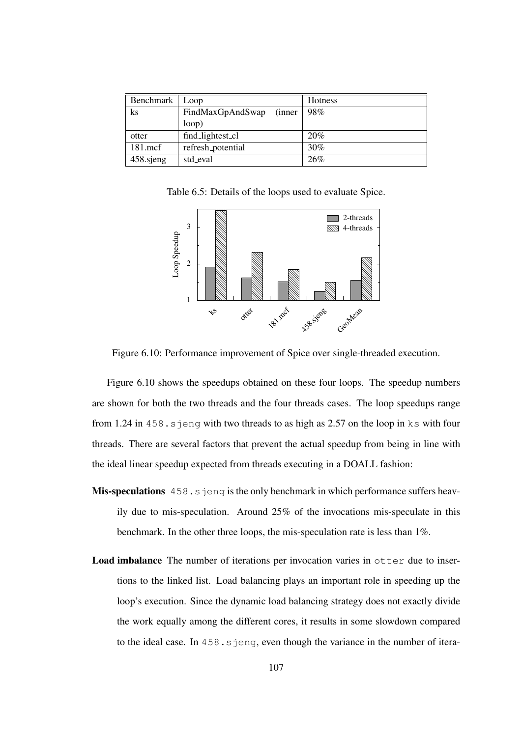| Benchmark | Loop | Hotness |
|---|---|---|
| ks | FindMaxGpAndSwap (inner loop) | 98% |
| otter | find_lightest_cl | 20% |
| 181.mcf | refresh_potential | 30% |
| 458.sjeng | std_eval | 26% |

Table 6.5: Details of the loops used to evaluate Spice.

Figure 6.10: Performance improvement of Spice over single-threaded execution.

Figure 6.10 shows the speedups obtained on these four loops. The speedup numbers are shown for both the two threads and the four threads cases. The loop speedups range from 1.24 in `458.sjeng` with two threads to as high as 2.57 on the loop in `ks` with four threads. There are several factors that prevent the actual speedup from being in line with the ideal linear speedup expected from threads executing in a DOALL fashion:

**Mis-speculations** `458.sjeng` is the only benchmark in which performance suffers heavily due to mis-speculation. Around 25% of the invocations mis-speculate in this benchmark. In the other three loops, the mis-speculation rate is less than 1%.

**Load imbalance** The number of iterations per invocation varies in `otter` due to insertions to the linked list. Load balancing plays an important role in speeding up the loop's execution. Since the dynamic load balancing strategy does not exactly divide the work equally among the different cores, it results in some slowdown compared to the ideal case. In `458.sjeng`, even though the variance in the number of itera-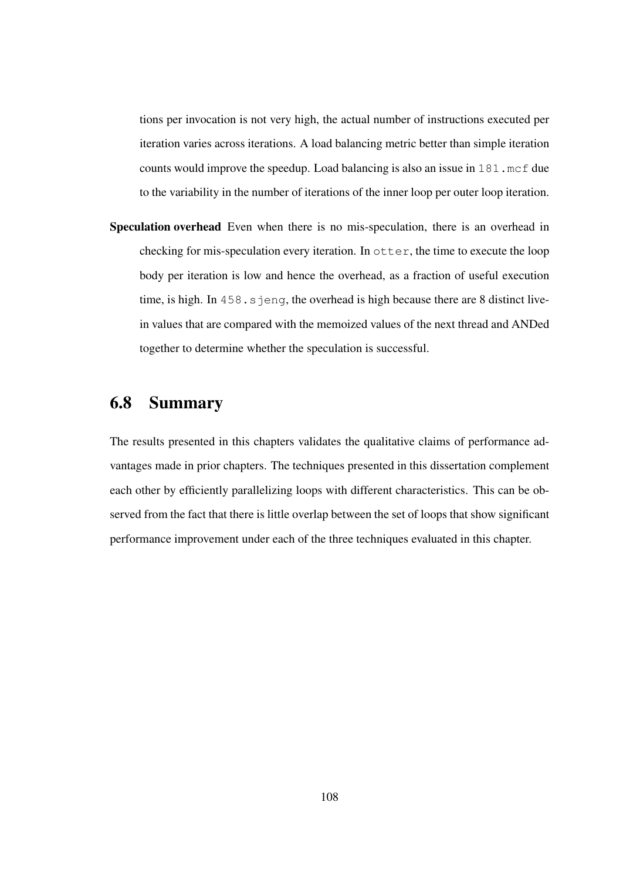tions per invocation is not very high, the actual number of instructions executed per iteration varies across iterations. A load balancing metric better than simple iteration counts would improve the speedup. Load balancing is also an issue in `181.mcf` due to the variability in the number of iterations of the inner loop per outer loop iteration.

**Speculation overhead** Even when there is no mis-speculation, there is an overhead in checking for mis-speculation every iteration. In `otter`, the time to execute the loop body per iteration is low and hence the overhead, as a fraction of useful execution time, is high. In `458.sjeng`, the overhead is high because there are 8 distinct live-in values that are compared with the memoized values of the next thread and ANDed together to determine whether the speculation is successful.

## 6.8 Summary

The results presented in this chapters validates the qualitative claims of performance advantages made in prior chapters. The techniques presented in this dissertation complement each other by efficiently parallelizing loops with different characteristics. This can be observed from the fact that there is little overlap between the set of loops that show significant performance improvement under each of the three techniques evaluated in this chapter.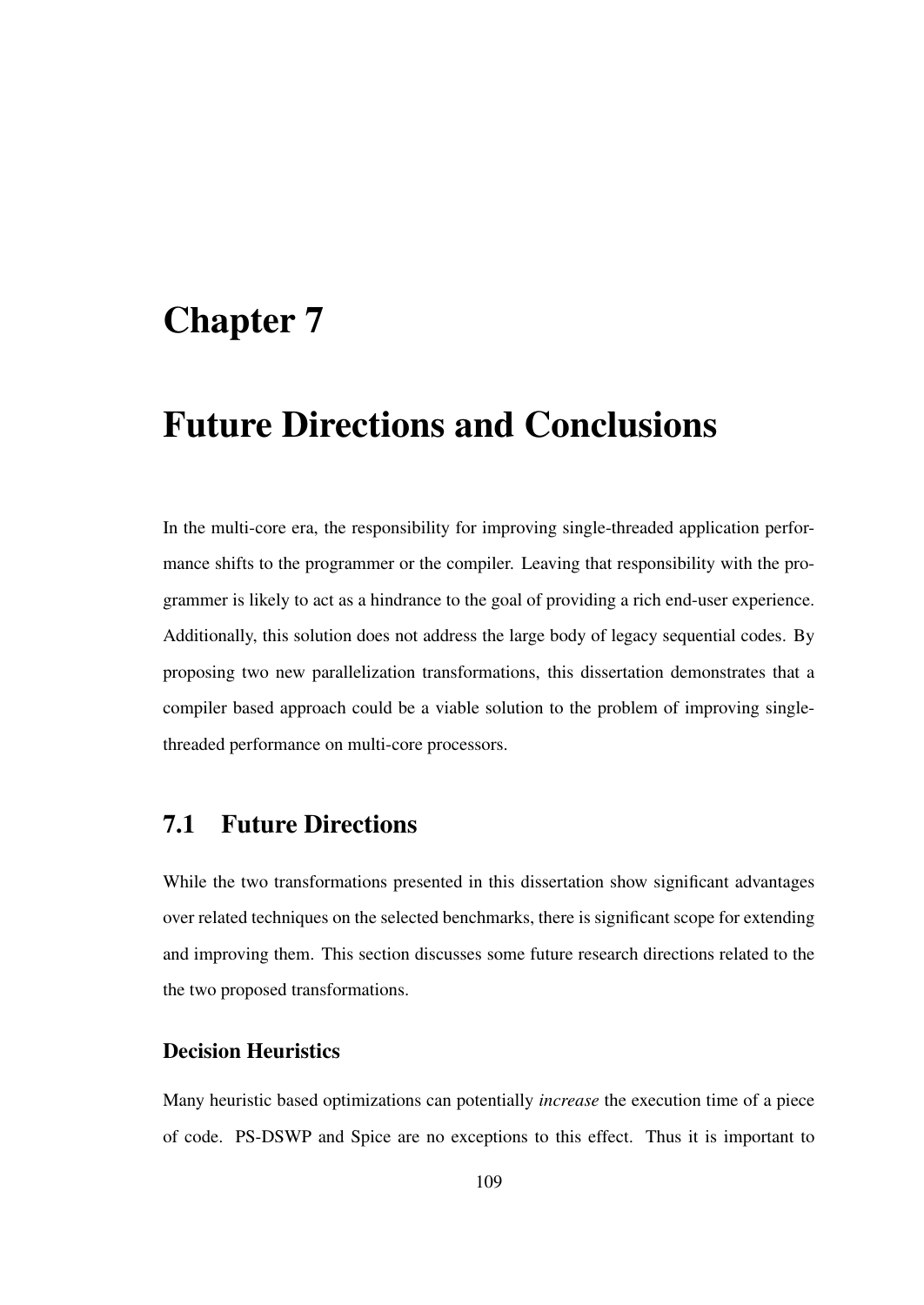# Chapter 7

# Future Directions and Conclusions

In the multi-core era, the responsibility for improving single-threaded application performance shifts to the programmer or the compiler. Leaving that responsibility with the programmer is likely to act as a hindrance to the goal of providing a rich end-user experience. Additionally, this solution does not address the large body of legacy sequential codes. By proposing two new parallelization transformations, this dissertation demonstrates that a compiler based approach could be a viable solution to the problem of improving single-threaded performance on multi-core processors.

## 7.1 Future Directions

While the two transformations presented in this dissertation show significant advantages over related techniques on the selected benchmarks, there is significant scope for extending and improving them. This section discusses some future research directions related to the the two proposed transformations.

### Decision Heuristics

Many heuristic based optimizations can potentially *increase* the execution time of a piece of code. PS-DSWP and Spice are no exceptions to this effect. Thus it is important to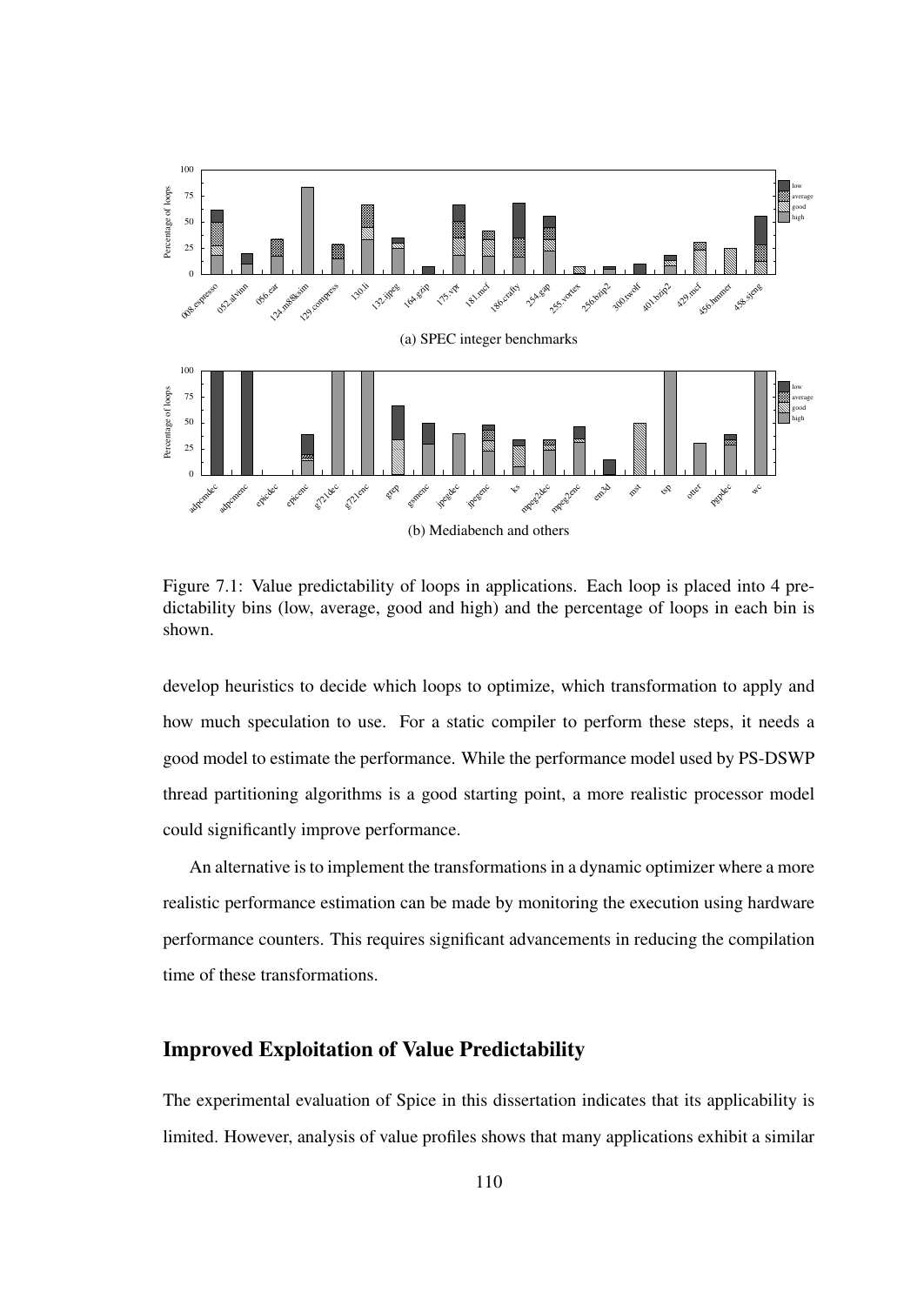Figure 7.1: Value predictability of loops in applications. Each loop is placed into 4 predictability bins (low, average, good and high) and the percentage of loops in each bin is shown.

develop heuristics to decide which loops to optimize, which transformation to apply and how much speculation to use. For a static compiler to perform these steps, it needs a good model to estimate the performance. While the performance model used by PS-DSWP thread partitioning algorithms is a good starting point, a more realistic processor model could significantly improve performance.

An alternative is to implement the transformations in a dynamic optimizer where a more realistic performance estimation can be made by monitoring the execution using hardware performance counters. This requires significant advancements in reducing the compilation time of these transformations.

## Improved Exploitation of Value Predictability

The experimental evaluation of Spice in this dissertation indicates that its applicability is limited. However, analysis of value profiles shows that many applications exhibit a similar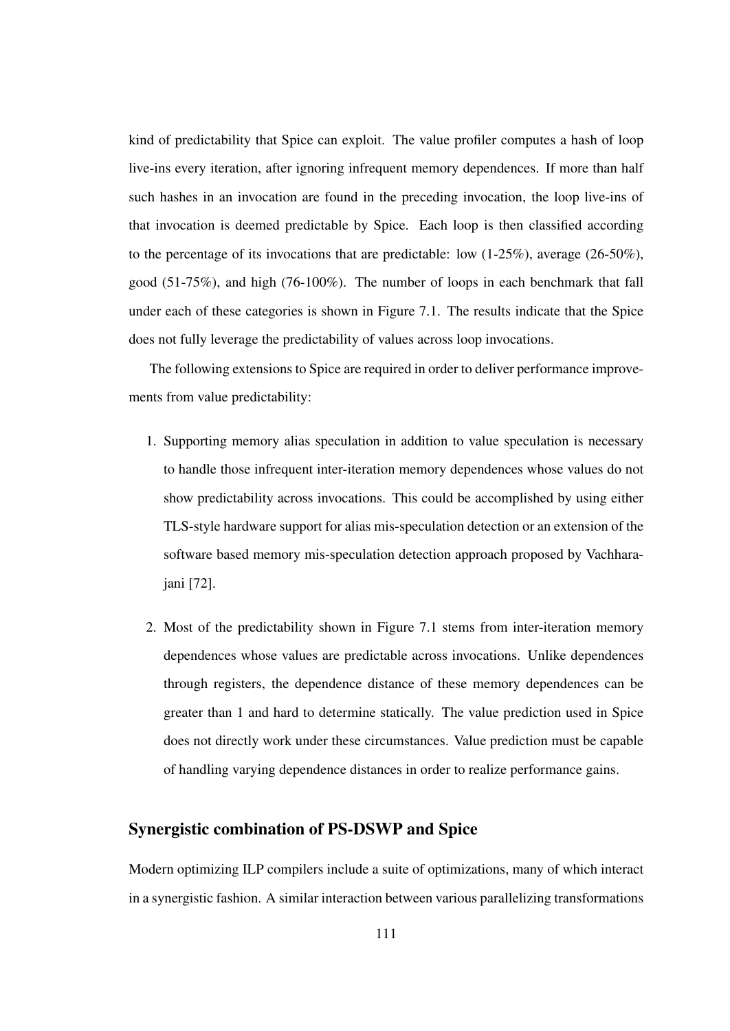kind of predictability that Spice can exploit. The value profiler computes a hash of loop live-ins every iteration, after ignoring infrequent memory dependences. If more than half such hashes in an invocation are found in the preceding invocation, the loop live-ins of that invocation is deemed predictable by Spice. Each loop is then classified according to the percentage of its invocations that are predictable: low (1-25%), average (26-50%), good (51-75%), and high (76-100%). The number of loops in each benchmark that fall under each of these categories is shown in Figure 7.1. The results indicate that the Spice does not fully leverage the predictability of values across loop invocations.

The following extensions to Spice are required in order to deliver performance improvements from value predictability:

1. Supporting memory alias speculation in addition to value speculation is necessary to handle those infrequent inter-iteration memory dependences whose values do not show predictability across invocations. This could be accomplished by using either TLS-style hardware support for alias mis-speculation detection or an extension of the software based memory mis-speculation detection approach proposed by Vachharajani [72].

2. Most of the predictability shown in Figure 7.1 stems from inter-iteration memory dependences whose values are predictable across invocations. Unlike dependences through registers, the dependence distance of these memory dependences can be greater than 1 and hard to determine statically. The value prediction used in Spice does not directly work under these circumstances. Value prediction must be capable of handling varying dependence distances in order to realize performance gains.

### Synergistic combination of PS-DSWP and Spice

Modern optimizing ILP compilers include a suite of optimizations, many of which interact in a synergistic fashion. A similar interaction between various parallelizing transformations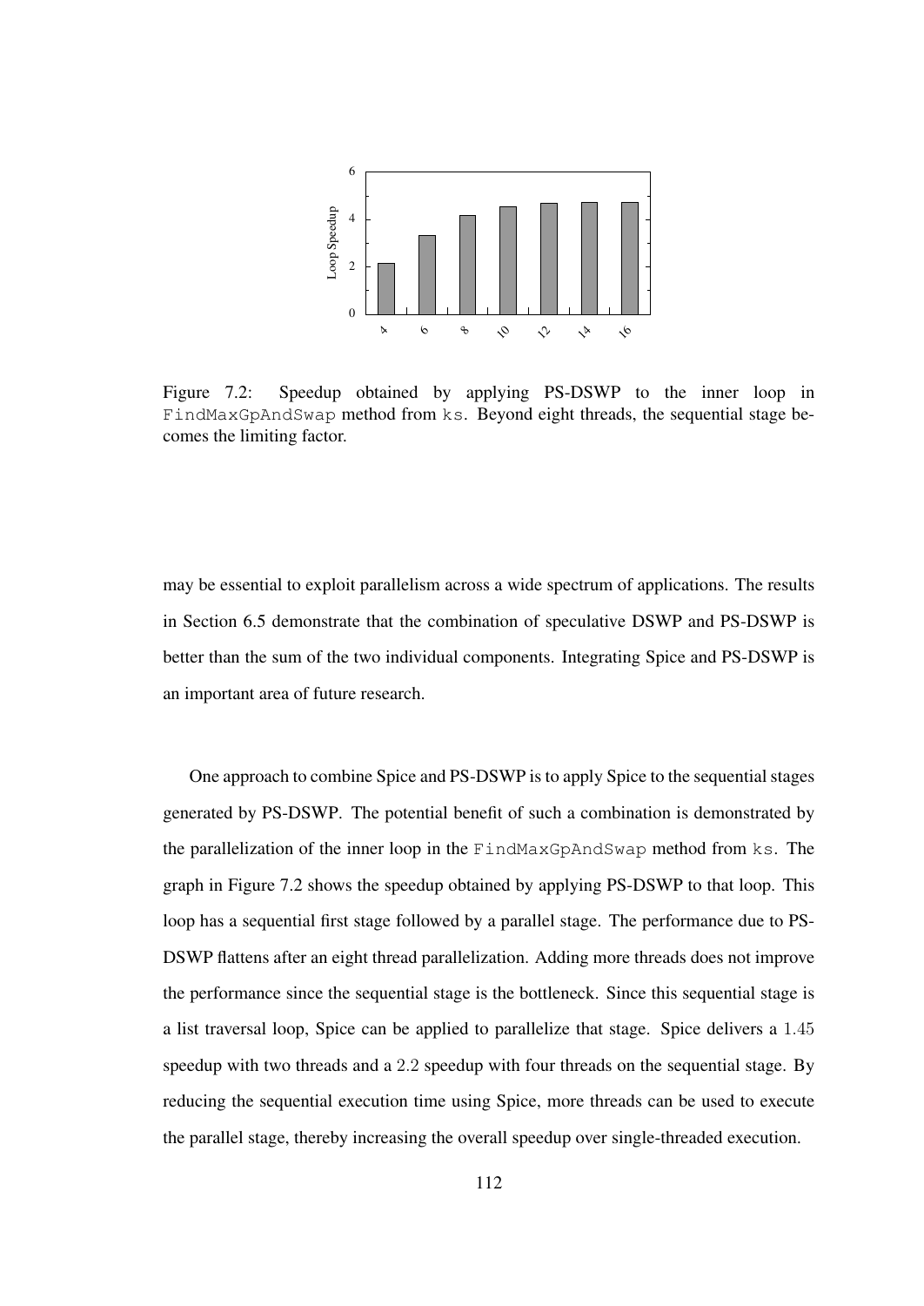Figure 7.2: Speedup obtained by applying PS-DSWP to the inner loop in FindMaxGpAndSwap method from ks. Beyond eight threads, the sequential stage becomes the limiting factor.

may be essential to exploit parallelism across a wide spectrum of applications. The results in Section 6.5 demonstrate that the combination of speculative DSWP and PS-DSWP is better than the sum of the two individual components. Integrating Spice and PS-DSWP is an important area of future research.

One approach to combine Spice and PS-DSWP is to apply Spice to the sequential stages generated by PS-DSWP. The potential benefit of such a combination is demonstrated by the parallelization of the inner loop in the FindMaxGpAndSwap method from ks. The graph in Figure 7.2 shows the speedup obtained by applying PS-DSWP to that loop. This loop has a sequential first stage followed by a parallel stage. The performance due to PS-DSWP flattens after an eight thread parallelization. Adding more threads does not improve the performance since the sequential stage is the bottleneck. Since this sequential stage is a list traversal loop, Spice can be applied to parallelize that stage. Spice delivers a $1.45$ speedup with two threads and a $2.2$ speedup with four threads on the sequential stage. By reducing the sequential execution time using Spice, more threads can be used to execute the parallel stage, thereby increasing the overall speedup over single-threaded execution.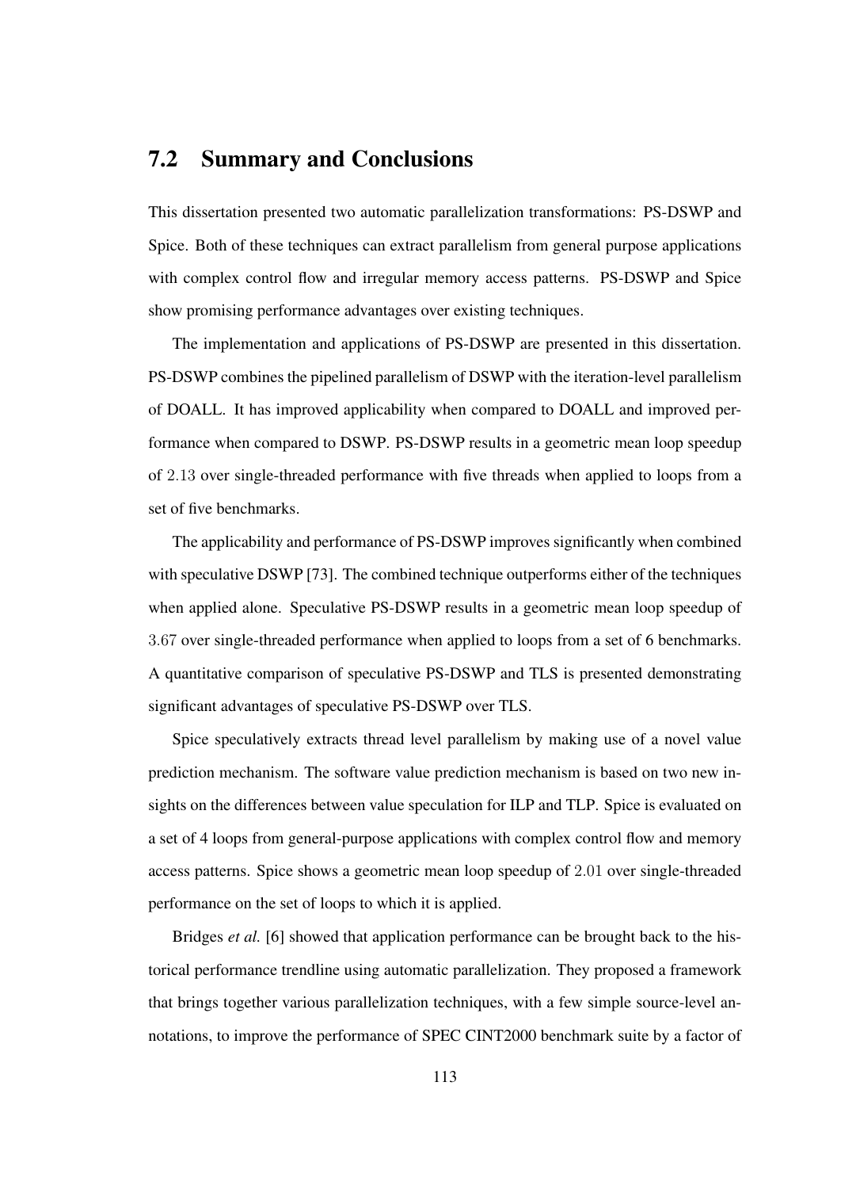## 7.2 Summary and Conclusions

This dissertation presented two automatic parallelization transformations: PS-DSWP and Spice. Both of these techniques can extract parallelism from general purpose applications with complex control flow and irregular memory access patterns. PS-DSWP and Spice show promising performance advantages over existing techniques.

The implementation and applications of PS-DSWP are presented in this dissertation. PS-DSWP combines the pipelined parallelism of DSWP with the iteration-level parallelism of DOALL. It has improved applicability when compared to DOALL and improved performance when compared to DSWP. PS-DSWP results in a geometric mean loop speedup of $2.13$ over single-threaded performance with five threads when applied to loops from a set of five benchmarks.

The applicability and performance of PS-DSWP improves significantly when combined with speculative DSWP [73]. The combined technique outperforms either of the techniques when applied alone. Speculative PS-DSWP results in a geometric mean loop speedup of $3.67$ over single-threaded performance when applied to loops from a set of 6 benchmarks. A quantitative comparison of speculative PS-DSWP and TLS is presented demonstrating significant advantages of speculative PS-DSWP over TLS.

Spice speculatively extracts thread level parallelism by making use of a novel value prediction mechanism. The software value prediction mechanism is based on two new insights on the differences between value speculation for ILP and TLP. Spice is evaluated on a set of 4 loops from general-purpose applications with complex control flow and memory access patterns. Spice shows a geometric mean loop speedup of $2.01$ over single-threaded performance on the set of loops to which it is applied.

Bridges *et al.* [6] showed that application performance can be brought back to the historical performance trendline using automatic parallelization. They proposed a framework that brings together various parallelization techniques, with a few simple source-level annotations, to improve the performance of SPEC CINT2000 benchmark suite by a factor of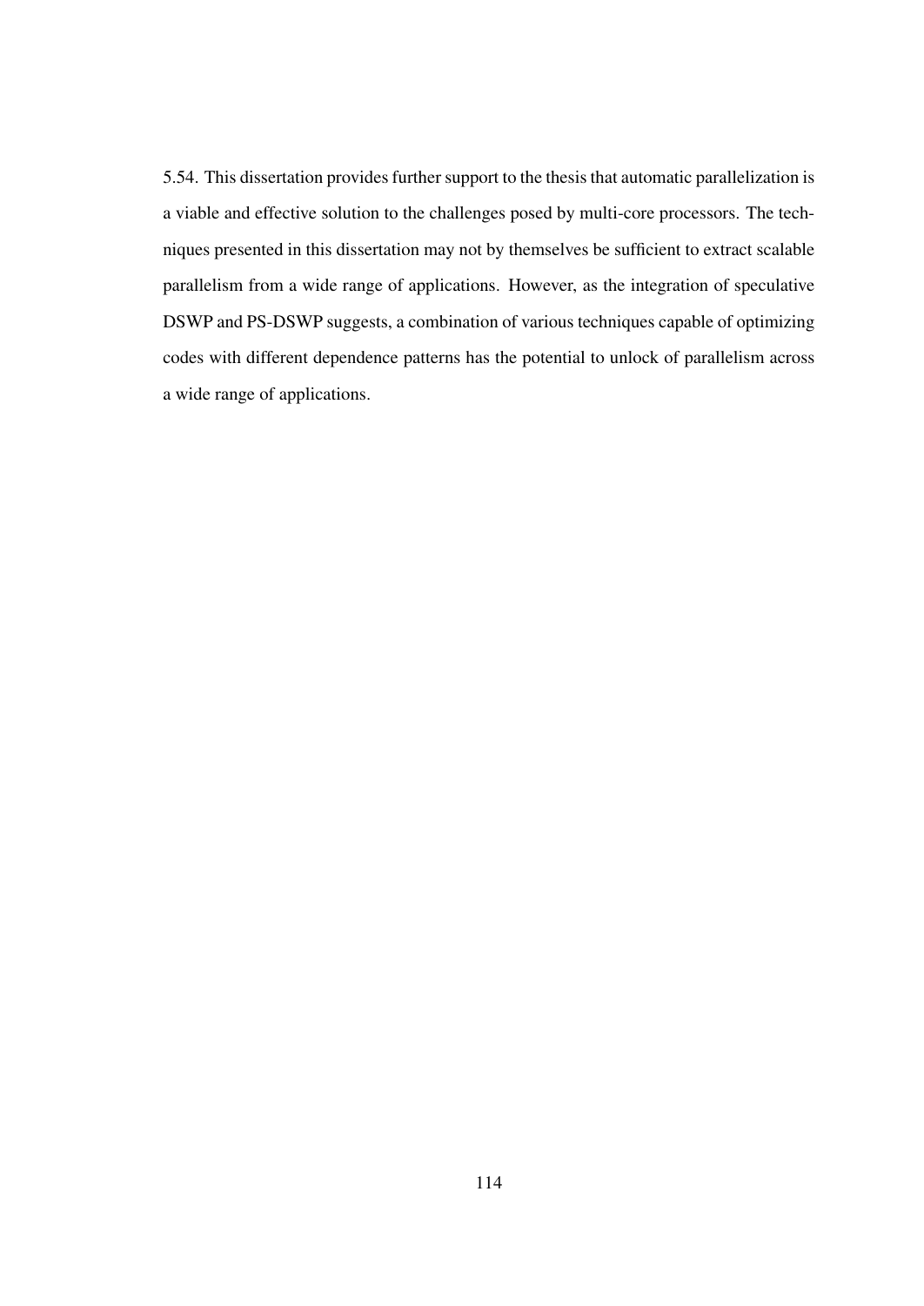5.54. This dissertation provides further support to the thesis that automatic parallelization is a viable and effective solution to the challenges posed by multi-core processors. The techniques presented in this dissertation may not by themselves be sufficient to extract scalable parallelism from a wide range of applications. However, as the integration of speculative DSWP and PS-DSWP suggests, a combination of various techniques capable of optimizing codes with different dependence patterns has the potential to unlock of parallelism across a wide range of applications.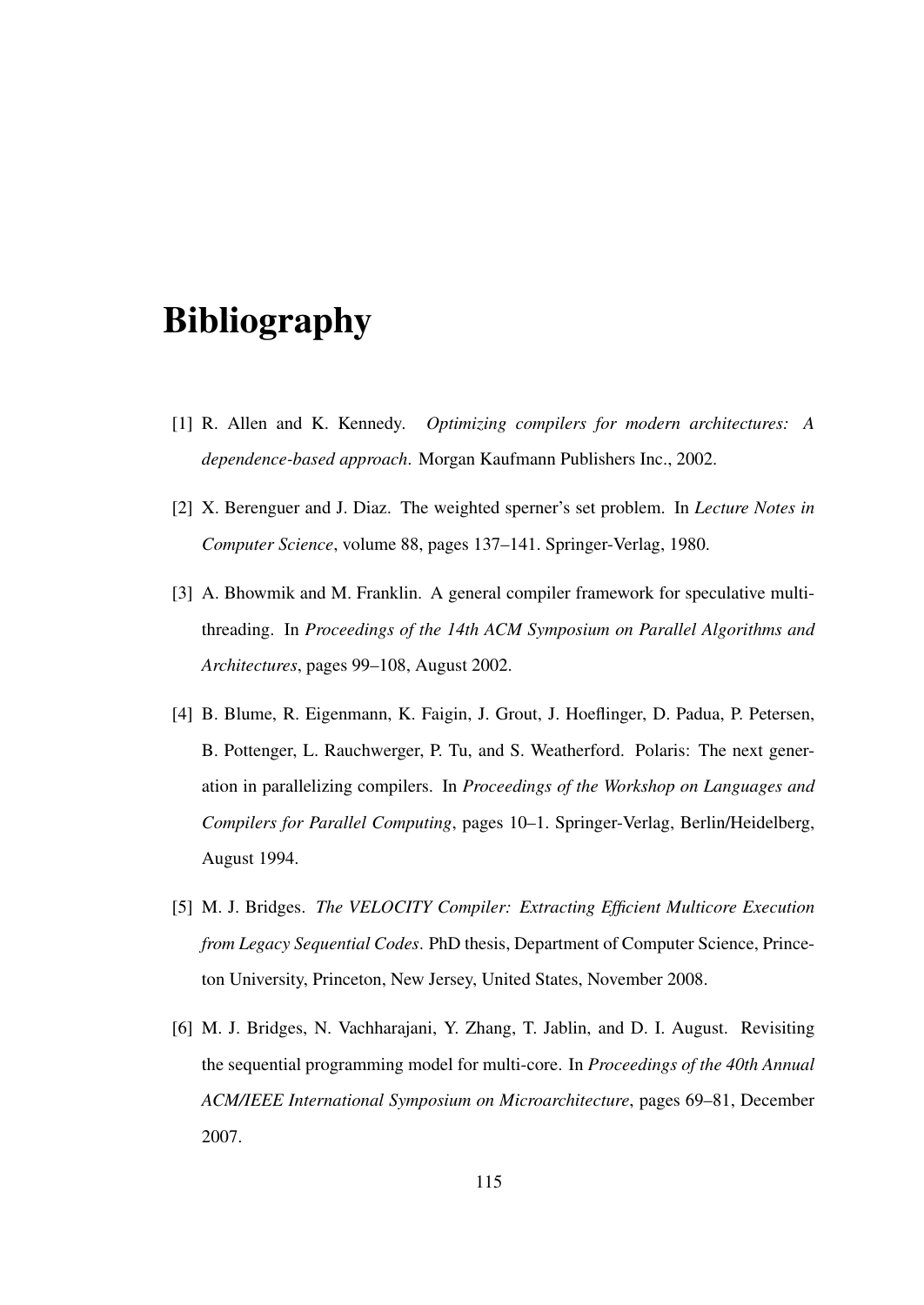# Bibliography

[1] R. Allen and K. Kennedy. *Optimizing compilers for modern architectures: A dependence-based approach*. Morgan Kaufmann Publishers Inc., 2002.

[2] X. Berenguer and J. Diaz. The weighted sperner's set problem. In *Lecture Notes in Computer Science*, volume 88, pages 137–141. Springer-Verlag, 1980.

[3] A. Bhowmik and M. Franklin. A general compiler framework for speculative multithreading. In *Proceedings of the 14th ACM Symposium on Parallel Algorithms and Architectures*, pages 99–108, August 2002.

[4] B. Blume, R. Eigenmann, K. Faigin, J. Grout, J. Hoeflinger, D. Padua, P. Petersen, B. Pottenger, L. Rauchwerger, P. Tu, and S. Weatherford. Polaris: The next generation in parallelizing compilers. In *Proceedings of the Workshop on Languages and Compilers for Parallel Computing*, pages 10–1. Springer-Verlag, Berlin/Heidelberg, August 1994.

[5] M. J. Bridges. *The VELOCITY Compiler: Extracting Efficient Multicore Execution from Legacy Sequential Codes*. PhD thesis, Department of Computer Science, Princeton University, Princeton, New Jersey, United States, November 2008.

[6] M. J. Bridges, N. Vachharajani, Y. Zhang, T. Jablin, and D. I. August. Revisiting the sequential programming model for multi-core. In *Proceedings of the 40th Annual ACM/IEEE International Symposium on Microarchitecture*, pages 69–81, December 2007.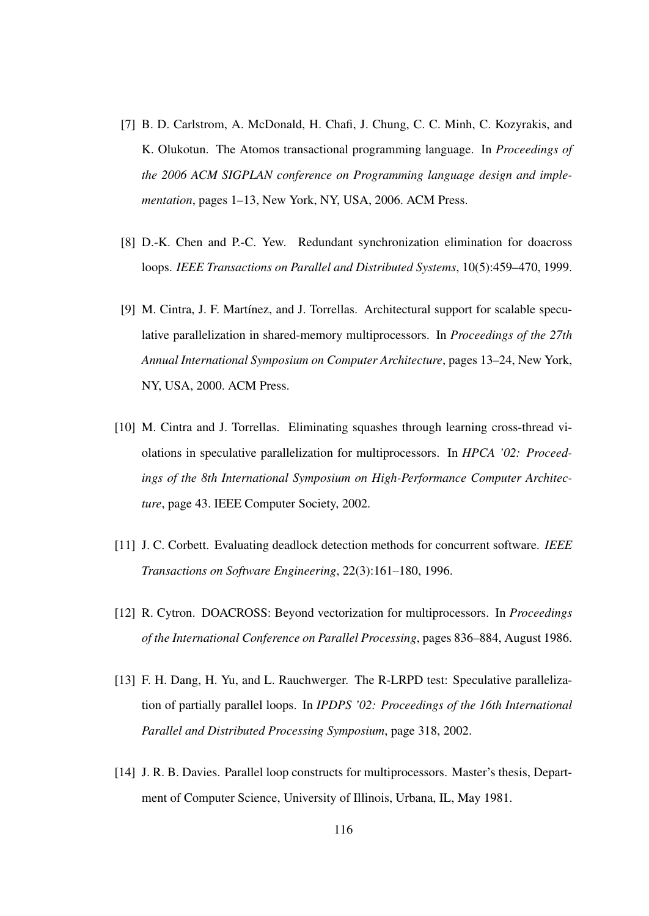[7] B. D. Carlstrom, A. McDonald, H. Chafi, J. Chung, C. C. Minh, C. Kozyrakis, and K. Olukotun. The Atomos transactional programming language. In *Proceedings of the 2006 ACM SIGPLAN conference on Programming language design and implementation*, pages 1–13, New York, NY, USA, 2006. ACM Press.

[8] D.-K. Chen and P.-C. Yew. Redundant synchronization elimination for doacross loops. *IEEE Transactions on Parallel and Distributed Systems*, 10(5):459–470, 1999.

[9] M. Cintra, J. F. Martínez, and J. Torrellas. Architectural support for scalable speculative parallelization in shared-memory multiprocessors. In *Proceedings of the 27th Annual International Symposium on Computer Architecture*, pages 13–24, New York, NY, USA, 2000. ACM Press.

[10] M. Cintra and J. Torrellas. Eliminating squashes through learning cross-thread violations in speculative parallelization for multiprocessors. In *HPCA '02: Proceedings of the 8th International Symposium on High-Performance Computer Architecture*, page 43. IEEE Computer Society, 2002.

[11] J. C. Corbett. Evaluating deadlock detection methods for concurrent software. *IEEE Transactions on Software Engineering*, 22(3):161–180, 1996.

[12] R. Cytron. DOACROSS: Beyond vectorization for multiprocessors. In *Proceedings of the International Conference on Parallel Processing*, pages 836–884, August 1986.

[13] F. H. Dang, H. Yu, and L. Rauchwerger. The R-LRPD test: Speculative parallelization of partially parallel loops. In *IPDPS '02: Proceedings of the 16th International Parallel and Distributed Processing Symposium*, page 318, 2002.

[14] J. R. B. Davies. Parallel loop constructs for multiprocessors. Master's thesis, Department of Computer Science, University of Illinois, Urbana, IL, May 1981.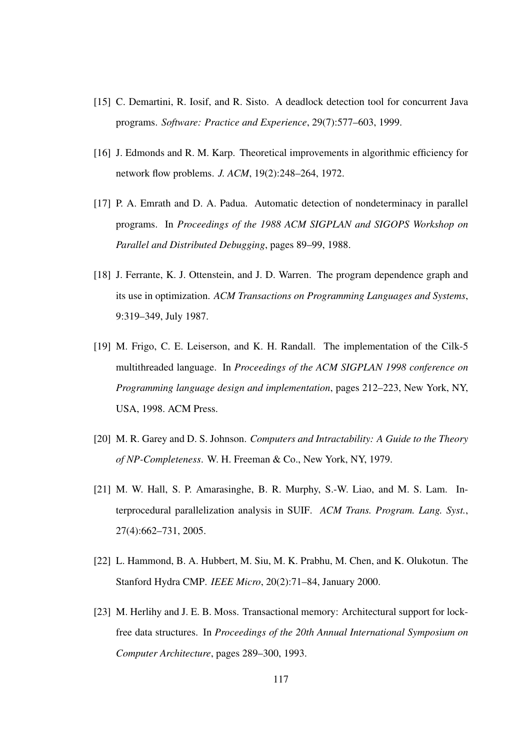[15] C. Demartini, R. Iosif, and R. Sisto. A deadlock detection tool for concurrent Java programs. *Software: Practice and Experience*, 29(7):577–603, 1999.

[16] J. Edmonds and R. M. Karp. Theoretical improvements in algorithmic efficiency for network flow problems. *J. ACM*, 19(2):248–264, 1972.

[17] P. A. Emrath and D. A. Padua. Automatic detection of nondeterminacy in parallel programs. In *Proceedings of the 1988 ACM SIGPLAN and SIGOPS Workshop on Parallel and Distributed Debugging*, pages 89–99, 1988.

[18] J. Ferrante, K. J. Ottenstein, and J. D. Warren. The program dependence graph and its use in optimization. *ACM Transactions on Programming Languages and Systems*, 9:319–349, July 1987.

[19] M. Frigo, C. E. Leiserson, and K. H. Randall. The implementation of the Cilk-5 multithreaded language. In *Proceedings of the ACM SIGPLAN 1998 conference on Programming language design and implementation*, pages 212–223, New York, NY, USA, 1998. ACM Press.

[20] M. R. Garey and D. S. Johnson. *Computers and Intractability: A Guide to the Theory of NP-Completeness*. W. H. Freeman & Co., New York, NY, 1979.

[21] M. W. Hall, S. P. Amarasinghe, B. R. Murphy, S.-W. Liao, and M. S. Lam. Interprocedural parallelization analysis in SUIF. *ACM Trans. Program. Lang. Syst.*, 27(4):662–731, 2005.

[22] L. Hammond, B. A. Hubbert, M. Siu, M. K. Prabhu, M. Chen, and K. Olukotun. The Stanford Hydra CMP. *IEEE Micro*, 20(2):71–84, January 2000.

[23] M. Herlihy and J. E. B. Moss. Transactional memory: Architectural support for lock-free data structures. In *Proceedings of the 20th Annual International Symposium on Computer Architecture*, pages 289–300, 1993.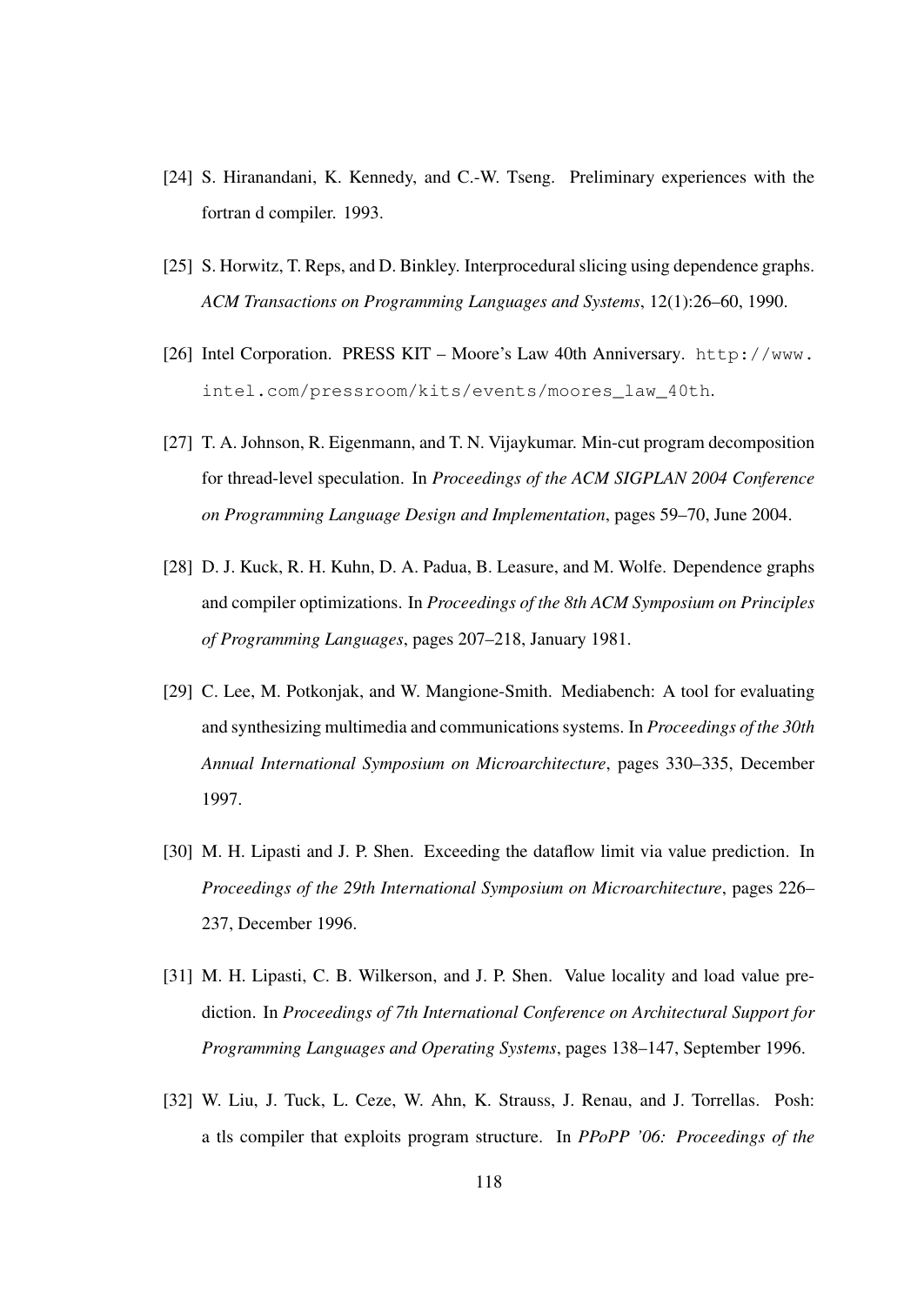[24] S. Hiranandani, K. Kennedy, and C.-W. Tseng. Preliminary experiences with the fortran d compiler. 1993.

[25] S. Horwitz, T. Reps, and D. Binkley. Interprocedural slicing using dependence graphs. *ACM Transactions on Programming Languages and Systems*, 12(1):26–60, 1990.

[26] Intel Corporation. PRESS KIT – Moore's Law 40th Anniversary. `http://www.intel.com/pressroom/kits/events/moores_law_40th`.

[27] T. A. Johnson, R. Eigenmann, and T. N. Vijaykumar. Min-cut program decomposition for thread-level speculation. In *Proceedings of the ACM SIGPLAN 2004 Conference on Programming Language Design and Implementation*, pages 59–70, June 2004.

[28] D. J. Kuck, R. H. Kuhn, D. A. Padua, B. Leasure, and M. Wolfe. Dependence graphs and compiler optimizations. In *Proceedings of the 8th ACM Symposium on Principles of Programming Languages*, pages 207–218, January 1981.

[29] C. Lee, M. Potkonjak, and W. Mangione-Smith. Mediabench: A tool for evaluating and synthesizing multimedia and communications systems. In *Proceedings of the 30th Annual International Symposium on Microarchitecture*, pages 330–335, December 1997.

[30] M. H. Lipasti and J. P. Shen. Exceeding the dataflow limit via value prediction. In *Proceedings of the 29th International Symposium on Microarchitecture*, pages 226–237, December 1996.

[31] M. H. Lipasti, C. B. Wilkerson, and J. P. Shen. Value locality and load value prediction. In *Proceedings of 7th International Conference on Architectural Support for Programming Languages and Operating Systems*, pages 138–147, September 1996.

[32] W. Liu, J. Tuck, L. Ceze, W. Ahn, K. Strauss, J. Renau, and J. Torrellas. Posh: a tls compiler that exploits program structure. In *PPoPP '06: Proceedings of the*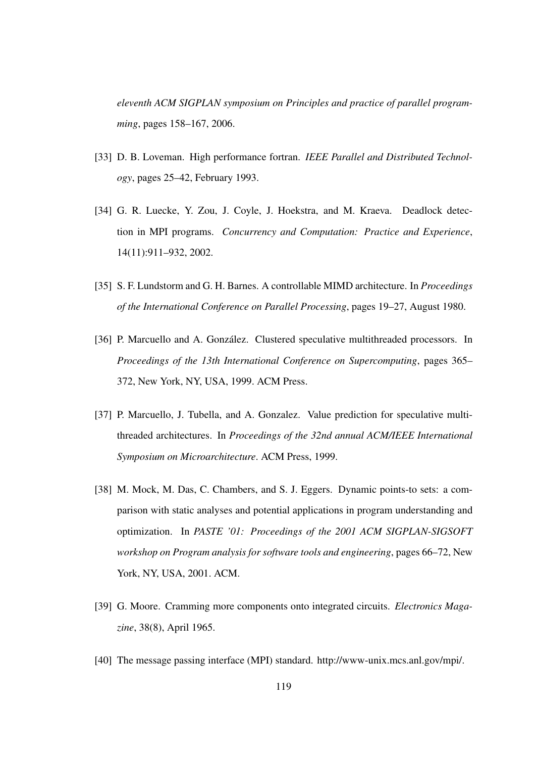*eleventh ACM SIGPLAN symposium on Principles and practice of parallel programming*, pages 158–167, 2006.

[33] D. B. Loveman. High performance fortran. *IEEE Parallel and Distributed Technology*, pages 25–42, February 1993.

[34] G. R. Luecke, Y. Zou, J. Coyle, J. Hoekstra, and M. Kraeva. Deadlock detection in MPI programs. *Concurrency and Computation: Practice and Experience*, 14(11):911–932, 2002.

[35] S. F. Lundstorm and G. H. Barnes. A controllable MIMD architecture. In *Proceedings of the International Conference on Parallel Processing*, pages 19–27, August 1980.

[36] P. Marcuello and A. González. Clustered speculative multithreaded processors. In *Proceedings of the 13th International Conference on Supercomputing*, pages 365–372, New York, NY, USA, 1999. ACM Press.

[37] P. Marcuello, J. Tubella, and A. Gonzalez. Value prediction for speculative multithreaded architectures. In *Proceedings of the 32nd annual ACM/IEEE International Symposium on Microarchitecture*. ACM Press, 1999.

[38] M. Mock, M. Das, C. Chambers, and S. J. Eggers. Dynamic points-to sets: a comparison with static analyses and potential applications in program understanding and optimization. In *PASTE '01: Proceedings of the 2001 ACM SIGPLAN-SIGSOFT workshop on Program analysis for software tools and engineering*, pages 66–72, New York, NY, USA, 2001. ACM.

[39] G. Moore. Cramming more components onto integrated circuits. *Electronics Magazine*, 38(8), April 1965.

[40] The message passing interface (MPI) standard. http://www-unix.mcs.anl.gov/mpi/.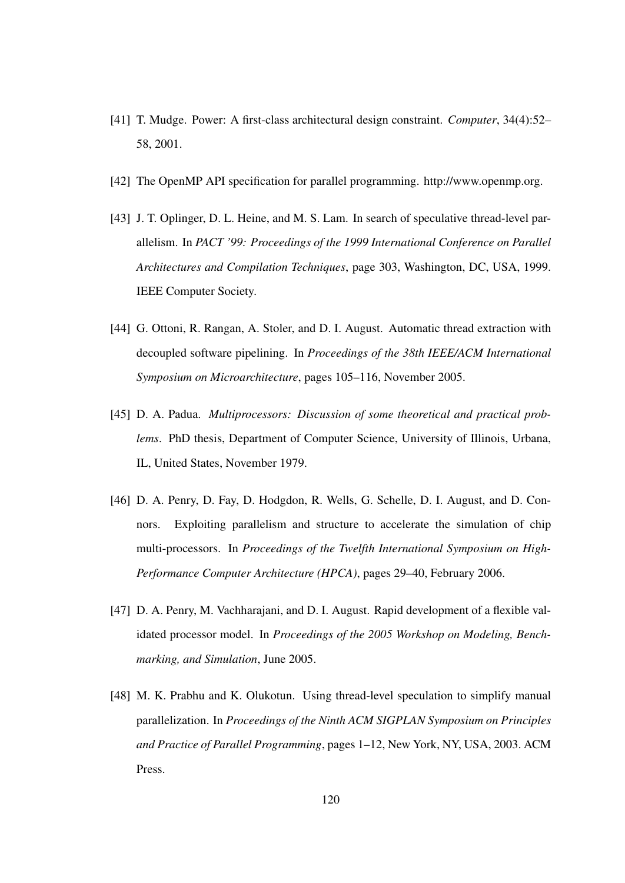[41] T. Mudge. Power: A first-class architectural design constraint. *Computer*, 34(4):52–58, 2001.

[42] The OpenMP API specification for parallel programming. http://www.openmp.org.

[43] J. T. Oplinger, D. L. Heine, and M. S. Lam. In search of speculative thread-level parallelism. In *PACT '99: Proceedings of the 1999 International Conference on Parallel Architectures and Compilation Techniques*, page 303, Washington, DC, USA, 1999. IEEE Computer Society.

[44] G. Ottoni, R. Rangan, A. Stoler, and D. I. August. Automatic thread extraction with decoupled software pipelining. In *Proceedings of the 38th IEEE/ACM International Symposium on Microarchitecture*, pages 105–116, November 2005.

[45] D. A. Padua. *Multiprocessors: Discussion of some theoretical and practical problems*. PhD thesis, Department of Computer Science, University of Illinois, Urbana, IL, United States, November 1979.

[46] D. A. Penry, D. Fay, D. Hodgdon, R. Wells, G. Schelle, D. I. August, and D. Connors. Exploiting parallelism and structure to accelerate the simulation of chip multi-processors. In *Proceedings of the Twelfth International Symposium on High-Performance Computer Architecture (HPCA)*, pages 29–40, February 2006.

[47] D. A. Penry, M. Vachharajani, and D. I. August. Rapid development of a flexible validated processor model. In *Proceedings of the 2005 Workshop on Modeling, Benchmarking, and Simulation*, June 2005.

[48] M. K. Prabhu and K. Olukotun. Using thread-level speculation to simplify manual parallelization. In *Proceedings of the Ninth ACM SIGPLAN Symposium on Principles and Practice of Parallel Programming*, pages 1–12, New York, NY, USA, 2003. ACM Press.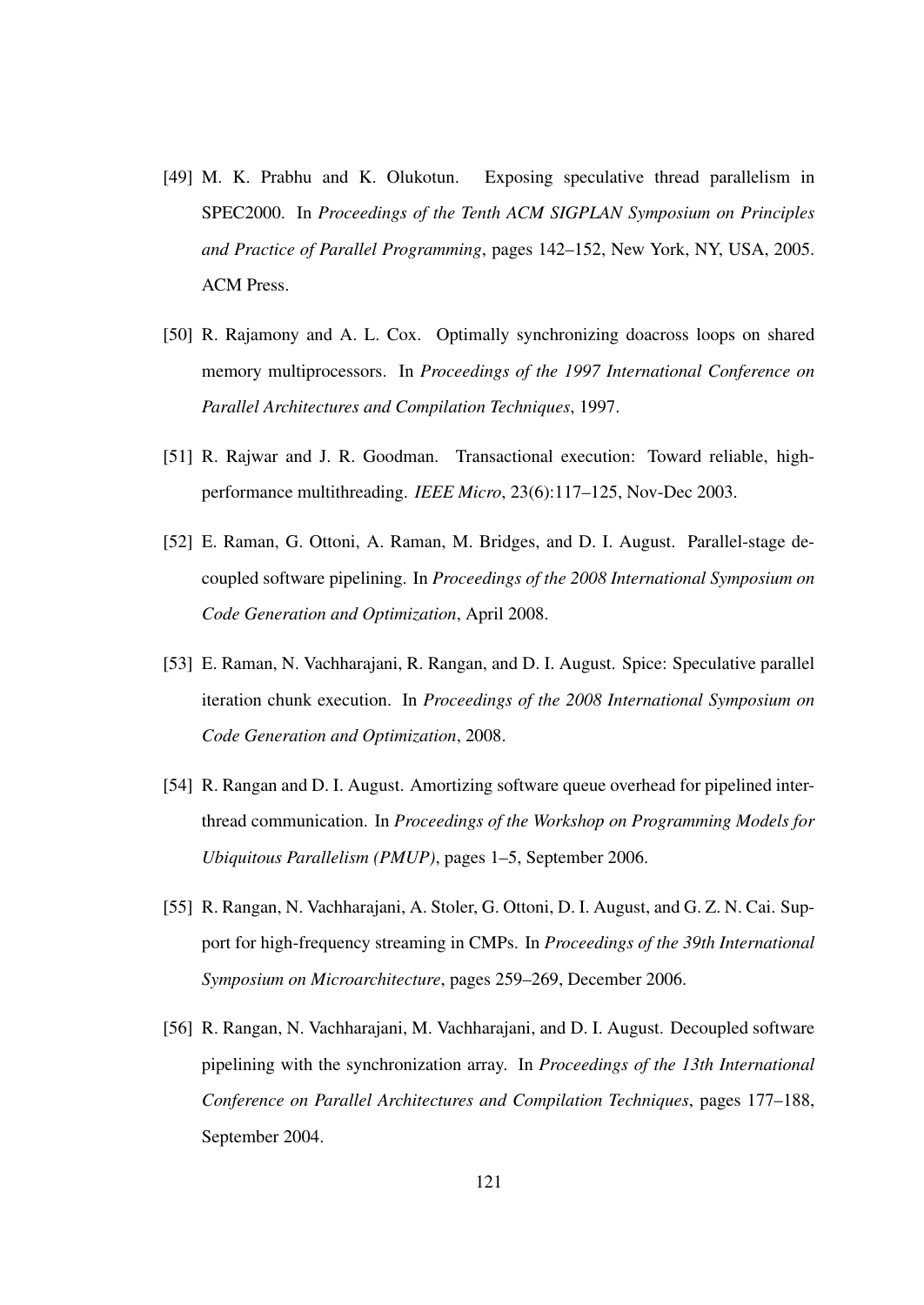[49] M. K. Prabhu and K. Olukotun. Exposing speculative thread parallelism in SPEC2000. In *Proceedings of the Tenth ACM SIGPLAN Symposium on Principles and Practice of Parallel Programming*, pages 142–152, New York, NY, USA, 2005. ACM Press.

[50] R. Rajamony and A. L. Cox. Optimally synchronizing doacross loops on shared memory multiprocessors. In *Proceedings of the 1997 International Conference on Parallel Architectures and Compilation Techniques*, 1997.

[51] R. Rajwar and J. R. Goodman. Transactional execution: Toward reliable, high-performance multithreading. *IEEE Micro*, 23(6):117–125, Nov-Dec 2003.

[52] E. Raman, G. Ottoni, A. Raman, M. Bridges, and D. I. August. Parallel-stage decoupled software pipelining. In *Proceedings of the 2008 International Symposium on Code Generation and Optimization*, April 2008.

[53] E. Raman, N. Vachharajani, R. Rangan, and D. I. August. Spice: Speculative parallel iteration chunk execution. In *Proceedings of the 2008 International Symposium on Code Generation and Optimization*, 2008.

[54] R. Rangan and D. I. August. Amortizing software queue overhead for pipelined inter-thread communication. In *Proceedings of the Workshop on Programming Models for Ubiquitous Parallelism (PMUP)*, pages 1–5, September 2006.

[55] R. Rangan, N. Vachharajani, A. Stoler, G. Ottoni, D. I. August, and G. Z. N. Cai. Support for high-frequency streaming in CMPs. In *Proceedings of the 39th International Symposium on Microarchitecture*, pages 259–269, December 2006.

[56] R. Rangan, N. Vachharajani, M. Vachharajani, and D. I. August. Decoupled software pipelining with the synchronization array. In *Proceedings of the 13th International Conference on Parallel Architectures and Compilation Techniques*, pages 177–188, September 2004.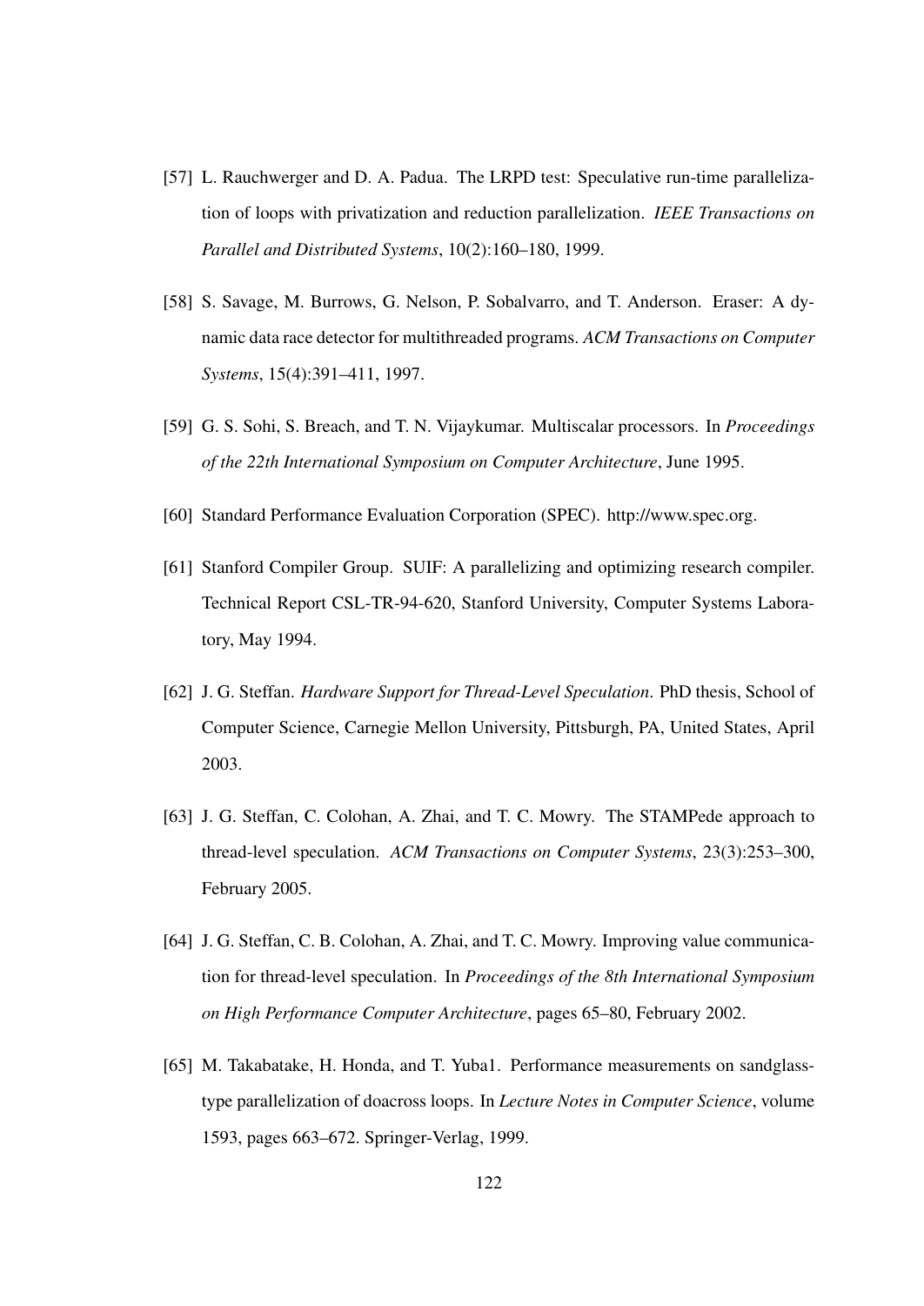[57] L. Rauchwerger and D. A. Padua. The LRPD test: Speculative run-time parallelization of loops with privatization and reduction parallelization. *IEEE Transactions on Parallel and Distributed Systems*, 10(2):160–180, 1999.

[58] S. Savage, M. Burrows, G. Nelson, P. Sobalvarro, and T. Anderson. Eraser: A dynamic data race detector for multithreaded programs. *ACM Transactions on Computer Systems*, 15(4):391–411, 1997.

[59] G. S. Sohi, S. Breach, and T. N. Vijaykumar. Multiscalar processors. In *Proceedings of the 22th International Symposium on Computer Architecture*, June 1995.

[60] Standard Performance Evaluation Corporation (SPEC). http://www.spec.org.

[61] Stanford Compiler Group. SUIF: A parallelizing and optimizing research compiler. Technical Report CSL-TR-94-620, Stanford University, Computer Systems Laboratory, May 1994.

[62] J. G. Steffan. *Hardware Support for Thread-Level Speculation*. PhD thesis, School of Computer Science, Carnegie Mellon University, Pittsburgh, PA, United States, April 2003.

[63] J. G. Steffan, C. Colohan, A. Zhai, and T. C. Mowry. The STAMPede approach to thread-level speculation. *ACM Transactions on Computer Systems*, 23(3):253–300, February 2005.

[64] J. G. Steffan, C. B. Colohan, A. Zhai, and T. C. Mowry. Improving value communication for thread-level speculation. In *Proceedings of the 8th International Symposium on High Performance Computer Architecture*, pages 65–80, February 2002.

[65] M. Takabatake, H. Honda, and T. Yuba1. Performance measurements on sandglass-type parallelization of doacross loops. In *Lecture Notes in Computer Science*, volume 1593, pages 663–672. Springer-Verlag, 1999.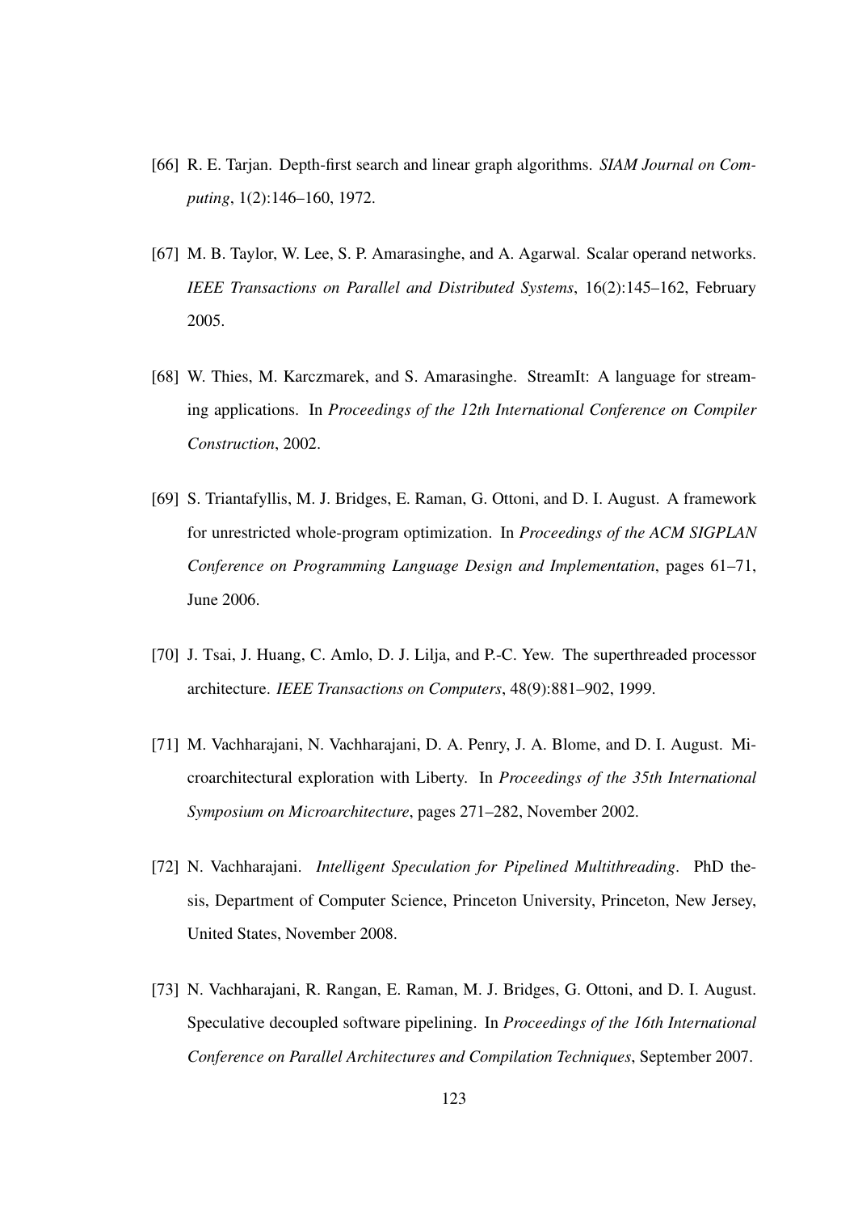[66] R. E. Tarjan. Depth-first search and linear graph algorithms. *SIAM Journal on Computing*, 1(2):146–160, 1972.

[67] M. B. Taylor, W. Lee, S. P. Amarasinghe, and A. Agarwal. Scalar operand networks. *IEEE Transactions on Parallel and Distributed Systems*, 16(2):145–162, February 2005.

[68] W. Thies, M. Karczmarek, and S. Amarasinghe. StreamIt: A language for streaming applications. In *Proceedings of the 12th International Conference on Compiler Construction*, 2002.

[69] S. Triantafyllis, M. J. Bridges, E. Raman, G. Ottoni, and D. I. August. A framework for unrestricted whole-program optimization. In *Proceedings of the ACM SIGPLAN Conference on Programming Language Design and Implementation*, pages 61–71, June 2006.

[70] J. Tsai, J. Huang, C. Amlo, D. J. Lilja, and P.-C. Yew. The superthreaded processor architecture. *IEEE Transactions on Computers*, 48(9):881–902, 1999.

[71] M. Vachharajani, N. Vachharajani, D. A. Penry, J. A. Blome, and D. I. August. Microarchitectural exploration with Liberty. In *Proceedings of the 35th International Symposium on Microarchitecture*, pages 271–282, November 2002.

[72] N. Vachharajani. *Intelligent Speculation for Pipelined Multithreading*. PhD thesis, Department of Computer Science, Princeton University, Princeton, New Jersey, United States, November 2008.

[73] N. Vachharajani, R. Rangan, E. Raman, M. J. Bridges, G. Ottoni, and D. I. August. Speculative decoupled software pipelining. In *Proceedings of the 16th International Conference on Parallel Architectures and Compilation Techniques*, September 2007.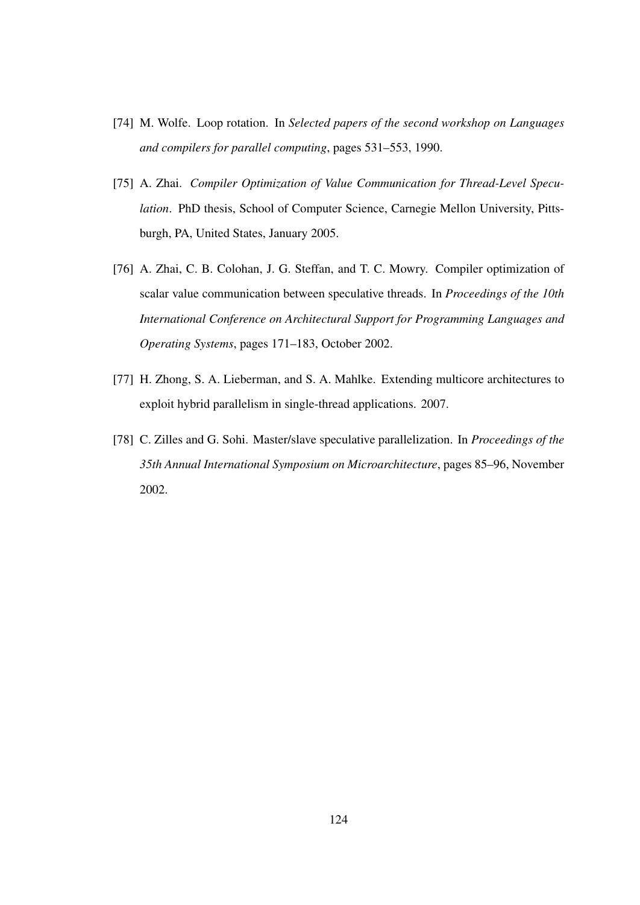[74] M. Wolfe. Loop rotation. In *Selected papers of the second workshop on Languages and compilers for parallel computing*, pages 531–553, 1990.

[75] A. Zhai. *Compiler Optimization of Value Communication for Thread-Level Speculation*. PhD thesis, School of Computer Science, Carnegie Mellon University, Pittsburgh, PA, United States, January 2005.

[76] A. Zhai, C. B. Colohan, J. G. Steffan, and T. C. Mowry. Compiler optimization of scalar value communication between speculative threads. In *Proceedings of the 10th International Conference on Architectural Support for Programming Languages and Operating Systems*, pages 171–183, October 2002.

[77] H. Zhong, S. A. Lieberman, and S. A. Mahlke. Extending multicore architectures to exploit hybrid parallelism in single-thread applications. 2007.

[78] C. Zilles and G. Sohi. Master/slave speculative parallelization. In *Proceedings of the 35th Annual International Symposium on Microarchitecture*, pages 85–96, November 2002.